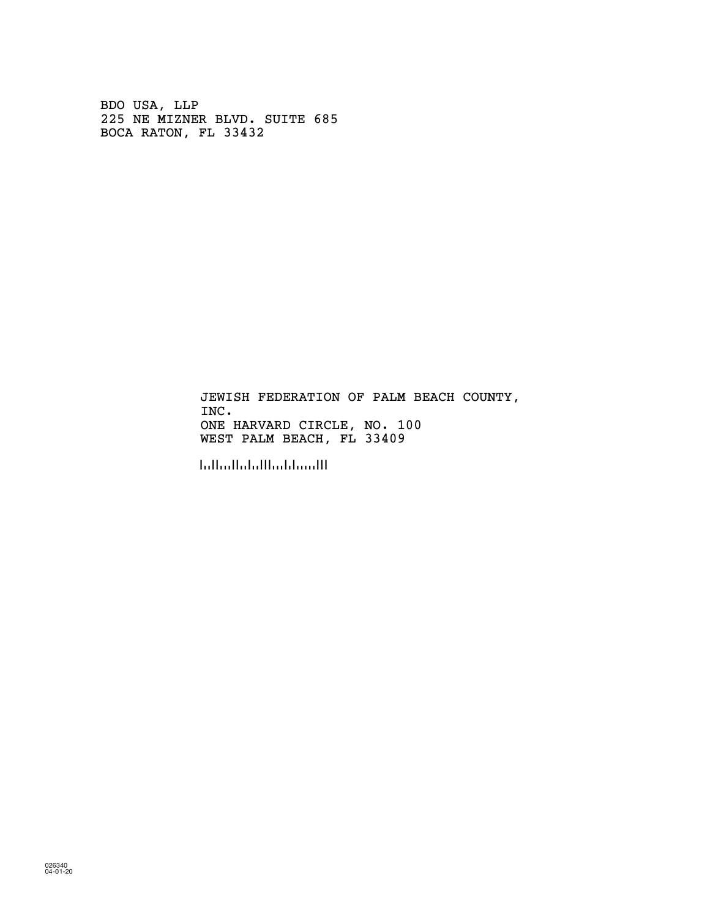BDO USA, LLP
225 NE MIZNER BLVD. SUITE 685
BOCA RATON, FL 33432

JEWISH FEDERATION OF PALM BEACH COUNTY,
INC.
ONE HARVARD CIRCLE, NO. 100
WEST PALM BEACH, FL 33409

026340
04-01-20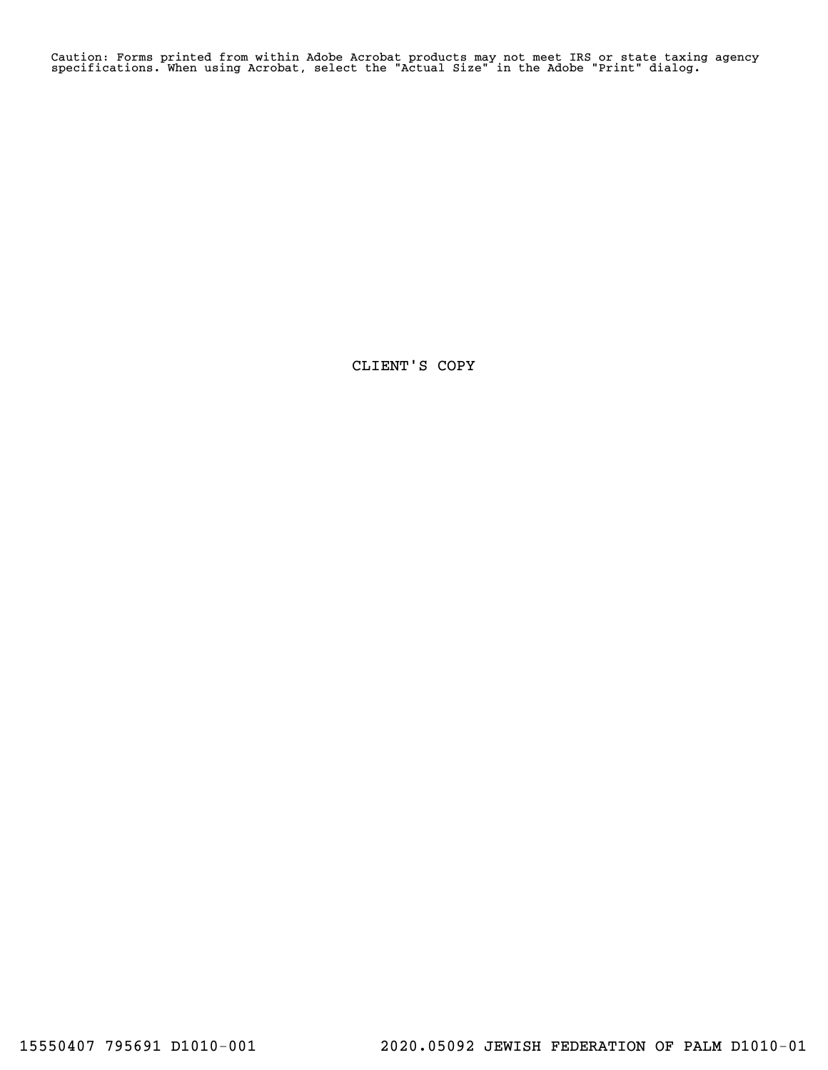Caution: Forms printed from within Adobe Acrobat products may not meet IRS or state taxing agency specifications. When using Acrobat, select the "Actual Size" in the Adobe "Print" dialog.

CLIENT'S COPY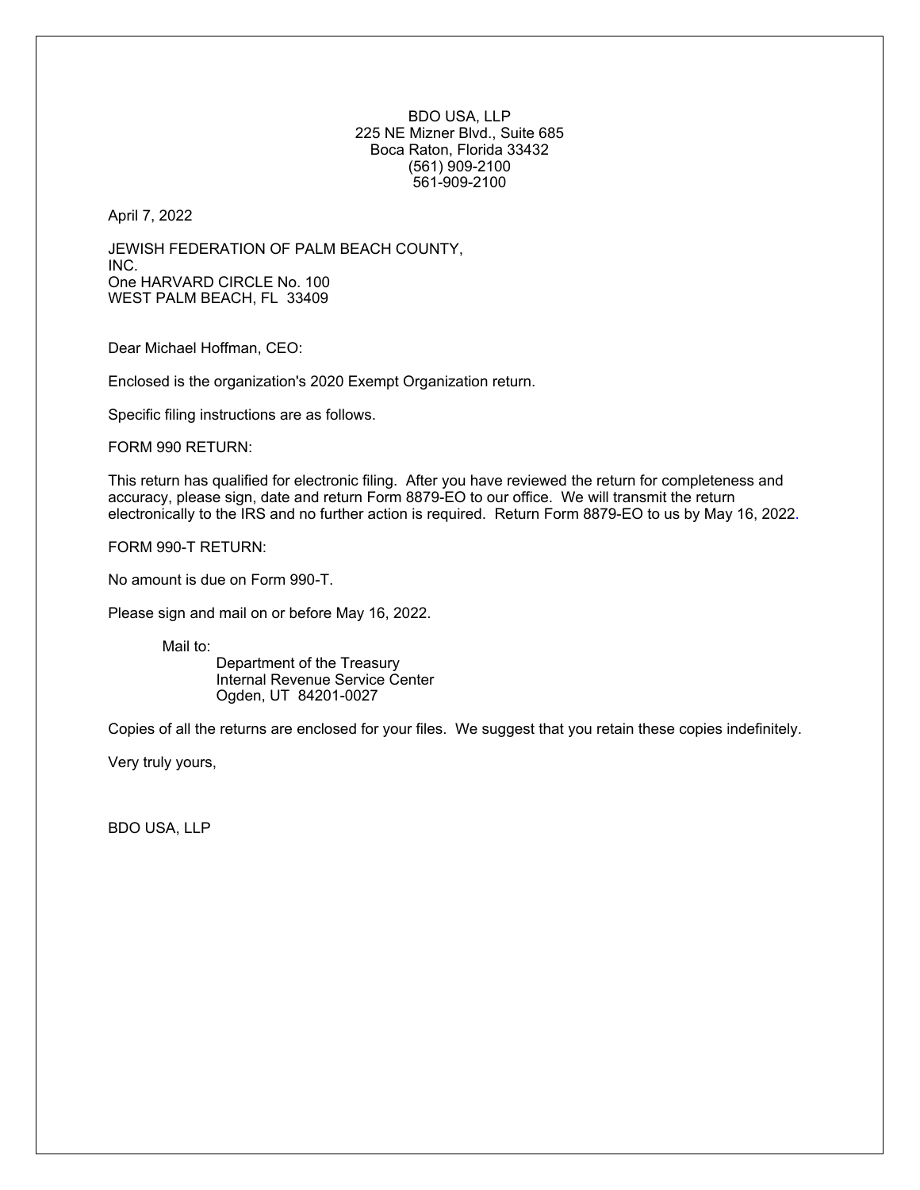BDO USA, LLP
225 NE Mizner Blvd., Suite 685
Boca Raton, Florida 33432
(561) 909-2100
561-909-2100

April 7, 2022

JEWISH FEDERATION OF PALM BEACH COUNTY,
INC.
One HARVARD CIRCLE No. 100
WEST PALM BEACH, FL 33409

Dear Michael Hoffman, CEO:

Enclosed is the organization's 2020 Exempt Organization return.

Specific filing instructions are as follows.

FORM 990 RETURN:

This return has qualified for electronic filing. After you have reviewed the return for completeness and accuracy, please sign, date and return Form 8879-EO to our office. We will transmit the return electronically to the IRS and no further action is required. Return Form 8879-EO to us by May 16, 2022.

FORM 990-T RETURN:

No amount is due on Form 990-T.

Please sign and mail on or before May 16, 2022.

Mail to:
Department of the Treasury
Internal Revenue Service Center
Ogden, UT 84201-0027

Copies of all the returns are enclosed for your files. We suggest that you retain these copies indefinitely.

Very truly yours,

BDO USA, LLP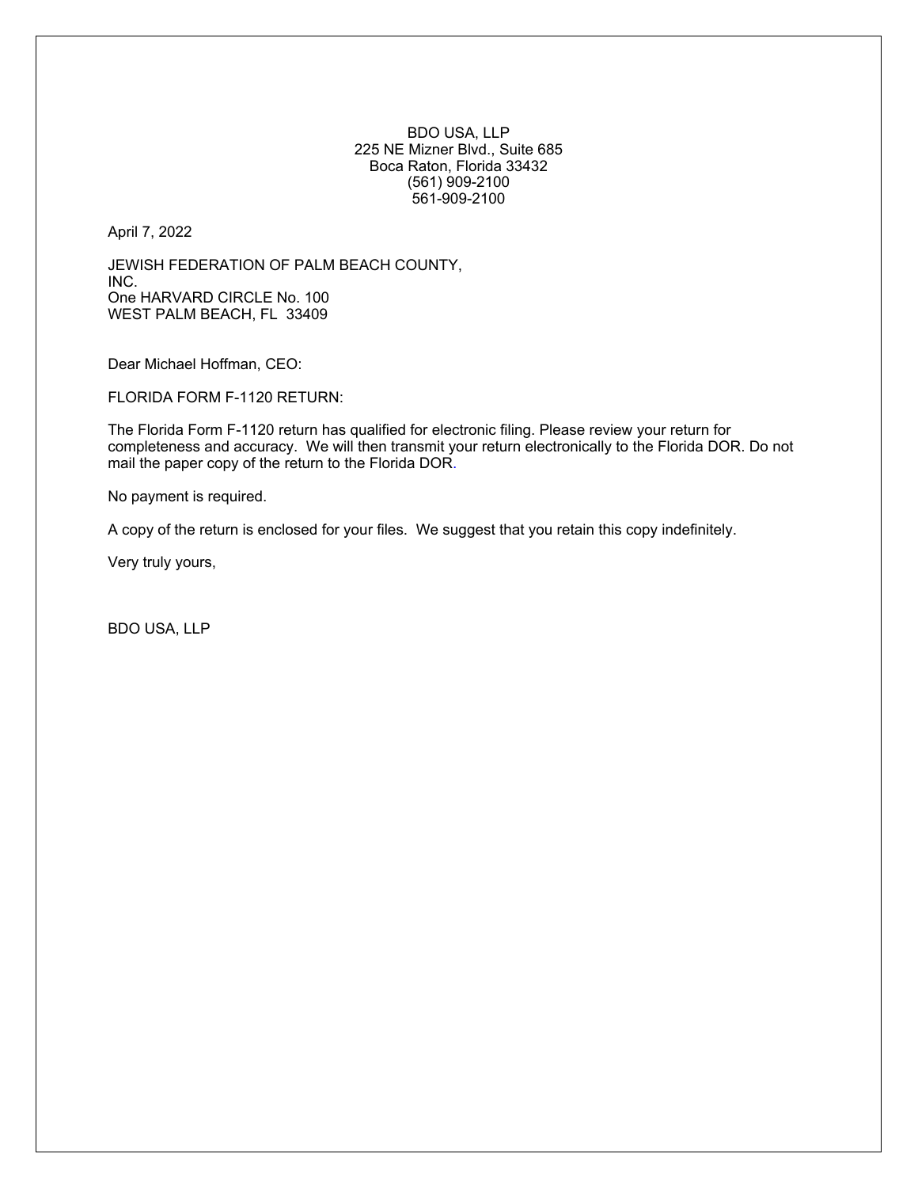BDO USA, LLP
225 NE Mizner Blvd., Suite 685
Boca Raton, Florida 33432
(561) 909-2100
561-909-2100

April 7, 2022

JEWISH FEDERATION OF PALM BEACH COUNTY,
INC.
One HARVARD CIRCLE No. 100
WEST PALM BEACH, FL 33409

Dear Michael Hoffman, CEO:

FLORIDA FORM F-1120 RETURN:

The Florida Form F-1120 return has qualified for electronic filing. Please review your return for completeness and accuracy. We will then transmit your return electronically to the Florida DOR. Do not mail the paper copy of the return to the Florida DOR.

No payment is required.

A copy of the return is enclosed for your files. We suggest that you retain this copy indefinitely.

Very truly yours,

BDO USA, LLP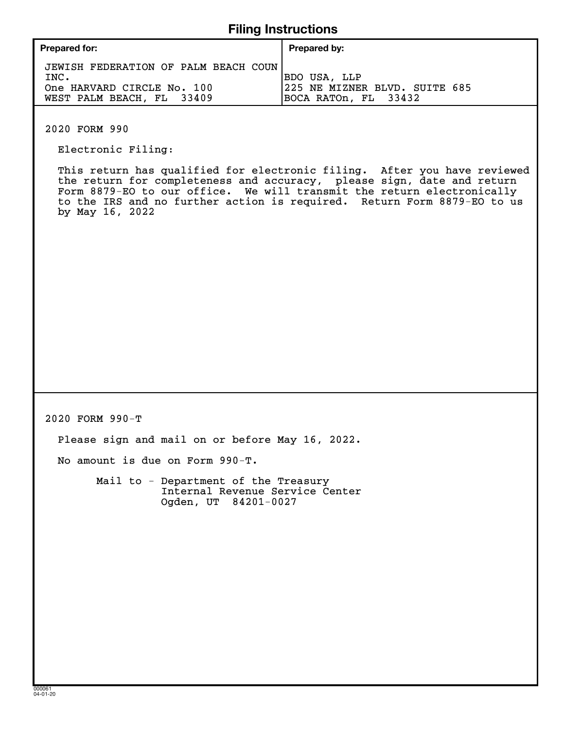# Filing Instructions

| Prepared for: | Prepared by: |
|---|---|
| JEWISH FEDERATION OF PALM BEACH COUN INC.<br>One HARVARD CIRCLE No. 100<br>WEST PALM BEACH, FL 33409 | BDO USA, LLP<br>225 NE MIZNER BLVD. SUITE 685<br>BOCA RATOn, FL 33432 |

2020 FORM 990

Electronic Filing:

This return has qualified for electronic filing. After you have reviewed the return for completeness and accuracy, please sign, date and return Form 8879-EO to our office. We will transmit the return electronically to the IRS and no further action is required. Return Form 8879-EO to us by May 16, 2022

2020 FORM 990-T

Please sign and mail on or before May 16, 2022.

No amount is due on Form 990-T.

Mail to - Department of the Treasury
Internal Revenue Service Center
Ogden, UT 84201-0027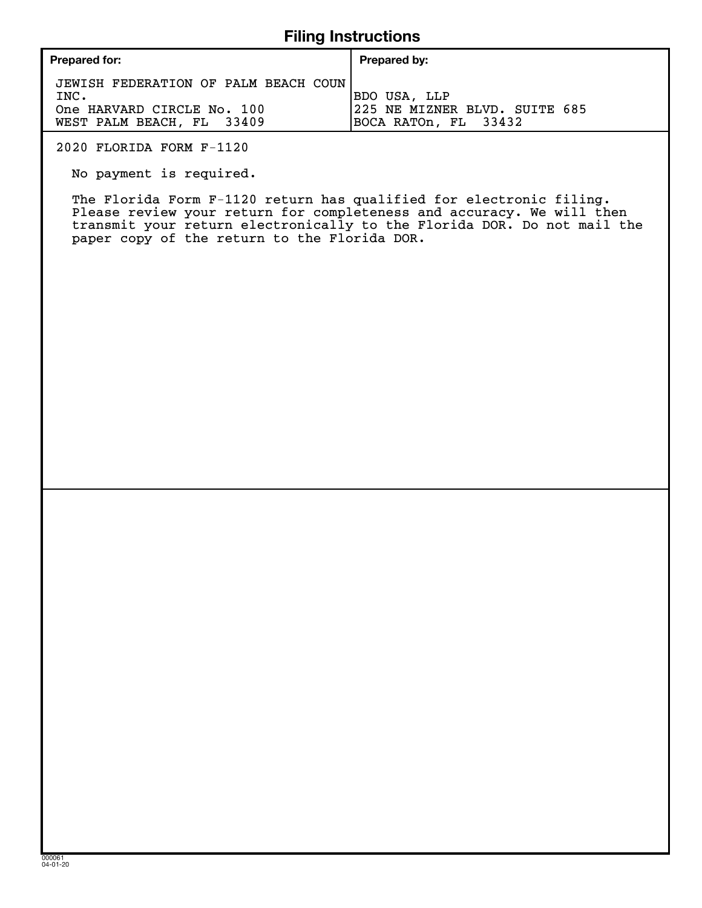# Filing Instructions

| Prepared for: | Prepared by: |
| --- | --- |
| JEWISH FEDERATION OF PALM BEACH COUN INC.<br>One HARVARD CIRCLE No. 100<br>WEST PALM BEACH, FL 33409 | BDO USA, LLP<br>225 NE MIZNER BLVD. SUITE 685<br>BOCA RATOn, FL 33432 |

2020 FLORIDA FORM F-1120

No payment is required.

The Florida Form F-1120 return has qualified for electronic filing. Please review your return for completeness and accuracy. We will then transmit your return electronically to the Florida DOR. Do not mail the paper copy of the return to the Florida DOR.

000061
04-01-20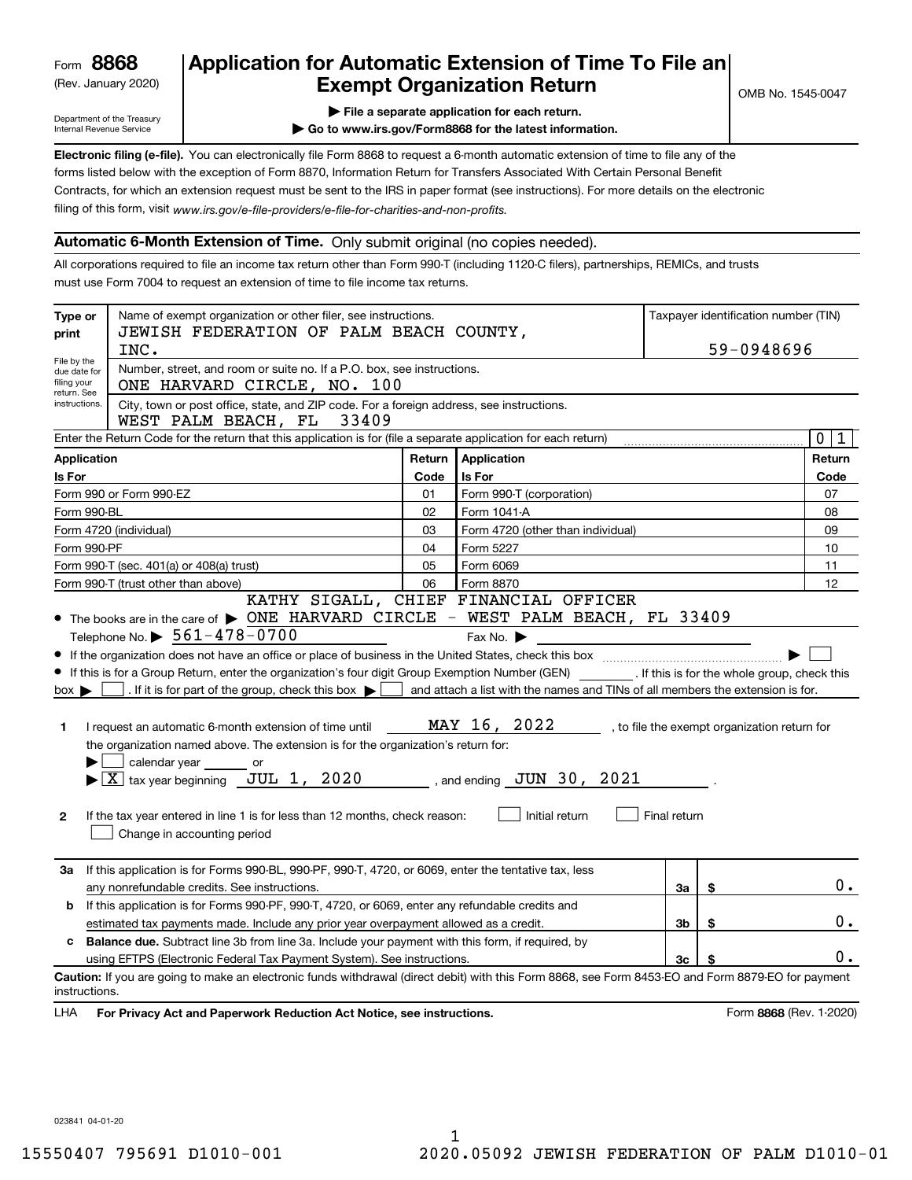Form **8868**
(Rev. January 2020)
Department of the Treasury
Internal Revenue Service

# Application for Automatic Extension of Time To File an Exempt Organization Return

OMB No. 1545-0047

▶ File a separate application for each return.
▶ Go to www.irs.gov/Form8868 for the latest information.

**Electronic filing (e-file).** You can electronically file Form 8868 to request a 6-month automatic extension of time to file any of the forms listed below with the exception of Form 8870, Information Return for Transfers Associated With Certain Personal Benefit Contracts, for which an extension request must be sent to the IRS in paper format (see instructions). For more details on the electronic filing of this form, visit *www.irs.gov/e-file-providers/e-file-for-charities-and-non-profits.*

## Automatic 6-Month Extension of Time. Only submit original (no copies needed).

All corporations required to file an income tax return other than Form 990-T (including 1120-C filers), partnerships, REMICs, and trusts must use Form 7004 to request an extension of time to file income tax returns.

**Type or print** — File by the due date for filing your return. See instructions.

Name of exempt organization or other filer, see instructions.
JEWISH FEDERATION OF PALM BEACH COUNTY, INC.

Taxpayer identification number (TIN): 59-0948696

Number, street, and room or suite no. If a P.O. box, see instructions.
ONE HARVARD CIRCLE, NO. 100

City, town or post office, state, and ZIP code. For a foreign address, see instructions.
WEST PALM BEACH, FL 33409

Enter the Return Code for the return that this application is for (file a separate application for each return): 01

| Application Is For | Return Code | Application Is For | Return Code |
|---|---|---|---|
| Form 990 or Form 990-EZ | 01 | Form 990-T (corporation) | 07 |
| Form 990-BL | 02 | Form 1041-A | 08 |
| Form 4720 (individual) | 03 | Form 4720 (other than individual) | 09 |
| Form 990-PF | 04 | Form 5227 | 10 |
| Form 990-T (sec. 401(a) or 408(a) trust) | 05 | Form 6069 | 11 |
| Form 990-T (trust other than above) | 06 | Form 8870 | 12 |

- The books are in the care of ▶ KATHY SIGALL, CHIEF FINANCIAL OFFICER ONE HARVARD CIRCLE - WEST PALM BEACH, FL 33409
  Telephone No. ▶ 561-478-0700 Fax No. ▶
- If the organization does not have an office or place of business in the United States, check this box ▶ ☐
- If this is for a Group Return, enter the organization's four digit Group Exemption Number (GEN) ______ . If this is for the whole group, check this box ▶ ☐ . If it is for part of the group, check this box ▶ ☐ and attach a list with the names and TINs of all members the extension is for.

**1** I request an automatic 6-month extension of time until MAY 16, 2022 , to file the exempt organization return for the organization named above. The extension is for the organization's return for:
▶ ☐ calendar year ______ or
▶ ☒ tax year beginning JUL 1, 2020 , and ending JUN 30, 2021 .

**2** If the tax year entered in line 1 is for less than 12 months, check reason: ☐ Initial return ☐ Final return ☐ Change in accounting period

| | | | |
|---|---|---|---|
| **3a** | If this application is for Forms 990-BL, 990-PF, 990-T, 4720, or 6069, enter the tentative tax, less any nonrefundable credits. See instructions. | 3a | $ 0. |
| **b** | If this application is for Forms 990-PF, 990-T, 4720, or 6069, enter any refundable credits and estimated tax payments made. Include any prior year overpayment allowed as a credit. | 3b | $ 0. |
| **c** | **Balance due.** Subtract line 3b from line 3a. Include your payment with this form, if required, by using EFTPS (Electronic Federal Tax Payment System). See instructions. | 3c | $ 0. |

**Caution:** If you are going to make an electronic funds withdrawal (direct debit) with this Form 8868, see Form 8453-EO and Form 8879-EO for payment instructions.

LHA **For Privacy Act and Paperwork Reduction Act Notice, see instructions.** Form **8868** (Rev. 1-2020)

023841 04-01-20

15550407 795691 D1010-001 2020.05092 JEWISH FEDERATION OF PALM D1010-01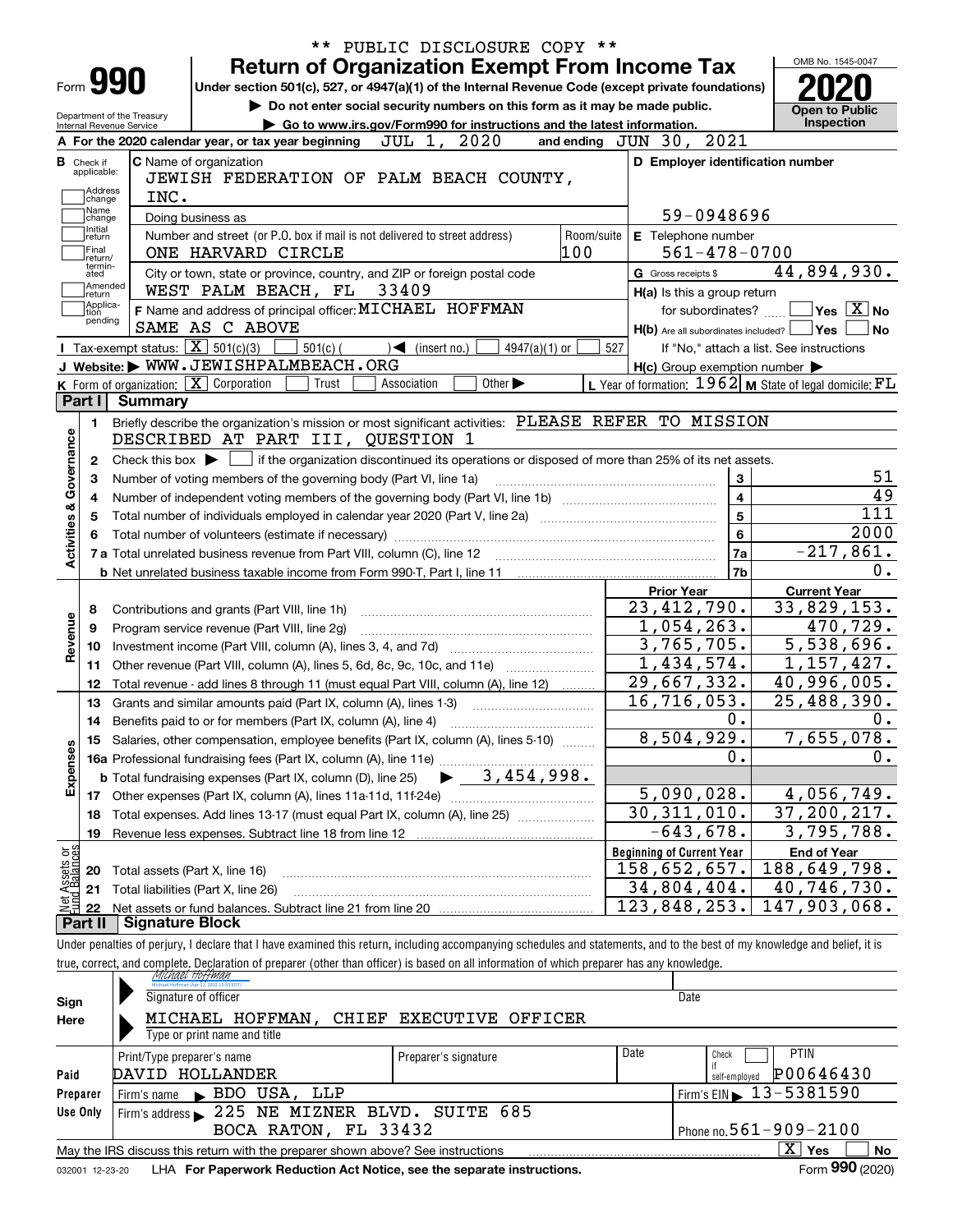\*\* PUBLIC DISCLOSURE COPY \*\*

# Form 990 — Return of Organization Exempt From Income Tax (2020)

Under section 501(c), 527, or 4947(a)(1) of the Internal Revenue Code (except private foundations)

▶ Do not enter social security numbers on this form as it may be made public.

▶ Go to www.irs.gov/Form990 for instructions and the latest information.

Department of the Treasury, Internal Revenue Service

OMB No. 1545-0047 — 2020 — Open to Public Inspection

**A** For the 2020 calendar year, or tax year beginning JUL 1, 2020 and ending JUN 30, 2021

**B** Check if applicable: ☐ Address change ☐ Name change ☐ Initial return ☐ Final return/terminated ☐ Amended return ☐ Application pending

**C** Name of organization: JEWISH FEDERATION OF PALM BEACH COUNTY, INC.

Doing business as

Number and street (or P.O. box if mail is not delivered to street address): ONE HARVARD CIRCLE — Room/suite: 100

City or town, state or province, country, and ZIP or foreign postal code: WEST PALM BEACH, FL 33409

**D** Employer identification number: 59-0948696

**E** Telephone number: 561-478-0700

**G** Gross receipts $ 44,894,930.

**F** Name and address of principal officer: MICHAEL HOFFMAN, SAME AS C ABOVE

**H(a)** Is this a group return for subordinates? ☐ Yes ☒ No

**H(b)** Are all subordinates included? ☐ Yes ☐ No — If "No," attach a list. See instructions

**H(c)** Group exemption number ▶

**I** Tax-exempt status: ☒ 501(c)(3) ☐ 501(c) ( ) ◀ (insert no.) ☐ 4947(a)(1) or ☐ 527

**J** Website: ▶ WWW.JEWISHPALMBEACH.ORG

**K** Form of organization: ☒ Corporation ☐ Trust ☐ Association ☐ Other ▶

**L** Year of formation: 1962 **M** State of legal domicile: FL

## Part I Summary

**Activities & Governance**

1. Briefly describe the organization's mission or most significant activities: PLEASE REFER TO MISSION DESCRIBED AT PART III, QUESTION 1
2. Check this box ▶ ☐ if the organization discontinued its operations or disposed of more than 25% of its net assets.

| Line | Description | | Value |
|---|---|---|---|
| 3 | Number of voting members of the governing body (Part VI, line 1a) | 3 | 51 |
| 4 | Number of independent voting members of the governing body (Part VI, line 1b) | 4 | 49 |
| 5 | Total number of individuals employed in calendar year 2020 (Part V, line 2a) | 5 | 111 |
| 6 | Total number of volunteers (estimate if necessary) | 6 | 2000 |
| 7a | Total unrelated business revenue from Part VIII, column (C), line 12 | 7a | -217,861. |
| 7b | Net unrelated business taxable income from Form 990-T, Part I, line 11 | 7b | 0. |

| Line | Description | Prior Year | Current Year |
|---|---|---|---|
| **Revenue** | | | |
| 8 | Contributions and grants (Part VIII, line 1h) | 23,412,790. | 33,829,153. |
| 9 | Program service revenue (Part VIII, line 2g) | 1,054,263. | 470,729. |
| 10 | Investment income (Part VIII, column (A), lines 3, 4, and 7d) | 3,765,705. | 5,538,696. |
| 11 | Other revenue (Part VIII, column (A), lines 5, 6d, 8c, 9c, 10c, and 11e) | 1,434,574. | 1,157,427. |
| 12 | Total revenue - add lines 8 through 11 (must equal Part VIII, column (A), line 12) | 29,667,332. | 40,996,005. |
| **Expenses** | | | |
| 13 | Grants and similar amounts paid (Part IX, column (A), lines 1-3) | 16,716,053. | 25,488,390. |
| 14 | Benefits paid to or for members (Part IX, column (A), line 4) | 0. | 0. |
| 15 | Salaries, other compensation, employee benefits (Part IX, column (A), lines 5-10) | 8,504,929. | 7,655,078. |
| 16a | Professional fundraising fees (Part IX, column (A), line 11e) | 0. | 0. |
| b | Total fundraising expenses (Part IX, column (D), line 25) ▶ 3,454,998. | | |
| 17 | Other expenses (Part IX, column (A), lines 11a-11d, 11f-24e) | 5,090,028. | 4,056,749. |
| 18 | Total expenses. Add lines 13-17 (must equal Part IX, column (A), line 25) | 30,311,010. | 37,200,217. |
| 19 | Revenue less expenses. Subtract line 18 from line 12 | -643,678. | 3,795,788. |

| Line | Net Assets or Fund Balances | Beginning of Current Year | End of Year |
|---|---|---|---|
| 20 | Total assets (Part X, line 16) | 158,652,657. | 188,649,798. |
| 21 | Total liabilities (Part X, line 26) | 34,804,404. | 40,746,730. |
| 22 | Net assets or fund balances. Subtract line 21 from line 20 | 123,848,253. | 147,903,068. |

## Part II Signature Block

Under penalties of perjury, I declare that I have examined this return, including accompanying schedules and statements, and to the best of my knowledge and belief, it is true, correct, and complete. Declaration of preparer (other than officer) is based on all information of which preparer has any knowledge.

**Sign Here**

Signature of officer: *Michael Hoffman* — Date

MICHAEL HOFFMAN, CHIEF EXECUTIVE OFFICER

Type or print name and title

**Paid Preparer Use Only**

| Print/Type preparer's name | Preparer's signature | Date | Check ☐ if self-employed | PTIN |
|---|---|---|---|---|
| DAVID HOLLANDER | | | | P00646430 |

Firm's name ▶ BDO USA, LLP — Firm's EIN ▶ 13-5381590

Firm's address ▶ 225 NE MIZNER BLVD. SUITE 685, BOCA RATON, FL 33432 — Phone no. 561-909-2100

May the IRS discuss this return with the preparer shown above? See instructions ☒ Yes ☐ No

032001 12-23-20 LHA For Paperwork Reduction Act Notice, see the separate instructions. Form 990 (2020)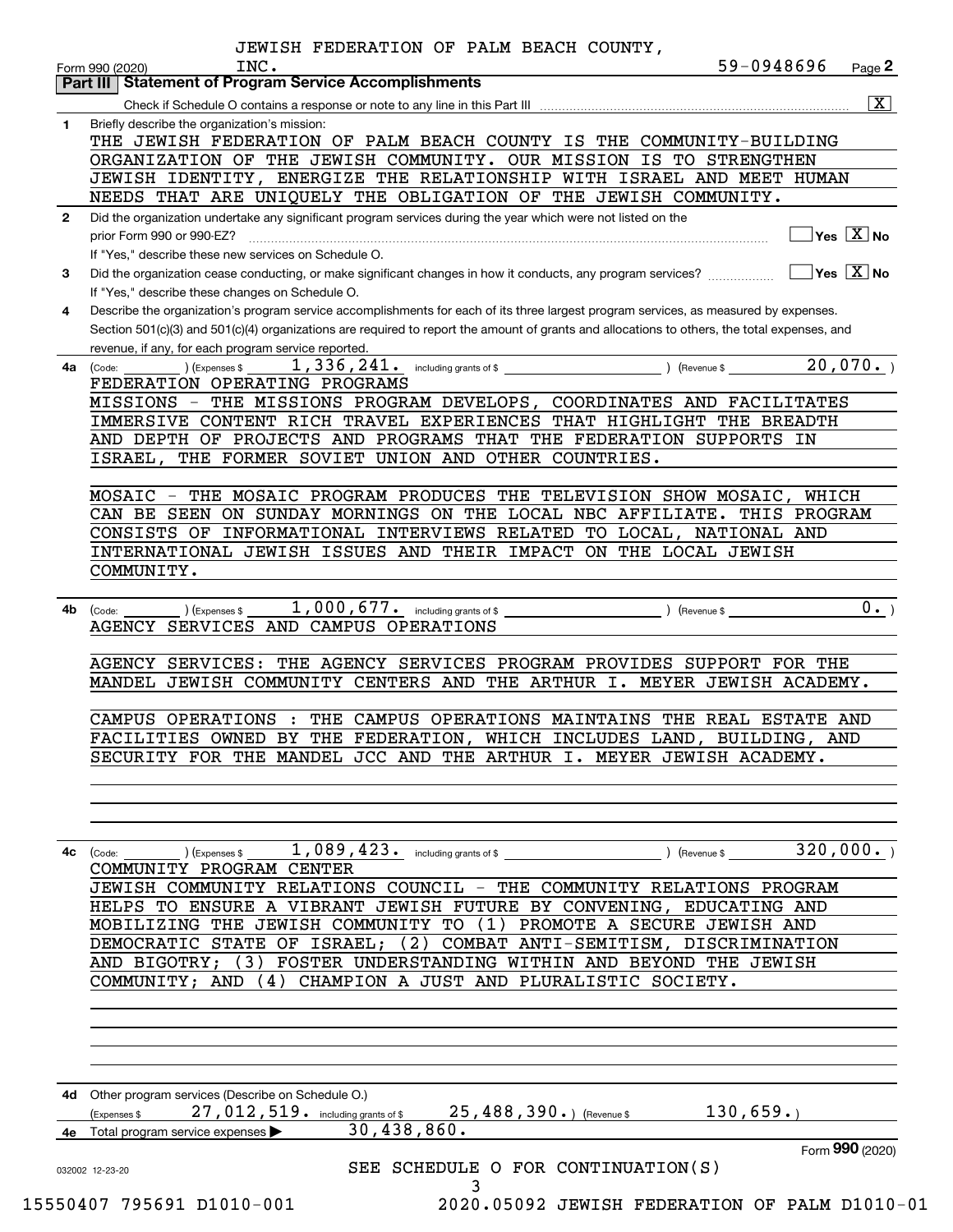JEWISH FEDERATION OF PALM BEACH COUNTY, INC. 59-0948696

Form 990 (2020) Page **2**

## Part III Statement of Program Service Accomplishments

Check if Schedule O contains a response or note to any line in this Part III ... [X]

**1** Briefly describe the organization's mission:

THE JEWISH FEDERATION OF PALM BEACH COUNTY IS THE COMMUNITY-BUILDING ORGANIZATION OF THE JEWISH COMMUNITY. OUR MISSION IS TO STRENGTHEN JEWISH IDENTITY, ENERGIZE THE RELATIONSHIP WITH ISRAEL AND MEET HUMAN NEEDS THAT ARE UNIQUELY THE OBLIGATION OF THE JEWISH COMMUNITY.

**2** Did the organization undertake any significant program services during the year which were not listed on the prior Form 990 or 990-EZ? ... [ ] Yes [X] No

If "Yes," describe these new services on Schedule O.

**3** Did the organization cease conducting, or make significant changes in how it conducts, any program services? ... [ ] Yes [X] No

If "Yes," describe these changes on Schedule O.

**4** Describe the organization's program service accomplishments for each of its three largest program services, as measured by expenses. Section 501(c)(3) and 501(c)(4) organizations are required to report the amount of grants and allocations to others, the total expenses, and revenue, if any, for each program service reported.

**4a** (Code: ) (Expenses $ 1,336,241. including grants of $ ) (Revenue $ 20,070. )

FEDERATION OPERATING PROGRAMS

MISSIONS - THE MISSIONS PROGRAM DEVELOPS, COORDINATES AND FACILITATES IMMERSIVE CONTENT RICH TRAVEL EXPERIENCES THAT HIGHLIGHT THE BREADTH AND DEPTH OF PROJECTS AND PROGRAMS THAT THE FEDERATION SUPPORTS IN ISRAEL, THE FORMER SOVIET UNION AND OTHER COUNTRIES.

MOSAIC - THE MOSAIC PROGRAM PRODUCES THE TELEVISION SHOW MOSAIC, WHICH CAN BE SEEN ON SUNDAY MORNINGS ON THE LOCAL NBC AFFILIATE. THIS PROGRAM CONSISTS OF INFORMATIONAL INTERVIEWS RELATED TO LOCAL, NATIONAL AND INTERNATIONAL JEWISH ISSUES AND THEIR IMPACT ON THE LOCAL JEWISH COMMUNITY.

**4b** (Code: ) (Expenses $ 1,000,677. including grants of $ ) (Revenue $ 0. )

AGENCY SERVICES AND CAMPUS OPERATIONS

AGENCY SERVICES: THE AGENCY SERVICES PROGRAM PROVIDES SUPPORT FOR THE MANDEL JEWISH COMMUNITY CENTERS AND THE ARTHUR I. MEYER JEWISH ACADEMY.

CAMPUS OPERATIONS : THE CAMPUS OPERATIONS MAINTAINS THE REAL ESTATE AND FACILITIES OWNED BY THE FEDERATION, WHICH INCLUDES LAND, BUILDING, AND SECURITY FOR THE MANDEL JCC AND THE ARTHUR I. MEYER JEWISH ACADEMY.

**4c** (Code: ) (Expenses $ 1,089,423. including grants of $ ) (Revenue $ 320,000. )

COMMUNITY PROGRAM CENTER

JEWISH COMMUNITY RELATIONS COUNCIL - THE COMMUNITY RELATIONS PROGRAM HELPS TO ENSURE A VIBRANT JEWISH FUTURE BY CONVENING, EDUCATING AND MOBILIZING THE JEWISH COMMUNITY TO (1) PROMOTE A SECURE JEWISH AND DEMOCRATIC STATE OF ISRAEL; (2) COMBAT ANTI-SEMITISM, DISCRIMINATION AND BIGOTRY; (3) FOSTER UNDERSTANDING WITHIN AND BEYOND THE JEWISH COMMUNITY; AND (4) CHAMPION A JUST AND PLURALISTIC SOCIETY.

**4d** Other program services (Describe on Schedule O.)

(Expenses $ 27,012,519. including grants of $ 25,488,390.) (Revenue $ 130,659.)

**4e** Total program service expenses ▶ 30,438,860.

Form **990** (2020)

SEE SCHEDULE O FOR CONTINUATION(S)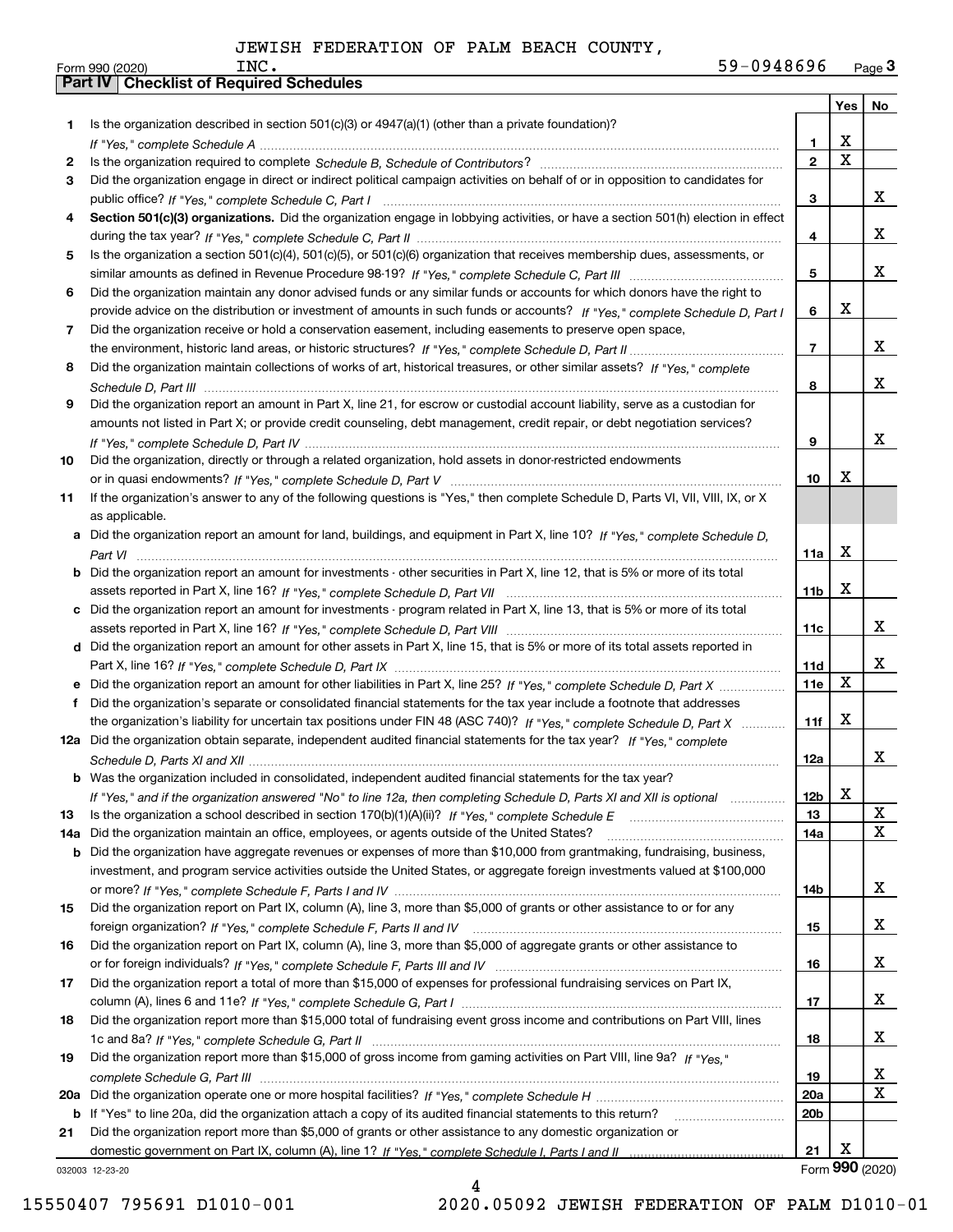JEWISH FEDERATION OF PALM BEACH COUNTY, INC. 59-0948696

Form 990 (2020)

## Part IV Checklist of Required Schedules

| | | | Yes | No |
|---|---|---|---|---|
| 1 | Is the organization described in section 501(c)(3) or 4947(a)(1) (other than a private foundation)? *If "Yes," complete Schedule A* | 1 | X | |
| 2 | Is the organization required to complete *Schedule B, Schedule of Contributors*? | 2 | X | |
| 3 | Did the organization engage in direct or indirect political campaign activities on behalf of or in opposition to candidates for public office? *If "Yes," complete Schedule C, Part I* | 3 | | X |
| 4 | **Section 501(c)(3) organizations.** Did the organization engage in lobbying activities, or have a section 501(h) election in effect during the tax year? *If "Yes," complete Schedule C, Part II* | 4 | | X |
| 5 | Is the organization a section 501(c)(4), 501(c)(5), or 501(c)(6) organization that receives membership dues, assessments, or similar amounts as defined in Revenue Procedure 98-19? *If "Yes," complete Schedule C, Part III* | 5 | | X |
| 6 | Did the organization maintain any donor advised funds or any similar funds or accounts for which donors have the right to provide advice on the distribution or investment of amounts in such funds or accounts? *If "Yes," complete Schedule D, Part I* | 6 | X | |
| 7 | Did the organization receive or hold a conservation easement, including easements to preserve open space, the environment, historic land areas, or historic structures? *If "Yes," complete Schedule D, Part II* | 7 | | X |
| 8 | Did the organization maintain collections of works of art, historical treasures, or other similar assets? *If "Yes," complete Schedule D, Part III* | 8 | | X |
| 9 | Did the organization report an amount in Part X, line 21, for escrow or custodial account liability, serve as a custodian for amounts not listed in Part X; or provide credit counseling, debt management, credit repair, or debt negotiation services? *If "Yes," complete Schedule D, Part IV* | 9 | | X |
| 10 | Did the organization, directly or through a related organization, hold assets in donor-restricted endowments or in quasi endowments? *If "Yes," complete Schedule D, Part V* | 10 | X | |
| 11 | If the organization's answer to any of the following questions is "Yes," then complete Schedule D, Parts VI, VII, VIII, IX, or X as applicable. | | | |
| a | Did the organization report an amount for land, buildings, and equipment in Part X, line 10? *If "Yes," complete Schedule D, Part VI* | 11a | X | |
| b | Did the organization report an amount for investments - other securities in Part X, line 12, that is 5% or more of its total assets reported in Part X, line 16? *If "Yes," complete Schedule D, Part VII* | 11b | X | |
| c | Did the organization report an amount for investments - program related in Part X, line 13, that is 5% or more of its total assets reported in Part X, line 16? *If "Yes," complete Schedule D, Part VIII* | 11c | | X |
| d | Did the organization report an amount for other assets in Part X, line 15, that is 5% or more of its total assets reported in Part X, line 16? *If "Yes," complete Schedule D, Part IX* | 11d | | X |
| e | Did the organization report an amount for other liabilities in Part X, line 25? *If "Yes," complete Schedule D, Part X* | 11e | X | |
| f | Did the organization's separate or consolidated financial statements for the tax year include a footnote that addresses the organization's liability for uncertain tax positions under FIN 48 (ASC 740)? *If "Yes," complete Schedule D, Part X* | 11f | X | |
| 12a | Did the organization obtain separate, independent audited financial statements for the tax year? *If "Yes," complete Schedule D, Parts XI and XII* | 12a | | X |
| b | Was the organization included in consolidated, independent audited financial statements for the tax year? *If "Yes," and if the organization answered "No" to line 12a, then completing Schedule D, Parts XI and XII is optional* | 12b | X | |
| 13 | Is the organization a school described in section 170(b)(1)(A)(ii)? *If "Yes," complete Schedule E* | 13 | | X |
| 14a | Did the organization maintain an office, employees, or agents outside of the United States? | 14a | | X |
| b | Did the organization have aggregate revenues or expenses of more than $10,000 from grantmaking, fundraising, business, investment, and program service activities outside the United States, or aggregate foreign investments valued at $100,000 or more? *If "Yes," complete Schedule F, Parts I and IV* | 14b | | X |
| 15 | Did the organization report on Part IX, column (A), line 3, more than $5,000 of grants or other assistance to or for any foreign organization? *If "Yes," complete Schedule F, Parts II and IV* | 15 | | X |
| 16 | Did the organization report on Part IX, column (A), line 3, more than $5,000 of aggregate grants or other assistance to or for foreign individuals? *If "Yes," complete Schedule F, Parts III and IV* | 16 | | X |
| 17 | Did the organization report a total of more than $15,000 of expenses for professional fundraising services on Part IX, column (A), lines 6 and 11e? *If "Yes," complete Schedule G, Part I* | 17 | | X |
| 18 | Did the organization report more than $15,000 total of fundraising event gross income and contributions on Part VIII, lines 1c and 8a? *If "Yes," complete Schedule G, Part II* | 18 | | X |
| 19 | Did the organization report more than $15,000 of gross income from gaming activities on Part VIII, line 9a? *If "Yes," complete Schedule G, Part III* | 19 | | X |
| 20a | Did the organization operate one or more hospital facilities? *If "Yes," complete Schedule H* | 20a | | X |
| b | If "Yes" to line 20a, did the organization attach a copy of its audited financial statements to this return? | 20b | | |
| 21 | Did the organization report more than $5,000 of grants or other assistance to any domestic organization or domestic government on Part IX, column (A), line 1? *If "Yes," complete Schedule I, Parts I and II* | 21 | X | |

032003 12-23-20

Form **990** (2020)

15550407 795691 D1010-001 2020.05092 JEWISH FEDERATION OF PALM D1010-01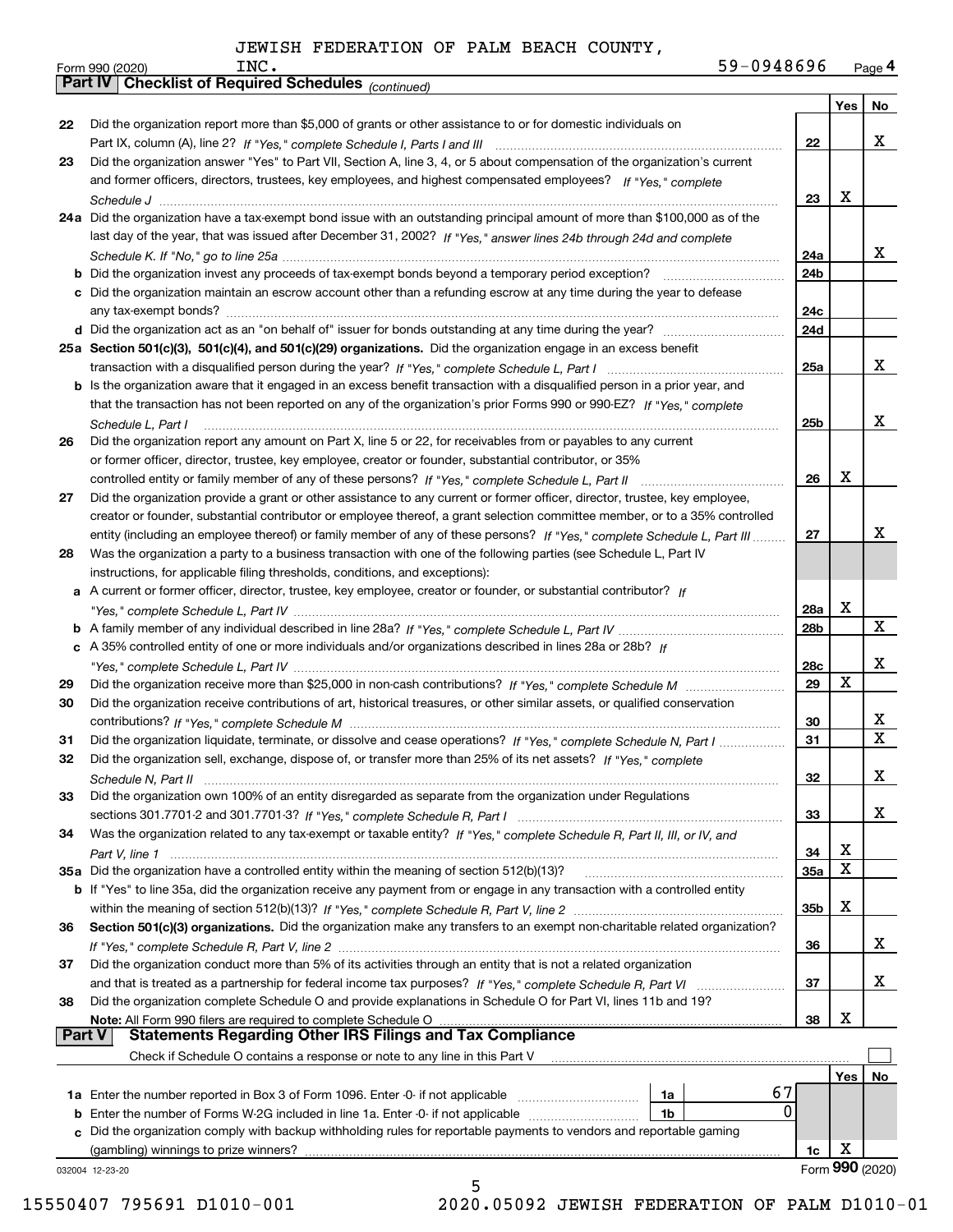JEWISH FEDERATION OF PALM BEACH COUNTY, INC. 59-0948696

Form 990 (2020) Page 4

## Part IV | Checklist of Required Schedules *(continued)*

| | | | Yes | No |
|---|---|---|---|---|
| 22 | Did the organization report more than $5,000 of grants or other assistance to or for domestic individuals on Part IX, column (A), line 2? *If "Yes," complete Schedule I, Parts I and III* | 22 | | X |
| 23 | Did the organization answer "Yes" to Part VII, Section A, line 3, 4, or 5 about compensation of the organization's current and former officers, directors, trustees, key employees, and highest compensated employees? *If "Yes," complete Schedule J* | 23 | X | |
| 24a | Did the organization have a tax-exempt bond issue with an outstanding principal amount of more than $100,000 as of the last day of the year, that was issued after December 31, 2002? *If "Yes," answer lines 24b through 24d and complete Schedule K. If "No," go to line 25a* | 24a | | X |
| b | Did the organization invest any proceeds of tax-exempt bonds beyond a temporary period exception? | 24b | | |
| c | Did the organization maintain an escrow account other than a refunding escrow at any time during the year to defease any tax-exempt bonds? | 24c | | |
| d | Did the organization act as an "on behalf of" issuer for bonds outstanding at any time during the year? | 24d | | |
| 25a | **Section 501(c)(3), 501(c)(4), and 501(c)(29) organizations.** Did the organization engage in an excess benefit transaction with a disqualified person during the year? *If "Yes," complete Schedule L, Part I* | 25a | | X |
| b | Is the organization aware that it engaged in an excess benefit transaction with a disqualified person in a prior year, and that the transaction has not been reported on any of the organization's prior Forms 990 or 990-EZ? *If "Yes," complete Schedule L, Part I* | 25b | | X |
| 26 | Did the organization report any amount on Part X, line 5 or 22, for receivables from or payables to any current or former officer, director, trustee, key employee, creator or founder, substantial contributor, or 35% controlled entity or family member of any of these persons? *If "Yes," complete Schedule L, Part II* | 26 | X | |
| 27 | Did the organization provide a grant or other assistance to any current or former officer, director, trustee, key employee, creator or founder, substantial contributor or employee thereof, a grant selection committee member, or to a 35% controlled entity (including an employee thereof) or family member of any of these persons? *If "Yes," complete Schedule L, Part III* | 27 | | X |
| 28 | Was the organization a party to a business transaction with one of the following parties (see Schedule L, Part IV instructions, for applicable filing thresholds, conditions, and exceptions): | | | |
| a | A current or former officer, director, trustee, key employee, creator or founder, or substantial contributor? *If "Yes," complete Schedule L, Part IV* | 28a | X | |
| b | A family member of any individual described in line 28a? *If "Yes," complete Schedule L, Part IV* | 28b | | X |
| c | A 35% controlled entity of one or more individuals and/or organizations described in lines 28a or 28b? *If "Yes," complete Schedule L, Part IV* | 28c | | X |
| 29 | Did the organization receive more than $25,000 in non-cash contributions? *If "Yes," complete Schedule M* | 29 | X | |
| 30 | Did the organization receive contributions of art, historical treasures, or other similar assets, or qualified conservation contributions? *If "Yes," complete Schedule M* | 30 | | X |
| 31 | Did the organization liquidate, terminate, or dissolve and cease operations? *If "Yes," complete Schedule N, Part I* | 31 | | X |
| 32 | Did the organization sell, exchange, dispose of, or transfer more than 25% of its net assets? *If "Yes," complete Schedule N, Part II* | 32 | | X |
| 33 | Did the organization own 100% of an entity disregarded as separate from the organization under Regulations sections 301.7701-2 and 301.7701-3? *If "Yes," complete Schedule R, Part I* | 33 | | X |
| 34 | Was the organization related to any tax-exempt or taxable entity? *If "Yes," complete Schedule R, Part II, III, or IV, and Part V, line 1* | 34 | X | |
| 35a | Did the organization have a controlled entity within the meaning of section 512(b)(13)? | 35a | X | |
| b | If "Yes" to line 35a, did the organization receive any payment from or engage in any transaction with a controlled entity within the meaning of section 512(b)(13)? *If "Yes," complete Schedule R, Part V, line 2* | 35b | X | |
| 36 | **Section 501(c)(3) organizations.** Did the organization make any transfers to an exempt non-charitable related organization? *If "Yes," complete Schedule R, Part V, line 2* | 36 | | X |
| 37 | Did the organization conduct more than 5% of its activities through an entity that is not a related organization and that is treated as a partnership for federal income tax purposes? *If "Yes," complete Schedule R, Part VI* | 37 | | X |
| 38 | Did the organization complete Schedule O and provide explanations in Schedule O for Part VI, lines 11b and 19? **Note:** All Form 990 filers are required to complete Schedule O | 38 | X | |

## Part V | Statements Regarding Other IRS Filings and Tax Compliance

Check if Schedule O contains a response or note to any line in this Part V ☐

| | | | | | Yes | No |
|---|---|---|---|---|---|---|
| 1a | Enter the number reported in Box 3 of Form 1096. Enter -0- if not applicable | 1a | 67 | | | |
| b | Enter the number of Forms W-2G included in line 1a. Enter -0- if not applicable | 1b | 0 | | | |
| c | Did the organization comply with backup withholding rules for reportable payments to vendors and reportable gaming (gambling) winnings to prize winners? | | | 1c | X | |

032004 12-23-20

Form **990** (2020)

15550407 795691 D1010-001 2020.05092 JEWISH FEDERATION OF PALM D1010-01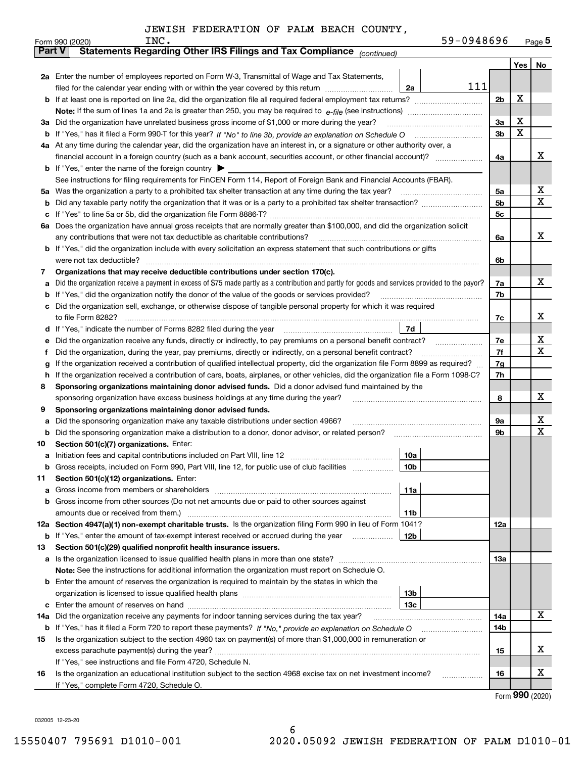JEWISH FEDERATION OF PALM BEACH COUNTY, INC.

Form 990 (2020) 59-0948696 Page **5**

**Part V Statements Regarding Other IRS Filings and Tax Compliance** *(continued)*

| | | | | Yes | No |
|---|---|---|---|---|---|
| **2a** | Enter the number of employees reported on Form W-3, Transmittal of Wage and Tax Statements, filed for the calendar year ending with or within the year covered by this return | 2a: 111 | | | |
| **b** | If at least one is reported on line 2a, did the organization file all required federal employment tax returns? | | 2b | X | |
| | **Note:** If the sum of lines 1a and 2a is greater than 250, you may be required to *e-file* (see instructions) | | | | |
| **3a** | Did the organization have unrelated business gross income of $1,000 or more during the year? | | 3a | X | |
| **b** | If "Yes," has it filed a Form 990-T for this year? *If "No" to line 3b, provide an explanation on Schedule O* | | 3b | X | |
| **4a** | At any time during the calendar year, did the organization have an interest in, or a signature or other authority over, a financial account in a foreign country (such as a bank account, securities account, or other financial account)? | | 4a | | X |
| **b** | If "Yes," enter the name of the foreign country ▶ | | | | |
| | See instructions for filing requirements for FinCEN Form 114, Report of Foreign Bank and Financial Accounts (FBAR). | | | | |
| **5a** | Was the organization a party to a prohibited tax shelter transaction at any time during the tax year? | | 5a | | X |
| **b** | Did any taxable party notify the organization that it was or is a party to a prohibited tax shelter transaction? | | 5b | | X |
| **c** | If "Yes" to line 5a or 5b, did the organization file Form 8886-T? | | 5c | | |
| **6a** | Does the organization have annual gross receipts that are normally greater than $100,000, and did the organization solicit any contributions that were not tax deductible as charitable contributions? | | 6a | | X |
| **b** | If "Yes," did the organization include with every solicitation an express statement that such contributions or gifts were not tax deductible? | | 6b | | |
| **7** | **Organizations that may receive deductible contributions under section 170(c).** | | | | |
| **a** | Did the organization receive a payment in excess of $75 made partly as a contribution and partly for goods and services provided to the payor? | | 7a | | X |
| **b** | If "Yes," did the organization notify the donor of the value of the goods or services provided? | | 7b | | |
| **c** | Did the organization sell, exchange, or otherwise dispose of tangible personal property for which it was required to file Form 8282? | | 7c | | X |
| **d** | If "Yes," indicate the number of Forms 8282 filed during the year | 7d | | | |
| **e** | Did the organization receive any funds, directly or indirectly, to pay premiums on a personal benefit contract? | | 7e | | X |
| **f** | Did the organization, during the year, pay premiums, directly or indirectly, on a personal benefit contract? | | 7f | | X |
| **g** | If the organization received a contribution of qualified intellectual property, did the organization file Form 8899 as required? | | 7g | | |
| **h** | If the organization received a contribution of cars, boats, airplanes, or other vehicles, did the organization file a Form 1098-C? | | 7h | | |
| **8** | **Sponsoring organizations maintaining donor advised funds.** Did a donor advised fund maintained by the sponsoring organization have excess business holdings at any time during the year? | | 8 | | X |
| **9** | **Sponsoring organizations maintaining donor advised funds.** | | | | |
| **a** | Did the sponsoring organization make any taxable distributions under section 4966? | | 9a | | X |
| **b** | Did the sponsoring organization make a distribution to a donor, donor advisor, or related person? | | 9b | | X |
| **10** | **Section 501(c)(7) organizations.** Enter: | | | | |
| **a** | Initiation fees and capital contributions included on Part VIII, line 12 | 10a | | | |
| **b** | Gross receipts, included on Form 990, Part VIII, line 12, for public use of club facilities | 10b | | | |
| **11** | **Section 501(c)(12) organizations.** Enter: | | | | |
| **a** | Gross income from members or shareholders | 11a | | | |
| **b** | Gross income from other sources (Do not net amounts due or paid to other sources against amounts due or received from them.) | 11b | | | |
| **12a** | **Section 4947(a)(1) non-exempt charitable trusts.** Is the organization filing Form 990 in lieu of Form 1041? | | 12a | | |
| **b** | If "Yes," enter the amount of tax-exempt interest received or accrued during the year | 12b | | | |
| **13** | **Section 501(c)(29) qualified nonprofit health insurance issuers.** | | | | |
| **a** | Is the organization licensed to issue qualified health plans in more than one state? | | 13a | | |
| | **Note:** See the instructions for additional information the organization must report on Schedule O. | | | | |
| **b** | Enter the amount of reserves the organization is required to maintain by the states in which the organization is licensed to issue qualified health plans | 13b | | | |
| **c** | Enter the amount of reserves on hand | 13c | | | |
| **14a** | Did the organization receive any payments for indoor tanning services during the tax year? | | 14a | | X |
| **b** | If "Yes," has it filed a Form 720 to report these payments? *If "No," provide an explanation on Schedule O* | | 14b | | |
| **15** | Is the organization subject to the section 4960 tax on payment(s) of more than $1,000,000 in remuneration or excess parachute payment(s) during the year? | | 15 | | X |
| | If "Yes," see instructions and file Form 4720, Schedule N. | | | | |
| **16** | Is the organization an educational institution subject to the section 4968 excise tax on net investment income? | | 16 | | X |
| | If "Yes," complete Form 4720, Schedule O. | | | | |

Form **990** (2020)

032005 12-23-20

15550407 795691 D1010-001 2020.05092 JEWISH FEDERATION OF PALM D1010-01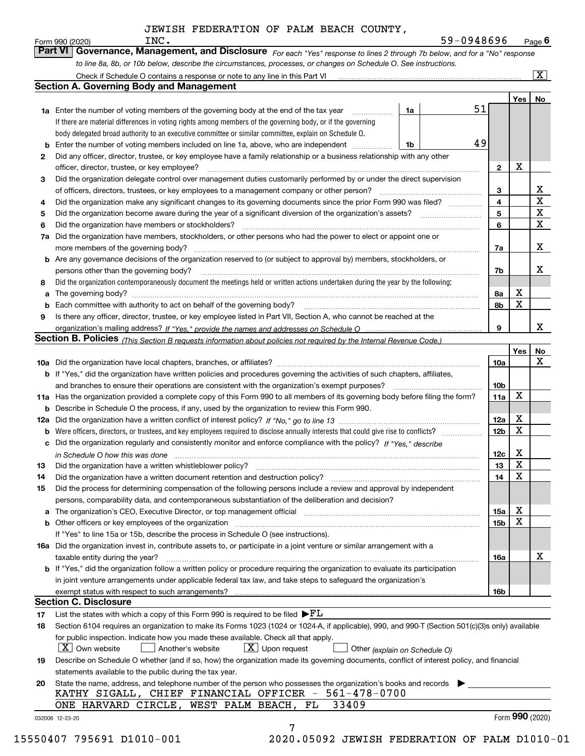JEWISH FEDERATION OF PALM BEACH COUNTY, INC. 59-0948696

Form 990 (2020) Page 6

**Part VI Governance, Management, and Disclosure** *For each "Yes" response to lines 2 through 7b below, and for a "No" response to line 8a, 8b, or 10b below, describe the circumstances, processes, or changes on Schedule O. See instructions.*

Check if Schedule O contains a response or note to any line in this Part VI [X]

## Section A. Governing Body and Management

| | | | | | Yes | No |
|---|---|---|---|---|---|---|
| 1a | Enter the number of voting members of the governing body at the end of the tax year. If there are material differences in voting rights among members of the governing body, or if the governing body delegated broad authority to an executive committee or similar committee, explain on Schedule O. | 1a | 51 | | | |
| b | Enter the number of voting members included on line 1a, above, who are independent | 1b | 49 | | | |
| 2 | Did any officer, director, trustee, or key employee have a family relationship or a business relationship with any other officer, director, trustee, or key employee? | | | 2 | X | |
| 3 | Did the organization delegate control over management duties customarily performed by or under the direct supervision of officers, directors, trustees, or key employees to a management company or other person? | | | 3 | | X |
| 4 | Did the organization make any significant changes to its governing documents since the prior Form 990 was filed? | | | 4 | | X |
| 5 | Did the organization become aware during the year of a significant diversion of the organization's assets? | | | 5 | | X |
| 6 | Did the organization have members or stockholders? | | | 6 | | X |
| 7a | Did the organization have members, stockholders, or other persons who had the power to elect or appoint one or more members of the governing body? | | | 7a | | X |
| b | Are any governance decisions of the organization reserved to (or subject to approval by) members, stockholders, or persons other than the governing body? | | | 7b | | X |
| 8 | Did the organization contemporaneously document the meetings held or written actions undertaken during the year by the following: | | | | | |
| a | The governing body? | | | 8a | X | |
| b | Each committee with authority to act on behalf of the governing body? | | | 8b | X | |
| 9 | Is there any officer, director, trustee, or key employee listed in Part VII, Section A, who cannot be reached at the organization's mailing address? *If "Yes," provide the names and addresses on Schedule O* | | | 9 | | X |

## Section B. Policies *(This Section B requests information about policies not required by the Internal Revenue Code.)*

| | | | Yes | No |
|---|---|---|---|---|
| 10a | Did the organization have local chapters, branches, or affiliates? | 10a | | X |
| b | If "Yes," did the organization have written policies and procedures governing the activities of such chapters, affiliates, and branches to ensure their operations are consistent with the organization's exempt purposes? | 10b | | |
| 11a | Has the organization provided a complete copy of this Form 990 to all members of its governing body before filing the form? | 11a | X | |
| b | Describe in Schedule O the process, if any, used by the organization to review this Form 990. | | | |
| 12a | Did the organization have a written conflict of interest policy? *If "No," go to line 13* | 12a | X | |
| b | Were officers, directors, or trustees, and key employees required to disclose annually interests that could give rise to conflicts? | 12b | X | |
| c | Did the organization regularly and consistently monitor and enforce compliance with the policy? *If "Yes," describe in Schedule O how this was done* | 12c | X | |
| 13 | Did the organization have a written whistleblower policy? | 13 | X | |
| 14 | Did the organization have a written document retention and destruction policy? | 14 | X | |
| 15 | Did the process for determining compensation of the following persons include a review and approval by independent persons, comparability data, and contemporaneous substantiation of the deliberation and decision? | | | |
| a | The organization's CEO, Executive Director, or top management official | 15a | X | |
| b | Other officers or key employees of the organization | 15b | X | |
| | If "Yes" to line 15a or 15b, describe the process in Schedule O (see instructions). | | | |
| 16a | Did the organization invest in, contribute assets to, or participate in a joint venture or similar arrangement with a taxable entity during the year? | 16a | | X |
| b | If "Yes," did the organization follow a written policy or procedure requiring the organization to evaluate its participation in joint venture arrangements under applicable federal tax law, and take steps to safeguard the organization's exempt status with respect to such arrangements? | 16b | | |

## Section C. Disclosure

17 List the states with which a copy of this Form 990 is required to be filed ▶FL

18 Section 6104 requires an organization to make its Forms 1023 (1024 or 1024-A, if applicable), 990, and 990-T (Section 501(c)(3)s only) available for public inspection. Indicate how you made these available. Check all that apply.

[X] Own website [ ] Another's website [X] Upon request [ ] Other *(explain on Schedule O)*

19 Describe on Schedule O whether (and if so, how) the organization made its governing documents, conflict of interest policy, and financial statements available to the public during the tax year.

20 State the name, address, and telephone number of the person who possesses the organization's books and records ▶

KATHY SIGALL, CHIEF FINANCIAL OFFICER - 561-478-0700

ONE HARVARD CIRCLE, WEST PALM BEACH, FL 33409

032006 12-23-20 Form **990** (2020)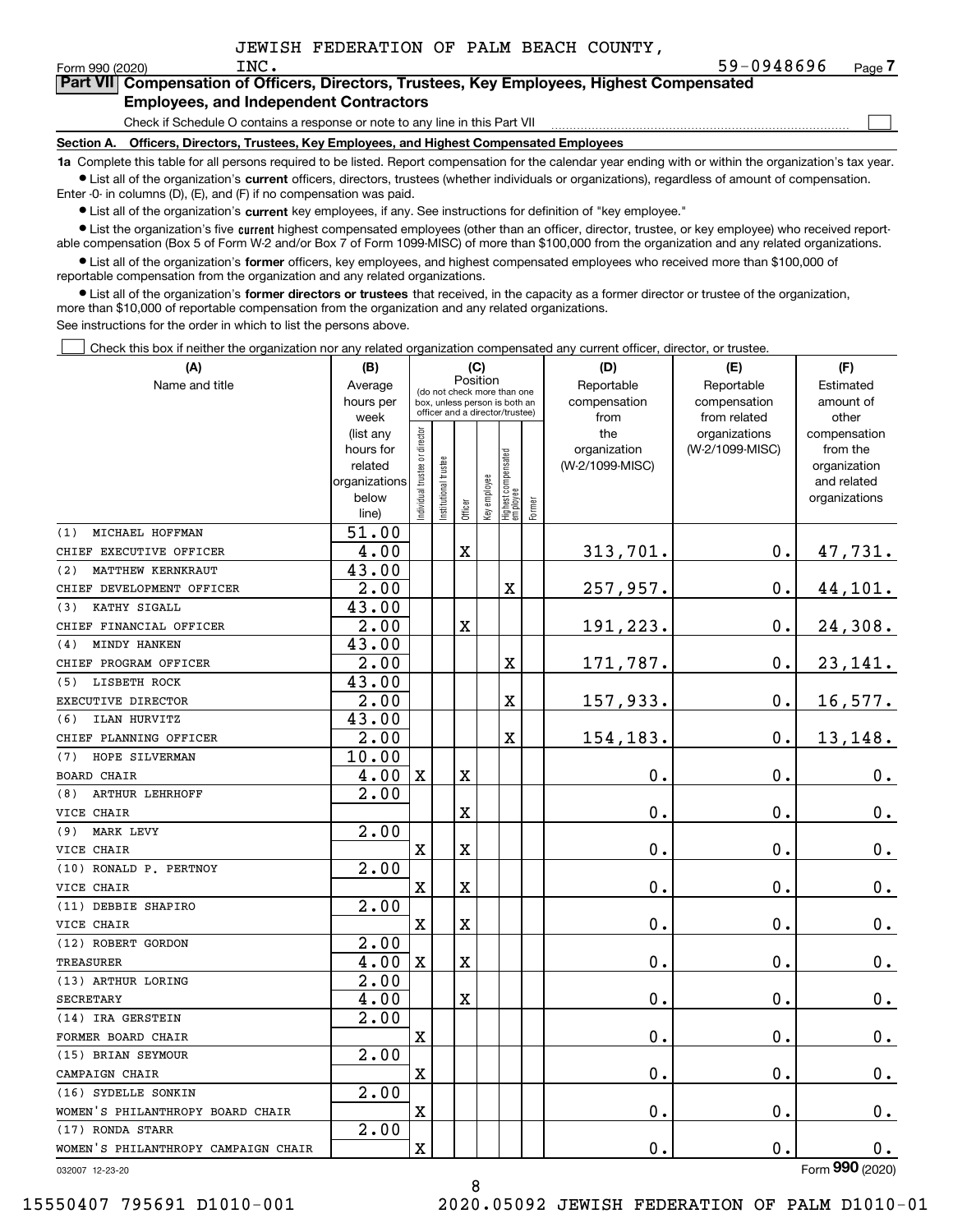JEWISH FEDERATION OF PALM BEACH COUNTY, INC.

Form 990 (2020) 59-0948696 Page 7

## Part VII Compensation of Officers, Directors, Trustees, Key Employees, Highest Compensated Employees, and Independent Contractors

Check if Schedule O contains a response or note to any line in this Part VII ☐

**Section A. Officers, Directors, Trustees, Key Employees, and Highest Compensated Employees**

**1a** Complete this table for all persons required to be listed. Report compensation for the calendar year ending with or within the organization's tax year.

- List all of the organization's **current** officers, directors, trustees (whether individuals or organizations), regardless of amount of compensation. Enter -0- in columns (D), (E), and (F) if no compensation was paid.
- List all of the organization's **current** key employees, if any. See instructions for definition of "key employee."
- List the organization's five **current** highest compensated employees (other than an officer, director, trustee, or key employee) who received reportable compensation (Box 5 of Form W-2 and/or Box 7 of Form 1099-MISC) of more than $100,000 from the organization and any related organizations.
- List all of the organization's **former** officers, key employees, and highest compensated employees who received more than $100,000 of reportable compensation from the organization and any related organizations.
- List all of the organization's **former directors or trustees** that received, in the capacity as a former director or trustee of the organization, more than $10,000 of reportable compensation from the organization and any related organizations.

See instructions for the order in which to list the persons above.

☐ Check this box if neither the organization nor any related organization compensated any current officer, director, or trustee.

| (A) Name and title | (B) Average hours per week (list any hours for related organizations below line) | (C) Position: Individual trustee or director | Institutional trustee | Officer | Key employee | Highest compensated employee | Former | (D) Reportable compensation from the organization (W-2/1099-MISC) | (E) Reportable compensation from related organizations (W-2/1099-MISC) | (F) Estimated amount of other compensation from the organization and related organizations |
|---|---|---|---|---|---|---|---|---|---|---|
| (1) MICHAEL HOFFMAN<br>CHIEF EXECUTIVE OFFICER | 51.00<br>4.00 | | | X | | | | 313,701. | 0. | 47,731. |
| (2) MATTHEW KERNKRAUT<br>CHIEF DEVELOPMENT OFFICER | 43.00<br>2.00 | | | | | X | | 257,957. | 0. | 44,101. |
| (3) KATHY SIGALL<br>CHIEF FINANCIAL OFFICER | 43.00<br>2.00 | | | X | | | | 191,223. | 0. | 24,308. |
| (4) MINDY HANKEN<br>CHIEF PROGRAM OFFICER | 43.00<br>2.00 | | | | | X | | 171,787. | 0. | 23,141. |
| (5) LISBETH ROCK<br>EXECUTIVE DIRECTOR | 43.00<br>2.00 | | | | | X | | 157,933. | 0. | 16,577. |
| (6) ILAN HURVITZ<br>CHIEF PLANNING OFFICER | 43.00<br>2.00 | | | | | X | | 154,183. | 0. | 13,148. |
| (7) HOPE SILVERMAN<br>BOARD CHAIR | 10.00<br>4.00 | X | | X | | | | 0. | 0. | 0. |
| (8) ARTHUR LEHRHOFF<br>VICE CHAIR | 2.00 | | | X | | | | 0. | 0. | 0. |
| (9) MARK LEVY<br>VICE CHAIR | 2.00 | X | | X | | | | 0. | 0. | 0. |
| (10) RONALD P. PERTNOY<br>VICE CHAIR | 2.00 | X | | X | | | | 0. | 0. | 0. |
| (11) DEBBIE SHAPIRO<br>VICE CHAIR | 2.00 | X | | X | | | | 0. | 0. | 0. |
| (12) ROBERT GORDON<br>TREASURER | 2.00<br>4.00 | X | | X | | | | 0. | 0. | 0. |
| (13) ARTHUR LORING<br>SECRETARY | 2.00<br>4.00 | | | X | | | | 0. | 0. | 0. |
| (14) IRA GERSTEIN<br>FORMER BOARD CHAIR | 2.00 | X | | | | | | 0. | 0. | 0. |
| (15) BRIAN SEYMOUR<br>CAMPAIGN CHAIR | 2.00 | X | | | | | | 0. | 0. | 0. |
| (16) SYDELLE SONKIN<br>WOMEN'S PHILANTHROPY BOARD CHAIR | 2.00 | X | | | | | | 0. | 0. | 0. |
| (17) RONDA STARR<br>WOMEN'S PHILANTHROPY CAMPAIGN CHAIR | 2.00 | X | | | | | | 0. | 0. | 0. |

Form **990** (2020)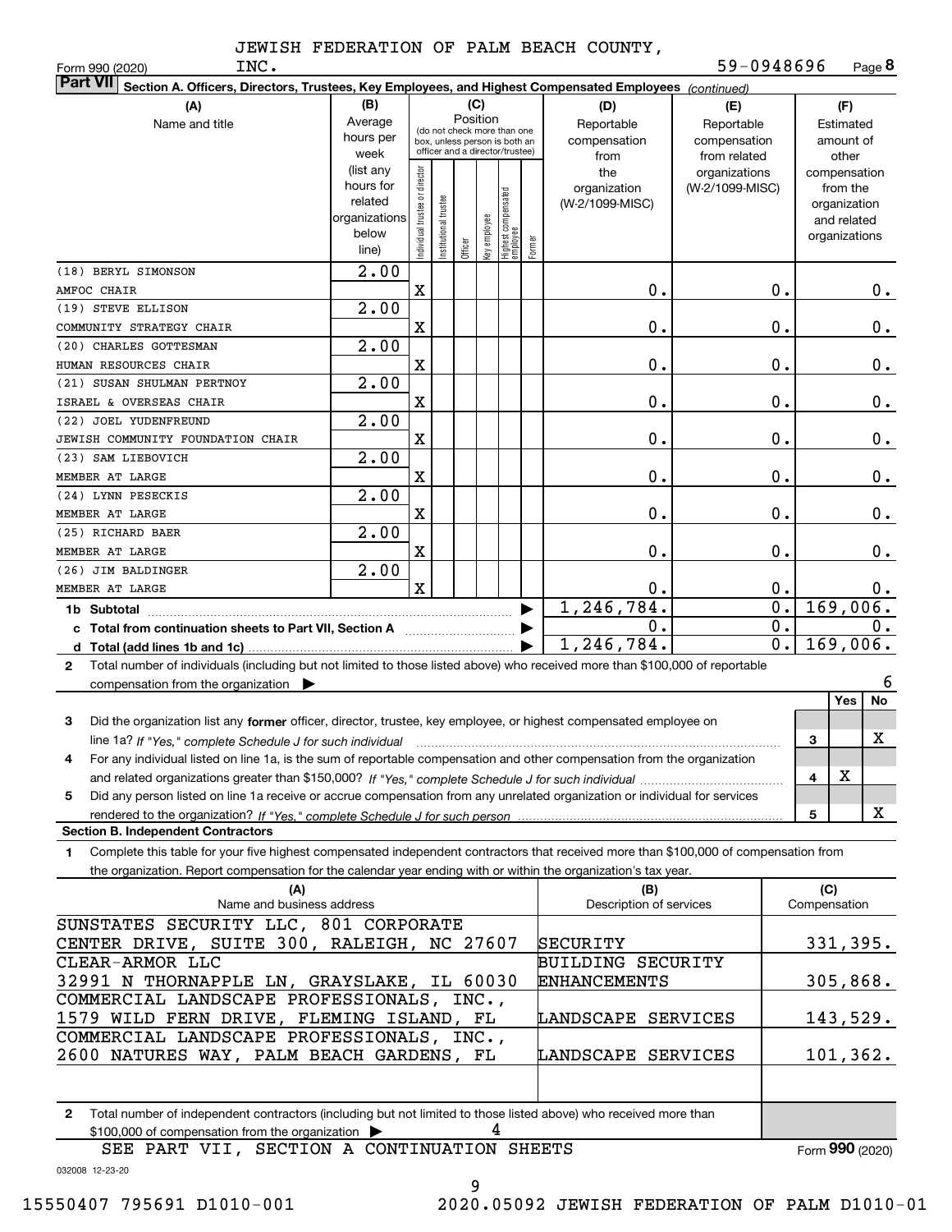JEWISH FEDERATION OF PALM BEACH COUNTY, INC. 59-0948696

Form 990 (2020) Page 8

## Part VII Section A. Officers, Directors, Trustees, Key Employees, and Highest Compensated Employees *(continued)*

| (A) Name and title | (B) Average hours per week (list any hours for related organizations below line) | Individual trustee or director | Institutional trustee | Officer | Key employee | Highest compensated employee | Former | (D) Reportable compensation from the organization (W-2/1099-MISC) | (E) Reportable compensation from related organizations (W-2/1099-MISC) | (F) Estimated amount of other compensation from the organization and related organizations |
|---|---|---|---|---|---|---|---|---|---|---|
| (18) BERYL SIMONSON<br>AMFOC CHAIR | 2.00 | X | | | | | | 0. | 0. | 0. |
| (19) STEVE ELLISON<br>COMMUNITY STRATEGY CHAIR | 2.00 | X | | | | | | 0. | 0. | 0. |
| (20) CHARLES GOTTESMAN<br>HUMAN RESOURCES CHAIR | 2.00 | X | | | | | | 0. | 0. | 0. |
| (21) SUSAN SHULMAN PERTNOY<br>ISRAEL & OVERSEAS CHAIR | 2.00 | X | | | | | | 0. | 0. | 0. |
| (22) JOEL YUDENFREUND<br>JEWISH COMMUNITY FOUNDATION CHAIR | 2.00 | X | | | | | | 0. | 0. | 0. |
| (23) SAM LIEBOVICH<br>MEMBER AT LARGE | 2.00 | X | | | | | | 0. | 0. | 0. |
| (24) LYNN PESECKIS<br>MEMBER AT LARGE | 2.00 | X | | | | | | 0. | 0. | 0. |
| (25) RICHARD BAER<br>MEMBER AT LARGE | 2.00 | X | | | | | | 0. | 0. | 0. |
| (26) JIM BALDINGER<br>MEMBER AT LARGE | 2.00 | X | | | | | | 0. | 0. | 0. |
| **1b Subtotal** | | | | | | | | 1,246,784. | 0. | 169,006. |
| **c Total from continuation sheets to Part VII, Section A** | | | | | | | | 0. | 0. | 0. |
| **d Total (add lines 1b and 1c)** | | | | | | | | 1,246,784. | 0. | 169,006. |

**2** Total number of individuals (including but not limited to those listed above) who received more than $100,000 of reportable compensation from the organization ▶ 6

| | | Yes | No |
|---|---|---|---|
| **3** Did the organization list any **former** officer, director, trustee, key employee, or highest compensated employee on line 1a? *If "Yes," complete Schedule J for such individual* | 3 | | X |
| **4** For any individual listed on line 1a, is the sum of reportable compensation and other compensation from the organization and related organizations greater than $150,000? *If "Yes," complete Schedule J for such individual* | 4 | X | |
| **5** Did any person listed on line 1a receive or accrue compensation from any unrelated organization or individual for services rendered to the organization? *If "Yes," complete Schedule J for such person* | 5 | | X |

### Section B. Independent Contractors

**1** Complete this table for your five highest compensated independent contractors that received more than $100,000 of compensation from the organization. Report compensation for the calendar year ending with or within the organization's tax year.

| (A) Name and business address | (B) Description of services | (C) Compensation |
|---|---|---|
| SUNSTATES SECURITY LLC, 801 CORPORATE CENTER DRIVE, SUITE 300, RALEIGH, NC 27607 | SECURITY | 331,395. |
| CLEAR-ARMOR LLC<br>32991 N THORNAPPLE LN, GRAYSLAKE, IL 60030 | BUILDING SECURITY ENHANCEMENTS | 305,868. |
| COMMERCIAL LANDSCAPE PROFESSIONALS, INC., 1579 WILD FERN DRIVE, FLEMING ISLAND, FL | LANDSCAPE SERVICES | 143,529. |
| COMMERCIAL LANDSCAPE PROFESSIONALS, INC., 2600 NATURES WAY, PALM BEACH GARDENS, FL | LANDSCAPE SERVICES | 101,362. |
| | | |

**2** Total number of independent contractors (including but not limited to those listed above) who received more than $100,000 of compensation from the organization ▶ 4

SEE PART VII, SECTION A CONTINUATION SHEETS

Form **990** (2020)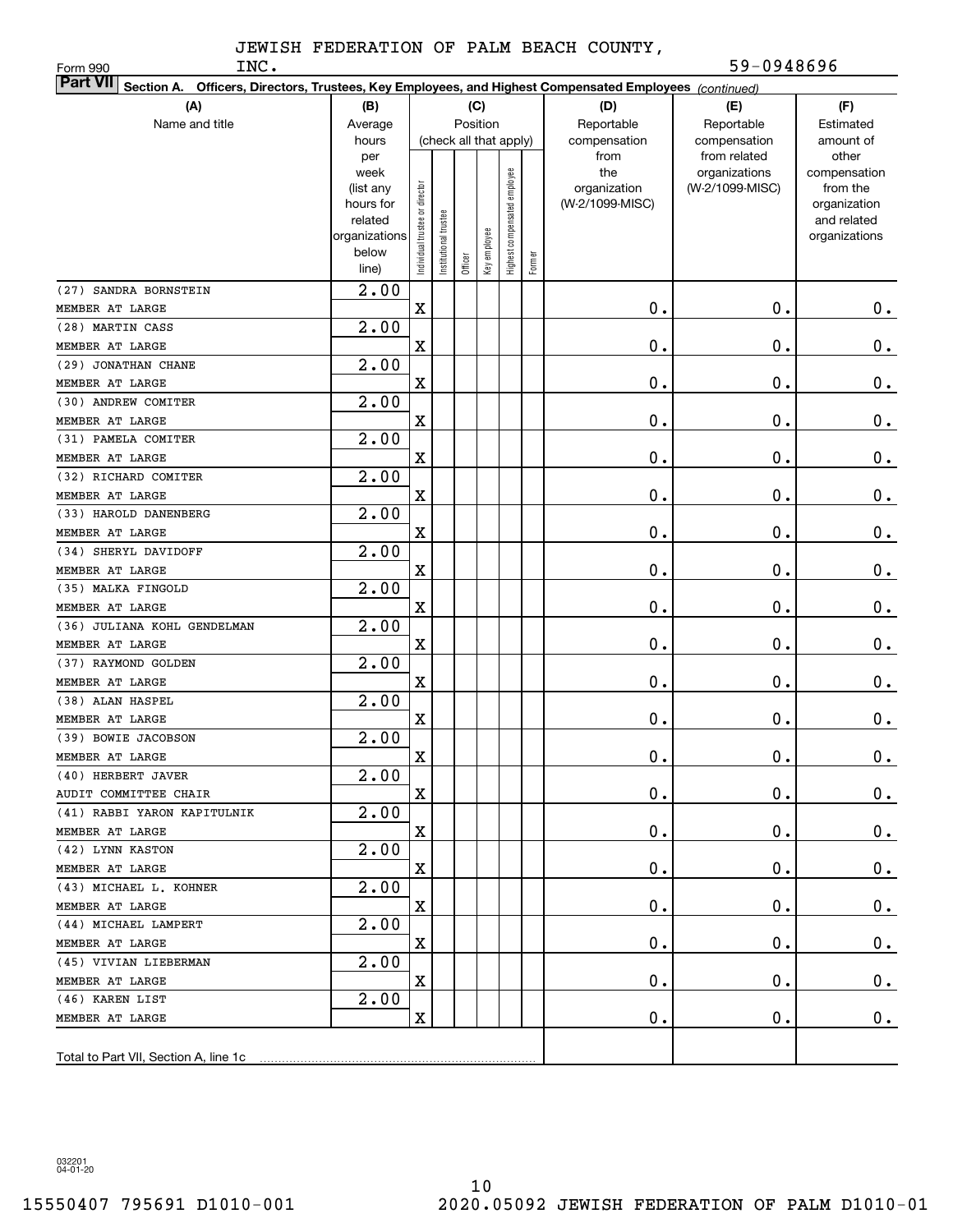JEWISH FEDERATION OF PALM BEACH COUNTY, INC.

Form 990

59-0948696

**Part VII** Section A. Officers, Directors, Trustees, Key Employees, and Highest Compensated Employees *(continued)*

| (A) Name and title | (B) Average hours per week (list any hours for related organizations below line) | (C) Position (check all that apply): Individual trustee or director | Institutional trustee | Officer | Key employee | Highest compensated employee | Former | (D) Reportable compensation from the organization (W-2/1099-MISC) | (E) Reportable compensation from related organizations (W-2/1099-MISC) | (F) Estimated amount of other compensation from the organization and related organizations |
|---|---|---|---|---|---|---|---|---|---|---|
| (27) SANDRA BORNSTEIN<br>MEMBER AT LARGE | 2.00 | X | | | | | | 0. | 0. | 0. |
| (28) MARTIN CASS<br>MEMBER AT LARGE | 2.00 | X | | | | | | 0. | 0. | 0. |
| (29) JONATHAN CHANE<br>MEMBER AT LARGE | 2.00 | X | | | | | | 0. | 0. | 0. |
| (30) ANDREW COMITER<br>MEMBER AT LARGE | 2.00 | X | | | | | | 0. | 0. | 0. |
| (31) PAMELA COMITER<br>MEMBER AT LARGE | 2.00 | X | | | | | | 0. | 0. | 0. |
| (32) RICHARD COMITER<br>MEMBER AT LARGE | 2.00 | X | | | | | | 0. | 0. | 0. |
| (33) HAROLD DANENBERG<br>MEMBER AT LARGE | 2.00 | X | | | | | | 0. | 0. | 0. |
| (34) SHERYL DAVIDOFF<br>MEMBER AT LARGE | 2.00 | X | | | | | | 0. | 0. | 0. |
| (35) MALKA FINGOLD<br>MEMBER AT LARGE | 2.00 | X | | | | | | 0. | 0. | 0. |
| (36) JULIANA KOHL GENDELMAN<br>MEMBER AT LARGE | 2.00 | X | | | | | | 0. | 0. | 0. |
| (37) RAYMOND GOLDEN<br>MEMBER AT LARGE | 2.00 | X | | | | | | 0. | 0. | 0. |
| (38) ALAN HASPEL<br>MEMBER AT LARGE | 2.00 | X | | | | | | 0. | 0. | 0. |
| (39) BOWIE JACOBSON<br>MEMBER AT LARGE | 2.00 | X | | | | | | 0. | 0. | 0. |
| (40) HERBERT JAVER<br>AUDIT COMMITTEE CHAIR | 2.00 | X | | | | | | 0. | 0. | 0. |
| (41) RABBI YARON KAPITULNIK<br>MEMBER AT LARGE | 2.00 | X | | | | | | 0. | 0. | 0. |
| (42) LYNN KASTON<br>MEMBER AT LARGE | 2.00 | X | | | | | | 0. | 0. | 0. |
| (43) MICHAEL L. KOHNER<br>MEMBER AT LARGE | 2.00 | X | | | | | | 0. | 0. | 0. |
| (44) MICHAEL LAMPERT<br>MEMBER AT LARGE | 2.00 | X | | | | | | 0. | 0. | 0. |
| (45) VIVIAN LIEBERMAN<br>MEMBER AT LARGE | 2.00 | X | | | | | | 0. | 0. | 0. |
| (46) KAREN LIST<br>MEMBER AT LARGE | 2.00 | X | | | | | | 0. | 0. | 0. |
| Total to Part VII, Section A, line 1c | | | | | | | | | | |

032201 04-01-20

15550407 795691 D1010-001 2020.05092 JEWISH FEDERATION OF PALM D1010-01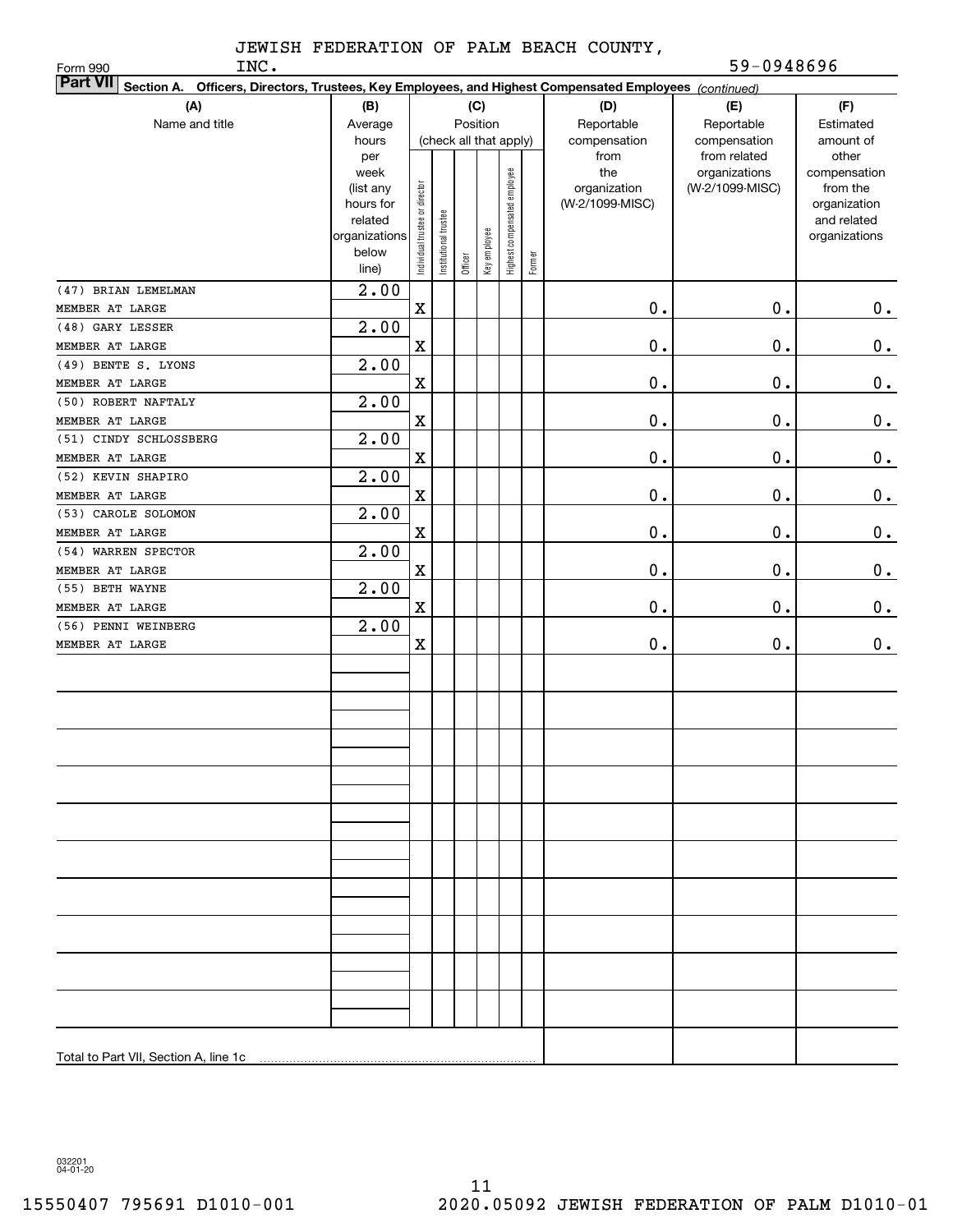JEWISH FEDERATION OF PALM BEACH COUNTY, INC.

Form 990 59-0948696

**Part VII Section A. Officers, Directors, Trustees, Key Employees, and Highest Compensated Employees** *(continued)*

| (A) Name and title | (B) Average hours per week (list any hours for related organizations below line) | (C) Position: Individual trustee or director | Institutional trustee | Officer | Key employee | Highest compensated employee | Former | (D) Reportable compensation from the organization (W-2/1099-MISC) | (E) Reportable compensation from related organizations (W-2/1099-MISC) | (F) Estimated amount of other compensation from the organization and related organizations |
|---|---|---|---|---|---|---|---|---|---|---|
| (47) BRIAN LEMELMAN<br>MEMBER AT LARGE | 2.00 | X | | | | | | 0. | 0. | 0. |
| (48) GARY LESSER<br>MEMBER AT LARGE | 2.00 | X | | | | | | 0. | 0. | 0. |
| (49) BENTE S. LYONS<br>MEMBER AT LARGE | 2.00 | X | | | | | | 0. | 0. | 0. |
| (50) ROBERT NAFTALY<br>MEMBER AT LARGE | 2.00 | X | | | | | | 0. | 0. | 0. |
| (51) CINDY SCHLOSSBERG<br>MEMBER AT LARGE | 2.00 | X | | | | | | 0. | 0. | 0. |
| (52) KEVIN SHAPIRO<br>MEMBER AT LARGE | 2.00 | X | | | | | | 0. | 0. | 0. |
| (53) CAROLE SOLOMON<br>MEMBER AT LARGE | 2.00 | X | | | | | | 0. | 0. | 0. |
| (54) WARREN SPECTOR<br>MEMBER AT LARGE | 2.00 | X | | | | | | 0. | 0. | 0. |
| (55) BETH WAYNE<br>MEMBER AT LARGE | 2.00 | X | | | | | | 0. | 0. | 0. |
| (56) PENNI WEINBERG<br>MEMBER AT LARGE | 2.00 | X | | | | | | 0. | 0. | 0. |
| Total to Part VII, Section A, line 1c | | | | | | | | | | |

032201 04-01-20

15550407 795691 D1010-001 2020.05092 JEWISH FEDERATION OF PALM D1010-01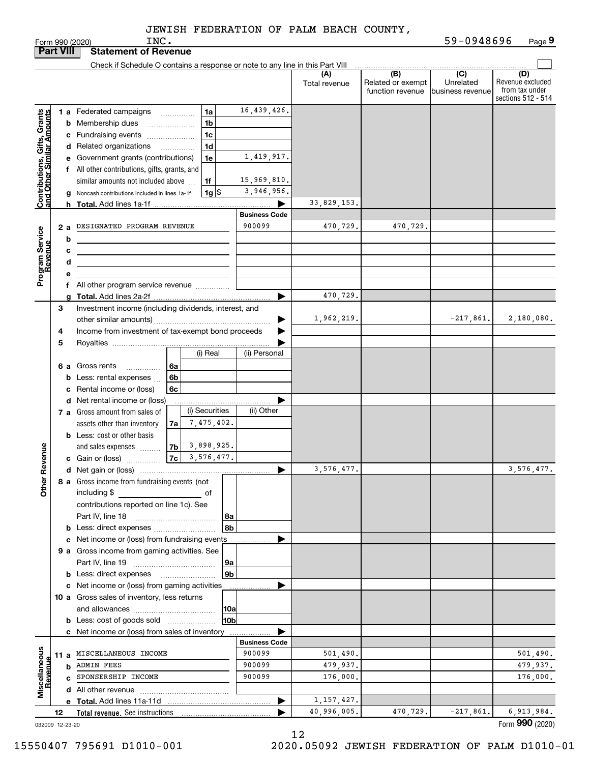JEWISH FEDERATION OF PALM BEACH COUNTY, INC. 59-0948696

Form 990 (2020) Page 9

## Part VIII Statement of Revenue

Check if Schedule O contains a response or note to any line in this Part VIII

| | | | (A) Total revenue | (B) Related or exempt function revenue | (C) Unrelated business revenue | (D) Revenue excluded from tax under sections 512 - 514 |
|---|---|---|---|---|---|---|
| **Contributions, Gifts, Grants and Other Similar Amounts** | | | | | | |
| 1 a Federated campaigns | 1a | 16,439,426. | | | | |
| b Membership dues | 1b | | | | | |
| c Fundraising events | 1c | | | | | |
| d Related organizations | 1d | | | | | |
| e Government grants (contributions) | 1e | 1,419,917. | | | | |
| f All other contributions, gifts, grants, and similar amounts not included above | 1f | 15,969,810. | | | | |
| g Noncash contributions included in lines 1a-1f | 1g | $ 3,946,956. | | | | |
| h Total. Add lines 1a-1f | | | 33,829,153. | | | |
| **Program Service Revenue** | | Business Code | | | | |
| 2 a DESIGNATED PROGRAM REVENUE | | 900099 | 470,729. | 470,729. | | |
| b | | | | | | |
| c | | | | | | |
| d | | | | | | |
| e | | | | | | |
| f All other program service revenue | | | | | | |
| g Total. Add lines 2a-2f | | | 470,729. | | | |
| **Other Revenue** | | | | | | |
| 3 Investment income (including dividends, interest, and other similar amounts) | | | 1,962,219. | | -217,861. | 2,180,080. |
| 4 Income from investment of tax-exempt bond proceeds | | | | | | |
| 5 Royalties | | | | | | |
| | (i) Real | (ii) Personal | | | | |
| 6 a Gross rents 6a | | | | | | |
| b Less: rental expenses 6b | | | | | | |
| c Rental income or (loss) 6c | | | | | | |
| d Net rental income or (loss) | | | | | | |
| | (i) Securities | (ii) Other | | | | |
| 7 a Gross amount from sales of assets other than inventory 7a | 7,475,402. | | | | | |
| b Less: cost or other basis and sales expenses 7b | 3,898,925. | | | | | |
| c Gain or (loss) 7c | 3,576,477. | | | | | |
| d Net gain or (loss) | | | 3,576,477. | | | 3,576,477. |
| 8 a Gross income from fundraising events (not including $ of contributions reported on line 1c). See Part IV, line 18 | 8a | | | | | |
| b Less: direct expenses | 8b | | | | | |
| c Net income or (loss) from fundraising events | | | | | | |
| 9 a Gross income from gaming activities. See Part IV, line 19 | 9a | | | | | |
| b Less: direct expenses | 9b | | | | | |
| c Net income or (loss) from gaming activities | | | | | | |
| 10 a Gross sales of inventory, less returns and allowances | 10a | | | | | |
| b Less: cost of goods sold | 10b | | | | | |
| c Net income or (loss) from sales of inventory | | | | | | |
| **Miscellaneous Revenue** | | Business Code | | | | |
| 11 a MISCELLANEOUS INCOME | | 900099 | 501,490. | | | 501,490. |
| b ADMIN FEES | | 900099 | 479,937. | | | 479,937. |
| c SPONSERSHIP INCOME | | 900099 | 176,000. | | | 176,000. |
| d All other revenue | | | | | | |
| e Total. Add lines 11a-11d | | | 1,157,427. | | | |
| 12 Total revenue. See instructions | | | 40,996,005. | 470,729. | -217,861. | 6,913,984. |

032009 12-23-20 Form 990 (2020)

15550407 795691 D1010-001 2020.05092 JEWISH FEDERATION OF PALM D1010-01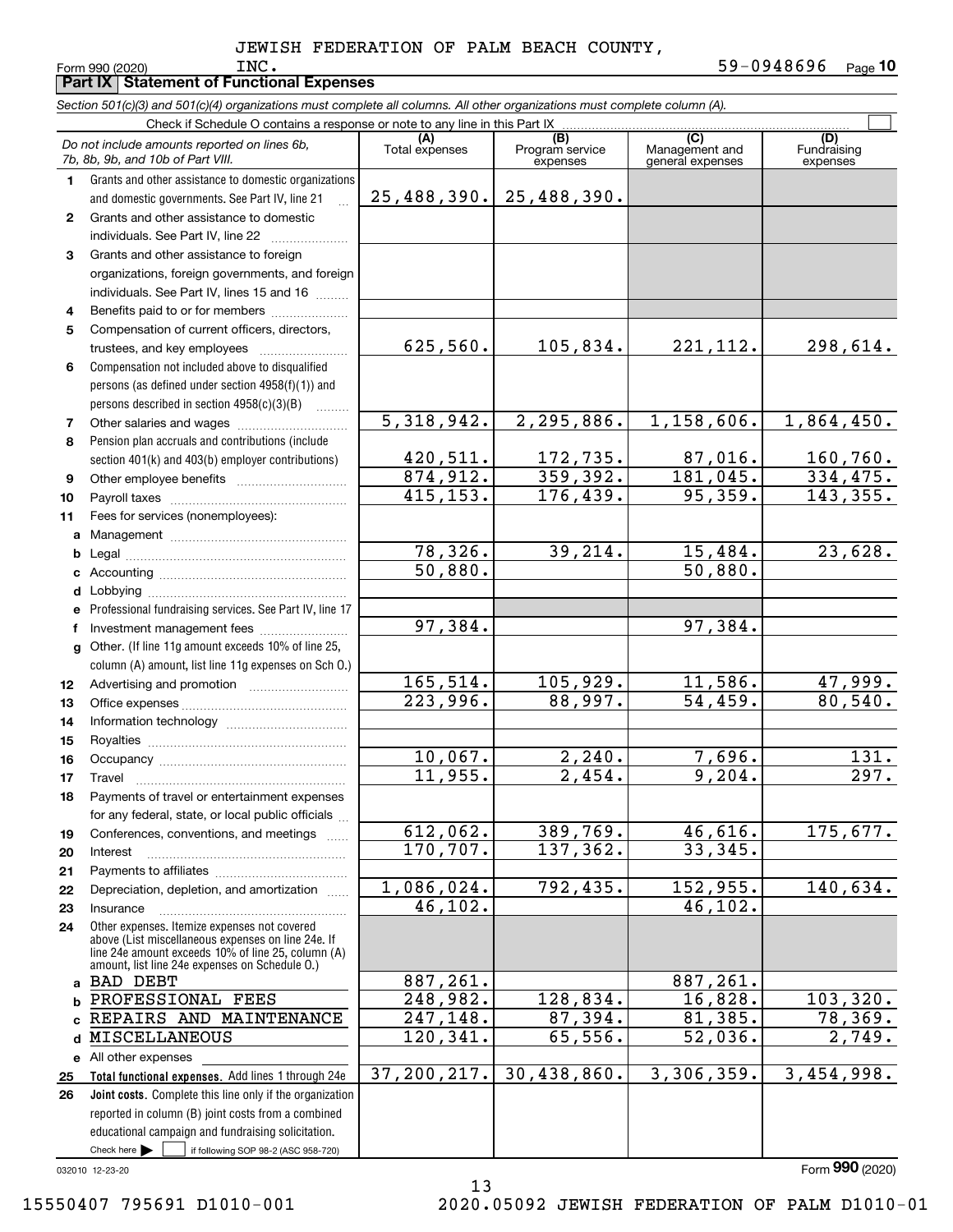JEWISH FEDERATION OF PALM BEACH COUNTY, INC.

59-0948696

Form 990 (2020)

## Part IX Statement of Functional Expenses

*Section 501(c)(3) and 501(c)(4) organizations must complete all columns. All other organizations must complete column (A).*

Check if Schedule O contains a response or note to any line in this Part IX

| *Do not include amounts reported on lines 6b, 7b, 8b, 9b, and 10b of Part VIII.* | (A) Total expenses | (B) Program service expenses | (C) Management and general expenses | (D) Fundraising expenses |
|---|---|---|---|---|
| 1 Grants and other assistance to domestic organizations and domestic governments. See Part IV, line 21 | 25,488,390. | 25,488,390. | | |
| 2 Grants and other assistance to domestic individuals. See Part IV, line 22 | | | | |
| 3 Grants and other assistance to foreign organizations, foreign governments, and foreign individuals. See Part IV, lines 15 and 16 | | | | |
| 4 Benefits paid to or for members | | | | |
| 5 Compensation of current officers, directors, trustees, and key employees | 625,560. | 105,834. | 221,112. | 298,614. |
| 6 Compensation not included above to disqualified persons (as defined under section 4958(f)(1)) and persons described in section 4958(c)(3)(B) | | | | |
| 7 Other salaries and wages | 5,318,942. | 2,295,886. | 1,158,606. | 1,864,450. |
| 8 Pension plan accruals and contributions (include section 401(k) and 403(b) employer contributions) | 420,511. | 172,735. | 87,016. | 160,760. |
| 9 Other employee benefits | 874,912. | 359,392. | 181,045. | 334,475. |
| 10 Payroll taxes | 415,153. | 176,439. | 95,359. | 143,355. |
| 11 Fees for services (nonemployees): | | | | |
| a Management | | | | |
| b Legal | 78,326. | 39,214. | 15,484. | 23,628. |
| c Accounting | 50,880. | | 50,880. | |
| d Lobbying | | | | |
| e Professional fundraising services. See Part IV, line 17 | | | | |
| f Investment management fees | 97,384. | | 97,384. | |
| g Other. (If line 11g amount exceeds 10% of line 25, column (A) amount, list line 11g expenses on Sch O.) | | | | |
| 12 Advertising and promotion | 165,514. | 105,929. | 11,586. | 47,999. |
| 13 Office expenses | 223,996. | 88,997. | 54,459. | 80,540. |
| 14 Information technology | | | | |
| 15 Royalties | | | | |
| 16 Occupancy | 10,067. | 2,240. | 7,696. | 131. |
| 17 Travel | 11,955. | 2,454. | 9,204. | 297. |
| 18 Payments of travel or entertainment expenses for any federal, state, or local public officials | | | | |
| 19 Conferences, conventions, and meetings | 612,062. | 389,769. | 46,616. | 175,677. |
| 20 Interest | 170,707. | 137,362. | 33,345. | |
| 21 Payments to affiliates | | | | |
| 22 Depreciation, depletion, and amortization | 1,086,024. | 792,435. | 152,955. | 140,634. |
| 23 Insurance | 46,102. | | 46,102. | |
| 24 Other expenses. Itemize expenses not covered above (List miscellaneous expenses on line 24e. If line 24e amount exceeds 10% of line 25, column (A) amount, list line 24e expenses on Schedule O.) | | | | |
| a BAD DEBT | 887,261. | | 887,261. | |
| b PROFESSIONAL FEES | 248,982. | 128,834. | 16,828. | 103,320. |
| c REPAIRS AND MAINTENANCE | 247,148. | 87,394. | 81,385. | 78,369. |
| d MISCELLANEOUS | 120,341. | 65,556. | 52,036. | 2,749. |
| e All other expenses | | | | |
| 25 **Total functional expenses.** Add lines 1 through 24e | 37,200,217. | 30,438,860. | 3,306,359. | 3,454,998. |
| 26 **Joint costs.** Complete this line only if the organization reported in column (B) joint costs from a combined educational campaign and fundraising solicitation. Check here ☐ if following SOP 98-2 (ASC 958-720) | | | | |

032010 12-23-20

Form **990** (2020)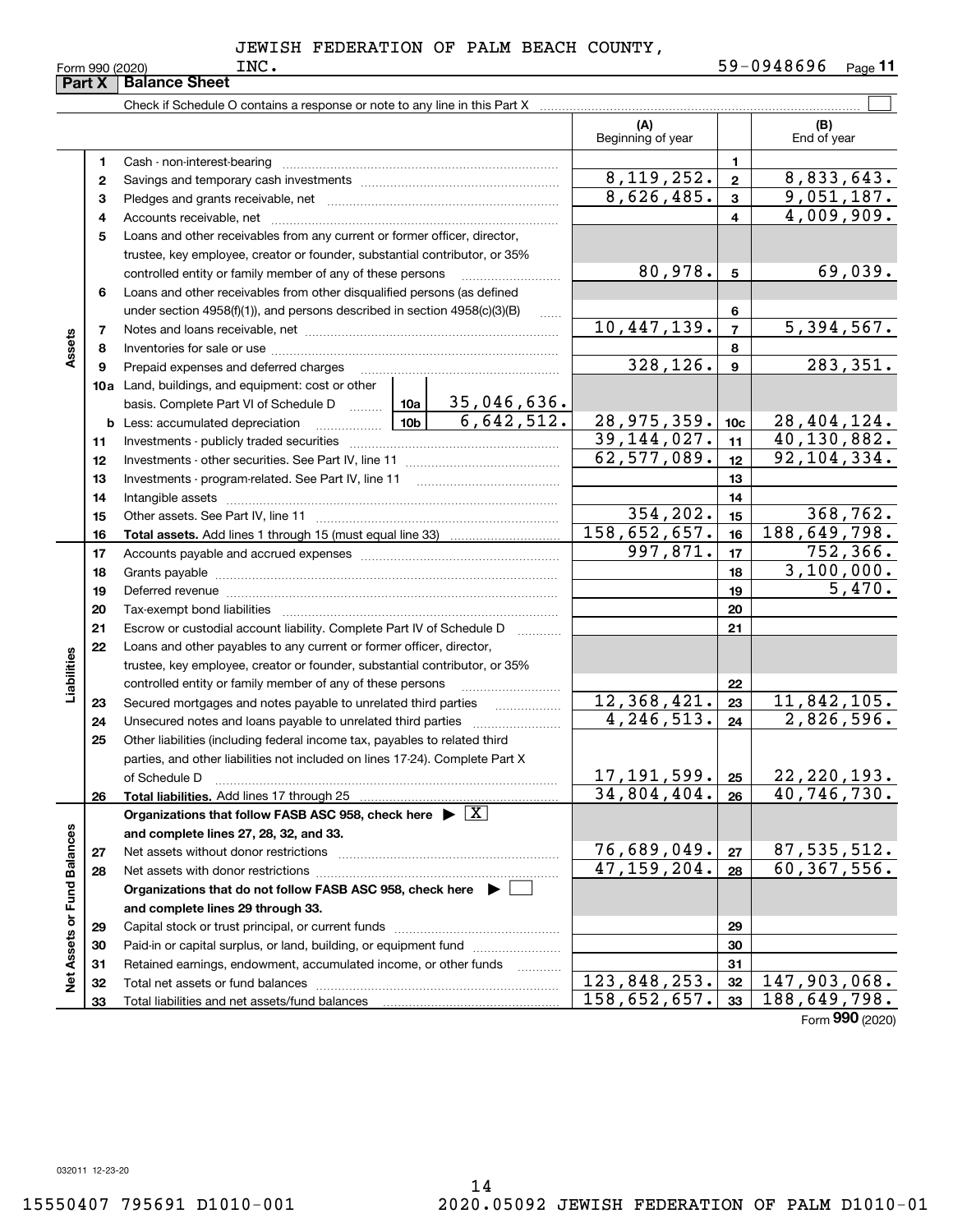JEWISH FEDERATION OF PALM BEACH COUNTY, INC.

Form 990 (2020) 59-0948696 Page **11**

## Part X Balance Sheet

Check if Schedule O contains a response or note to any line in this Part X ☐

| | | | | (A) Beginning of year | | (B) End of year |
|---|---|---|---|---|---|---|
| **Assets** | 1 | Cash - non-interest-bearing | | | 1 | |
| | 2 | Savings and temporary cash investments | | 8,119,252. | 2 | 8,833,643. |
| | 3 | Pledges and grants receivable, net | | 8,626,485. | 3 | 9,051,187. |
| | 4 | Accounts receivable, net | | | 4 | 4,009,909. |
| | 5 | Loans and other receivables from any current or former officer, director, trustee, key employee, creator or founder, substantial contributor, or 35% controlled entity or family member of any of these persons | | 80,978. | 5 | 69,039. |
| | 6 | Loans and other receivables from other disqualified persons (as defined under section 4958(f)(1)), and persons described in section 4958(c)(3)(B) | | | 6 | |
| | 7 | Notes and loans receivable, net | | 10,447,139. | 7 | 5,394,567. |
| | 8 | Inventories for sale or use | | | 8 | |
| | 9 | Prepaid expenses and deferred charges | | 328,126. | 9 | 283,351. |
| | 10a | Land, buildings, and equipment: cost or other basis. Complete Part VI of Schedule D | 10a 35,046,636. | | | |
| | b | Less: accumulated depreciation | 10b 6,642,512. | 28,975,359. | 10c | 28,404,124. |
| | 11 | Investments - publicly traded securities | | 39,144,027. | 11 | 40,130,882. |
| | 12 | Investments - other securities. See Part IV, line 11 | | 62,577,089. | 12 | 92,104,334. |
| | 13 | Investments - program-related. See Part IV, line 11 | | | 13 | |
| | 14 | Intangible assets | | | 14 | |
| | 15 | Other assets. See Part IV, line 11 | | 354,202. | 15 | 368,762. |
| | 16 | **Total assets.** Add lines 1 through 15 (must equal line 33) | | 158,652,657. | 16 | 188,649,798. |
| **Liabilities** | 17 | Accounts payable and accrued expenses | | 997,871. | 17 | 752,366. |
| | 18 | Grants payable | | | 18 | 3,100,000. |
| | 19 | Deferred revenue | | | 19 | 5,470. |
| | 20 | Tax-exempt bond liabilities | | | 20 | |
| | 21 | Escrow or custodial account liability. Complete Part IV of Schedule D | | | 21 | |
| | 22 | Loans and other payables to any current or former officer, director, trustee, key employee, creator or founder, substantial contributor, or 35% controlled entity or family member of any of these persons | | | 22 | |
| | 23 | Secured mortgages and notes payable to unrelated third parties | | 12,368,421. | 23 | 11,842,105. |
| | 24 | Unsecured notes and loans payable to unrelated third parties | | 4,246,513. | 24 | 2,826,596. |
| | 25 | Other liabilities (including federal income tax, payables to related third parties, and other liabilities not included on lines 17-24). Complete Part X of Schedule D | | 17,191,599. | 25 | 22,220,193. |
| | 26 | **Total liabilities.** Add lines 17 through 25 | | 34,804,404. | 26 | 40,746,730. |
| **Net Assets or Fund Balances** | | **Organizations that follow FASB ASC 958, check here** ▶ ☒ **and complete lines 27, 28, 32, and 33.** | | | | |
| | 27 | Net assets without donor restrictions | | 76,689,049. | 27 | 87,535,512. |
| | 28 | Net assets with donor restrictions | | 47,159,204. | 28 | 60,367,556. |
| | | **Organizations that do not follow FASB ASC 958, check here** ▶ ☐ **and complete lines 29 through 33.** | | | | |
| | 29 | Capital stock or trust principal, or current funds | | | 29 | |
| | 30 | Paid-in or capital surplus, or land, building, or equipment fund | | | 30 | |
| | 31 | Retained earnings, endowment, accumulated income, or other funds | | | 31 | |
| | 32 | Total net assets or fund balances | | 123,848,253. | 32 | 147,903,068. |
| | 33 | Total liabilities and net assets/fund balances | | 158,652,657. | 33 | 188,649,798. |

Form **990** (2020)

032011 12-23-20

15550407 795691 D1010-001 2020.05092 JEWISH FEDERATION OF PALM D1010-01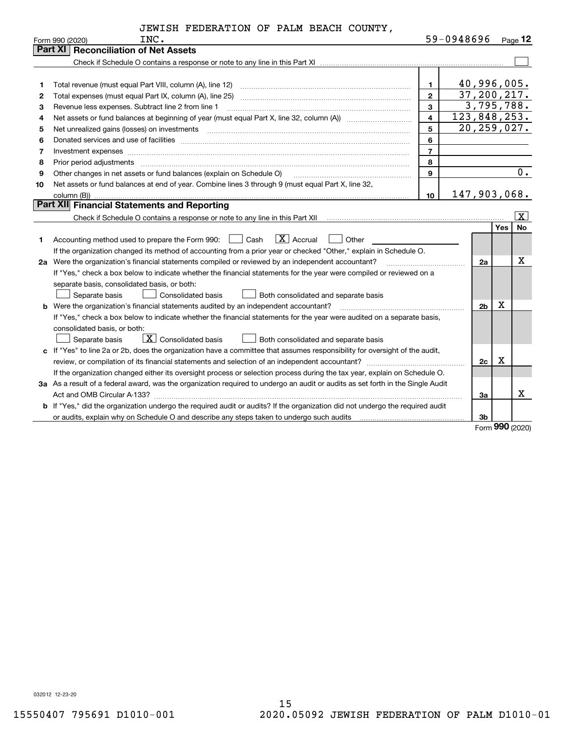JEWISH FEDERATION OF PALM BEACH COUNTY, INC.

Form 990 (2020) 59-0948696 Page 12

## Part XI Reconciliation of Net Assets

Check if Schedule O contains a response or note to any line in this Part XI ☐

| | | | |
|---|---|---|---|
| 1 | Total revenue (must equal Part VIII, column (A), line 12) | 1 | 40,996,005. |
| 2 | Total expenses (must equal Part IX, column (A), line 25) | 2 | 37,200,217. |
| 3 | Revenue less expenses. Subtract line 2 from line 1 | 3 | 3,795,788. |
| 4 | Net assets or fund balances at beginning of year (must equal Part X, line 32, column (A)) | 4 | 123,848,253. |
| 5 | Net unrealized gains (losses) on investments | 5 | 20,259,027. |
| 6 | Donated services and use of facilities | 6 | |
| 7 | Investment expenses | 7 | |
| 8 | Prior period adjustments | 8 | |
| 9 | Other changes in net assets or fund balances (explain on Schedule O) | 9 | 0. |
| 10 | Net assets or fund balances at end of year. Combine lines 3 through 9 (must equal Part X, line 32, column (B)) | 10 | 147,903,068. |

## Part XII Financial Statements and Reporting

Check if Schedule O contains a response or note to any line in this Part XII ☒

| | | | Yes | No |
|---|---|---|---|---|
| 1 | Accounting method used to prepare the Form 990: ☐ Cash ☒ Accrual ☐ Other | | | |
| | If the organization changed its method of accounting from a prior year or checked "Other," explain in Schedule O. | | | |
| 2a | Were the organization's financial statements compiled or reviewed by an independent accountant? | 2a | | X |
| | If "Yes," check a box below to indicate whether the financial statements for the year were compiled or reviewed on a separate basis, consolidated basis, or both: ☐ Separate basis ☐ Consolidated basis ☐ Both consolidated and separate basis | | | |
| b | Were the organization's financial statements audited by an independent accountant? | 2b | X | |
| | If "Yes," check a box below to indicate whether the financial statements for the year were audited on a separate basis, consolidated basis, or both: ☐ Separate basis ☒ Consolidated basis ☐ Both consolidated and separate basis | | | |
| c | If "Yes" to line 2a or 2b, does the organization have a committee that assumes responsibility for oversight of the audit, review, or compilation of its financial statements and selection of an independent accountant? | 2c | X | |
| | If the organization changed either its oversight process or selection process during the tax year, explain on Schedule O. | | | |
| 3a | As a result of a federal award, was the organization required to undergo an audit or audits as set forth in the Single Audit Act and OMB Circular A-133? | 3a | | X |
| b | If "Yes," did the organization undergo the required audit or audits? If the organization did not undergo the required audit or audits, explain why on Schedule O and describe any steps taken to undergo such audits | 3b | | |

Form 990 (2020)

032012 12-23-20

15550407 795691 D1010-001 2020.05092 JEWISH FEDERATION OF PALM D1010-01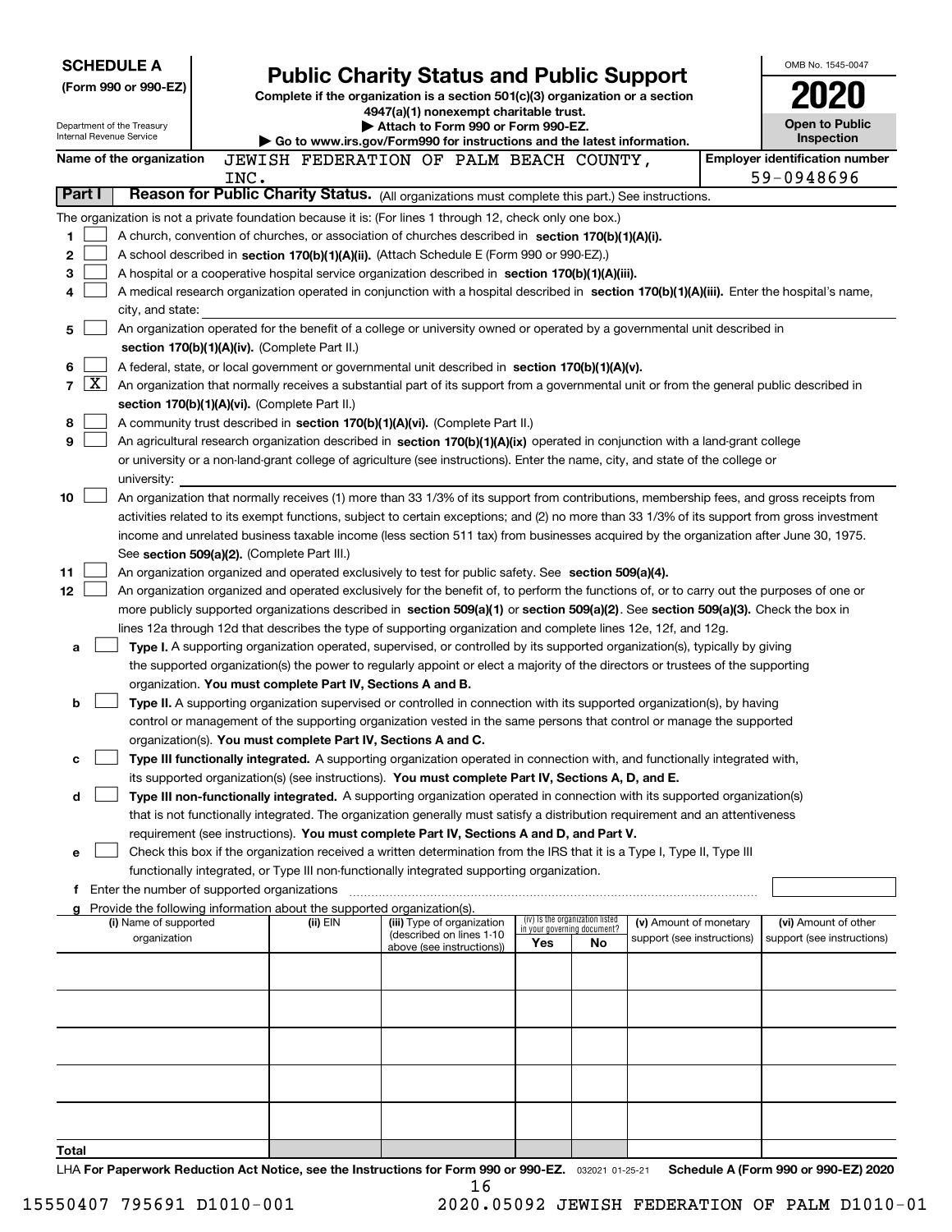**SCHEDULE A**
**(Form 990 or 990-EZ)**

Department of the Treasury
Internal Revenue Service

# Public Charity Status and Public Support

**Complete if the organization is a section 501(c)(3) organization or a section 4947(a)(1) nonexempt charitable trust.**
**▶ Attach to Form 990 or Form 990-EZ.**
**▶ Go to www.irs.gov/Form990 for instructions and the latest information.**

OMB No. 1545-0047

**2020**

**Open to Public Inspection**

**Name of the organization** JEWISH FEDERATION OF PALM BEACH COUNTY, INC.

**Employer identification number** 59-0948696

## Part I — Reason for Public Charity Status. (All organizations must complete this part.) See instructions.

The organization is not a private foundation because it is: (For lines 1 through 12, check only one box.)

1. ☐ A church, convention of churches, or association of churches described in **section 170(b)(1)(A)(i).**
2. ☐ A school described in **section 170(b)(1)(A)(ii).** (Attach Schedule E (Form 990 or 990-EZ).)
3. ☐ A hospital or a cooperative hospital service organization described in **section 170(b)(1)(A)(iii).**
4. ☐ A medical research organization operated in conjunction with a hospital described in **section 170(b)(1)(A)(iii).** Enter the hospital's name, city, and state:
5. ☐ An organization operated for the benefit of a college or university owned or operated by a governmental unit described in **section 170(b)(1)(A)(iv).** (Complete Part II.)
6. ☐ A federal, state, or local government or governmental unit described in **section 170(b)(1)(A)(v).**
7. ☒ An organization that normally receives a substantial part of its support from a governmental unit or from the general public described in **section 170(b)(1)(A)(vi).** (Complete Part II.)
8. ☐ A community trust described in **section 170(b)(1)(A)(vi).** (Complete Part II.)
9. ☐ An agricultural research organization described in **section 170(b)(1)(A)(ix)** operated in conjunction with a land-grant college or university or a non-land-grant college of agriculture (see instructions). Enter the name, city, and state of the college or university:
10. ☐ An organization that normally receives (1) more than 33 1/3% of its support from contributions, membership fees, and gross receipts from activities related to its exempt functions, subject to certain exceptions; and (2) no more than 33 1/3% of its support from gross investment income and unrelated business taxable income (less section 511 tax) from businesses acquired by the organization after June 30, 1975. See **section 509(a)(2).** (Complete Part III.)
11. ☐ An organization organized and operated exclusively to test for public safety. See **section 509(a)(4).**
12. ☐ An organization organized and operated exclusively for the benefit of, to perform the functions of, or to carry out the purposes of one or more publicly supported organizations described in **section 509(a)(1)** or **section 509(a)(2)**. See **section 509(a)(3).** Check the box in lines 12a through 12d that describes the type of supporting organization and complete lines 12e, 12f, and 12g.
   - **a** ☐ **Type I.** A supporting organization operated, supervised, or controlled by its supported organization(s), typically by giving the supported organization(s) the power to regularly appoint or elect a majority of the directors or trustees of the supporting organization. **You must complete Part IV, Sections A and B.**
   - **b** ☐ **Type II.** A supporting organization supervised or controlled in connection with its supported organization(s), by having control or management of the supporting organization vested in the same persons that control or manage the supported organization(s). **You must complete Part IV, Sections A and C.**
   - **c** ☐ **Type III functionally integrated.** A supporting organization operated in connection with, and functionally integrated with, its supported organization(s) (see instructions). **You must complete Part IV, Sections A, D, and E.**
   - **d** ☐ **Type III non-functionally integrated.** A supporting organization operated in connection with its supported organization(s) that is not functionally integrated. The organization generally must satisfy a distribution requirement and an attentiveness requirement (see instructions). **You must complete Part IV, Sections A and D, and Part V.**
   - **e** ☐ Check this box if the organization received a written determination from the IRS that it is a Type I, Type II, Type III functionally integrated, or Type III non-functionally integrated supporting organization.
   - **f** Enter the number of supported organizations
   - **g** Provide the following information about the supported organization(s).

| (i) Name of supported organization | (ii) EIN | (iii) Type of organization (described on lines 1-10 above (see instructions)) | (iv) Is the organization listed in your governing document? Yes | No | (v) Amount of monetary support (see instructions) | (vi) Amount of other support (see instructions) |
|---|---|---|---|---|---|---|
| | | | | | | |
| | | | | | | |
| | | | | | | |
| | | | | | | |
| | | | | | | |
| **Total** | | | | | | |

LHA **For Paperwork Reduction Act Notice, see the Instructions for Form 990 or 990-EZ.** 032021 01-25-21 **Schedule A (Form 990 or 990-EZ) 2020**

15550407 795691 D1010-001 2020.05092 JEWISH FEDERATION OF PALM D1010-01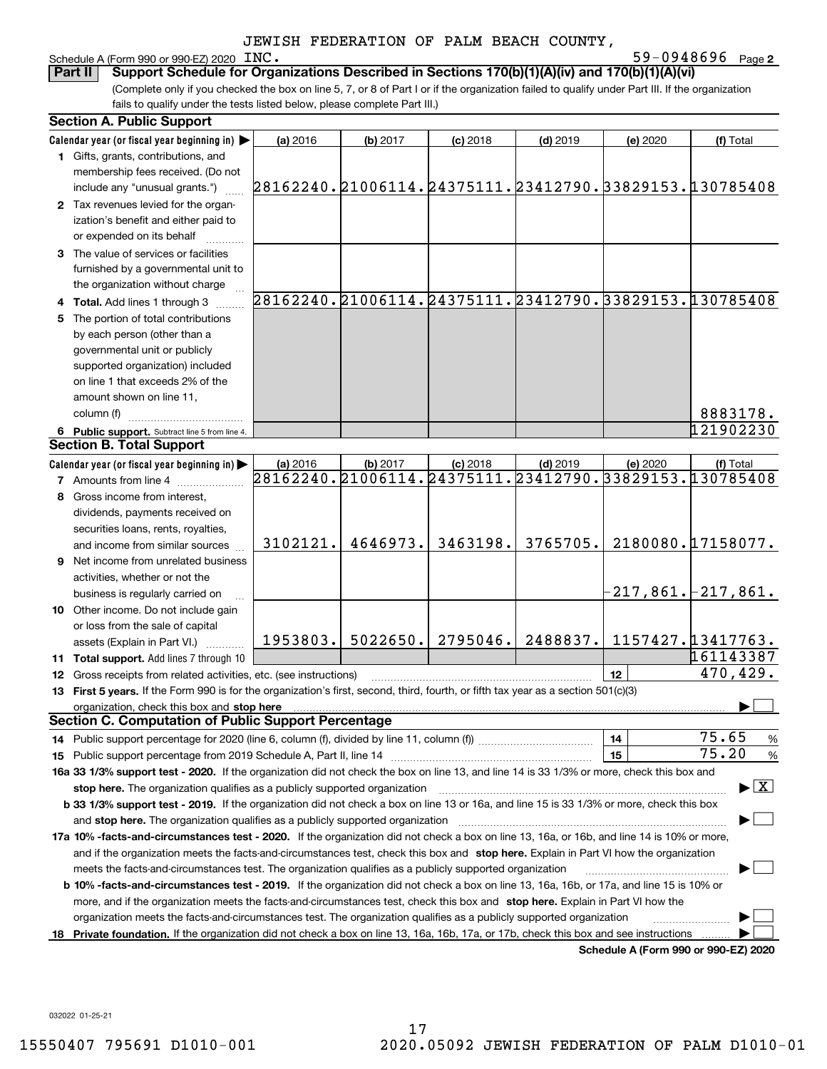JEWISH FEDERATION OF PALM BEACH COUNTY, INC. 59-0948696

Schedule A (Form 990 or 990-EZ) 2020 Page 2

## Part II Support Schedule for Organizations Described in Sections 170(b)(1)(A)(iv) and 170(b)(1)(A)(vi)

(Complete only if you checked the box on line 5, 7, or 8 of Part I or if the organization failed to qualify under Part III. If the organization fails to qualify under the tests listed below, please complete Part III.)

### Section A. Public Support

| Calendar year (or fiscal year beginning in) ▶ | (a) 2016 | (b) 2017 | (c) 2018 | (d) 2019 | (e) 2020 | (f) Total |
|---|---|---|---|---|---|---|
| 1 Gifts, grants, contributions, and membership fees received. (Do not include any "unusual grants.") | 28162240. | 21006114. | 24375111. | 23412790. | 33829153. | 130785408 |
| 2 Tax revenues levied for the organization's benefit and either paid to or expended on its behalf | | | | | | |
| 3 The value of services or facilities furnished by a governmental unit to the organization without charge | | | | | | |
| 4 Total. Add lines 1 through 3 | 28162240. | 21006114. | 24375111. | 23412790. | 33829153. | 130785408 |
| 5 The portion of total contributions by each person (other than a governmental unit or publicly supported organization) included on line 1 that exceeds 2% of the amount shown on line 11, column (f) | | | | | | 8883178. |
| 6 Public support. Subtract line 5 from line 4. | | | | | | 121902230 |

### Section B. Total Support

| Calendar year (or fiscal year beginning in) ▶ | (a) 2016 | (b) 2017 | (c) 2018 | (d) 2019 | (e) 2020 | (f) Total |
|---|---|---|---|---|---|---|
| 7 Amounts from line 4 | 28162240. | 21006114. | 24375111. | 23412790. | 33829153. | 130785408 |
| 8 Gross income from interest, dividends, payments received on securities loans, rents, royalties, and income from similar sources | 3102121. | 4646973. | 3463198. | 3765705. | 2180080. | 17158077. |
| 9 Net income from unrelated business activities, whether or not the business is regularly carried on | | | | | -217,861. | -217,861. |
| 10 Other income. Do not include gain or loss from the sale of capital assets (Explain in Part VI.) | 1953803. | 5022650. | 2795046. | 2488837. | 1157427. | 13417763. |
| 11 Total support. Add lines 7 through 10 | | | | | | 161143387 |

12 Gross receipts from related activities, etc. (see instructions) — 12 — 470,429.

13 **First 5 years.** If the Form 990 is for the organization's first, second, third, fourth, or fifth tax year as a section 501(c)(3) organization, check this box and **stop here** ▶ ☐

### Section C. Computation of Public Support Percentage

14 Public support percentage for 2020 (line 6, column (f), divided by line 11, column (f)) — 14 — 75.65 %

15 Public support percentage from 2019 Schedule A, Part II, line 14 — 15 — 75.20 %

16a **33 1/3% support test - 2020.** If the organization did not check the box on line 13, and line 14 is 33 1/3% or more, check this box and **stop here.** The organization qualifies as a publicly supported organization ▶ ☒

b **33 1/3% support test - 2019.** If the organization did not check a box on line 13 or 16a, and line 15 is 33 1/3% or more, check this box and **stop here.** The organization qualifies as a publicly supported organization ▶ ☐

17a **10% -facts-and-circumstances test - 2020.** If the organization did not check a box on line 13, 16a, or 16b, and line 14 is 10% or more, and if the organization meets the facts-and-circumstances test, check this box and **stop here.** Explain in Part VI how the organization meets the facts-and-circumstances test. The organization qualifies as a publicly supported organization ▶ ☐

b **10% -facts-and-circumstances test - 2019.** If the organization did not check a box on line 13, 16a, 16b, or 17a, and line 15 is 10% or more, and if the organization meets the facts-and-circumstances test, check this box and **stop here.** Explain in Part VI how the organization meets the facts-and-circumstances test. The organization qualifies as a publicly supported organization ▶ ☐

18 **Private foundation.** If the organization did not check a box on line 13, 16a, 16b, 17a, or 17b, check this box and see instructions ▶ ☐

Schedule A (Form 990 or 990-EZ) 2020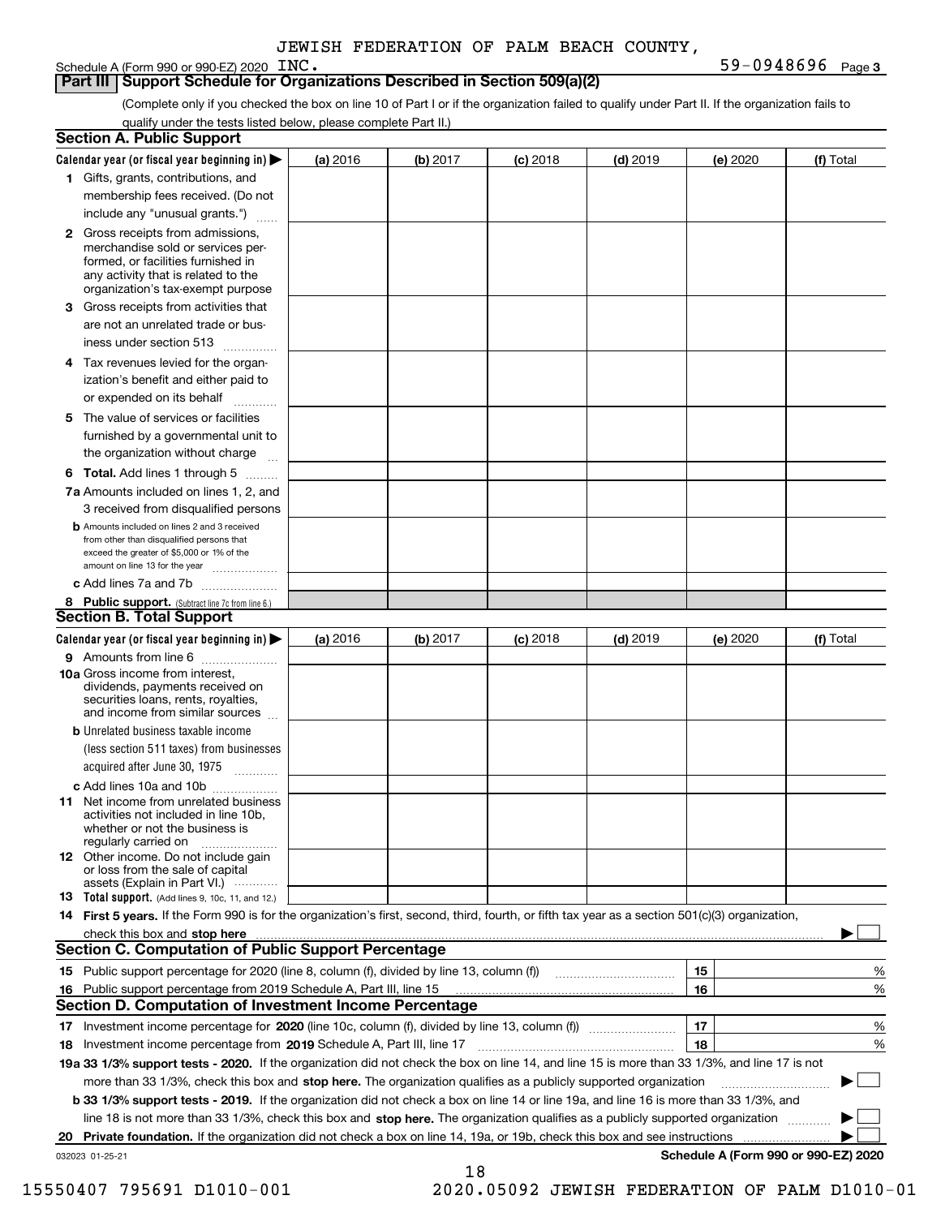JEWISH FEDERATION OF PALM BEACH COUNTY, INC. 59-0948696

Schedule A (Form 990 or 990-EZ) 2020 Page 3

## Part III Support Schedule for Organizations Described in Section 509(a)(2)

(Complete only if you checked the box on line 10 of Part I or if the organization failed to qualify under Part II. If the organization fails to qualify under the tests listed below, please complete Part II.)

### Section A. Public Support

| Calendar year (or fiscal year beginning in) ▶ | (a) 2016 | (b) 2017 | (c) 2018 | (d) 2019 | (e) 2020 | (f) Total |
|---|---|---|---|---|---|---|
| 1 Gifts, grants, contributions, and membership fees received. (Do not include any "unusual grants.") | | | | | | |
| 2 Gross receipts from admissions, merchandise sold or services performed, or facilities furnished in any activity that is related to the organization's tax-exempt purpose | | | | | | |
| 3 Gross receipts from activities that are not an unrelated trade or business under section 513 | | | | | | |
| 4 Tax revenues levied for the organization's benefit and either paid to or expended on its behalf | | | | | | |
| 5 The value of services or facilities furnished by a governmental unit to the organization without charge | | | | | | |
| 6 **Total.** Add lines 1 through 5 | | | | | | |
| 7a Amounts included on lines 1, 2, and 3 received from disqualified persons | | | | | | |
| b Amounts included on lines 2 and 3 received from other than disqualified persons that exceed the greater of $5,000 or 1% of the amount on line 13 for the year | | | | | | |
| c Add lines 7a and 7b | | | | | | |
| 8 **Public support.** (Subtract line 7c from line 6.) | | | | | | |

### Section B. Total Support

| Calendar year (or fiscal year beginning in) ▶ | (a) 2016 | (b) 2017 | (c) 2018 | (d) 2019 | (e) 2020 | (f) Total |
|---|---|---|---|---|---|---|
| 9 Amounts from line 6 | | | | | | |
| 10a Gross income from interest, dividends, payments received on securities loans, rents, royalties, and income from similar sources | | | | | | |
| b Unrelated business taxable income (less section 511 taxes) from businesses acquired after June 30, 1975 | | | | | | |
| c Add lines 10a and 10b | | | | | | |
| 11 Net income from unrelated business activities not included in line 10b, whether or not the business is regularly carried on | | | | | | |
| 12 Other income. Do not include gain or loss from the sale of capital assets (Explain in Part VI.) | | | | | | |
| 13 **Total support.** (Add lines 9, 10c, 11, and 12.) | | | | | | |

14 **First 5 years.** If the Form 990 is for the organization's first, second, third, fourth, or fifth tax year as a section 501(c)(3) organization, check this box and **stop here** ▶ ☐

### Section C. Computation of Public Support Percentage

| | | | |
|---|---|---|---|
| 15 | Public support percentage for 2020 (line 8, column (f), divided by line 13, column (f)) | 15 | % |
| 16 | Public support percentage from 2019 Schedule A, Part III, line 15 | 16 | % |

### Section D. Computation of Investment Income Percentage

| | | | |
|---|---|---|---|
| 17 | Investment income percentage for **2020** (line 10c, column (f), divided by line 13, column (f)) | 17 | % |
| 18 | Investment income percentage from **2019** Schedule A, Part III, line 17 | 18 | % |

**19a 33 1/3% support tests - 2020.** If the organization did not check the box on line 14, and line 15 is more than 33 1/3%, and line 17 is not more than 33 1/3%, check this box and **stop here.** The organization qualifies as a publicly supported organization ▶ ☐

**b 33 1/3% support tests - 2019.** If the organization did not check a box on line 14 or line 19a, and line 16 is more than 33 1/3%, and line 18 is not more than 33 1/3%, check this box and **stop here.** The organization qualifies as a publicly supported organization ▶ ☐

**20 Private foundation.** If the organization did not check a box on line 14, 19a, or 19b, check this box and see instructions ▶ ☐

032023 01-25-21

**Schedule A (Form 990 or 990-EZ) 2020**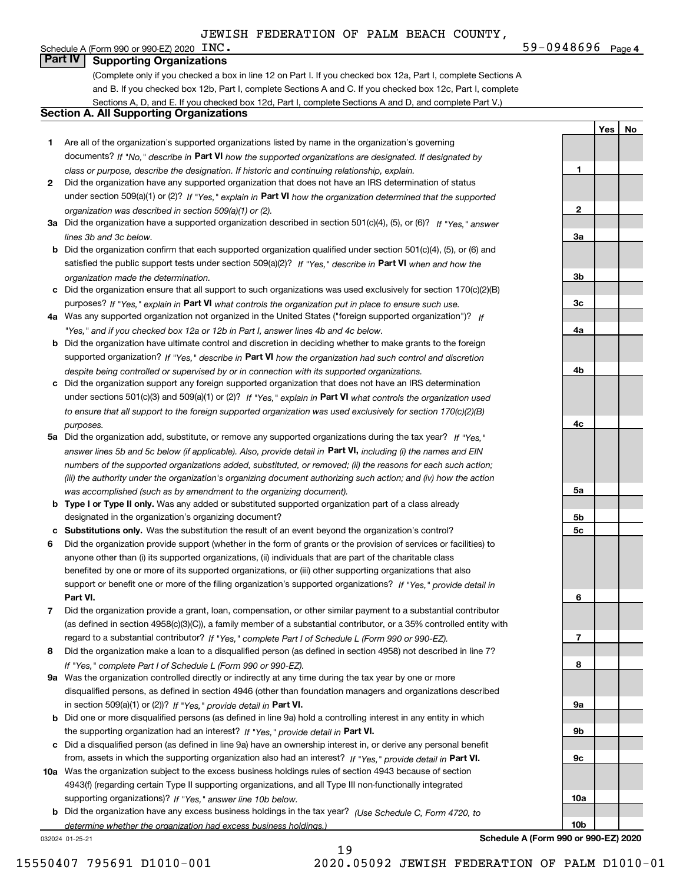JEWISH FEDERATION OF PALM BEACH COUNTY, INC.

Schedule A (Form 990 or 990-EZ) 2020 59-0948696 Page 4

## Part IV Supporting Organizations

(Complete only if you checked a box in line 12 on Part I. If you checked box 12a, Part I, complete Sections A and B. If you checked box 12b, Part I, complete Sections A and C. If you checked box 12c, Part I, complete Sections A, D, and E. If you checked box 12d, Part I, complete Sections A and D, and complete Part V.)

### Section A. All Supporting Organizations

| | | | Yes | No |
|---|---|---|---|---|
| **1** | Are all of the organization's supported organizations listed by name in the organization's governing documents? *If "No," describe in* **Part VI** *how the supported organizations are designated. If designated by class or purpose, describe the designation. If historic and continuing relationship, explain.* | 1 | | |
| **2** | Did the organization have any supported organization that does not have an IRS determination of status under section 509(a)(1) or (2)? *If "Yes," explain in* **Part VI** *how the organization determined that the supported organization was described in section 509(a)(1) or (2).* | 2 | | |
| **3a** | Did the organization have a supported organization described in section 501(c)(4), (5), or (6)? *If "Yes," answer lines 3b and 3c below.* | 3a | | |
| **b** | Did the organization confirm that each supported organization qualified under section 501(c)(4), (5), or (6) and satisfied the public support tests under section 509(a)(2)? *If "Yes," describe in* **Part VI** *when and how the organization made the determination.* | 3b | | |
| **c** | Did the organization ensure that all support to such organizations was used exclusively for section 170(c)(2)(B) purposes? *If "Yes," explain in* **Part VI** *what controls the organization put in place to ensure such use.* | 3c | | |
| **4a** | Was any supported organization not organized in the United States ("foreign supported organization")? *If "Yes," and if you checked box 12a or 12b in Part I, answer lines 4b and 4c below.* | 4a | | |
| **b** | Did the organization have ultimate control and discretion in deciding whether to make grants to the foreign supported organization? *If "Yes," describe in* **Part VI** *how the organization had such control and discretion despite being controlled or supervised by or in connection with its supported organizations.* | 4b | | |
| **c** | Did the organization support any foreign supported organization that does not have an IRS determination under sections 501(c)(3) and 509(a)(1) or (2)? *If "Yes," explain in* **Part VI** *what controls the organization used to ensure that all support to the foreign supported organization was used exclusively for section 170(c)(2)(B) purposes.* | 4c | | |
| **5a** | Did the organization add, substitute, or remove any supported organizations during the tax year? *If "Yes," answer lines 5b and 5c below (if applicable). Also, provide detail in* **Part VI,** *including (i) the names and EIN numbers of the supported organizations added, substituted, or removed; (ii) the reasons for each such action; (iii) the authority under the organization's organizing document authorizing such action; and (iv) how the action was accomplished (such as by amendment to the organizing document).* | 5a | | |
| **b** | **Type I or Type II only.** Was any added or substituted supported organization part of a class already designated in the organization's organizing document? | 5b | | |
| **c** | **Substitutions only.** Was the substitution the result of an event beyond the organization's control? | 5c | | |
| **6** | Did the organization provide support (whether in the form of grants or the provision of services or facilities) to anyone other than (i) its supported organizations, (ii) individuals that are part of the charitable class benefited by one or more of its supported organizations, or (iii) other supporting organizations that also support or benefit one or more of the filing organization's supported organizations? *If "Yes," provide detail in* **Part VI.** | 6 | | |
| **7** | Did the organization provide a grant, loan, compensation, or other similar payment to a substantial contributor (as defined in section 4958(c)(3)(C)), a family member of a substantial contributor, or a 35% controlled entity with regard to a substantial contributor? *If "Yes," complete Part I of Schedule L (Form 990 or 990-EZ).* | 7 | | |
| **8** | Did the organization make a loan to a disqualified person (as defined in section 4958) not described in line 7? *If "Yes," complete Part I of Schedule L (Form 990 or 990-EZ).* | 8 | | |
| **9a** | Was the organization controlled directly or indirectly at any time during the tax year by one or more disqualified persons, as defined in section 4946 (other than foundation managers and organizations described in section 509(a)(1) or (2))? *If "Yes," provide detail in* **Part VI.** | 9a | | |
| **b** | Did one or more disqualified persons (as defined in line 9a) hold a controlling interest in any entity in which the supporting organization had an interest? *If "Yes," provide detail in* **Part VI.** | 9b | | |
| **c** | Did a disqualified person (as defined in line 9a) have an ownership interest in, or derive any personal benefit from, assets in which the supporting organization also had an interest? *If "Yes," provide detail in* **Part VI.** | 9c | | |
| **10a** | Was the organization subject to the excess business holdings rules of section 4943 because of section 4943(f) (regarding certain Type II supporting organizations, and all Type III non-functionally integrated supporting organizations)? *If "Yes," answer line 10b below.* | 10a | | |
| **b** | Did the organization have any excess business holdings in the tax year? *(Use Schedule C, Form 4720, to determine whether the organization had excess business holdings.)* | 10b | | |

032024 01-25-21 **Schedule A (Form 990 or 990-EZ) 2020**

15550407 795691 D1010-001 2020.05092 JEWISH FEDERATION OF PALM D1010-01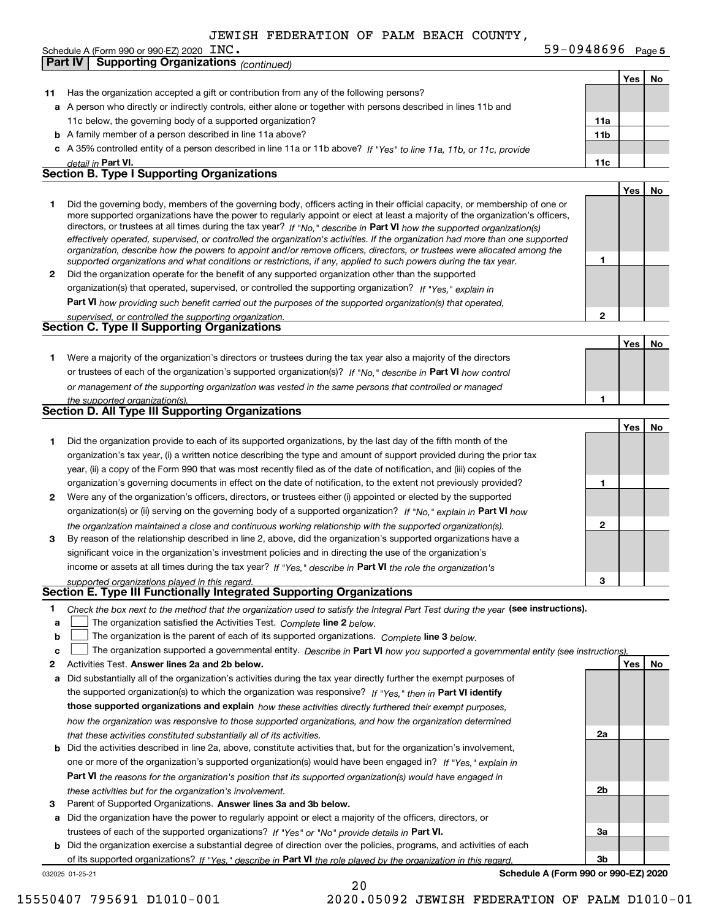JEWISH FEDERATION OF PALM BEACH COUNTY, INC.

Schedule A (Form 990 or 990-EZ) 2020 59-0948696 Page 5

**Part IV Supporting Organizations** *(continued)*

| | | | Yes | No |
|---|---|---|---|---|
| **11** | Has the organization accepted a gift or contribution from any of the following persons? | | | |
| **a** | A person who directly or indirectly controls, either alone or together with persons described in lines 11b and 11c below, the governing body of a supported organization? | **11a** | | |
| **b** | A family member of a person described in line 11a above? | **11b** | | |
| **c** | A 35% controlled entity of a person described in line 11a or 11b above? *If "Yes" to line 11a, 11b, or 11c, provide detail in* **Part VI.** | **11c** | | |

## Section B. Type I Supporting Organizations

| | | | Yes | No |
|---|---|---|---|---|
| **1** | Did the governing body, members of the governing body, officers acting in their official capacity, or membership of one or more supported organizations have the power to regularly appoint or elect at least a majority of the organization's officers, directors, or trustees at all times during the tax year? *If "No," describe in* **Part VI** *how the supported organization(s) effectively operated, supervised, or controlled the organization's activities. If the organization had more than one supported organization, describe how the powers to appoint and/or remove officers, directors, or trustees were allocated among the supported organizations and what conditions or restrictions, if any, applied to such powers during the tax year.* | **1** | | |
| **2** | Did the organization operate for the benefit of any supported organization other than the supported organization(s) that operated, supervised, or controlled the supporting organization? *If "Yes," explain in* **Part VI** *how providing such benefit carried out the purposes of the supported organization(s) that operated, supervised, or controlled the supporting organization.* | **2** | | |

## Section C. Type II Supporting Organizations

| | | | Yes | No |
|---|---|---|---|---|
| **1** | Were a majority of the organization's directors or trustees during the tax year also a majority of the directors or trustees of each of the organization's supported organization(s)? *If "No," describe in* **Part VI** *how control or management of the supporting organization was vested in the same persons that controlled or managed the supported organization(s).* | **1** | | |

## Section D. All Type III Supporting Organizations

| | | | Yes | No |
|---|---|---|---|---|
| **1** | Did the organization provide to each of its supported organizations, by the last day of the fifth month of the organization's tax year, (i) a written notice describing the type and amount of support provided during the prior tax year, (ii) a copy of the Form 990 that was most recently filed as of the date of notification, and (iii) copies of the organization's governing documents in effect on the date of notification, to the extent not previously provided? | **1** | | |
| **2** | Were any of the organization's officers, directors, or trustees either (i) appointed or elected by the supported organization(s) or (ii) serving on the governing body of a supported organization? *If "No," explain in* **Part VI** *how the organization maintained a close and continuous working relationship with the supported organization(s).* | **2** | | |
| **3** | By reason of the relationship described in line 2, above, did the organization's supported organizations have a significant voice in the organization's investment policies and in directing the use of the organization's income or assets at all times during the tax year? *If "Yes," describe in* **Part VI** *the role the organization's supported organizations played in this regard.* | **3** | | |

## Section E. Type III Functionally Integrated Supporting Organizations

**1** *Check the box next to the method that the organization used to satisfy the Integral Part Test during the year* **(see instructions).**

- **a** ☐ The organization satisfied the Activities Test. *Complete* **line 2** *below.*
- **b** ☐ The organization is the parent of each of its supported organizations. *Complete* **line 3** *below.*
- **c** ☐ The organization supported a governmental entity. *Describe in* **Part VI** *how you supported a governmental entity (see instructions).*

| | | | Yes | No |
|---|---|---|---|---|
| **2** | Activities Test. **Answer lines 2a and 2b below.** | | | |
| **a** | Did substantially all of the organization's activities during the tax year directly further the exempt purposes of the supported organization(s) to which the organization was responsive? *If "Yes," then in* **Part VI identify those supported organizations and explain** *how these activities directly furthered their exempt purposes, how the organization was responsive to those supported organizations, and how the organization determined that these activities constituted substantially all of its activities.* | **2a** | | |
| **b** | Did the activities described in line 2a, above, constitute activities that, but for the organization's involvement, one or more of the organization's supported organization(s) would have been engaged in? *If "Yes," explain in* **Part VI** *the reasons for the organization's position that its supported organization(s) would have engaged in these activities but for the organization's involvement.* | **2b** | | |
| **3** | Parent of Supported Organizations. **Answer lines 3a and 3b below.** | | | |
| **a** | Did the organization have the power to regularly appoint or elect a majority of the officers, directors, or trustees of each of the supported organizations? *If "Yes" or "No" provide details in* **Part VI.** | **3a** | | |
| **b** | Did the organization exercise a substantial degree of direction over the policies, programs, and activities of each of its supported organizations? *If "Yes," describe in* **Part VI** *the role played by the organization in this regard.* | **3b** | | |

032025 01-25-21 **Schedule A (Form 990 or 990-EZ) 2020**

15550407 795691 D1010-001 2020.05092 JEWISH FEDERATION OF PALM D1010-01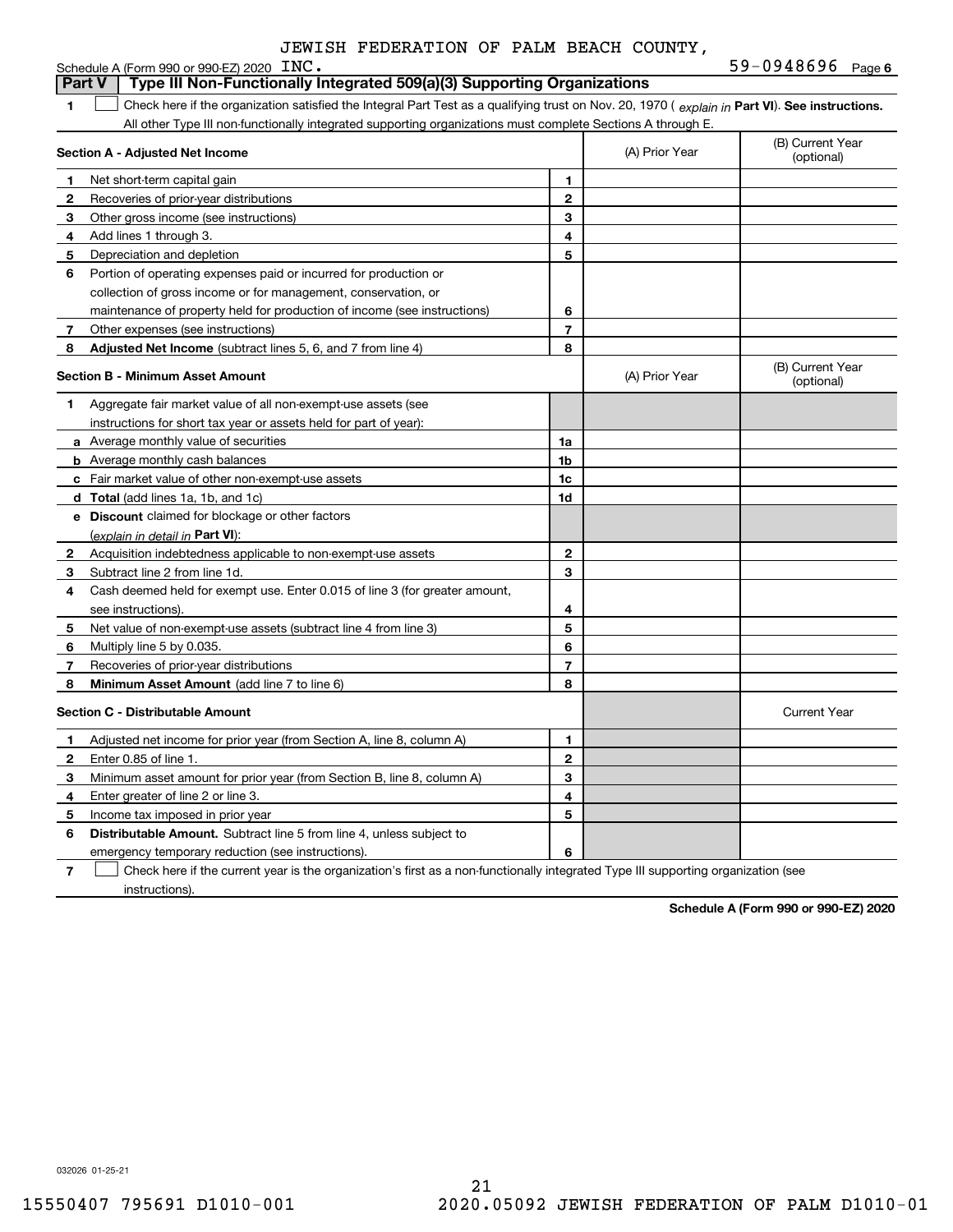JEWISH FEDERATION OF PALM BEACH COUNTY, INC. 59-0948696

## Part V Type III Non-Functionally Integrated 509(a)(3) Supporting Organizations

**1** ☐ Check here if the organization satisfied the Integral Part Test as a qualifying trust on Nov. 20, 1970 ( *explain in* **Part VI**). **See instructions.** All other Type III non-functionally integrated supporting organizations must complete Sections A through E.

| **Section A - Adjusted Net Income** | | | (A) Prior Year | (B) Current Year (optional) |
|---|---|---|---|---|
| 1 | Net short-term capital gain | 1 | | |
| 2 | Recoveries of prior-year distributions | 2 | | |
| 3 | Other gross income (see instructions) | 3 | | |
| 4 | Add lines 1 through 3. | 4 | | |
| 5 | Depreciation and depletion | 5 | | |
| 6 | Portion of operating expenses paid or incurred for production or collection of gross income or for management, conservation, or maintenance of property held for production of income (see instructions) | 6 | | |
| 7 | Other expenses (see instructions) | 7 | | |
| 8 | **Adjusted Net Income** (subtract lines 5, 6, and 7 from line 4) | 8 | | |

| **Section B - Minimum Asset Amount** | | | (A) Prior Year | (B) Current Year (optional) |
|---|---|---|---|---|
| 1 | Aggregate fair market value of all non-exempt-use assets (see instructions for short tax year or assets held for part of year): | | | |
| a | Average monthly value of securities | 1a | | |
| b | Average monthly cash balances | 1b | | |
| c | Fair market value of other non-exempt-use assets | 1c | | |
| d | **Total** (add lines 1a, 1b, and 1c) | 1d | | |
| e | **Discount** claimed for blockage or other factors (*explain in detail in* **Part VI**): | | | |
| 2 | Acquisition indebtedness applicable to non-exempt-use assets | 2 | | |
| 3 | Subtract line 2 from line 1d. | 3 | | |
| 4 | Cash deemed held for exempt use. Enter 0.015 of line 3 (for greater amount, see instructions). | 4 | | |
| 5 | Net value of non-exempt-use assets (subtract line 4 from line 3) | 5 | | |
| 6 | Multiply line 5 by 0.035. | 6 | | |
| 7 | Recoveries of prior-year distributions | 7 | | |
| 8 | **Minimum Asset Amount** (add line 7 to line 6) | 8 | | |

| **Section C - Distributable Amount** | | | | Current Year |
|---|---|---|---|---|
| 1 | Adjusted net income for prior year (from Section A, line 8, column A) | 1 | | |
| 2 | Enter 0.85 of line 1. | 2 | | |
| 3 | Minimum asset amount for prior year (from Section B, line 8, column A) | 3 | | |
| 4 | Enter greater of line 2 or line 3. | 4 | | |
| 5 | Income tax imposed in prior year | 5 | | |
| 6 | **Distributable Amount.** Subtract line 5 from line 4, unless subject to emergency temporary reduction (see instructions). | 6 | | |

**7** ☐ Check here if the current year is the organization's first as a non-functionally integrated Type III supporting organization (see instructions).

**Schedule A (Form 990 or 990-EZ) 2020**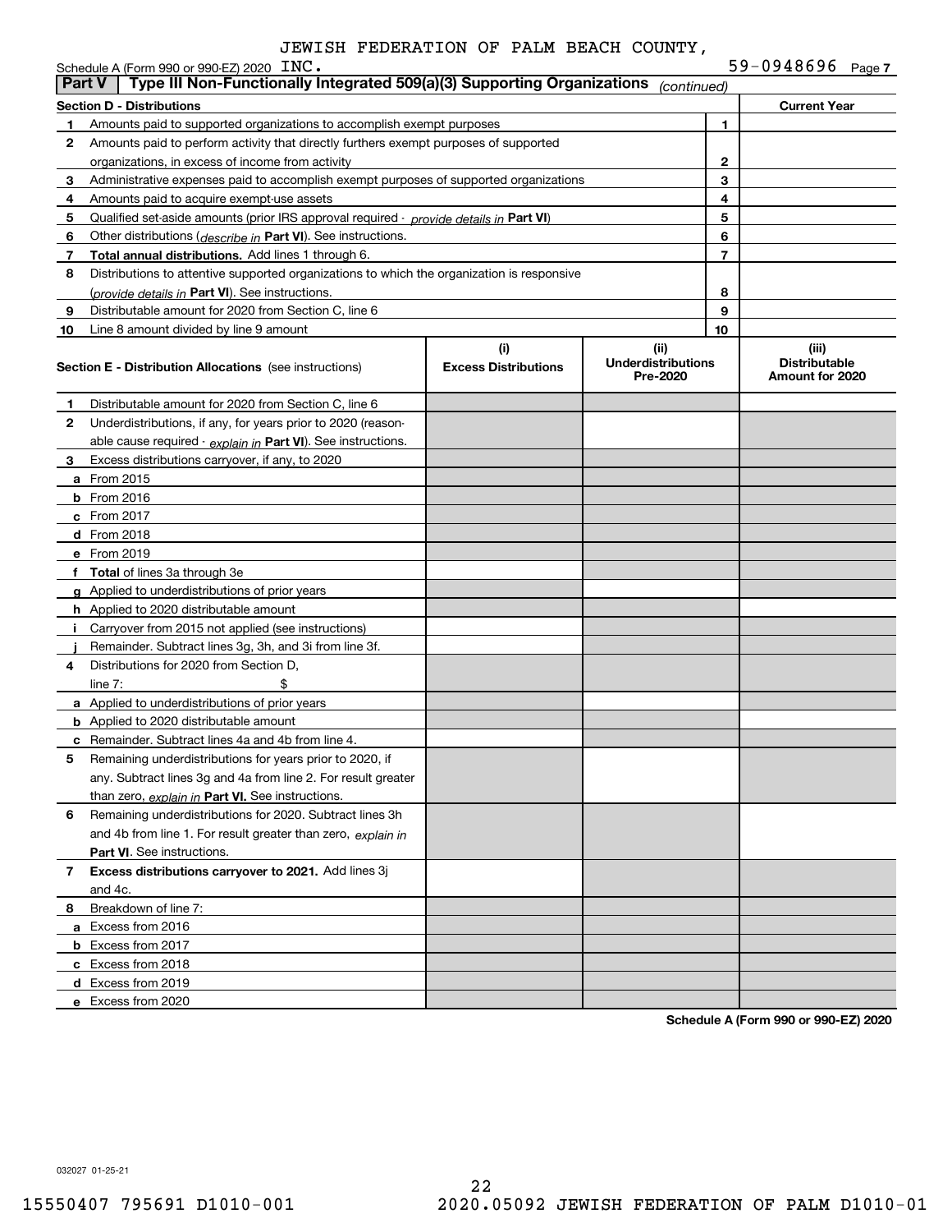JEWISH FEDERATION OF PALM BEACH COUNTY, INC.

Schedule A (Form 990 or 990-EZ) 2020 — 59-0948696 Page 7

## Part V Type III Non-Functionally Integrated 509(a)(3) Supporting Organizations *(continued)*

| Section D - Distributions | | | Current Year |
|---|---|---|---|
| 1 | Amounts paid to supported organizations to accomplish exempt purposes | 1 | |
| 2 | Amounts paid to perform activity that directly furthers exempt purposes of supported organizations, in excess of income from activity | 2 | |
| 3 | Administrative expenses paid to accomplish exempt purposes of supported organizations | 3 | |
| 4 | Amounts paid to acquire exempt-use assets | 4 | |
| 5 | Qualified set-aside amounts (prior IRS approval required - *provide details in* **Part VI**) | 5 | |
| 6 | Other distributions (*describe in* **Part VI**). See instructions. | 6 | |
| 7 | **Total annual distributions.** Add lines 1 through 6. | 7 | |
| 8 | Distributions to attentive supported organizations to which the organization is responsive (*provide details in* **Part VI**). See instructions. | 8 | |
| 9 | Distributable amount for 2020 from Section C, line 6 | 9 | |
| 10 | Line 8 amount divided by line 9 amount | 10 | |

| Section E - Distribution Allocations (see instructions) | (i) Excess Distributions | (ii) Underdistributions Pre-2020 | (iii) Distributable Amount for 2020 |
|---|---|---|---|
| 1 Distributable amount for 2020 from Section C, line 6 | | | |
| 2 Underdistributions, if any, for years prior to 2020 (reasonable cause required - *explain in* **Part VI**). See instructions. | | | |
| 3 Excess distributions carryover, if any, to 2020 | | | |
| a From 2015 | | | |
| b From 2016 | | | |
| c From 2017 | | | |
| d From 2018 | | | |
| e From 2019 | | | |
| f **Total** of lines 3a through 3e | | | |
| g Applied to underdistributions of prior years | | | |
| h Applied to 2020 distributable amount | | | |
| i Carryover from 2015 not applied (see instructions) | | | |
| j Remainder. Subtract lines 3g, 3h, and 3i from line 3f. | | | |
| 4 Distributions for 2020 from Section D, line 7: $ | | | |
| a Applied to underdistributions of prior years | | | |
| b Applied to 2020 distributable amount | | | |
| c Remainder. Subtract lines 4a and 4b from line 4. | | | |
| 5 Remaining underdistributions for years prior to 2020, if any. Subtract lines 3g and 4a from line 2. For result greater than zero, *explain in* **Part VI.** See instructions. | | | |
| 6 Remaining underdistributions for 2020. Subtract lines 3h and 4b from line 1. For result greater than zero, *explain in* **Part VI**. See instructions. | | | |
| 7 **Excess distributions carryover to 2021.** Add lines 3j and 4c. | | | |
| 8 Breakdown of line 7: | | | |
| a Excess from 2016 | | | |
| b Excess from 2017 | | | |
| c Excess from 2018 | | | |
| d Excess from 2019 | | | |
| e Excess from 2020 | | | |

**Schedule A (Form 990 or 990-EZ) 2020**

032027 01-25-21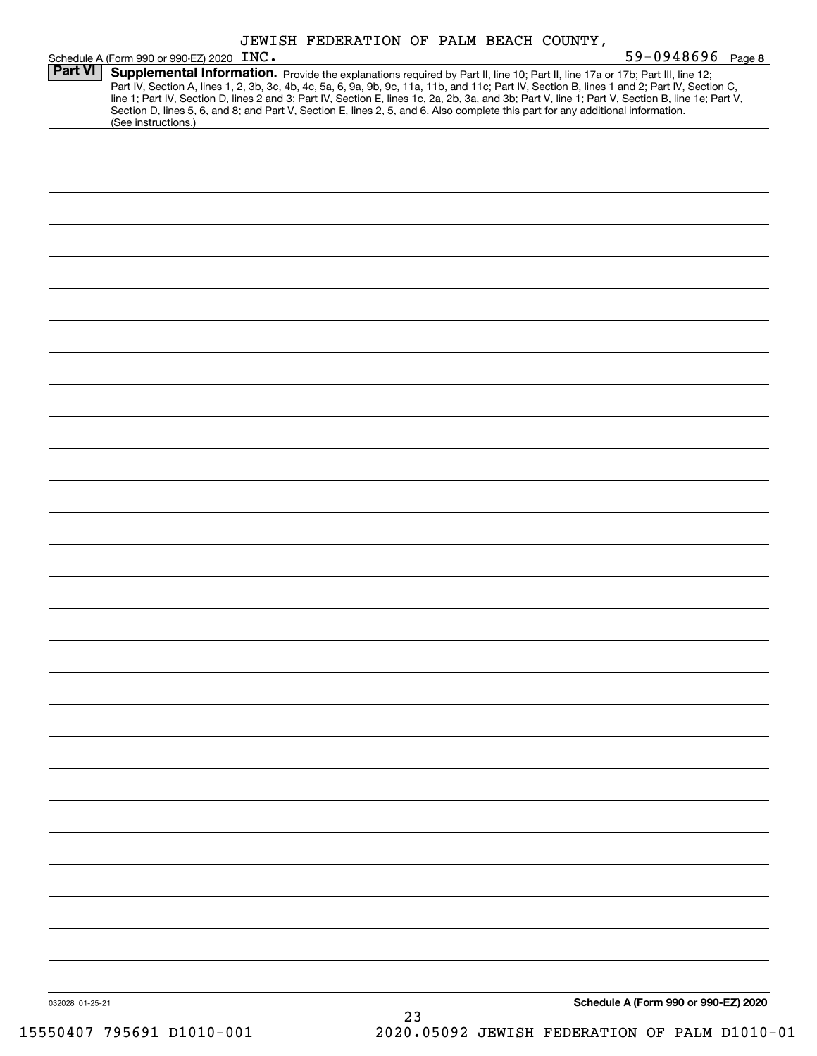JEWISH FEDERATION OF PALM BEACH COUNTY,

Schedule A (Form 990 or 990-EZ) 2020 INC. 59-0948696 Page **8**

**Part VI** **Supplemental Information.** Provide the explanations required by Part II, line 10; Part II, line 17a or 17b; Part III, line 12; Part IV, Section A, lines 1, 2, 3b, 3c, 4b, 4c, 5a, 6, 9a, 9b, 9c, 11a, 11b, and 11c; Part IV, Section B, lines 1 and 2; Part IV, Section C, line 1; Part IV, Section D, lines 2 and 3; Part IV, Section E, lines 1c, 2a, 2b, 3a, and 3b; Part V, line 1; Part V, Section B, line 1e; Part V, Section D, lines 5, 6, and 8; and Part V, Section E, lines 2, 5, and 6. Also complete this part for any additional information. (See instructions.)

032028 01-25-21

**Schedule A (Form 990 or 990-EZ) 2020**

15550407 795691 D1010-001 2020.05092 JEWISH FEDERATION OF PALM D1010-01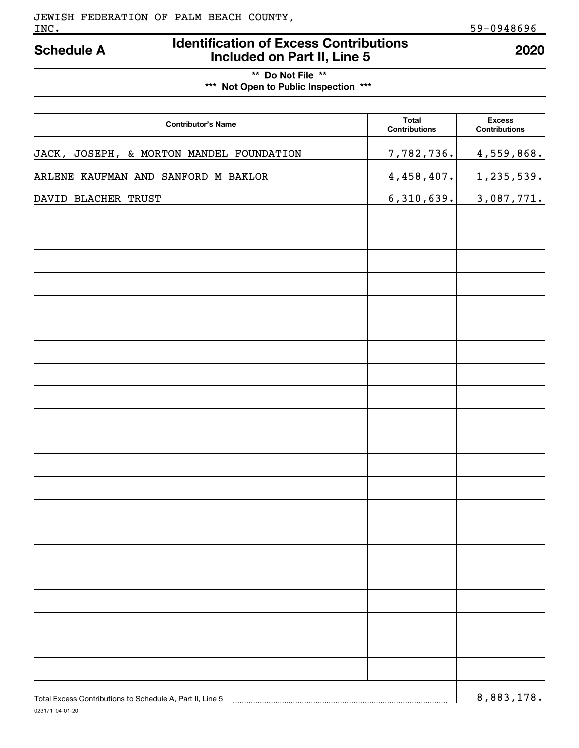JEWISH FEDERATION OF PALM BEACH COUNTY, INC. 59-0948696

# Schedule A — Identification of Excess Contributions Included on Part II, Line 5 — 2020

**\*\* Do Not File \*\***
**\*\*\* Not Open to Public Inspection \*\*\***

| Contributor's Name | Total Contributions | Excess Contributions |
|---|---|---|
| JACK, JOSEPH, & MORTON MANDEL FOUNDATION | 7,782,736. | 4,559,868. |
| ARLENE KAUFMAN AND SANFORD M BAKLOR | 4,458,407. | 1,235,539. |
| DAVID BLACHER TRUST | 6,310,639. | 3,087,771. |

Total Excess Contributions to Schedule A, Part II, Line 5 ........ 8,883,178.

023171 04-01-20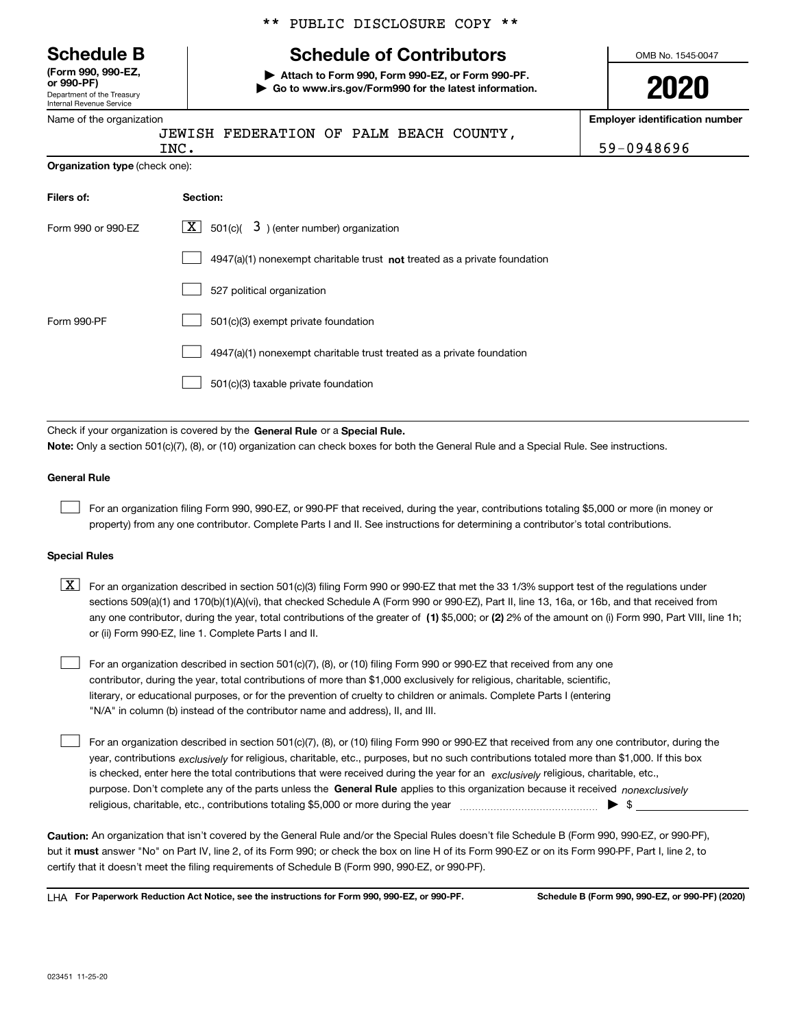** PUBLIC DISCLOSURE COPY **

# Schedule B

**(Form 990, 990-EZ, or 990-PF)**
Department of the Treasury
Internal Revenue Service

## Schedule of Contributors

▶ **Attach to Form 990, Form 990-EZ, or Form 990-PF.**
▶ **Go to www.irs.gov/Form990 for the latest information.**

OMB No. 1545-0047

**2020**

Name of the organization: JEWISH FEDERATION OF PALM BEACH COUNTY, INC.

**Employer identification number:** 59-0948696

**Organization type** (check one):

| **Filers of:** | **Section:** |
|---|---|
| Form 990 or 990-EZ | [X] 501(c)( 3 ) (enter number) organization |
| | [ ] 4947(a)(1) nonexempt charitable trust **not** treated as a private foundation |
| | [ ] 527 political organization |
| Form 990-PF | [ ] 501(c)(3) exempt private foundation |
| | [ ] 4947(a)(1) nonexempt charitable trust treated as a private foundation |
| | [ ] 501(c)(3) taxable private foundation |

Check if your organization is covered by the **General Rule** or a **Special Rule.**

**Note:** Only a section 501(c)(7), (8), or (10) organization can check boxes for both the General Rule and a Special Rule. See instructions.

### General Rule

[ ] For an organization filing Form 990, 990-EZ, or 990-PF that received, during the year, contributions totaling $5,000 or more (in money or property) from any one contributor. Complete Parts I and II. See instructions for determining a contributor's total contributions.

### Special Rules

[X] For an organization described in section 501(c)(3) filing Form 990 or 990-EZ that met the 33 1/3% support test of the regulations under sections 509(a)(1) and 170(b)(1)(A)(vi), that checked Schedule A (Form 990 or 990-EZ), Part II, line 13, 16a, or 16b, and that received from any one contributor, during the year, total contributions of the greater of **(1)** $5,000; or **(2)** 2% of the amount on (i) Form 990, Part VIII, line 1h; or (ii) Form 990-EZ, line 1. Complete Parts I and II.

[ ] For an organization described in section 501(c)(7), (8), or (10) filing Form 990 or 990-EZ that received from any one contributor, during the year, total contributions of more than $1,000 exclusively for religious, charitable, scientific, literary, or educational purposes, or for the prevention of cruelty to children or animals. Complete Parts I (entering "N/A" in column (b) instead of the contributor name and address), II, and III.

[ ] For an organization described in section 501(c)(7), (8), or (10) filing Form 990 or 990-EZ that received from any one contributor, during the year, contributions *exclusively* for religious, charitable, etc., purposes, but no such contributions totaled more than $1,000. If this box is checked, enter here the total contributions that were received during the year for an *exclusively* religious, charitable, etc., purpose. Don't complete any of the parts unless the **General Rule** applies to this organization because it received *nonexclusively* religious, charitable, etc., contributions totaling $5,000 or more during the year ▶ $

**Caution:** An organization that isn't covered by the General Rule and/or the Special Rules doesn't file Schedule B (Form 990, 990-EZ, or 990-PF), but it **must** answer "No" on Part IV, line 2, of its Form 990; or check the box on line H of its Form 990-EZ or on its Form 990-PF, Part I, line 2, to certify that it doesn't meet the filing requirements of Schedule B (Form 990, 990-EZ, or 990-PF).

LHA **For Paperwork Reduction Act Notice, see the instructions for Form 990, 990-EZ, or 990-PF.** **Schedule B (Form 990, 990-EZ, or 990-PF) (2020)**

023451 11-25-20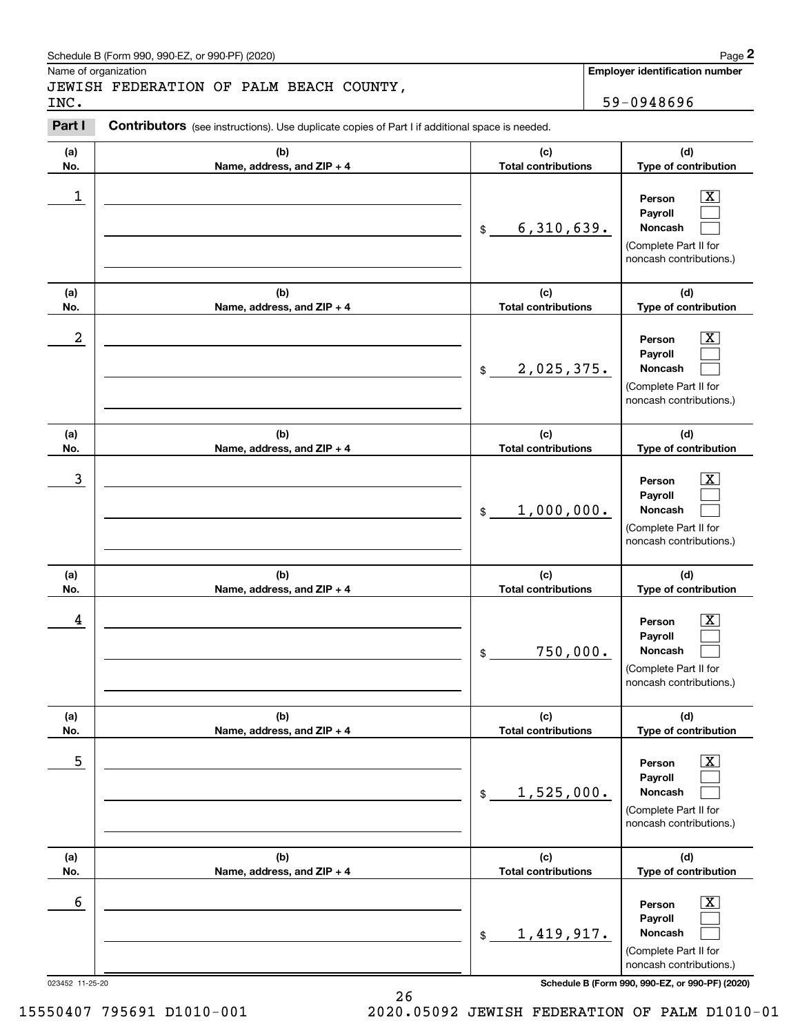Schedule B (Form 990, 990-EZ, or 990-PF) (2020)

Name of organization: JEWISH FEDERATION OF PALM BEACH COUNTY, INC.

Employer identification number: 59-0948696

**Part I** **Contributors** (see instructions). Use duplicate copies of Part I if additional space is needed.

| (a) No. | (b) Name, address, and ZIP + 4 | (c) Total contributions | (d) Type of contribution |
|---|---|---|---|
| 1 | | $ 6,310,639. | Person [X] Payroll [ ] Noncash [ ] (Complete Part II for noncash contributions.) |
| 2 | | $ 2,025,375. | Person [X] Payroll [ ] Noncash [ ] (Complete Part II for noncash contributions.) |
| 3 | | $ 1,000,000. | Person [X] Payroll [ ] Noncash [ ] (Complete Part II for noncash contributions.) |
| 4 | | $ 750,000. | Person [X] Payroll [ ] Noncash [ ] (Complete Part II for noncash contributions.) |
| 5 | | $ 1,525,000. | Person [X] Payroll [ ] Noncash [ ] (Complete Part II for noncash contributions.) |
| 6 | | $ 1,419,917. | Person [X] Payroll [ ] Noncash [ ] (Complete Part II for noncash contributions.) |

023452 11-25-20

Schedule B (Form 990, 990-EZ, or 990-PF) (2020)

15550407 795691 D1010-001 2020.05092 JEWISH FEDERATION OF PALM D1010-01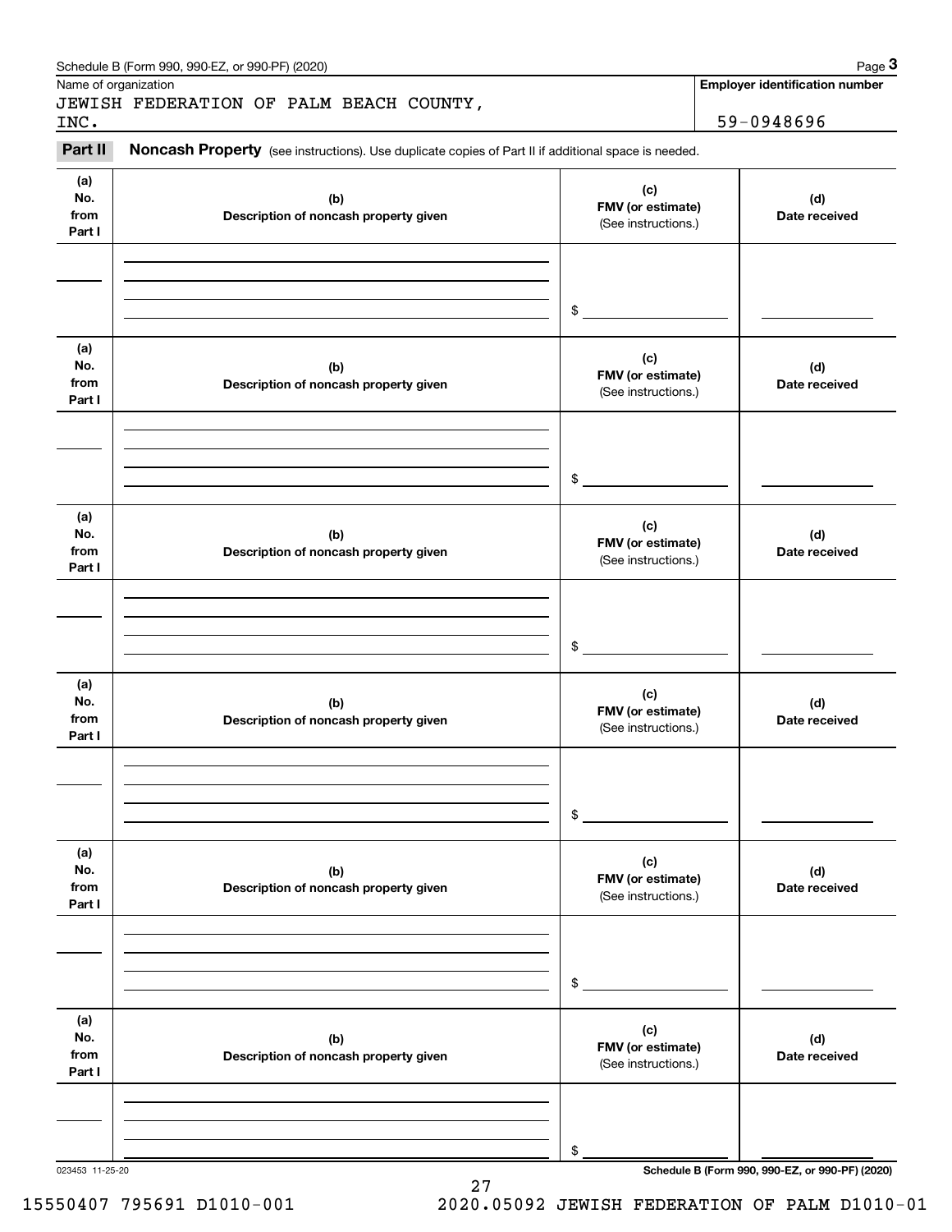Schedule B (Form 990, 990-EZ, or 990-PF) (2020)

Name of organization

JEWISH FEDERATION OF PALM BEACH COUNTY, INC.

**Employer identification number**

59-0948696

**Part II** **Noncash Property** (see instructions). Use duplicate copies of Part II if additional space is needed.

| (a) No. from Part I | (b) Description of noncash property given | (c) FMV (or estimate) (See instructions.) | (d) Date received |
|---|---|---|---|
| | | $ | |

| (a) No. from Part I | (b) Description of noncash property given | (c) FMV (or estimate) (See instructions.) | (d) Date received |
|---|---|---|---|
| | | $ | |

| (a) No. from Part I | (b) Description of noncash property given | (c) FMV (or estimate) (See instructions.) | (d) Date received |
|---|---|---|---|
| | | $ | |

| (a) No. from Part I | (b) Description of noncash property given | (c) FMV (or estimate) (See instructions.) | (d) Date received |
|---|---|---|---|
| | | $ | |

| (a) No. from Part I | (b) Description of noncash property given | (c) FMV (or estimate) (See instructions.) | (d) Date received |
|---|---|---|---|
| | | $ | |

| (a) No. from Part I | (b) Description of noncash property given | (c) FMV (or estimate) (See instructions.) | (d) Date received |
|---|---|---|---|
| | | $ | |

023453 11-25-20

**Schedule B (Form 990, 990-EZ, or 990-PF) (2020)**

15550407 795691 D1010-001 2020.05092 JEWISH FEDERATION OF PALM D1010-01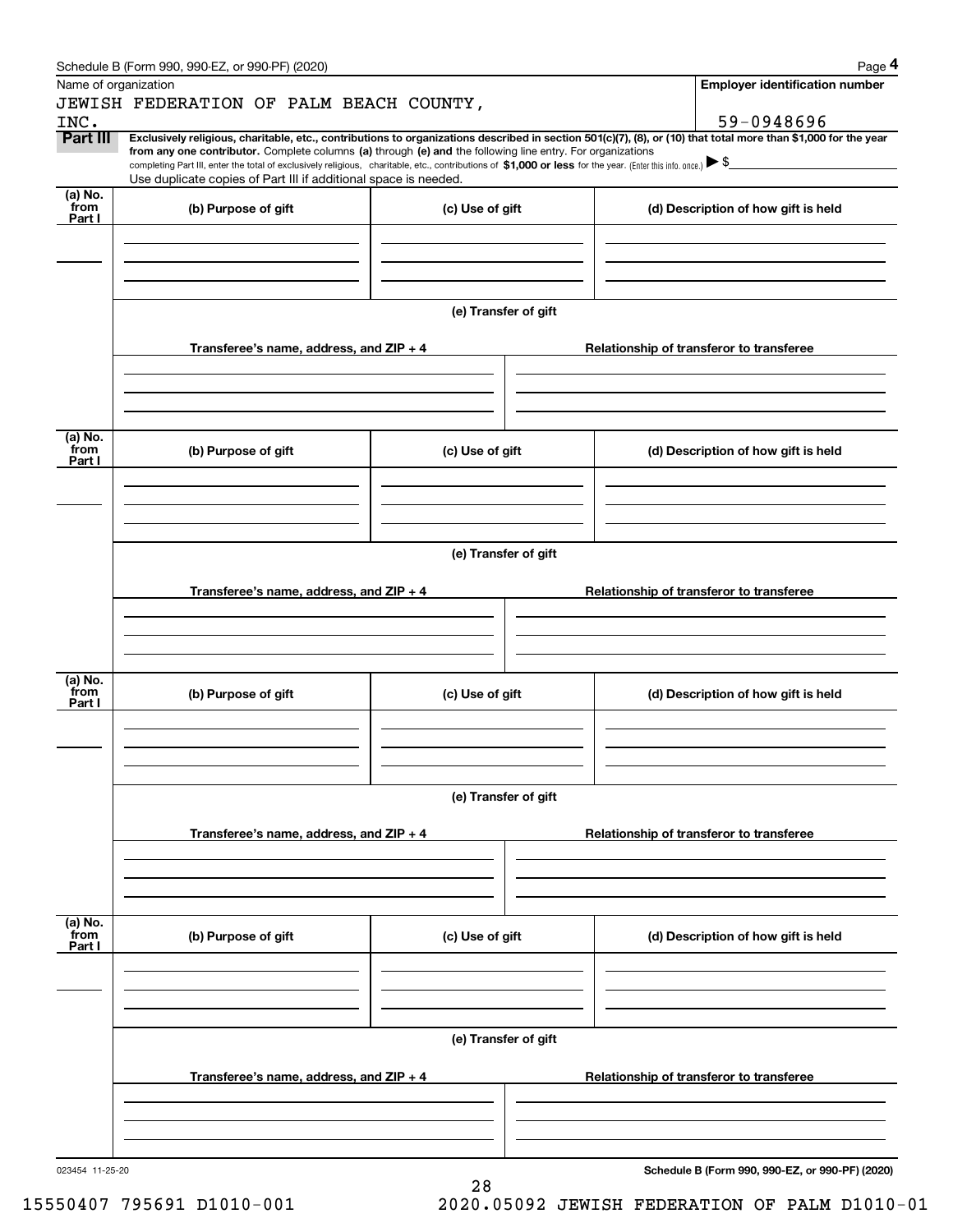Schedule B (Form 990, 990-EZ, or 990-PF) (2020) Page **4**

Name of organization

JEWISH FEDERATION OF PALM BEACH COUNTY, INC.

**Employer identification number**

59-0948696

**Part III** **Exclusively religious, charitable, etc., contributions to organizations described in section 501(c)(7), (8), or (10) that total more than $1,000 for the year from any one contributor.** Complete columns **(a)** through **(e) and** the following line entry. For organizations completing Part III, enter the total of exclusively religious, charitable, etc., contributions of **$1,000 or less** for the year. (Enter this info. once.) ▶ $

Use duplicate copies of Part III if additional space is needed.

| (a) No. from Part I | (b) Purpose of gift | (c) Use of gift | (d) Description of how gift is held |
|---|---|---|---|
| | | | |

**(e) Transfer of gift**

| Transferee's name, address, and ZIP + 4 | Relationship of transferor to transferee |
|---|---|
| | |

| (a) No. from Part I | (b) Purpose of gift | (c) Use of gift | (d) Description of how gift is held |
|---|---|---|---|
| | | | |

**(e) Transfer of gift**

| Transferee's name, address, and ZIP + 4 | Relationship of transferor to transferee |
|---|---|
| | |

| (a) No. from Part I | (b) Purpose of gift | (c) Use of gift | (d) Description of how gift is held |
|---|---|---|---|
| | | | |

**(e) Transfer of gift**

| Transferee's name, address, and ZIP + 4 | Relationship of transferor to transferee |
|---|---|
| | |

| (a) No. from Part I | (b) Purpose of gift | (c) Use of gift | (d) Description of how gift is held |
|---|---|---|---|
| | | | |

**(e) Transfer of gift**

| Transferee's name, address, and ZIP + 4 | Relationship of transferor to transferee |
|---|---|
| | |

023454 11-25-20 **Schedule B (Form 990, 990-EZ, or 990-PF) (2020)**

15550407 795691 D1010-001 2020.05092 JEWISH FEDERATION OF PALM D1010-01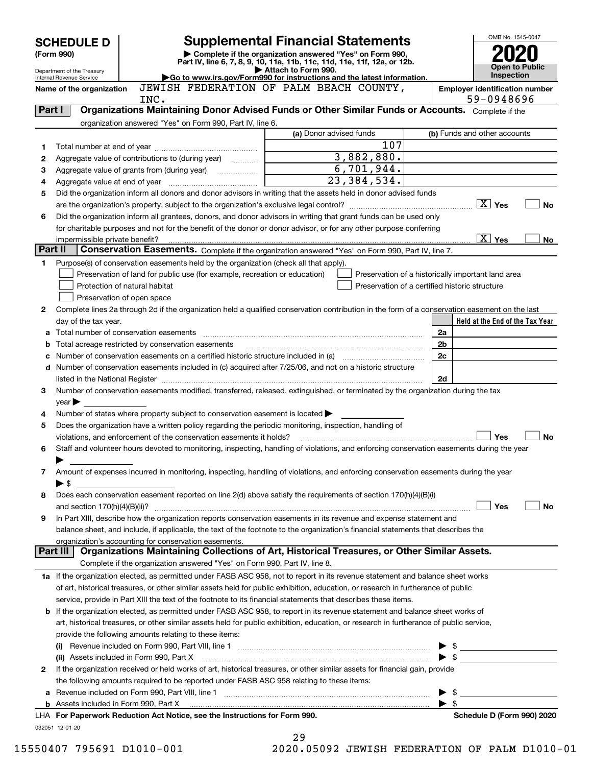# SCHEDULE D (Form 990)

Department of the Treasury
Internal Revenue Service

## Supplemental Financial Statements

▶ Complete if the organization answered "Yes" on Form 990, Part IV, line 6, 7, 8, 9, 10, 11a, 11b, 11c, 11d, 11e, 11f, 12a, or 12b.
▶ Attach to Form 990.
▶Go to www.irs.gov/Form990 for instructions and the latest information.

OMB No. 1545-0047
**2020**
**Open to Public Inspection**

**Name of the organization** JEWISH FEDERATION OF PALM BEACH COUNTY, INC.

**Employer identification number** 59-0948696

## Part I Organizations Maintaining Donor Advised Funds or Other Similar Funds or Accounts.
Complete if the organization answered "Yes" on Form 990, Part IV, line 6.

| | | (a) Donor advised funds | (b) Funds and other accounts |
|---|---|---|---|
| 1 | Total number at end of year | 107 | |
| 2 | Aggregate value of contributions to (during year) | 3,882,880. | |
| 3 | Aggregate value of grants from (during year) | 6,701,944. | |
| 4 | Aggregate value at end of year | 23,384,534. | |

5 Did the organization inform all donors and donor advisors in writing that the assets held in donor advised funds are the organization's property, subject to the organization's exclusive legal control? [X] Yes [ ] No

6 Did the organization inform all grantees, donors, and donor advisors in writing that grant funds can be used only for charitable purposes and not for the benefit of the donor or donor advisor, or for any other purpose conferring impermissible private benefit? [X] Yes [ ] No

## Part II Conservation Easements.
Complete if the organization answered "Yes" on Form 990, Part IV, line 7.

1 Purpose(s) of conservation easements held by the organization (check all that apply).
- [ ] Preservation of land for public use (for example, recreation or education)
- [ ] Protection of natural habitat
- [ ] Preservation of open space
- [ ] Preservation of a historically important land area
- [ ] Preservation of a certified historic structure

2 Complete lines 2a through 2d if the organization held a qualified conservation contribution in the form of a conservation easement on the last day of the tax year.

| | | | Held at the End of the Tax Year |
|---|---|---|---|
| a | Total number of conservation easements | 2a | |
| b | Total acreage restricted by conservation easements | 2b | |
| c | Number of conservation easements on a certified historic structure included in (a) | 2c | |
| d | Number of conservation easements included in (c) acquired after 7/25/06, and not on a historic structure listed in the National Register | 2d | |

3 Number of conservation easements modified, transferred, released, extinguished, or terminated by the organization during the tax year ▶

4 Number of states where property subject to conservation easement is located ▶

5 Does the organization have a written policy regarding the periodic monitoring, inspection, handling of violations, and enforcement of the conservation easements it holds? [ ] Yes [ ] No

6 Staff and volunteer hours devoted to monitoring, inspecting, handling of violations, and enforcing conservation easements during the year ▶

7 Amount of expenses incurred in monitoring, inspecting, handling of violations, and enforcing conservation easements during the year ▶ $

8 Does each conservation easement reported on line 2(d) above satisfy the requirements of section 170(h)(4)(B)(i) and section 170(h)(4)(B)(ii)? [ ] Yes [ ] No

9 In Part XIII, describe how the organization reports conservation easements in its revenue and expense statement and balance sheet, and include, if applicable, the text of the footnote to the organization's financial statements that describes the organization's accounting for conservation easements.

## Part III Organizations Maintaining Collections of Art, Historical Treasures, or Other Similar Assets.
Complete if the organization answered "Yes" on Form 990, Part IV, line 8.

1a If the organization elected, as permitted under FASB ASC 958, not to report in its revenue statement and balance sheet works of art, historical treasures, or other similar assets held for public exhibition, education, or research in furtherance of public service, provide in Part XIII the text of the footnote to its financial statements that describes these items.

b If the organization elected, as permitted under FASB ASC 958, to report in its revenue statement and balance sheet works of art, historical treasures, or other similar assets held for public exhibition, education, or research in furtherance of public service, provide the following amounts relating to these items:

(i) Revenue included on Form 990, Part VIII, line 1 ▶ $

(ii) Assets included in Form 990, Part X ▶ $

2 If the organization received or held works of art, historical treasures, or other similar assets for financial gain, provide the following amounts required to be reported under FASB ASC 958 relating to these items:

a Revenue included on Form 990, Part VIII, line 1 ▶ $

b Assets included in Form 990, Part X ▶ $

LHA **For Paperwork Reduction Act Notice, see the Instructions for Form 990.** **Schedule D (Form 990) 2020**

032051 12-01-20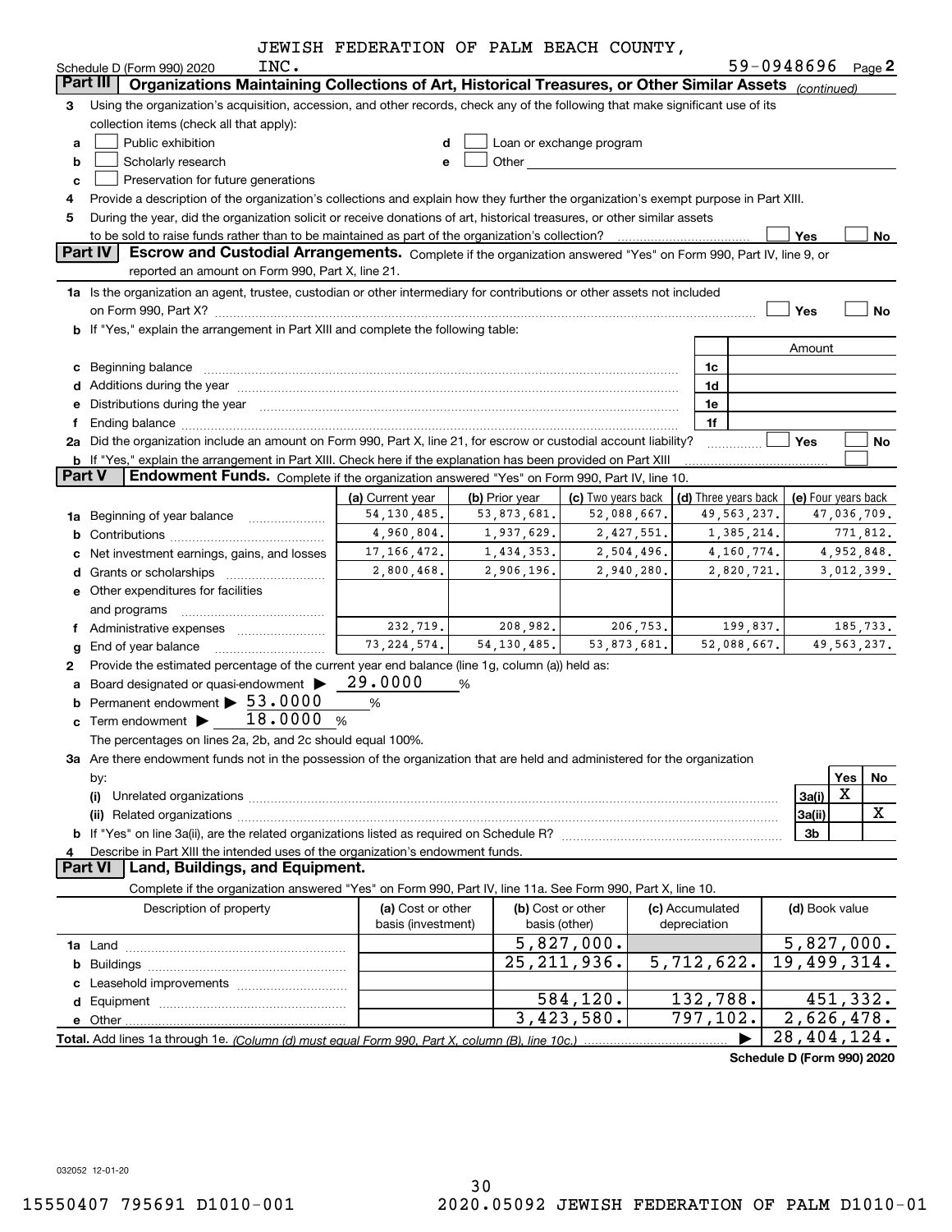JEWISH FEDERATION OF PALM BEACH COUNTY, INC.

Schedule D (Form 990) 2020 — 59-0948696 Page 2

## Part III Organizations Maintaining Collections of Art, Historical Treasures, or Other Similar Assets *(continued)*

**3** Using the organization's acquisition, accession, and other records, check any of the following that make significant use of its collection items (check all that apply):

- **a** ☐ Public exhibition
- **b** ☐ Scholarly research
- **c** ☐ Preservation for future generations
- **d** ☐ Loan or exchange program
- **e** ☐ Other

**4** Provide a description of the organization's collections and explain how they further the organization's exempt purpose in Part XIII.

**5** During the year, did the organization solicit or receive donations of art, historical treasures, or other similar assets to be sold to raise funds rather than to be maintained as part of the organization's collection? ☐ Yes ☐ No

## Part IV Escrow and Custodial Arrangements.

Complete if the organization answered "Yes" on Form 990, Part IV, line 9, or reported an amount on Form 990, Part X, line 21.

**1a** Is the organization an agent, trustee, custodian or other intermediary for contributions or other assets not included on Form 990, Part X? ☐ Yes ☐ No

**b** If "Yes," explain the arrangement in Part XIII and complete the following table:

| | | Amount |
|---|---|---|
| **c** Beginning balance | 1c | |
| **d** Additions during the year | 1d | |
| **e** Distributions during the year | 1e | |
| **f** Ending balance | 1f | |

**2a** Did the organization include an amount on Form 990, Part X, line 21, for escrow or custodial account liability? ☐ Yes ☐ No

**b** If "Yes," explain the arrangement in Part XIII. Check here if the explanation has been provided on Part XIII ☐

## Part V Endowment Funds.

Complete if the organization answered "Yes" on Form 990, Part IV, line 10.

| | (a) Current year | (b) Prior year | (c) Two years back | (d) Three years back | (e) Four years back |
|---|---|---|---|---|---|
| **1a** Beginning of year balance | 54,130,485. | 53,873,681. | 52,088,667. | 49,563,237. | 47,036,709. |
| **b** Contributions | 4,960,804. | 1,937,629. | 2,427,551. | 1,385,214. | 771,812. |
| **c** Net investment earnings, gains, and losses | 17,166,472. | 1,434,353. | 2,504,496. | 4,160,774. | 4,952,848. |
| **d** Grants or scholarships | 2,800,468. | 2,906,196. | 2,940,280. | 2,820,721. | 3,012,399. |
| **e** Other expenditures for facilities and programs | | | | | |
| **f** Administrative expenses | 232,719. | 208,982. | 206,753. | 199,837. | 185,733. |
| **g** End of year balance | 73,224,574. | 54,130,485. | 53,873,681. | 52,088,667. | 49,563,237. |

**2** Provide the estimated percentage of the current year end balance (line 1g, column (a)) held as:

- **a** Board designated or quasi-endowment ▶ 29.0000 %
- **b** Permanent endowment ▶ 53.0000 %
- **c** Term endowment ▶ 18.0000 %

The percentages on lines 2a, 2b, and 2c should equal 100%.

**3a** Are there endowment funds not in the possession of the organization that are held and administered for the organization by:

| | | Yes | No |
|---|---|---|---|
| **(i)** Unrelated organizations | 3a(i) | X | |
| **(ii)** Related organizations | 3a(ii) | | X |
| **b** If "Yes" on line 3a(ii), are the related organizations listed as required on Schedule R? | 3b | | |

**4** Describe in Part XIII the intended uses of the organization's endowment funds.

## Part VI Land, Buildings, and Equipment.

Complete if the organization answered "Yes" on Form 990, Part IV, line 11a. See Form 990, Part X, line 10.

| Description of property | (a) Cost or other basis (investment) | (b) Cost or other basis (other) | (c) Accumulated depreciation | (d) Book value |
|---|---|---|---|---|
| **1a** Land | | 5,827,000. | | 5,827,000. |
| **b** Buildings | | 25,211,936. | 5,712,622. | 19,499,314. |
| **c** Leasehold improvements | | | | |
| **d** Equipment | | 584,120. | 132,788. | 451,332. |
| **e** Other | | 3,423,580. | 797,102. | 2,626,478. |
| **Total.** Add lines 1a through 1e. *(Column (d) must equal Form 990, Part X, column (B), line 10c.)* ▶ | | | | 28,404,124. |

**Schedule D (Form 990) 2020**

032052 12-01-20

15550407 795691 D1010-001 2020.05092 JEWISH FEDERATION OF PALM D1010-01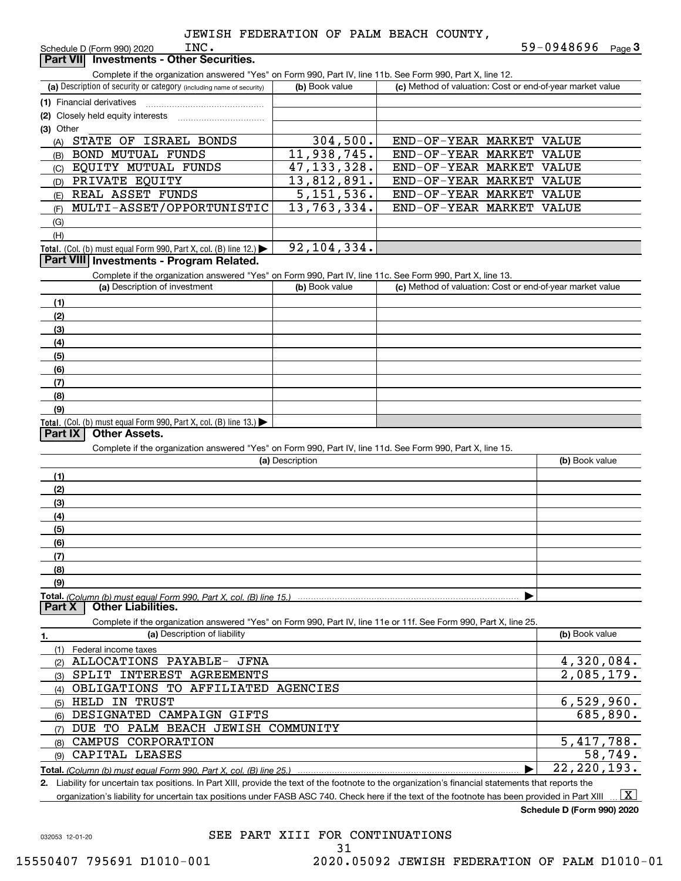JEWISH FEDERATION OF PALM BEACH COUNTY, INC. 59-0948696

Schedule D (Form 990) 2020

## Part VII Investments - Other Securities.

Complete if the organization answered "Yes" on Form 990, Part IV, line 11b. See Form 990, Part X, line 12.

| (a) Description of security or category (including name of security) | (b) Book value | (c) Method of valuation: Cost or end-of-year market value |
|---|---|---|
| (1) Financial derivatives | | |
| (2) Closely held equity interests | | |
| (3) Other | | |
| (A) STATE OF ISRAEL BONDS | 304,500. | END-OF-YEAR MARKET VALUE |
| (B) BOND MUTUAL FUNDS | 11,938,745. | END-OF-YEAR MARKET VALUE |
| (C) EQUITY MUTUAL FUNDS | 47,133,328. | END-OF-YEAR MARKET VALUE |
| (D) PRIVATE EQUITY | 13,812,891. | END-OF-YEAR MARKET VALUE |
| (E) REAL ASSET FUNDS | 5,151,536. | END-OF-YEAR MARKET VALUE |
| (F) MULTI-ASSET/OPPORTUNISTIC | 13,763,334. | END-OF-YEAR MARKET VALUE |
| (G) | | |
| (H) | | |
| **Total.** (Col. (b) must equal Form 990, Part X, col. (B) line 12.) | 92,104,334. | |

## Part VIII Investments - Program Related.

Complete if the organization answered "Yes" on Form 990, Part IV, line 11c. See Form 990, Part X, line 13.

| (a) Description of investment | (b) Book value | (c) Method of valuation: Cost or end-of-year market value |
|---|---|---|
| (1) | | |
| (2) | | |
| (3) | | |
| (4) | | |
| (5) | | |
| (6) | | |
| (7) | | |
| (8) | | |
| (9) | | |
| **Total.** (Col. (b) must equal Form 990, Part X, col. (B) line 13.) | | |

## Part IX Other Assets.

Complete if the organization answered "Yes" on Form 990, Part IV, line 11d. See Form 990, Part X, line 15.

| (a) Description | (b) Book value |
|---|---|
| (1) | |
| (2) | |
| (3) | |
| (4) | |
| (5) | |
| (6) | |
| (7) | |
| (8) | |
| (9) | |
| **Total.** *(Column (b) must equal Form 990, Part X, col. (B) line 15.)* | |

## Part X Other Liabilities.

Complete if the organization answered "Yes" on Form 990, Part IV, line 11e or 11f. See Form 990, Part X, line 25.

| 1. (a) Description of liability | (b) Book value |
|---|---|
| (1) Federal income taxes | |
| (2) ALLOCATIONS PAYABLE- JFNA | 4,320,084. |
| (3) SPLIT INTEREST AGREEMENTS | 2,085,179. |
| (4) OBLIGATIONS TO AFFILIATED AGENCIES | |
| (5) HELD IN TRUST | 6,529,960. |
| (6) DESIGNATED CAMPAIGN GIFTS | 685,890. |
| (7) DUE TO PALM BEACH JEWISH COMMUNITY | |
| (8) CAMPUS CORPORATION | 5,417,788. |
| (9) CAPITAL LEASES | 58,749. |
| **Total.** *(Column (b) must equal Form 990, Part X, col. (B) line 25.)* | 22,220,193. |

2. Liability for uncertain tax positions. In Part XIII, provide the text of the footnote to the organization's financial statements that reports the organization's liability for uncertain tax positions under FASB ASC 740. Check here if the text of the footnote has been provided in Part XIII ... [X]

**Schedule D (Form 990) 2020**

SEE PART XIII FOR CONTINUATIONS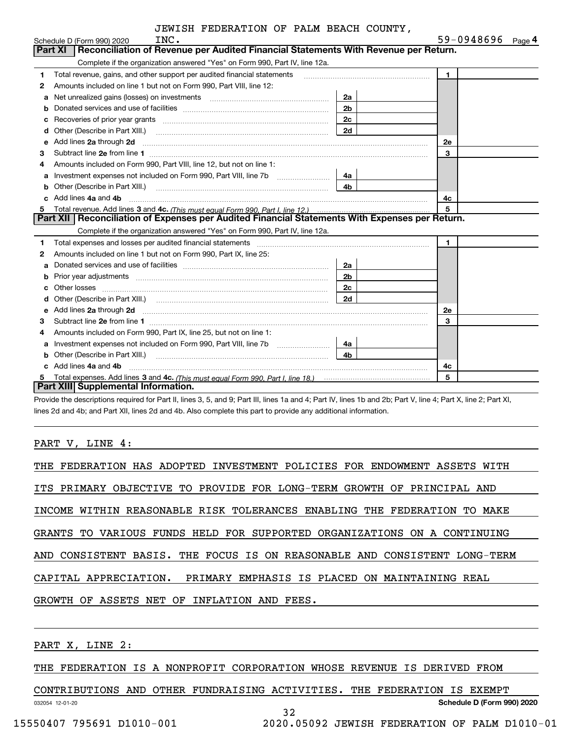JEWISH FEDERATION OF PALM BEACH COUNTY, INC. 59-0948696

Schedule D (Form 990) 2020 Page 4

## Part XI Reconciliation of Revenue per Audited Financial Statements With Revenue per Return.

Complete if the organization answered "Yes" on Form 990, Part IV, line 12a.

| | | | | | |
|---|---|---|---|---|---|
| 1 | Total revenue, gains, and other support per audited financial statements | | | 1 | |
| 2 | Amounts included on line 1 but not on Form 990, Part VIII, line 12: | | | | |
| a | Net unrealized gains (losses) on investments | 2a | | | |
| b | Donated services and use of facilities | 2b | | | |
| c | Recoveries of prior year grants | 2c | | | |
| d | Other (Describe in Part XIII.) | 2d | | | |
| e | Add lines 2a through 2d | | | 2e | |
| 3 | Subtract line 2e from line 1 | | | 3 | |
| 4 | Amounts included on Form 990, Part VIII, line 12, but not on line 1: | | | | |
| a | Investment expenses not included on Form 990, Part VIII, line 7b | 4a | | | |
| b | Other (Describe in Part XIII.) | 4b | | | |
| c | Add lines 4a and 4b | | | 4c | |
| 5 | Total revenue. Add lines 3 and 4c. *(This must equal Form 990, Part I, line 12.)* | | | 5 | |

## Part XII Reconciliation of Expenses per Audited Financial Statements With Expenses per Return.

Complete if the organization answered "Yes" on Form 990, Part IV, line 12a.

| | | | | | |
|---|---|---|---|---|---|
| 1 | Total expenses and losses per audited financial statements | | | 1 | |
| 2 | Amounts included on line 1 but not on Form 990, Part IX, line 25: | | | | |
| a | Donated services and use of facilities | 2a | | | |
| b | Prior year adjustments | 2b | | | |
| c | Other losses | 2c | | | |
| d | Other (Describe in Part XIII.) | 2d | | | |
| e | Add lines 2a through 2d | | | 2e | |
| 3 | Subtract line 2e from line 1 | | | 3 | |
| 4 | Amounts included on Form 990, Part IX, line 25, but not on line 1: | | | | |
| a | Investment expenses not included on Form 990, Part VIII, line 7b | 4a | | | |
| b | Other (Describe in Part XIII.) | 4b | | | |
| c | Add lines 4a and 4b | | | 4c | |
| 5 | Total expenses. Add lines 3 and 4c. *(This must equal Form 990, Part I, line 18.)* | | | 5 | |

## Part XIII Supplemental Information.

Provide the descriptions required for Part II, lines 3, 5, and 9; Part III, lines 1a and 4; Part IV, lines 1b and 2b; Part V, line 4; Part X, line 2; Part XI, lines 2d and 4b; and Part XII, lines 2d and 4b. Also complete this part to provide any additional information.

PART V, LINE 4:

THE FEDERATION HAS ADOPTED INVESTMENT POLICIES FOR ENDOWMENT ASSETS WITH ITS PRIMARY OBJECTIVE TO PROVIDE FOR LONG-TERM GROWTH OF PRINCIPAL AND INCOME WITHIN REASONABLE RISK TOLERANCES ENABLING THE FEDERATION TO MAKE GRANTS TO VARIOUS FUNDS HELD FOR SUPPORTED ORGANIZATIONS ON A CONTINUING AND CONSISTENT BASIS. THE FOCUS IS ON REASONABLE AND CONSISTENT LONG-TERM CAPITAL APPRECIATION. PRIMARY EMPHASIS IS PLACED ON MAINTAINING REAL GROWTH OF ASSETS NET OF INFLATION AND FEES.

PART X, LINE 2:

THE FEDERATION IS A NONPROFIT CORPORATION WHOSE REVENUE IS DERIVED FROM CONTRIBUTIONS AND OTHER FUNDRAISING ACTIVITIES. THE FEDERATION IS EXEMPT

032054 12-01-20 Schedule D (Form 990) 2020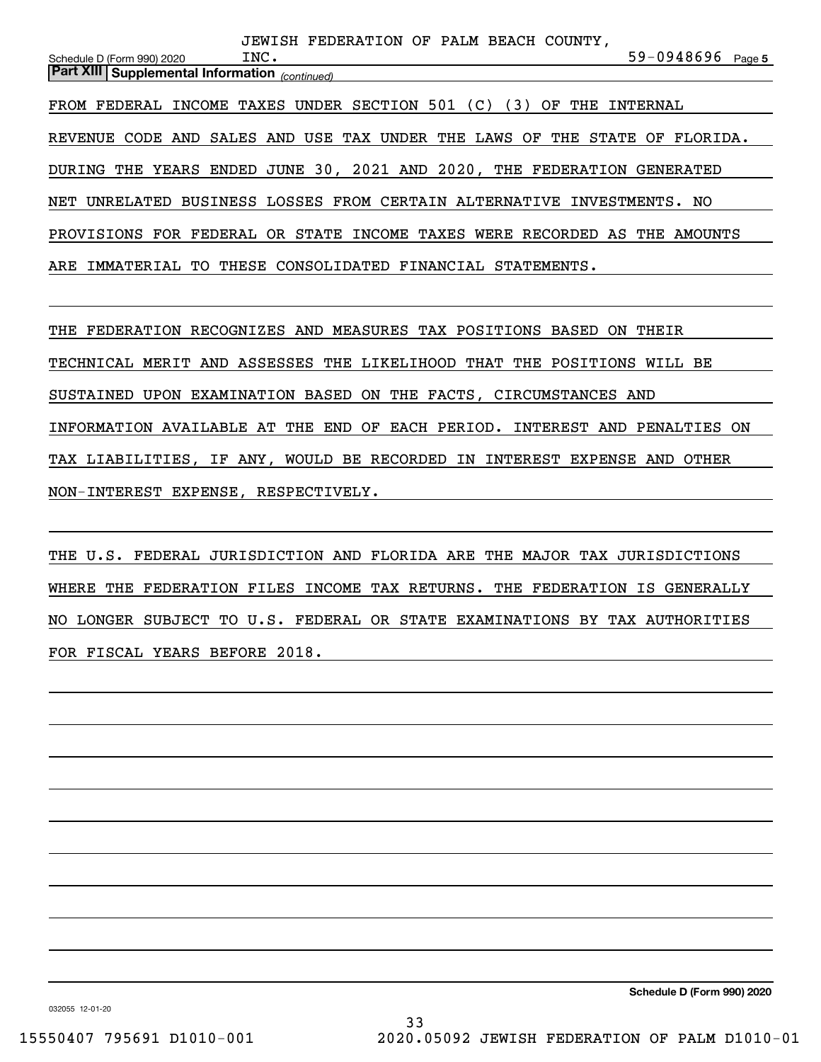JEWISH FEDERATION OF PALM BEACH COUNTY, INC. 59-0948696

**Part XIII | Supplemental Information** *(continued)*

FROM FEDERAL INCOME TAXES UNDER SECTION 501 (C) (3) OF THE INTERNAL REVENUE CODE AND SALES AND USE TAX UNDER THE LAWS OF THE STATE OF FLORIDA. DURING THE YEARS ENDED JUNE 30, 2021 AND 2020, THE FEDERATION GENERATED NET UNRELATED BUSINESS LOSSES FROM CERTAIN ALTERNATIVE INVESTMENTS. NO PROVISIONS FOR FEDERAL OR STATE INCOME TAXES WERE RECORDED AS THE AMOUNTS ARE IMMATERIAL TO THESE CONSOLIDATED FINANCIAL STATEMENTS.

THE FEDERATION RECOGNIZES AND MEASURES TAX POSITIONS BASED ON THEIR TECHNICAL MERIT AND ASSESSES THE LIKELIHOOD THAT THE POSITIONS WILL BE SUSTAINED UPON EXAMINATION BASED ON THE FACTS, CIRCUMSTANCES AND INFORMATION AVAILABLE AT THE END OF EACH PERIOD. INTEREST AND PENALTIES ON TAX LIABILITIES, IF ANY, WOULD BE RECORDED IN INTEREST EXPENSE AND OTHER NON-INTEREST EXPENSE, RESPECTIVELY.

THE U.S. FEDERAL JURISDICTION AND FLORIDA ARE THE MAJOR TAX JURISDICTIONS WHERE THE FEDERATION FILES INCOME TAX RETURNS. THE FEDERATION IS GENERALLY NO LONGER SUBJECT TO U.S. FEDERAL OR STATE EXAMINATIONS BY TAX AUTHORITIES FOR FISCAL YEARS BEFORE 2018.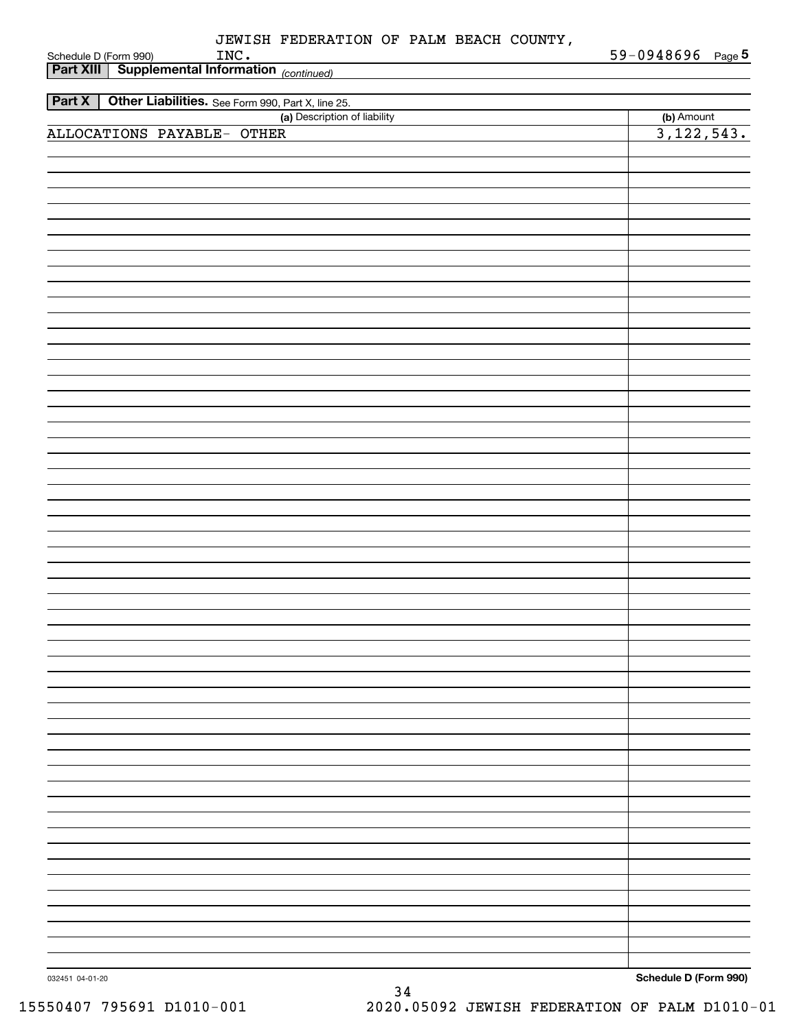Schedule D (Form 990) JEWISH FEDERATION OF PALM BEACH COUNTY, INC. 59-0948696 Page 5

**Part XIII Supplemental Information** *(continued)*

**Part X Other Liabilities.** See Form 990, Part X, line 25.

| (a) Description of liability | (b) Amount |
| --- | --- |
| ALLOCATIONS PAYABLE- OTHER | 3,122,543. |

032451 04-01-20 **Schedule D (Form 990)**

15550407 795691 D1010-001 2020.05092 JEWISH FEDERATION OF PALM D1010-01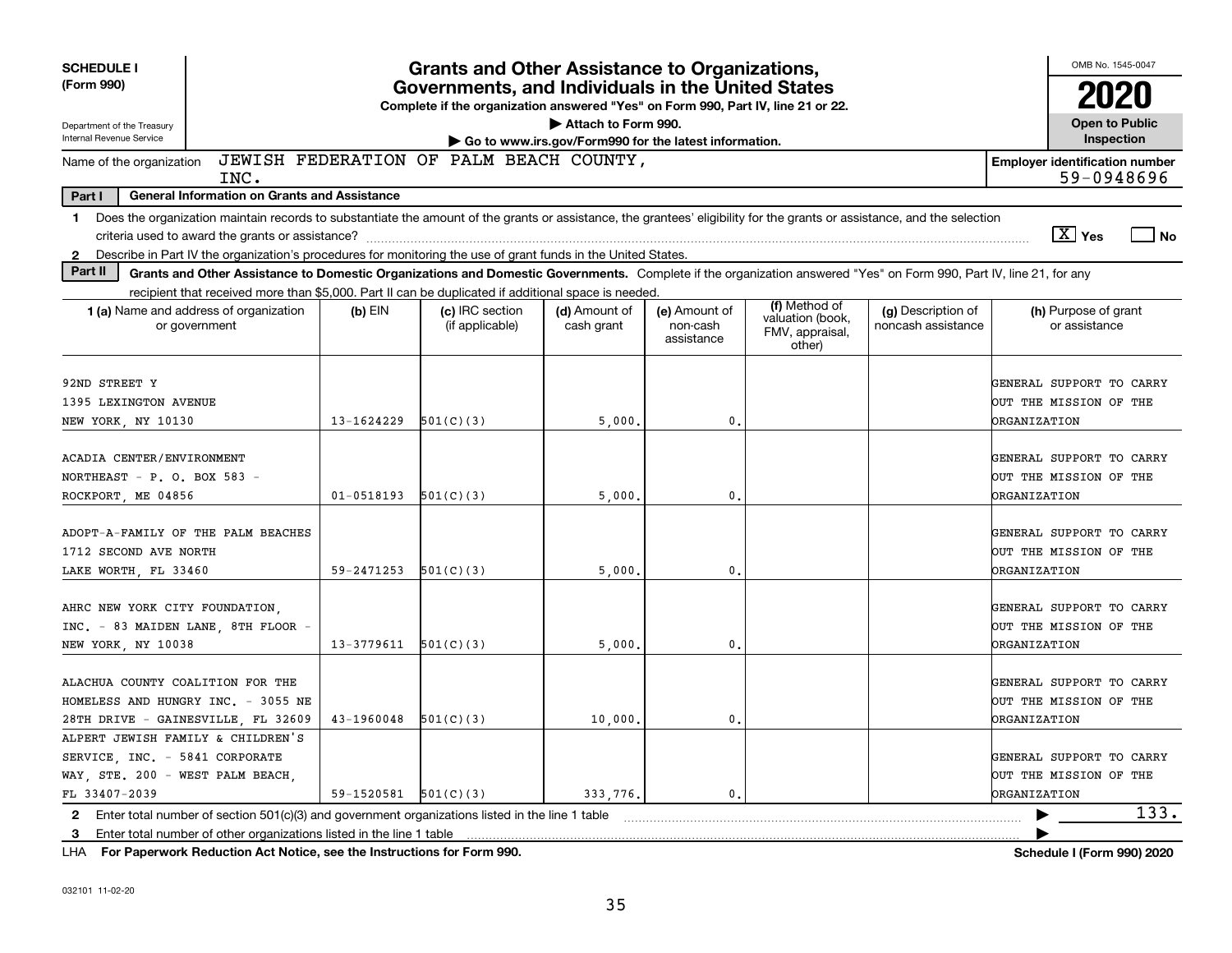**SCHEDULE I**
**(Form 990)**

Department of the Treasury
Internal Revenue Service

# Grants and Other Assistance to Organizations, Governments, and Individuals in the United States

**Complete if the organization answered "Yes" on Form 990, Part IV, line 21 or 22.**
▶ Attach to Form 990.
▶ Go to www.irs.gov/Form990 for the latest information.

OMB No. 1545-0047
**2020**
**Open to Public Inspection**

Name of the organization: JEWISH FEDERATION OF PALM BEACH COUNTY, INC.

**Employer identification number:** 59-0948696

**Part I — General Information on Grants and Assistance**

1 Does the organization maintain records to substantiate the amount of the grants or assistance, the grantees' eligibility for the grants or assistance, and the selection criteria used to award the grants or assistance? [X] Yes [ ] No

2 Describe in Part IV the organization's procedures for monitoring the use of grant funds in the United States.

**Part II — Grants and Other Assistance to Domestic Organizations and Domestic Governments.** Complete if the organization answered "Yes" on Form 990, Part IV, line 21, for any recipient that received more than $5,000. Part II can be duplicated if additional space is needed.

| 1 (a) Name and address of organization or government | (b) EIN | (c) IRC section (if applicable) | (d) Amount of cash grant | (e) Amount of non-cash assistance | (f) Method of valuation (book, FMV, appraisal, other) | (g) Description of noncash assistance | (h) Purpose of grant or assistance |
|---|---|---|---|---|---|---|---|
| 92ND STREET Y 1395 LEXINGTON AVENUE NEW YORK, NY 10130 | 13-1624229 | 501(C)(3) | 5,000. | 0. | | | GENERAL SUPPORT TO CARRY OUT THE MISSION OF THE ORGANIZATION |
| ACADIA CENTER/ENVIRONMENT NORTHEAST - P. O. BOX 583 - ROCKPORT, ME 04856 | 01-0518193 | 501(C)(3) | 5,000. | 0. | | | GENERAL SUPPORT TO CARRY OUT THE MISSION OF THE ORGANIZATION |
| ADOPT-A-FAMILY OF THE PALM BEACHES 1712 SECOND AVE NORTH LAKE WORTH, FL 33460 | 59-2471253 | 501(C)(3) | 5,000. | 0. | | | GENERAL SUPPORT TO CARRY OUT THE MISSION OF THE ORGANIZATION |
| AHRC NEW YORK CITY FOUNDATION, INC. - 83 MAIDEN LANE, 8TH FLOOR - NEW YORK, NY 10038 | 13-3779611 | 501(C)(3) | 5,000. | 0. | | | GENERAL SUPPORT TO CARRY OUT THE MISSION OF THE ORGANIZATION |
| ALACHUA COUNTY COALITION FOR THE HOMELESS AND HUNGRY INC. - 3055 NE 28TH DRIVE - GAINESVILLE, FL 32609 | 43-1960048 | 501(C)(3) | 10,000. | 0. | | | GENERAL SUPPORT TO CARRY OUT THE MISSION OF THE ORGANIZATION |
| ALPERT JEWISH FAMILY & CHILDREN'S SERVICE, INC. - 5841 CORPORATE WAY, STE. 200 - WEST PALM BEACH, FL 33407-2039 | 59-1520581 | 501(C)(3) | 333,776. | 0. | | | GENERAL SUPPORT TO CARRY OUT THE MISSION OF THE ORGANIZATION |

2 Enter total number of section 501(c)(3) and government organizations listed in the line 1 table ▶ 133.

3 Enter total number of other organizations listed in the line 1 table ▶

LHA **For Paperwork Reduction Act Notice, see the Instructions for Form 990.** **Schedule I (Form 990) 2020**

032101 11-02-20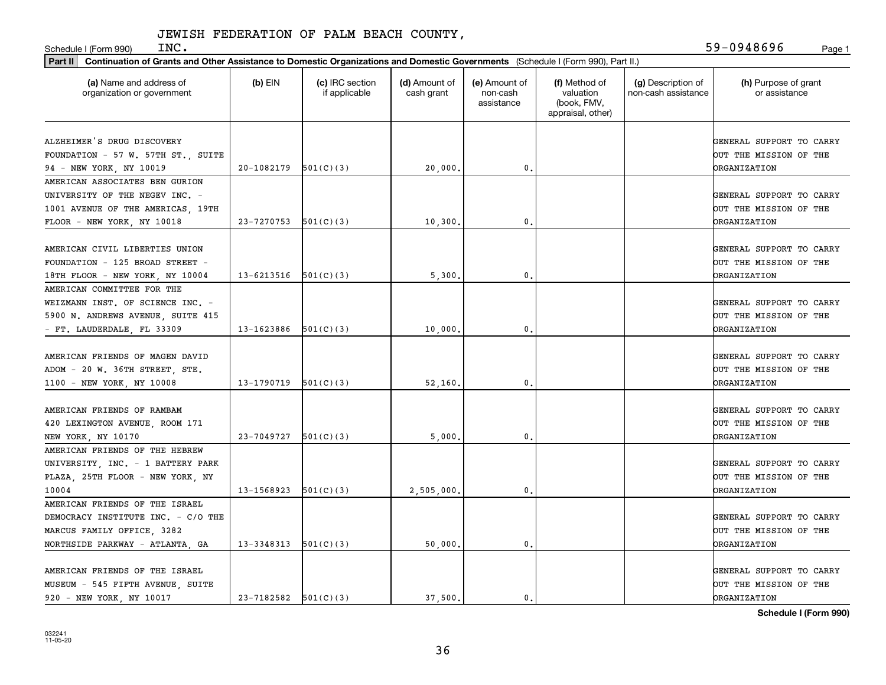JEWISH FEDERATION OF PALM BEACH COUNTY, INC.

Schedule I (Form 990) 59-0948696

**Part II Continuation of Grants and Other Assistance to Domestic Organizations and Domestic Governments** (Schedule I (Form 990), Part II.)

| (a) Name and address of organization or government | (b) EIN | (c) IRC section if applicable | (d) Amount of cash grant | (e) Amount of non-cash assistance | (f) Method of valuation (book, FMV, appraisal, other) | (g) Description of non-cash assistance | (h) Purpose of grant or assistance |
|---|---|---|---|---|---|---|---|
| ALZHEIMER'S DRUG DISCOVERY FOUNDATION - 57 W. 57TH ST., SUITE 94 - NEW YORK, NY 10019 | 20-1082179 | 501(C)(3) | 20,000. | 0. | | | GENERAL SUPPORT TO CARRY OUT THE MISSION OF THE ORGANIZATION |
| AMERICAN ASSOCIATES BEN GURION UNIVERSITY OF THE NEGEV INC. - 1001 AVENUE OF THE AMERICAS, 19TH FLOOR - NEW YORK, NY 10018 | 23-7270753 | 501(C)(3) | 10,300. | 0. | | | GENERAL SUPPORT TO CARRY OUT THE MISSION OF THE ORGANIZATION |
| AMERICAN CIVIL LIBERTIES UNION FOUNDATION - 125 BROAD STREET - 18TH FLOOR - NEW YORK, NY 10004 | 13-6213516 | 501(C)(3) | 5,300. | 0. | | | GENERAL SUPPORT TO CARRY OUT THE MISSION OF THE ORGANIZATION |
| AMERICAN COMMITTEE FOR THE WEIZMANN INST. OF SCIENCE INC. - 5900 N. ANDREWS AVENUE, SUITE 415 - FT. LAUDERDALE, FL 33309 | 13-1623886 | 501(C)(3) | 10,000. | 0. | | | GENERAL SUPPORT TO CARRY OUT THE MISSION OF THE ORGANIZATION |
| AMERICAN FRIENDS OF MAGEN DAVID ADOM - 20 W. 36TH STREET, STE. 1100 - NEW YORK, NY 10008 | 13-1790719 | 501(C)(3) | 52,160. | 0. | | | GENERAL SUPPORT TO CARRY OUT THE MISSION OF THE ORGANIZATION |
| AMERICAN FRIENDS OF RAMBAM 420 LEXINGTON AVENUE, ROOM 171 NEW YORK, NY 10170 | 23-7049727 | 501(C)(3) | 5,000. | 0. | | | GENERAL SUPPORT TO CARRY OUT THE MISSION OF THE ORGANIZATION |
| AMERICAN FRIENDS OF THE HEBREW UNIVERSITY, INC. - 1 BATTERY PARK PLAZA, 25TH FLOOR - NEW YORK, NY 10004 | 13-1568923 | 501(C)(3) | 2,505,000. | 0. | | | GENERAL SUPPORT TO CARRY OUT THE MISSION OF THE ORGANIZATION |
| AMERICAN FRIENDS OF THE ISRAEL DEMOCRACY INSTITUTE INC. - C/O THE MARCUS FAMILY OFFICE, 3282 NORTHSIDE PARKWAY - ATLANTA, GA | 13-3348313 | 501(C)(3) | 50,000. | 0. | | | GENERAL SUPPORT TO CARRY OUT THE MISSION OF THE ORGANIZATION |
| AMERICAN FRIENDS OF THE ISRAEL MUSEUM - 545 FIFTH AVENUE, SUITE 920 - NEW YORK, NY 10017 | 23-7182582 | 501(C)(3) | 37,500. | 0. | | | GENERAL SUPPORT TO CARRY OUT THE MISSION OF THE ORGANIZATION |

Schedule I (Form 990)

032241 11-05-20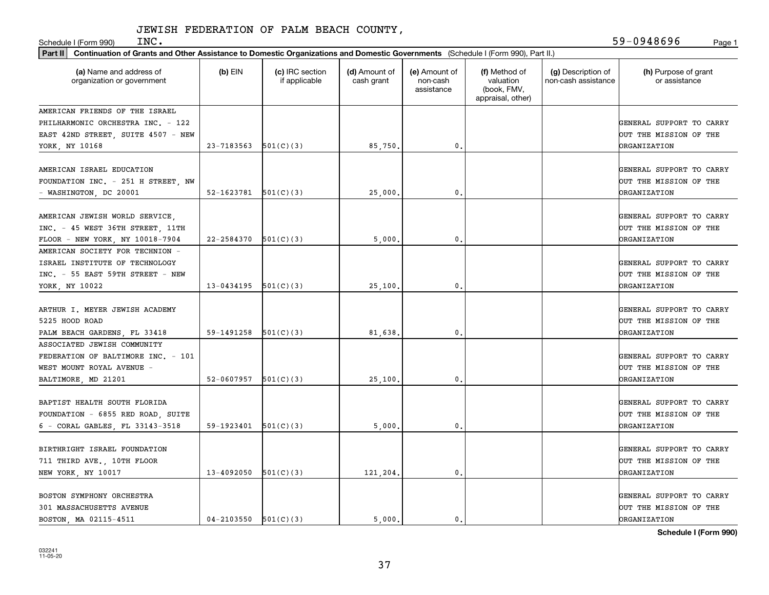JEWISH FEDERATION OF PALM BEACH COUNTY, INC.

Schedule I (Form 990) 59-0948696

**Part II Continuation of Grants and Other Assistance to Domestic Organizations and Domestic Governments** (Schedule I (Form 990), Part II.)

| (a) Name and address of organization or government | (b) EIN | (c) IRC section if applicable | (d) Amount of cash grant | (e) Amount of non-cash assistance | (f) Method of valuation (book, FMV, appraisal, other) | (g) Description of non-cash assistance | (h) Purpose of grant or assistance |
|---|---|---|---|---|---|---|---|
| AMERICAN FRIENDS OF THE ISRAEL PHILHARMONIC ORCHESTRA INC. - 122 EAST 42ND STREET, SUITE 4507 - NEW YORK, NY 10168 | 23-7183563 | 501(C)(3) | 85,750. | 0. | | | GENERAL SUPPORT TO CARRY OUT THE MISSION OF THE ORGANIZATION |
| AMERICAN ISRAEL EDUCATION FOUNDATION INC. - 251 H STREET, NW - WASHINGTON, DC 20001 | 52-1623781 | 501(C)(3) | 25,000. | 0. | | | GENERAL SUPPORT TO CARRY OUT THE MISSION OF THE ORGANIZATION |
| AMERICAN JEWISH WORLD SERVICE, INC. - 45 WEST 36TH STREET, 11TH FLOOR - NEW YORK, NY 10018-7904 | 22-2584370 | 501(C)(3) | 5,000. | 0. | | | GENERAL SUPPORT TO CARRY OUT THE MISSION OF THE ORGANIZATION |
| AMERICAN SOCIETY FOR TECHNION - ISRAEL INSTITUTE OF TECHNOLOGY INC. - 55 EAST 59TH STREET - NEW YORK, NY 10022 | 13-0434195 | 501(C)(3) | 25,100. | 0. | | | GENERAL SUPPORT TO CARRY OUT THE MISSION OF THE ORGANIZATION |
| ARTHUR I. MEYER JEWISH ACADEMY 5225 HOOD ROAD PALM BEACH GARDENS, FL 33418 | 59-1491258 | 501(C)(3) | 81,638. | 0. | | | GENERAL SUPPORT TO CARRY OUT THE MISSION OF THE ORGANIZATION |
| ASSOCIATED JEWISH COMMUNITY FEDERATION OF BALTIMORE INC. - 101 WEST MOUNT ROYAL AVENUE - BALTIMORE, MD 21201 | 52-0607957 | 501(C)(3) | 25,100. | 0. | | | GENERAL SUPPORT TO CARRY OUT THE MISSION OF THE ORGANIZATION |
| BAPTIST HEALTH SOUTH FLORIDA FOUNDATION - 6855 RED ROAD, SUITE 6 - CORAL GABLES, FL 33143-3518 | 59-1923401 | 501(C)(3) | 5,000. | 0. | | | GENERAL SUPPORT TO CARRY OUT THE MISSION OF THE ORGANIZATION |
| BIRTHRIGHT ISRAEL FOUNDATION 711 THIRD AVE., 10TH FLOOR NEW YORK, NY 10017 | 13-4092050 | 501(C)(3) | 121,204. | 0. | | | GENERAL SUPPORT TO CARRY OUT THE MISSION OF THE ORGANIZATION |
| BOSTON SYMPHONY ORCHESTRA 301 MASSACHUSETTS AVENUE BOSTON, MA 02115-4511 | 04-2103550 | 501(C)(3) | 5,000. | 0. | | | GENERAL SUPPORT TO CARRY OUT THE MISSION OF THE ORGANIZATION |

Schedule I (Form 990)

032241 11-05-20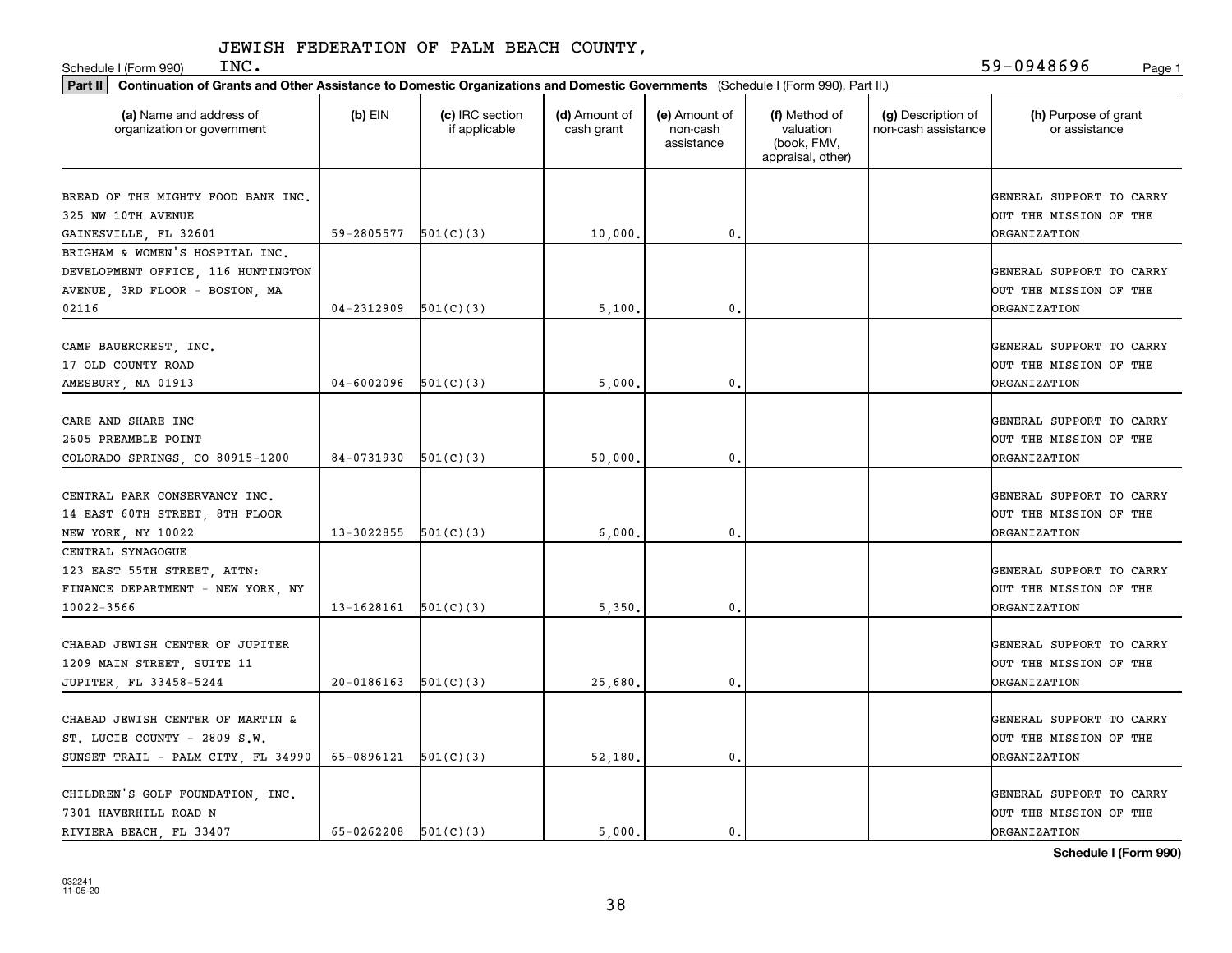JEWISH FEDERATION OF PALM BEACH COUNTY, INC.

Schedule I (Form 990) 59-0948696 Page 1

**Part II** **Continuation of Grants and Other Assistance to Domestic Organizations and Domestic Governments** (Schedule I (Form 990), Part II.)

| (a) Name and address of organization or government | (b) EIN | (c) IRC section if applicable | (d) Amount of cash grant | (e) Amount of non-cash assistance | (f) Method of valuation (book, FMV, appraisal, other) | (g) Description of non-cash assistance | (h) Purpose of grant or assistance |
|---|---|---|---|---|---|---|---|
| BREAD OF THE MIGHTY FOOD BANK INC. 325 NW 10TH AVENUE GAINESVILLE, FL 32601 | 59-2805577 | 501(C)(3) | 10,000. | 0. | | | GENERAL SUPPORT TO CARRY OUT THE MISSION OF THE ORGANIZATION |
| BRIGHAM & WOMEN'S HOSPITAL INC. DEVELOPMENT OFFICE, 116 HUNTINGTON AVENUE, 3RD FLOOR - BOSTON, MA 02116 | 04-2312909 | 501(C)(3) | 5,100. | 0. | | | GENERAL SUPPORT TO CARRY OUT THE MISSION OF THE ORGANIZATION |
| CAMP BAUERCREST, INC. 17 OLD COUNTY ROAD AMESBURY, MA 01913 | 04-6002096 | 501(C)(3) | 5,000. | 0. | | | GENERAL SUPPORT TO CARRY OUT THE MISSION OF THE ORGANIZATION |
| CARE AND SHARE INC 2605 PREAMBLE POINT COLORADO SPRINGS, CO 80915-1200 | 84-0731930 | 501(C)(3) | 50,000. | 0. | | | GENERAL SUPPORT TO CARRY OUT THE MISSION OF THE ORGANIZATION |
| CENTRAL PARK CONSERVANCY INC. 14 EAST 60TH STREET, 8TH FLOOR NEW YORK, NY 10022 | 13-3022855 | 501(C)(3) | 6,000. | 0. | | | GENERAL SUPPORT TO CARRY OUT THE MISSION OF THE ORGANIZATION |
| CENTRAL SYNAGOGUE 123 EAST 55TH STREET, ATTN: FINANCE DEPARTMENT - NEW YORK, NY 10022-3566 | 13-1628161 | 501(C)(3) | 5,350. | 0. | | | GENERAL SUPPORT TO CARRY OUT THE MISSION OF THE ORGANIZATION |
| CHABAD JEWISH CENTER OF JUPITER 1209 MAIN STREET, SUITE 11 JUPITER, FL 33458-5244 | 20-0186163 | 501(C)(3) | 25,680. | 0. | | | GENERAL SUPPORT TO CARRY OUT THE MISSION OF THE ORGANIZATION |
| CHABAD JEWISH CENTER OF MARTIN & ST. LUCIE COUNTY - 2809 S.W. SUNSET TRAIL - PALM CITY, FL 34990 | 65-0896121 | 501(C)(3) | 52,180. | 0. | | | GENERAL SUPPORT TO CARRY OUT THE MISSION OF THE ORGANIZATION |
| CHILDREN'S GOLF FOUNDATION, INC. 7301 HAVERHILL ROAD N RIVIERA BEACH, FL 33407 | 65-0262208 | 501(C)(3) | 5,000. | 0. | | | GENERAL SUPPORT TO CARRY OUT THE MISSION OF THE ORGANIZATION |

**Schedule I (Form 990)**

032241 11-05-20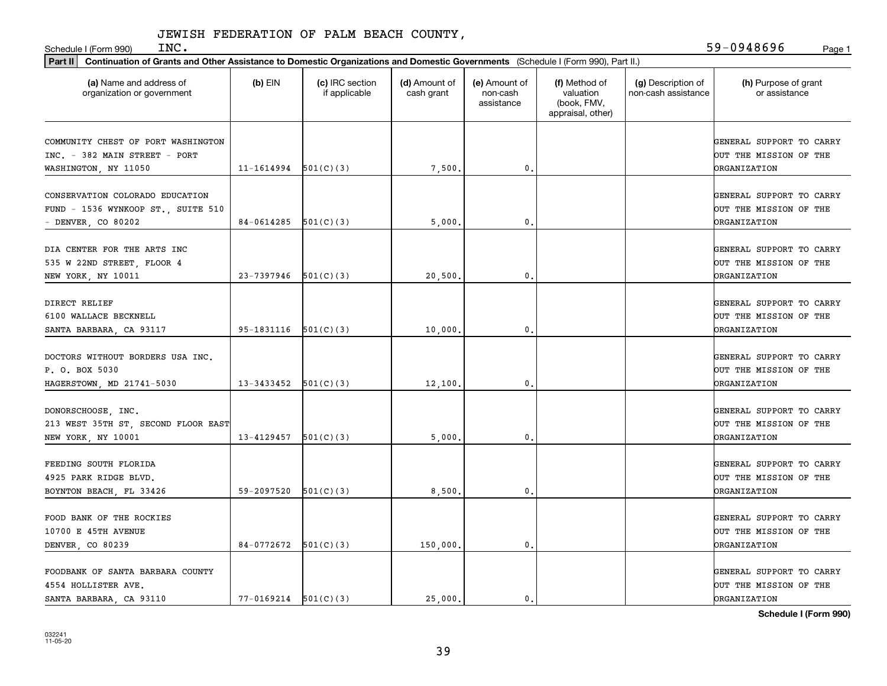JEWISH FEDERATION OF PALM BEACH COUNTY, INC.

Schedule I (Form 990)    59-0948696

**Part II** **Continuation of Grants and Other Assistance to Domestic Organizations and Domestic Governments** (Schedule I (Form 990), Part II.)

| (a) Name and address of organization or government | (b) EIN | (c) IRC section if applicable | (d) Amount of cash grant | (e) Amount of non-cash assistance | (f) Method of valuation (book, FMV, appraisal, other) | (g) Description of non-cash assistance | (h) Purpose of grant or assistance |
|---|---|---|---|---|---|---|---|
| COMMUNITY CHEST OF PORT WASHINGTON INC. - 382 MAIN STREET - PORT WASHINGTON, NY 11050 | 11-1614994 | 501(C)(3) | 7,500. | 0. | | | GENERAL SUPPORT TO CARRY OUT THE MISSION OF THE ORGANIZATION |
| CONSERVATION COLORADO EDUCATION FUND - 1536 WYNKOOP ST., SUITE 510 - DENVER, CO 80202 | 84-0614285 | 501(C)(3) | 5,000. | 0. | | | GENERAL SUPPORT TO CARRY OUT THE MISSION OF THE ORGANIZATION |
| DIA CENTER FOR THE ARTS INC 535 W 22ND STREET, FLOOR 4 NEW YORK, NY 10011 | 23-7397946 | 501(C)(3) | 20,500. | 0. | | | GENERAL SUPPORT TO CARRY OUT THE MISSION OF THE ORGANIZATION |
| DIRECT RELIEF 6100 WALLACE BECKNELL SANTA BARBARA, CA 93117 | 95-1831116 | 501(C)(3) | 10,000. | 0. | | | GENERAL SUPPORT TO CARRY OUT THE MISSION OF THE ORGANIZATION |
| DOCTORS WITHOUT BORDERS USA INC. P. O. BOX 5030 HAGERSTOWN, MD 21741-5030 | 13-3433452 | 501(C)(3) | 12,100. | 0. | | | GENERAL SUPPORT TO CARRY OUT THE MISSION OF THE ORGANIZATION |
| DONORSCHOOSE, INC. 213 WEST 35TH ST, SECOND FLOOR EAST NEW YORK, NY 10001 | 13-4129457 | 501(C)(3) | 5,000. | 0. | | | GENERAL SUPPORT TO CARRY OUT THE MISSION OF THE ORGANIZATION |
| FEEDING SOUTH FLORIDA 4925 PARK RIDGE BLVD. BOYNTON BEACH, FL 33426 | 59-2097520 | 501(C)(3) | 8,500. | 0. | | | GENERAL SUPPORT TO CARRY OUT THE MISSION OF THE ORGANIZATION |
| FOOD BANK OF THE ROCKIES 10700 E 45TH AVENUE DENVER, CO 80239 | 84-0772672 | 501(C)(3) | 150,000. | 0. | | | GENERAL SUPPORT TO CARRY OUT THE MISSION OF THE ORGANIZATION |
| FOODBANK OF SANTA BARBARA COUNTY 4554 HOLLISTER AVE. SANTA BARBARA, CA 93110 | 77-0169214 | 501(C)(3) | 25,000. | 0. | | | GENERAL SUPPORT TO CARRY OUT THE MISSION OF THE ORGANIZATION |

**Schedule I (Form 990)**

032241 11-05-20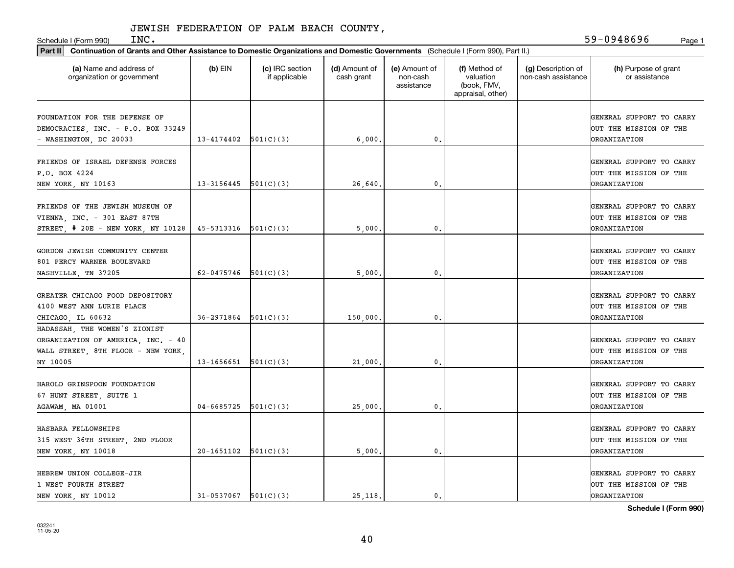JEWISH FEDERATION OF PALM BEACH COUNTY, INC.

Schedule I (Form 990) 59-0948696 Page 1

**Part II** **Continuation of Grants and Other Assistance to Domestic Organizations and Domestic Governments** (Schedule I (Form 990), Part II.)

| (a) Name and address of organization or government | (b) EIN | (c) IRC section if applicable | (d) Amount of cash grant | (e) Amount of non-cash assistance | (f) Method of valuation (book, FMV, appraisal, other) | (g) Description of non-cash assistance | (h) Purpose of grant or assistance |
|---|---|---|---|---|---|---|---|
| FOUNDATION FOR THE DEFENSE OF DEMOCRACIES, INC. - P.O. BOX 33249 - WASHINGTON, DC 20033 | 13-4174402 | 501(C)(3) | 6,000. | 0. | | | GENERAL SUPPORT TO CARRY OUT THE MISSION OF THE ORGANIZATION |
| FRIENDS OF ISRAEL DEFENSE FORCES P.O. BOX 4224 NEW YORK, NY 10163 | 13-3156445 | 501(C)(3) | 26,640. | 0. | | | GENERAL SUPPORT TO CARRY OUT THE MISSION OF THE ORGANIZATION |
| FRIENDS OF THE JEWISH MUSEUM OF VIENNA, INC. - 301 EAST 87TH STREET, # 20E - NEW YORK, NY 10128 | 45-5313316 | 501(C)(3) | 5,000. | 0. | | | GENERAL SUPPORT TO CARRY OUT THE MISSION OF THE ORGANIZATION |
| GORDON JEWISH COMMUNITY CENTER 801 PERCY WARNER BOULEVARD NASHVILLE, TN 37205 | 62-0475746 | 501(C)(3) | 5,000. | 0. | | | GENERAL SUPPORT TO CARRY OUT THE MISSION OF THE ORGANIZATION |
| GREATER CHICAGO FOOD DEPOSITORY 4100 WEST ANN LURIE PLACE CHICAGO, IL 60632 | 36-2971864 | 501(C)(3) | 150,000. | 0. | | | GENERAL SUPPORT TO CARRY OUT THE MISSION OF THE ORGANIZATION |
| HADASSAH, THE WOMEN'S ZIONIST ORGANIZATION OF AMERICA, INC. - 40 WALL STREET, 8TH FLOOR - NEW YORK, NY 10005 | 13-1656651 | 501(C)(3) | 21,000. | 0. | | | GENERAL SUPPORT TO CARRY OUT THE MISSION OF THE ORGANIZATION |
| HAROLD GRINSPOON FOUNDATION 67 HUNT STREET, SUITE 1 AGAWAM, MA 01001 | 04-6685725 | 501(C)(3) | 25,000. | 0. | | | GENERAL SUPPORT TO CARRY OUT THE MISSION OF THE ORGANIZATION |
| HASBARA FELLOWSHIPS 315 WEST 36TH STREET, 2ND FLOOR NEW YORK, NY 10018 | 20-1651102 | 501(C)(3) | 5,000. | 0. | | | GENERAL SUPPORT TO CARRY OUT THE MISSION OF THE ORGANIZATION |
| HEBREW UNION COLLEGE-JIR 1 WEST FOURTH STREET NEW YORK, NY 10012 | 31-0537067 | 501(C)(3) | 25,118. | 0. | | | GENERAL SUPPORT TO CARRY OUT THE MISSION OF THE ORGANIZATION |

**Schedule I (Form 990)**

032241 11-05-20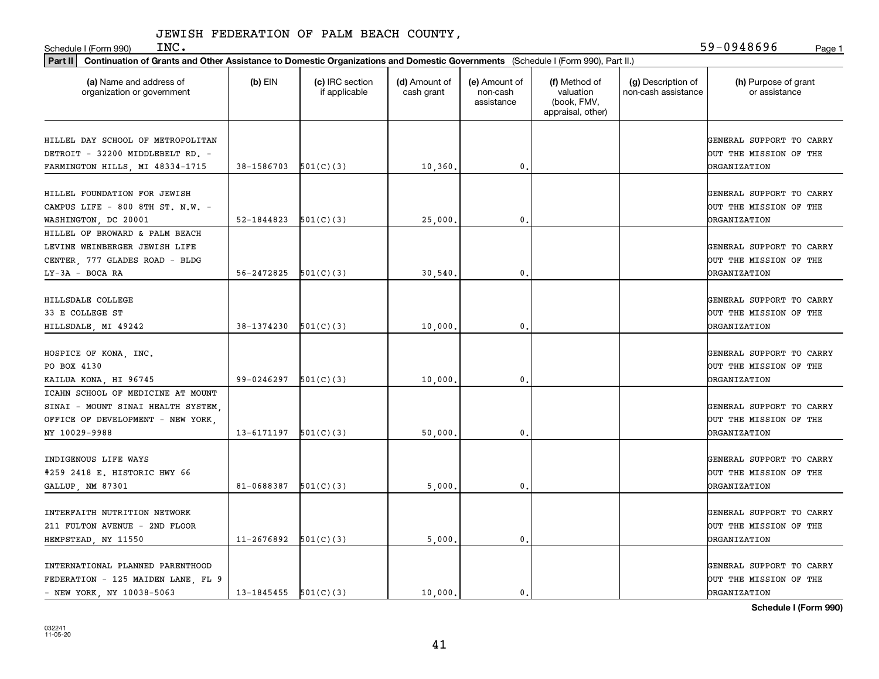JEWISH FEDERATION OF PALM BEACH COUNTY, INC.

Schedule I (Form 990) 59-0948696 Page 1

**Part II** **Continuation of Grants and Other Assistance to Domestic Organizations and Domestic Governments** (Schedule I (Form 990), Part II.)

| (a) Name and address of organization or government | (b) EIN | (c) IRC section if applicable | (d) Amount of cash grant | (e) Amount of non-cash assistance | (f) Method of valuation (book, FMV, appraisal, other) | (g) Description of non-cash assistance | (h) Purpose of grant or assistance |
|---|---|---|---|---|---|---|---|
| HILLEL DAY SCHOOL OF METROPOLITAN DETROIT - 32200 MIDDLEBELT RD. - FARMINGTON HILLS, MI 48334-1715 | 38-1586703 | 501(C)(3) | 10,360. | 0. | | | GENERAL SUPPORT TO CARRY OUT THE MISSION OF THE ORGANIZATION |
| HILLEL FOUNDATION FOR JEWISH CAMPUS LIFE - 800 8TH ST. N.W. - WASHINGTON, DC 20001 | 52-1844823 | 501(C)(3) | 25,000. | 0. | | | GENERAL SUPPORT TO CARRY OUT THE MISSION OF THE ORGANIZATION |
| HILLEL OF BROWARD & PALM BEACH LEVINE WEINBERGER JEWISH LIFE CENTER, 777 GLADES ROAD - BLDG LY-3A - BOCA RA | 56-2472825 | 501(C)(3) | 30,540. | 0. | | | GENERAL SUPPORT TO CARRY OUT THE MISSION OF THE ORGANIZATION |
| HILLSDALE COLLEGE 33 E COLLEGE ST HILLSDALE, MI 49242 | 38-1374230 | 501(C)(3) | 10,000. | 0. | | | GENERAL SUPPORT TO CARRY OUT THE MISSION OF THE ORGANIZATION |
| HOSPICE OF KONA, INC. PO BOX 4130 KAILUA KONA, HI 96745 | 99-0246297 | 501(C)(3) | 10,000. | 0. | | | GENERAL SUPPORT TO CARRY OUT THE MISSION OF THE ORGANIZATION |
| ICAHN SCHOOL OF MEDICINE AT MOUNT SINAI - MOUNT SINAI HEALTH SYSTEM, OFFICE OF DEVELOPMENT - NEW YORK, NY 10029-9988 | 13-6171197 | 501(C)(3) | 50,000. | 0. | | | GENERAL SUPPORT TO CARRY OUT THE MISSION OF THE ORGANIZATION |
| INDIGENOUS LIFE WAYS #259 2418 E. HISTORIC HWY 66 GALLUP, NM 87301 | 81-0688387 | 501(C)(3) | 5,000. | 0. | | | GENERAL SUPPORT TO CARRY OUT THE MISSION OF THE ORGANIZATION |
| INTERFAITH NUTRITION NETWORK 211 FULTON AVENUE - 2ND FLOOR HEMPSTEAD, NY 11550 | 11-2676892 | 501(C)(3) | 5,000. | 0. | | | GENERAL SUPPORT TO CARRY OUT THE MISSION OF THE ORGANIZATION |
| INTERNATIONAL PLANNED PARENTHOOD FEDERATION - 125 MAIDEN LANE, FL 9 - NEW YORK, NY 10038-5063 | 13-1845455 | 501(C)(3) | 10,000. | 0. | | | GENERAL SUPPORT TO CARRY OUT THE MISSION OF THE ORGANIZATION |

**Schedule I (Form 990)**

032241
11-05-20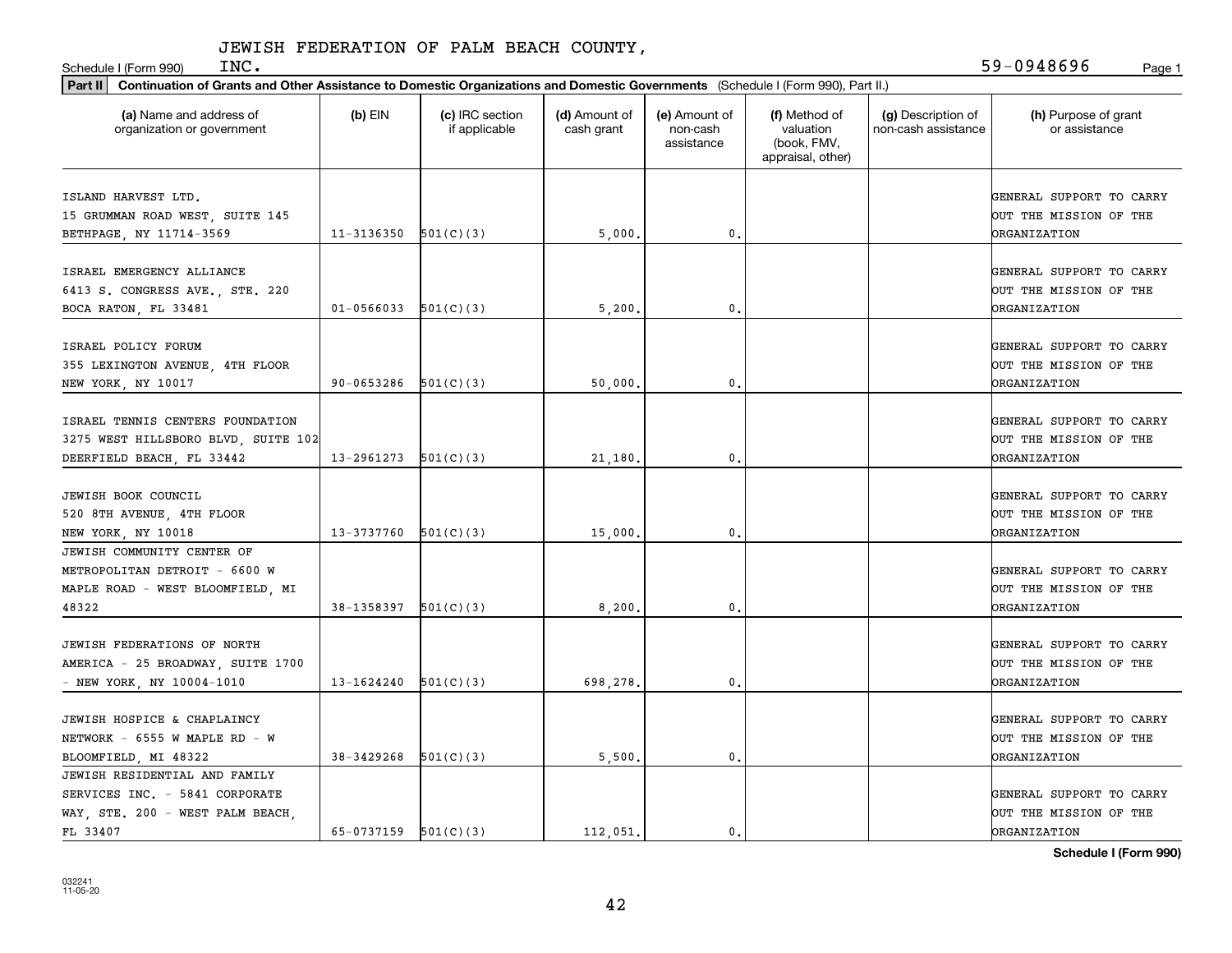JEWISH FEDERATION OF PALM BEACH COUNTY, INC.

Schedule I (Form 990) 59-0948696

**Part II** **Continuation of Grants and Other Assistance to Domestic Organizations and Domestic Governments** (Schedule I (Form 990), Part II.)

| (a) Name and address of organization or government | (b) EIN | (c) IRC section if applicable | (d) Amount of cash grant | (e) Amount of non-cash assistance | (f) Method of valuation (book, FMV, appraisal, other) | (g) Description of non-cash assistance | (h) Purpose of grant or assistance |
|---|---|---|---|---|---|---|---|
| ISLAND HARVEST LTD. 15 GRUMMAN ROAD WEST, SUITE 145 BETHPAGE, NY 11714-3569 | 11-3136350 | 501(C)(3) | 5,000. | 0. | | | GENERAL SUPPORT TO CARRY OUT THE MISSION OF THE ORGANIZATION |
| ISRAEL EMERGENCY ALLIANCE 6413 S. CONGRESS AVE., STE. 220 BOCA RATON, FL 33481 | 01-0566033 | 501(C)(3) | 5,200. | 0. | | | GENERAL SUPPORT TO CARRY OUT THE MISSION OF THE ORGANIZATION |
| ISRAEL POLICY FORUM 355 LEXINGTON AVENUE, 4TH FLOOR NEW YORK, NY 10017 | 90-0653286 | 501(C)(3) | 50,000. | 0. | | | GENERAL SUPPORT TO CARRY OUT THE MISSION OF THE ORGANIZATION |
| ISRAEL TENNIS CENTERS FOUNDATION 3275 WEST HILLSBORO BLVD, SUITE 102 DEERFIELD BEACH, FL 33442 | 13-2961273 | 501(C)(3) | 21,180. | 0. | | | GENERAL SUPPORT TO CARRY OUT THE MISSION OF THE ORGANIZATION |
| JEWISH BOOK COUNCIL 520 8TH AVENUE, 4TH FLOOR NEW YORK, NY 10018 | 13-3737760 | 501(C)(3) | 15,000. | 0. | | | GENERAL SUPPORT TO CARRY OUT THE MISSION OF THE ORGANIZATION |
| JEWISH COMMUNITY CENTER OF METROPOLITAN DETROIT - 6600 W MAPLE ROAD - WEST BLOOMFIELD, MI 48322 | 38-1358397 | 501(C)(3) | 8,200. | 0. | | | GENERAL SUPPORT TO CARRY OUT THE MISSION OF THE ORGANIZATION |
| JEWISH FEDERATIONS OF NORTH AMERICA - 25 BROADWAY, SUITE 1700 - NEW YORK, NY 10004-1010 | 13-1624240 | 501(C)(3) | 698,278. | 0. | | | GENERAL SUPPORT TO CARRY OUT THE MISSION OF THE ORGANIZATION |
| JEWISH HOSPICE & CHAPLAINCY NETWORK - 6555 W MAPLE RD - W BLOOMFIELD, MI 48322 | 38-3429268 | 501(C)(3) | 5,500. | 0. | | | GENERAL SUPPORT TO CARRY OUT THE MISSION OF THE ORGANIZATION |
| JEWISH RESIDENTIAL AND FAMILY SERVICES INC. - 5841 CORPORATE WAY, STE. 200 - WEST PALM BEACH, FL 33407 | 65-0737159 | 501(C)(3) | 112,051. | 0. | | | GENERAL SUPPORT TO CARRY OUT THE MISSION OF THE ORGANIZATION |

**Schedule I (Form 990)**

032241 11-05-20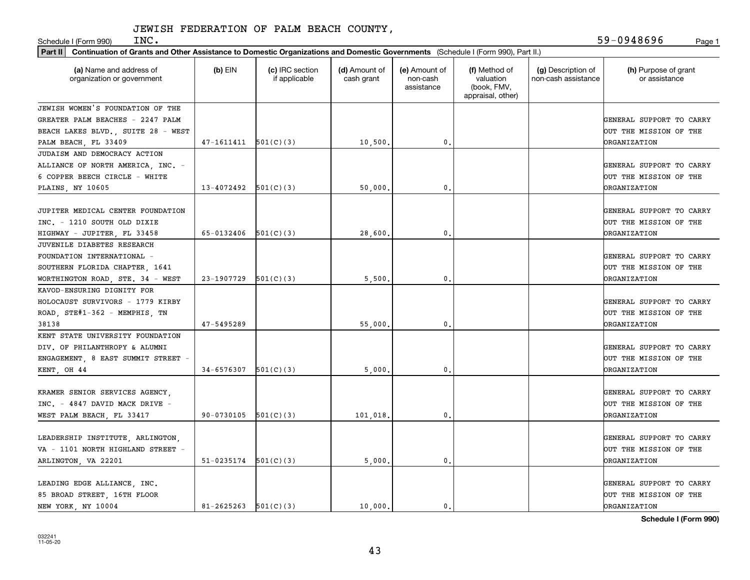JEWISH FEDERATION OF PALM BEACH COUNTY, INC.

Schedule I (Form 990) 59-0948696

**Part II** **Continuation of Grants and Other Assistance to Domestic Organizations and Domestic Governments** (Schedule I (Form 990), Part II.)

| (a) Name and address of organization or government | (b) EIN | (c) IRC section if applicable | (d) Amount of cash grant | (e) Amount of non-cash assistance | (f) Method of valuation (book, FMV, appraisal, other) | (g) Description of non-cash assistance | (h) Purpose of grant or assistance |
|---|---|---|---|---|---|---|---|
| JEWISH WOMEN'S FOUNDATION OF THE GREATER PALM BEACHES - 2247 PALM BEACH LAKES BLVD., SUITE 28 - WEST PALM BEACH, FL 33409 | 47-1611411 | 501(C)(3) | 10,500. | 0. | | | GENERAL SUPPORT TO CARRY OUT THE MISSION OF THE ORGANIZATION |
| JUDAISM AND DEMOCRACY ACTION ALLIANCE OF NORTH AMERICA, INC. - 6 COPPER BEECH CIRCLE - WHITE PLAINS, NY 10605 | 13-4072492 | 501(C)(3) | 50,000. | 0. | | | GENERAL SUPPORT TO CARRY OUT THE MISSION OF THE ORGANIZATION |
| JUPITER MEDICAL CENTER FOUNDATION INC. - 1210 SOUTH OLD DIXIE HIGHWAY - JUPITER, FL 33458 | 65-0132406 | 501(C)(3) | 28,600. | 0. | | | GENERAL SUPPORT TO CARRY OUT THE MISSION OF THE ORGANIZATION |
| JUVENILE DIABETES RESEARCH FOUNDATION INTERNATIONAL - SOUTHERN FLORIDA CHAPTER, 1641 WORTHINGTON ROAD, STE. 34 - WEST | 23-1907729 | 501(C)(3) | 5,500. | 0. | | | GENERAL SUPPORT TO CARRY OUT THE MISSION OF THE ORGANIZATION |
| KAVOD-ENSURING DIGNITY FOR HOLOCAUST SURVIVORS - 1779 KIRBY ROAD, STE#1-362 - MEMPHIS, TN 38138 | 47-5495289 | | 55,000. | 0. | | | GENERAL SUPPORT TO CARRY OUT THE MISSION OF THE ORGANIZATION |
| KENT STATE UNIVERSITY FOUNDATION DIV. OF PHILANTHROPY & ALUMNI ENGAGEMENT, 8 EAST SUMMIT STREET - KENT, OH 44 | 34-6576307 | 501(C)(3) | 5,000. | 0. | | | GENERAL SUPPORT TO CARRY OUT THE MISSION OF THE ORGANIZATION |
| KRAMER SENIOR SERVICES AGENCY, INC. - 4847 DAVID MACK DRIVE - WEST PALM BEACH, FL 33417 | 90-0730105 | 501(C)(3) | 101,018. | 0. | | | GENERAL SUPPORT TO CARRY OUT THE MISSION OF THE ORGANIZATION |
| LEADERSHIP INSTITUTE, ARLINGTON, VA - 1101 NORTH HIGHLAND STREET - ARLINGTON, VA 22201 | 51-0235174 | 501(C)(3) | 5,000. | 0. | | | GENERAL SUPPORT TO CARRY OUT THE MISSION OF THE ORGANIZATION |
| LEADING EDGE ALLIANCE, INC. 85 BROAD STREET, 16TH FLOOR NEW YORK, NY 10004 | 81-2625263 | 501(C)(3) | 10,000. | 0. | | | GENERAL SUPPORT TO CARRY OUT THE MISSION OF THE ORGANIZATION |

**Schedule I (Form 990)**

032241 11-05-20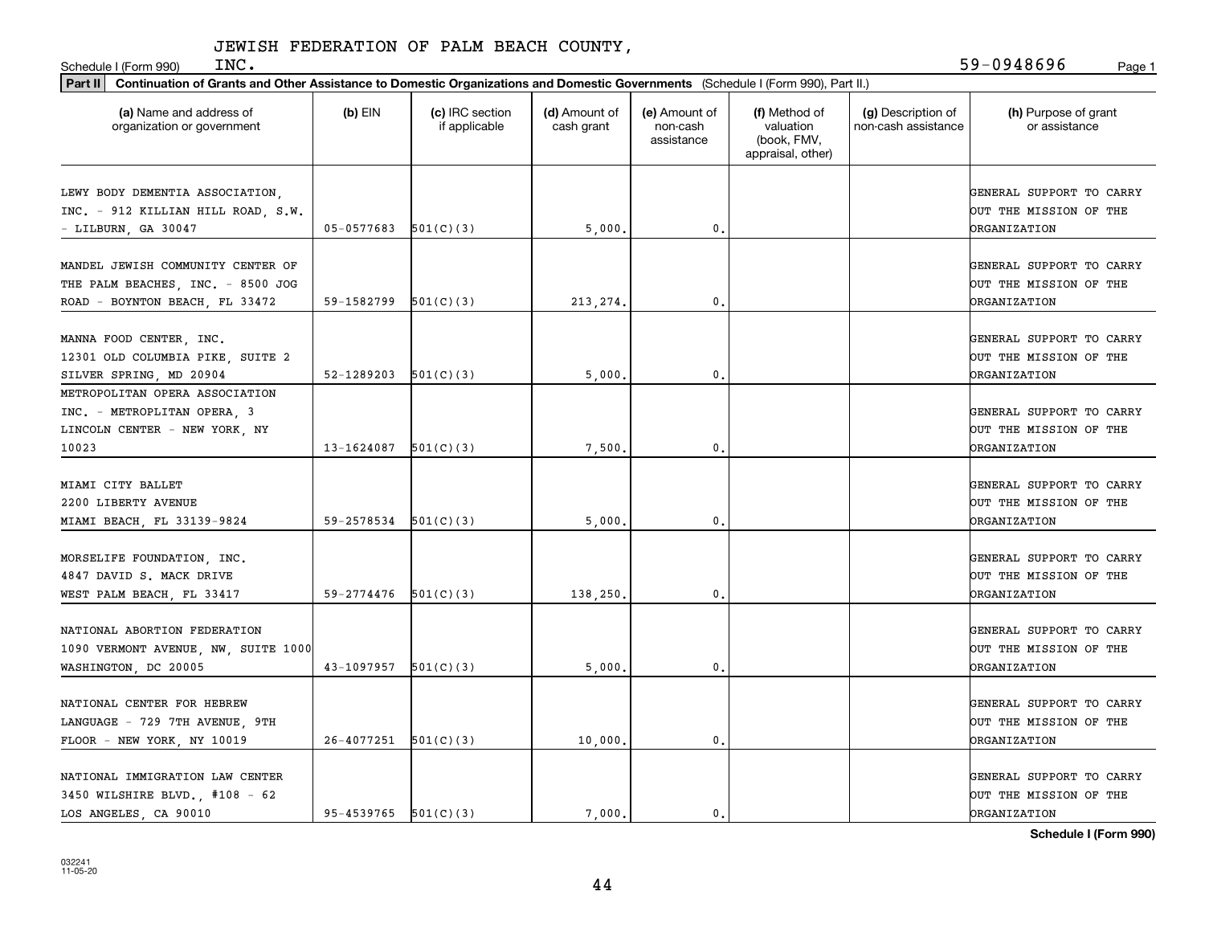JEWISH FEDERATION OF PALM BEACH COUNTY, INC.

Schedule I (Form 990) 59-0948696

**Part II Continuation of Grants and Other Assistance to Domestic Organizations and Domestic Governments** (Schedule I (Form 990), Part II.)

| (a) Name and address of organization or government | (b) EIN | (c) IRC section if applicable | (d) Amount of cash grant | (e) Amount of non-cash assistance | (f) Method of valuation (book, FMV, appraisal, other) | (g) Description of non-cash assistance | (h) Purpose of grant or assistance |
|---|---|---|---|---|---|---|---|
| LEWY BODY DEMENTIA ASSOCIATION, INC. - 912 KILLIAN HILL ROAD, S.W. - LILBURN, GA 30047 | 05-0577683 | 501(C)(3) | 5,000. | 0. | | | GENERAL SUPPORT TO CARRY OUT THE MISSION OF THE ORGANIZATION |
| MANDEL JEWISH COMMUNITY CENTER OF THE PALM BEACHES, INC. - 8500 JOG ROAD - BOYNTON BEACH, FL 33472 | 59-1582799 | 501(C)(3) | 213,274. | 0. | | | GENERAL SUPPORT TO CARRY OUT THE MISSION OF THE ORGANIZATION |
| MANNA FOOD CENTER, INC. 12301 OLD COLUMBIA PIKE, SUITE 2 SILVER SPRING, MD 20904 | 52-1289203 | 501(C)(3) | 5,000. | 0. | | | GENERAL SUPPORT TO CARRY OUT THE MISSION OF THE ORGANIZATION |
| METROPOLITAN OPERA ASSOCIATION INC. - METROPLITAN OPERA, 3 LINCOLN CENTER - NEW YORK, NY 10023 | 13-1624087 | 501(C)(3) | 7,500. | 0. | | | GENERAL SUPPORT TO CARRY OUT THE MISSION OF THE ORGANIZATION |
| MIAMI CITY BALLET 2200 LIBERTY AVENUE MIAMI BEACH, FL 33139-9824 | 59-2578534 | 501(C)(3) | 5,000. | 0. | | | GENERAL SUPPORT TO CARRY OUT THE MISSION OF THE ORGANIZATION |
| MORSELIFE FOUNDATION, INC. 4847 DAVID S. MACK DRIVE WEST PALM BEACH, FL 33417 | 59-2774476 | 501(C)(3) | 138,250. | 0. | | | GENERAL SUPPORT TO CARRY OUT THE MISSION OF THE ORGANIZATION |
| NATIONAL ABORTION FEDERATION 1090 VERMONT AVENUE, NW, SUITE 1000 WASHINGTON, DC 20005 | 43-1097957 | 501(C)(3) | 5,000. | 0. | | | GENERAL SUPPORT TO CARRY OUT THE MISSION OF THE ORGANIZATION |
| NATIONAL CENTER FOR HEBREW LANGUAGE - 729 7TH AVENUE, 9TH FLOOR - NEW YORK, NY 10019 | 26-4077251 | 501(C)(3) | 10,000. | 0. | | | GENERAL SUPPORT TO CARRY OUT THE MISSION OF THE ORGANIZATION |
| NATIONAL IMMIGRATION LAW CENTER 3450 WILSHIRE BLVD., #108 - 62 LOS ANGELES, CA 90010 | 95-4539765 | 501(C)(3) | 7,000. | 0. | | | GENERAL SUPPORT TO CARRY OUT THE MISSION OF THE ORGANIZATION |

**Schedule I (Form 990)**

032241 11-05-20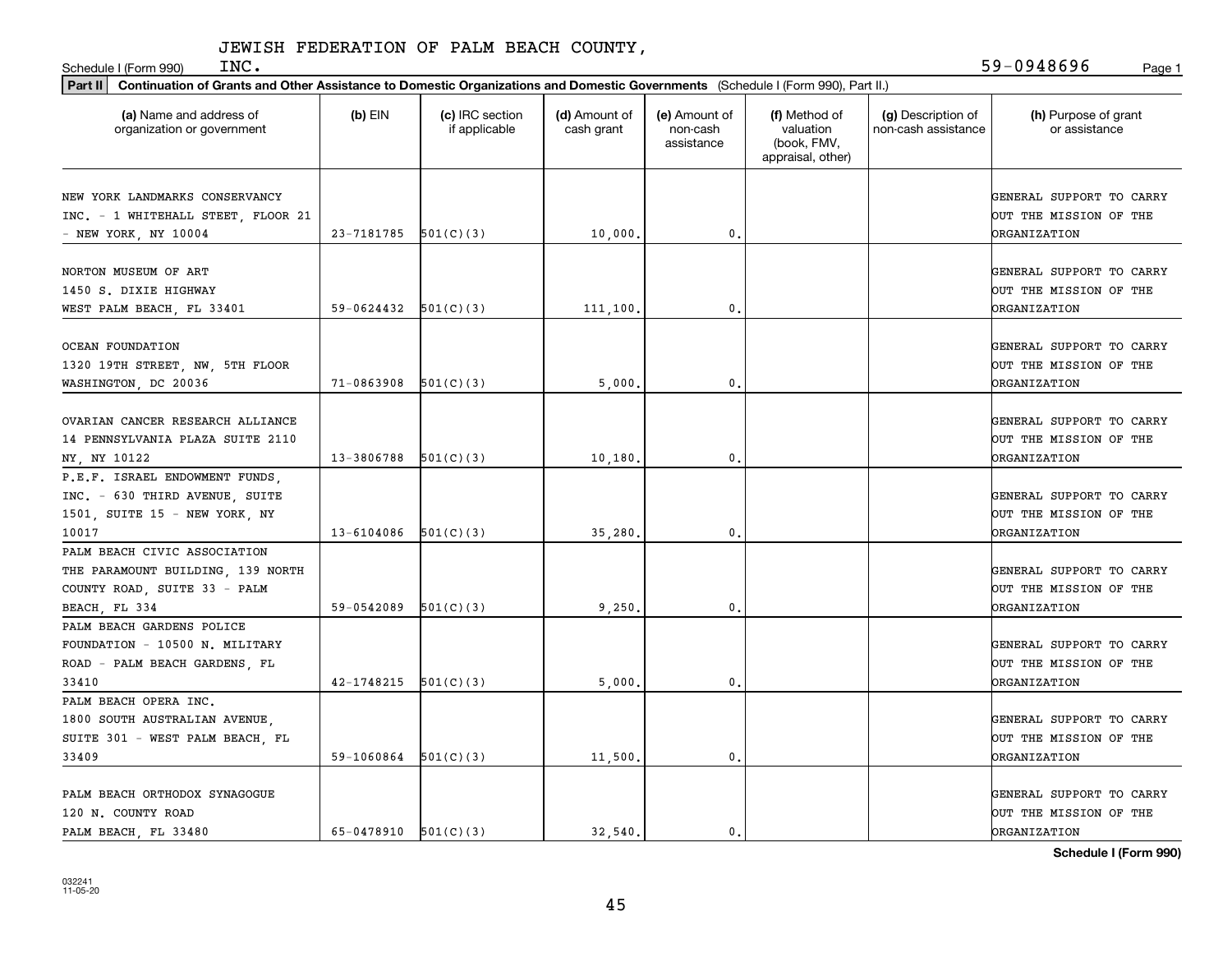JEWISH FEDERATION OF PALM BEACH COUNTY, INC.

Schedule I (Form 990) 59-0948696

**Part II** **Continuation of Grants and Other Assistance to Domestic Organizations and Domestic Governments** (Schedule I (Form 990), Part II.)

| (a) Name and address of organization or government | (b) EIN | (c) IRC section if applicable | (d) Amount of cash grant | (e) Amount of non-cash assistance | (f) Method of valuation (book, FMV, appraisal, other) | (g) Description of non-cash assistance | (h) Purpose of grant or assistance |
|---|---|---|---|---|---|---|---|
| NEW YORK LANDMARKS CONSERVANCY INC. - 1 WHITEHALL STEET, FLOOR 21 - NEW YORK, NY 10004 | 23-7181785 | 501(C)(3) | 10,000. | 0. | | | GENERAL SUPPORT TO CARRY OUT THE MISSION OF THE ORGANIZATION |
| NORTON MUSEUM OF ART 1450 S. DIXIE HIGHWAY WEST PALM BEACH, FL 33401 | 59-0624432 | 501(C)(3) | 111,100. | 0. | | | GENERAL SUPPORT TO CARRY OUT THE MISSION OF THE ORGANIZATION |
| OCEAN FOUNDATION 1320 19TH STREET, NW, 5TH FLOOR WASHINGTON, DC 20036 | 71-0863908 | 501(C)(3) | 5,000. | 0. | | | GENERAL SUPPORT TO CARRY OUT THE MISSION OF THE ORGANIZATION |
| OVARIAN CANCER RESEARCH ALLIANCE 14 PENNSYLVANIA PLAZA SUITE 2110 NY, NY 10122 | 13-3806788 | 501(C)(3) | 10,180. | 0. | | | GENERAL SUPPORT TO CARRY OUT THE MISSION OF THE ORGANIZATION |
| P.E.F. ISRAEL ENDOWMENT FUNDS, INC. - 630 THIRD AVENUE, SUITE 1501, SUITE 15 - NEW YORK, NY 10017 | 13-6104086 | 501(C)(3) | 35,280. | 0. | | | GENERAL SUPPORT TO CARRY OUT THE MISSION OF THE ORGANIZATION |
| PALM BEACH CIVIC ASSOCIATION THE PARAMOUNT BUILDING, 139 NORTH COUNTY ROAD, SUITE 33 - PALM BEACH, FL 334 | 59-0542089 | 501(C)(3) | 9,250. | 0. | | | GENERAL SUPPORT TO CARRY OUT THE MISSION OF THE ORGANIZATION |
| PALM BEACH GARDENS POLICE FOUNDATION - 10500 N. MILITARY ROAD - PALM BEACH GARDENS, FL 33410 | 42-1748215 | 501(C)(3) | 5,000. | 0. | | | GENERAL SUPPORT TO CARRY OUT THE MISSION OF THE ORGANIZATION |
| PALM BEACH OPERA INC. 1800 SOUTH AUSTRALIAN AVENUE, SUITE 301 - WEST PALM BEACH, FL 33409 | 59-1060864 | 501(C)(3) | 11,500. | 0. | | | GENERAL SUPPORT TO CARRY OUT THE MISSION OF THE ORGANIZATION |
| PALM BEACH ORTHODOX SYNAGOGUE 120 N. COUNTY ROAD PALM BEACH, FL 33480 | 65-0478910 | 501(C)(3) | 32,540. | 0. | | | GENERAL SUPPORT TO CARRY OUT THE MISSION OF THE ORGANIZATION |

**Schedule I (Form 990)**

032241 11-05-20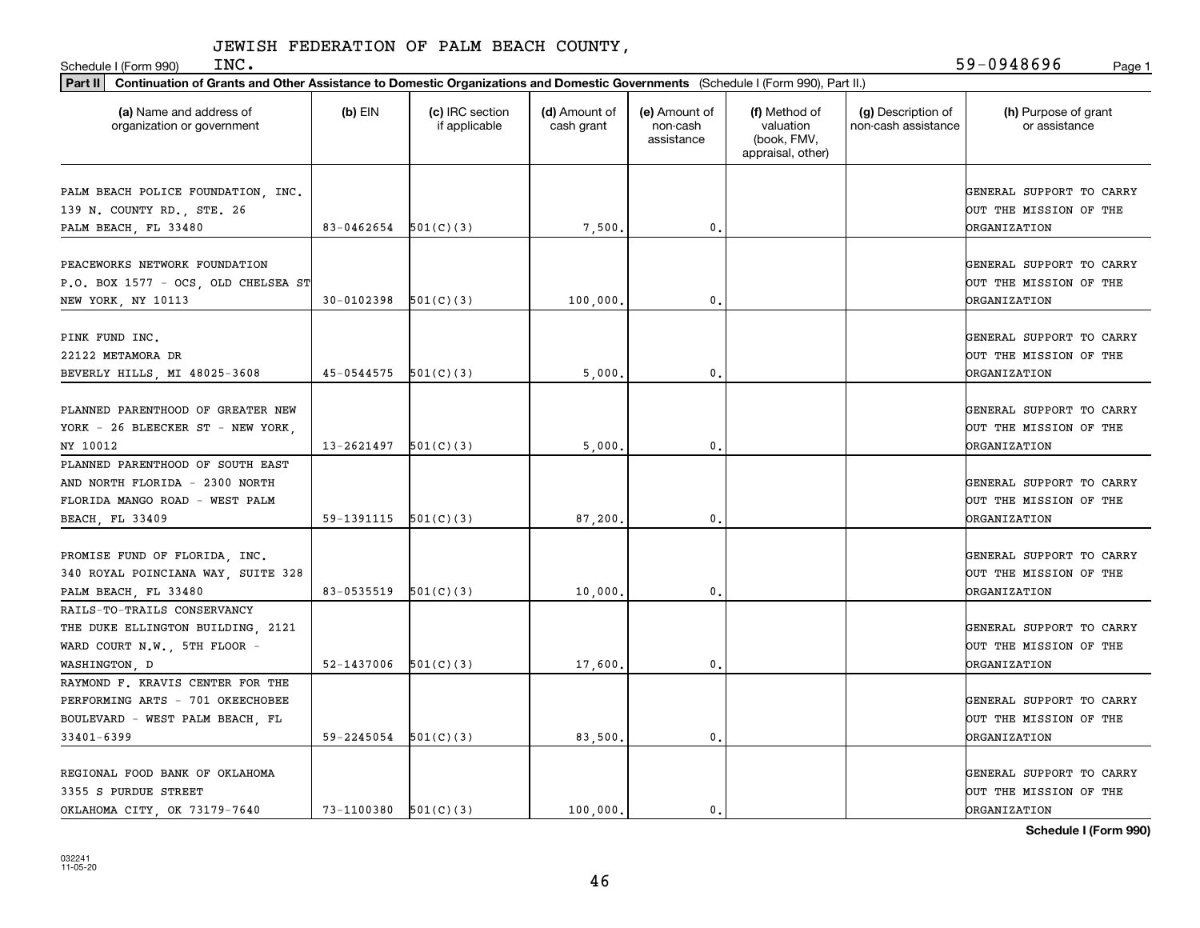JEWISH FEDERATION OF PALM BEACH COUNTY, INC.

Schedule I (Form 990) 59-0948696

**Part II** **Continuation of Grants and Other Assistance to Domestic Organizations and Domestic Governments** (Schedule I (Form 990), Part II.)

| (a) Name and address of organization or government | (b) EIN | (c) IRC section if applicable | (d) Amount of cash grant | (e) Amount of non-cash assistance | (f) Method of valuation (book, FMV, appraisal, other) | (g) Description of non-cash assistance | (h) Purpose of grant or assistance |
|---|---|---|---|---|---|---|---|
| PALM BEACH POLICE FOUNDATION, INC. 139 N. COUNTY RD., STE. 26 PALM BEACH, FL 33480 | 83-0462654 | 501(C)(3) | 7,500. | 0. | | | GENERAL SUPPORT TO CARRY OUT THE MISSION OF THE ORGANIZATION |
| PEACEWORKS NETWORK FOUNDATION P.O. BOX 1577 - OCS, OLD CHELSEA ST NEW YORK, NY 10113 | 30-0102398 | 501(C)(3) | 100,000. | 0. | | | GENERAL SUPPORT TO CARRY OUT THE MISSION OF THE ORGANIZATION |
| PINK FUND INC. 22122 METAMORA DR BEVERLY HILLS, MI 48025-3608 | 45-0544575 | 501(C)(3) | 5,000. | 0. | | | GENERAL SUPPORT TO CARRY OUT THE MISSION OF THE ORGANIZATION |
| PLANNED PARENTHOOD OF GREATER NEW YORK - 26 BLEECKER ST - NEW YORK, NY 10012 | 13-2621497 | 501(C)(3) | 5,000. | 0. | | | GENERAL SUPPORT TO CARRY OUT THE MISSION OF THE ORGANIZATION |
| PLANNED PARENTHOOD OF SOUTH EAST AND NORTH FLORIDA - 2300 NORTH FLORIDA MANGO ROAD - WEST PALM BEACH, FL 33409 | 59-1391115 | 501(C)(3) | 87,200. | 0. | | | GENERAL SUPPORT TO CARRY OUT THE MISSION OF THE ORGANIZATION |
| PROMISE FUND OF FLORIDA, INC. 340 ROYAL POINCIANA WAY, SUITE 328 PALM BEACH, FL 33480 | 83-0535519 | 501(C)(3) | 10,000. | 0. | | | GENERAL SUPPORT TO CARRY OUT THE MISSION OF THE ORGANIZATION |
| RAILS-TO-TRAILS CONSERVANCY THE DUKE ELLINGTON BUILDING, 2121 WARD COURT N.W., 5TH FLOOR - WASHINGTON, D | 52-1437006 | 501(C)(3) | 17,600. | 0. | | | GENERAL SUPPORT TO CARRY OUT THE MISSION OF THE ORGANIZATION |
| RAYMOND F. KRAVIS CENTER FOR THE PERFORMING ARTS - 701 OKEECHOBEE BOULEVARD - WEST PALM BEACH, FL 33401-6399 | 59-2245054 | 501(C)(3) | 83,500. | 0. | | | GENERAL SUPPORT TO CARRY OUT THE MISSION OF THE ORGANIZATION |
| REGIONAL FOOD BANK OF OKLAHOMA 3355 S PURDUE STREET OKLAHOMA CITY, OK 73179-7640 | 73-1100380 | 501(C)(3) | 100,000. | 0. | | | GENERAL SUPPORT TO CARRY OUT THE MISSION OF THE ORGANIZATION |

**Schedule I (Form 990)**

032241 11-05-20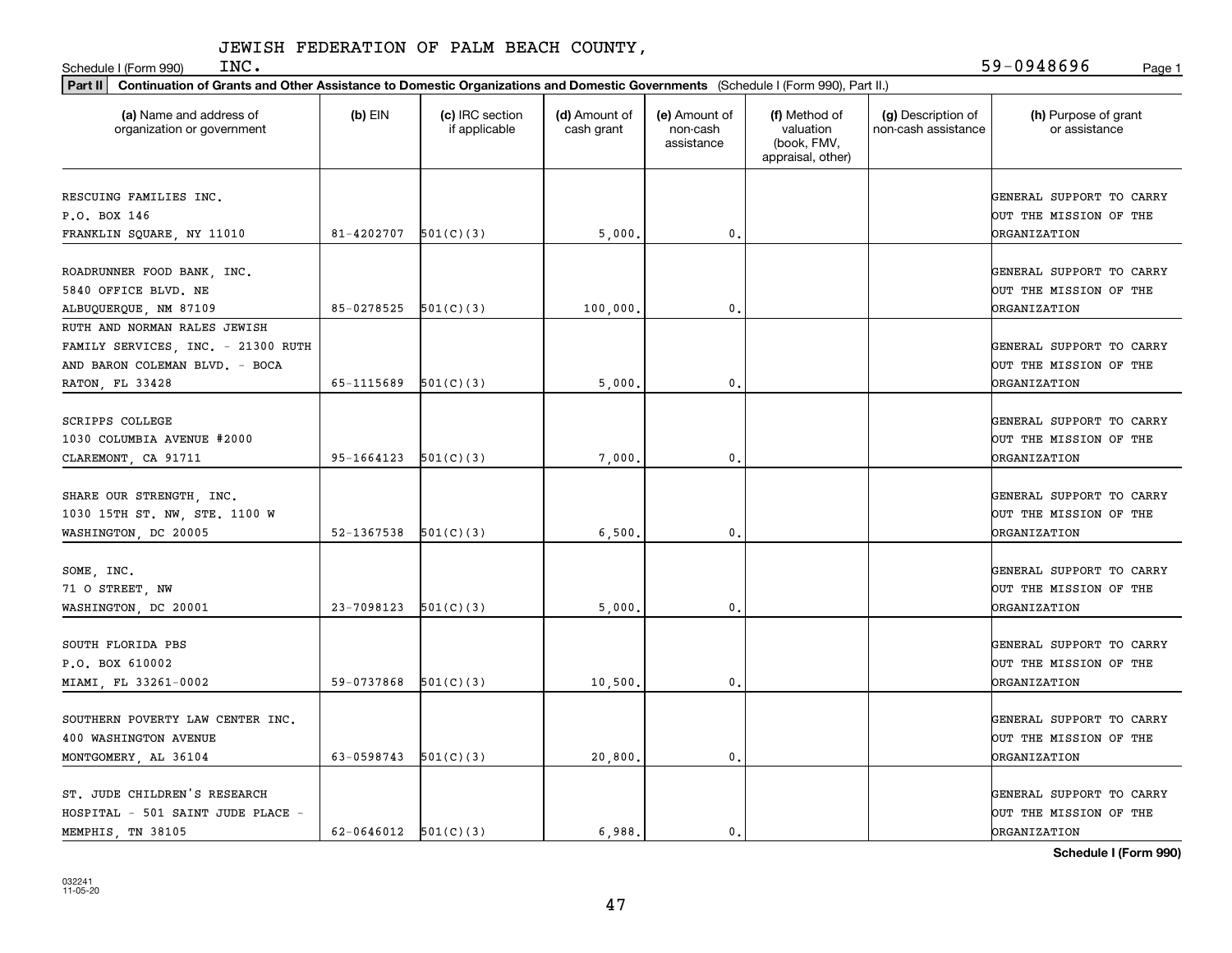JEWISH FEDERATION OF PALM BEACH COUNTY, INC.

Schedule I (Form 990) 59-0948696

**Part II Continuation of Grants and Other Assistance to Domestic Organizations and Domestic Governments** (Schedule I (Form 990), Part II.)

| (a) Name and address of organization or government | (b) EIN | (c) IRC section if applicable | (d) Amount of cash grant | (e) Amount of non-cash assistance | (f) Method of valuation (book, FMV, appraisal, other) | (g) Description of non-cash assistance | (h) Purpose of grant or assistance |
|---|---|---|---|---|---|---|---|
| RESCUING FAMILIES INC. P.O. BOX 146 FRANKLIN SQUARE, NY 11010 | 81-4202707 | 501(C)(3) | 5,000. | 0. | | | GENERAL SUPPORT TO CARRY OUT THE MISSION OF THE ORGANIZATION |
| ROADRUNNER FOOD BANK, INC. 5840 OFFICE BLVD. NE ALBUQUERQUE, NM 87109 | 85-0278525 | 501(C)(3) | 100,000. | 0. | | | GENERAL SUPPORT TO CARRY OUT THE MISSION OF THE ORGANIZATION |
| RUTH AND NORMAN RALES JEWISH FAMILY SERVICES, INC. - 21300 RUTH AND BARON COLEMAN BLVD. - BOCA RATON, FL 33428 | 65-1115689 | 501(C)(3) | 5,000. | 0. | | | GENERAL SUPPORT TO CARRY OUT THE MISSION OF THE ORGANIZATION |
| SCRIPPS COLLEGE 1030 COLUMBIA AVENUE #2000 CLAREMONT, CA 91711 | 95-1664123 | 501(C)(3) | 7,000. | 0. | | | GENERAL SUPPORT TO CARRY OUT THE MISSION OF THE ORGANIZATION |
| SHARE OUR STRENGTH, INC. 1030 15TH ST. NW, STE. 1100 W WASHINGTON, DC 20005 | 52-1367538 | 501(C)(3) | 6,500. | 0. | | | GENERAL SUPPORT TO CARRY OUT THE MISSION OF THE ORGANIZATION |
| SOME, INC. 71 O STREET, NW WASHINGTON, DC 20001 | 23-7098123 | 501(C)(3) | 5,000. | 0. | | | GENERAL SUPPORT TO CARRY OUT THE MISSION OF THE ORGANIZATION |
| SOUTH FLORIDA PBS P.O. BOX 610002 MIAMI, FL 33261-0002 | 59-0737868 | 501(C)(3) | 10,500. | 0. | | | GENERAL SUPPORT TO CARRY OUT THE MISSION OF THE ORGANIZATION |
| SOUTHERN POVERTY LAW CENTER INC. 400 WASHINGTON AVENUE MONTGOMERY, AL 36104 | 63-0598743 | 501(C)(3) | 20,800. | 0. | | | GENERAL SUPPORT TO CARRY OUT THE MISSION OF THE ORGANIZATION |
| ST. JUDE CHILDREN'S RESEARCH HOSPITAL - 501 SAINT JUDE PLACE - MEMPHIS, TN 38105 | 62-0646012 | 501(C)(3) | 6,988. | 0. | | | GENERAL SUPPORT TO CARRY OUT THE MISSION OF THE ORGANIZATION |

**Schedule I (Form 990)**

032241 11-05-20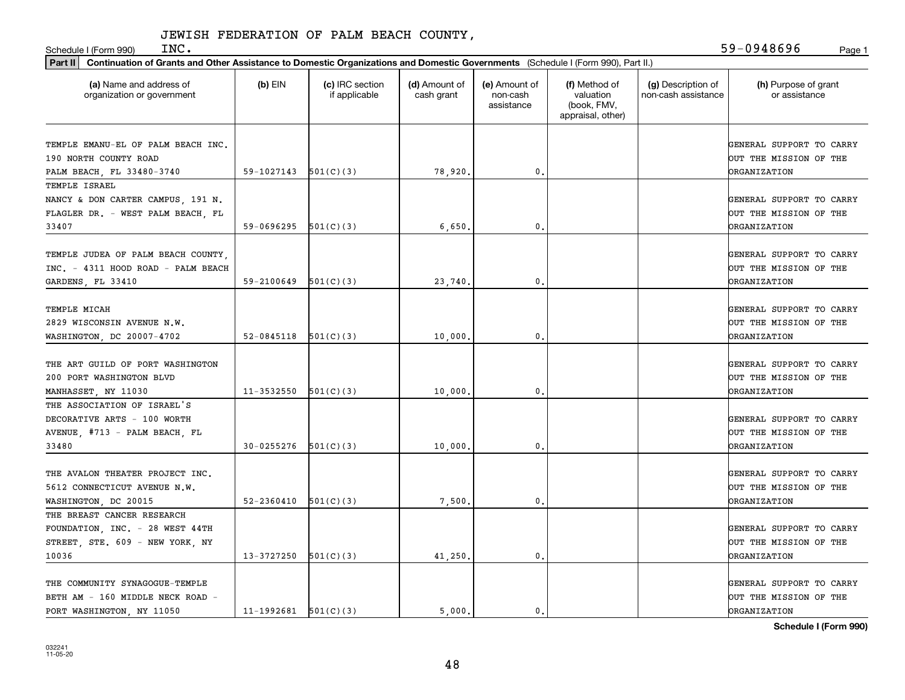JEWISH FEDERATION OF PALM BEACH COUNTY, INC.

Schedule I (Form 990) 59-0948696

**Part II** **Continuation of Grants and Other Assistance to Domestic Organizations and Domestic Governments** (Schedule I (Form 990), Part II.)

| (a) Name and address of organization or government | (b) EIN | (c) IRC section if applicable | (d) Amount of cash grant | (e) Amount of non-cash assistance | (f) Method of valuation (book, FMV, appraisal, other) | (g) Description of non-cash assistance | (h) Purpose of grant or assistance |
|---|---|---|---|---|---|---|---|
| TEMPLE EMANU-EL OF PALM BEACH INC. 190 NORTH COUNTY ROAD PALM BEACH, FL 33480-3740 | 59-1027143 | 501(C)(3) | 78,920. | 0. | | | GENERAL SUPPORT TO CARRY OUT THE MISSION OF THE ORGANIZATION |
| TEMPLE ISRAEL NANCY & DON CARTER CAMPUS, 191 N. FLAGLER DR. - WEST PALM BEACH, FL 33407 | 59-0696295 | 501(C)(3) | 6,650. | 0. | | | GENERAL SUPPORT TO CARRY OUT THE MISSION OF THE ORGANIZATION |
| TEMPLE JUDEA OF PALM BEACH COUNTY, INC. - 4311 HOOD ROAD - PALM BEACH GARDENS, FL 33410 | 59-2100649 | 501(C)(3) | 23,740. | 0. | | | GENERAL SUPPORT TO CARRY OUT THE MISSION OF THE ORGANIZATION |
| TEMPLE MICAH 2829 WISCONSIN AVENUE N.W. WASHINGTON, DC 20007-4702 | 52-0845118 | 501(C)(3) | 10,000. | 0. | | | GENERAL SUPPORT TO CARRY OUT THE MISSION OF THE ORGANIZATION |
| THE ART GUILD OF PORT WASHINGTON 200 PORT WASHINGTON BLVD MANHASSET, NY 11030 | 11-3532550 | 501(C)(3) | 10,000. | 0. | | | GENERAL SUPPORT TO CARRY OUT THE MISSION OF THE ORGANIZATION |
| THE ASSOCIATION OF ISRAEL'S DECORATIVE ARTS - 100 WORTH AVENUE, #713 - PALM BEACH, FL 33480 | 30-0255276 | 501(C)(3) | 10,000. | 0. | | | GENERAL SUPPORT TO CARRY OUT THE MISSION OF THE ORGANIZATION |
| THE AVALON THEATER PROJECT INC. 5612 CONNECTICUT AVENUE N.W. WASHINGTON, DC 20015 | 52-2360410 | 501(C)(3) | 7,500. | 0. | | | GENERAL SUPPORT TO CARRY OUT THE MISSION OF THE ORGANIZATION |
| THE BREAST CANCER RESEARCH FOUNDATION, INC. - 28 WEST 44TH STREET, STE. 609 - NEW YORK, NY 10036 | 13-3727250 | 501(C)(3) | 41,250. | 0. | | | GENERAL SUPPORT TO CARRY OUT THE MISSION OF THE ORGANIZATION |
| THE COMMUNITY SYNAGOGUE-TEMPLE BETH AM - 160 MIDDLE NECK ROAD - PORT WASHINGTON, NY 11050 | 11-1992681 | 501(C)(3) | 5,000. | 0. | | | GENERAL SUPPORT TO CARRY OUT THE MISSION OF THE ORGANIZATION |

**Schedule I (Form 990)**

032241 11-05-20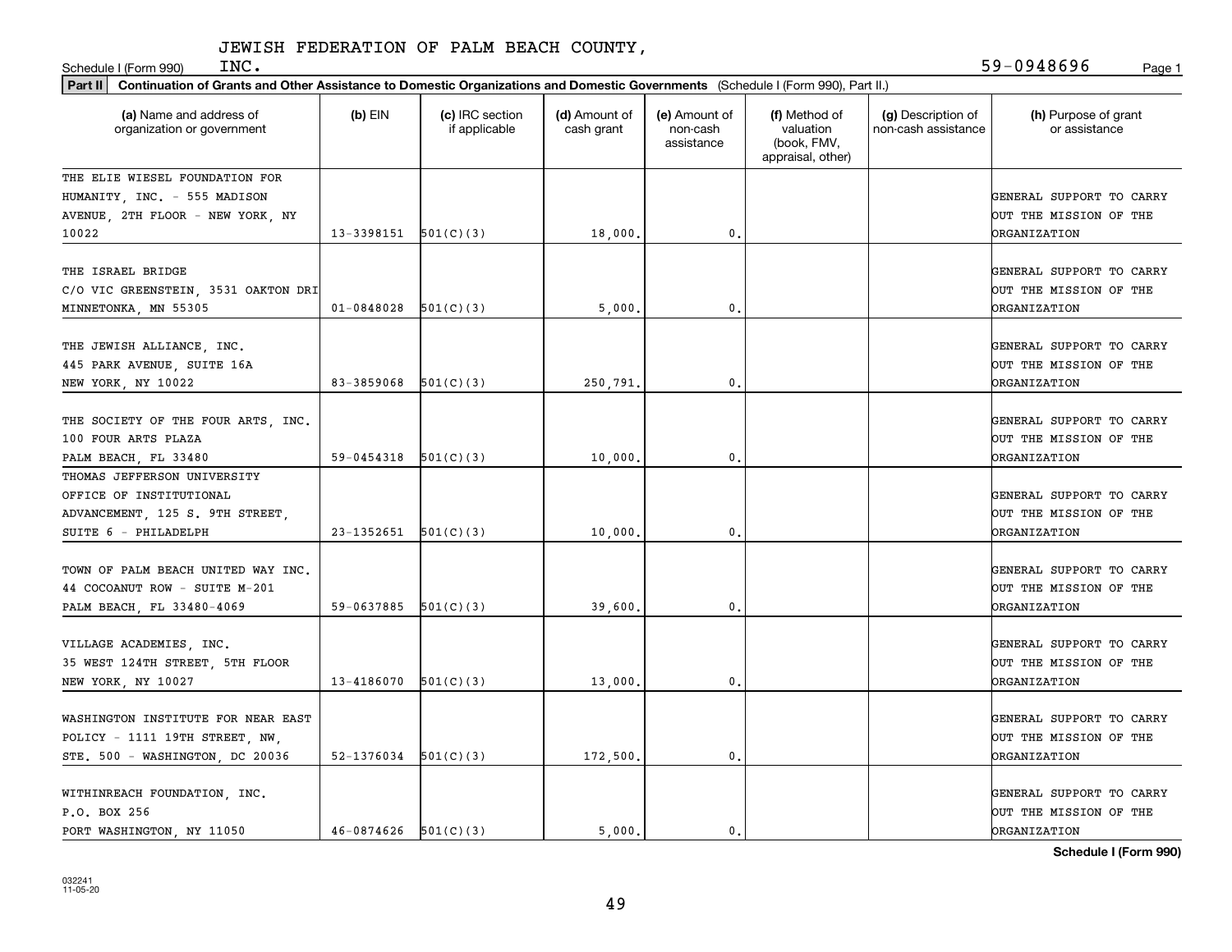JEWISH FEDERATION OF PALM BEACH COUNTY, INC.

59-0948696

**Part II Continuation of Grants and Other Assistance to Domestic Organizations and Domestic Governments** (Schedule I (Form 990), Part II.)

| (a) Name and address of organization or government | (b) EIN | (c) IRC section if applicable | (d) Amount of cash grant | (e) Amount of non-cash assistance | (f) Method of valuation (book, FMV, appraisal, other) | (g) Description of non-cash assistance | (h) Purpose of grant or assistance |
|---|---|---|---|---|---|---|---|
| THE ELIE WIESEL FOUNDATION FOR HUMANITY, INC. - 555 MADISON AVENUE, 2TH FLOOR - NEW YORK, NY 10022 | 13-3398151 | 501(C)(3) | 18,000. | 0. | | | GENERAL SUPPORT TO CARRY OUT THE MISSION OF THE ORGANIZATION |
| THE ISRAEL BRIDGE C/O VIC GREENSTEIN, 3531 OAKTON DRI MINNETONKA, MN 55305 | 01-0848028 | 501(C)(3) | 5,000. | 0. | | | GENERAL SUPPORT TO CARRY OUT THE MISSION OF THE ORGANIZATION |
| THE JEWISH ALLIANCE, INC. 445 PARK AVENUE, SUITE 16A NEW YORK, NY 10022 | 83-3859068 | 501(C)(3) | 250,791. | 0. | | | GENERAL SUPPORT TO CARRY OUT THE MISSION OF THE ORGANIZATION |
| THE SOCIETY OF THE FOUR ARTS, INC. 100 FOUR ARTS PLAZA PALM BEACH, FL 33480 | 59-0454318 | 501(C)(3) | 10,000. | 0. | | | GENERAL SUPPORT TO CARRY OUT THE MISSION OF THE ORGANIZATION |
| THOMAS JEFFERSON UNIVERSITY OFFICE OF INSTITUTIONAL ADVANCEMENT, 125 S. 9TH STREET, SUITE 6 - PHILADELPH | 23-1352651 | 501(C)(3) | 10,000. | 0. | | | GENERAL SUPPORT TO CARRY OUT THE MISSION OF THE ORGANIZATION |
| TOWN OF PALM BEACH UNITED WAY INC. 44 COCOANUT ROW - SUITE M-201 PALM BEACH, FL 33480-4069 | 59-0637885 | 501(C)(3) | 39,600. | 0. | | | GENERAL SUPPORT TO CARRY OUT THE MISSION OF THE ORGANIZATION |
| VILLAGE ACADEMIES, INC. 35 WEST 124TH STREET, 5TH FLOOR NEW YORK, NY 10027 | 13-4186070 | 501(C)(3) | 13,000. | 0. | | | GENERAL SUPPORT TO CARRY OUT THE MISSION OF THE ORGANIZATION |
| WASHINGTON INSTITUTE FOR NEAR EAST POLICY - 1111 19TH STREET, NW, STE. 500 - WASHINGTON, DC 20036 | 52-1376034 | 501(C)(3) | 172,500. | 0. | | | GENERAL SUPPORT TO CARRY OUT THE MISSION OF THE ORGANIZATION |
| WITHINREACH FOUNDATION, INC. P.O. BOX 256 PORT WASHINGTON, NY 11050 | 46-0874626 | 501(C)(3) | 5,000. | 0. | | | GENERAL SUPPORT TO CARRY OUT THE MISSION OF THE ORGANIZATION |

032241 11-05-20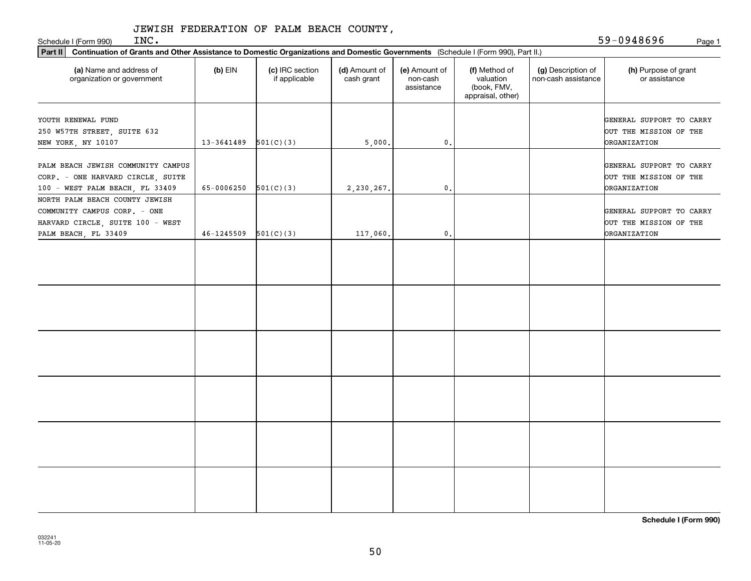JEWISH FEDERATION OF PALM BEACH COUNTY, INC.

Schedule I (Form 990)

59-0948696

**Part II** **Continuation of Grants and Other Assistance to Domestic Organizations and Domestic Governments** (Schedule I (Form 990), Part II.)

| (a) Name and address of organization or government | (b) EIN | (c) IRC section if applicable | (d) Amount of cash grant | (e) Amount of non-cash assistance | (f) Method of valuation (book, FMV, appraisal, other) | (g) Description of non-cash assistance | (h) Purpose of grant or assistance |
|---|---|---|---|---|---|---|---|
| YOUTH RENEWAL FUND 250 W57TH STREET, SUITE 632 NEW YORK, NY 10107 | 13-3641489 | 501(C)(3) | 5,000. | 0. | | | GENERAL SUPPORT TO CARRY OUT THE MISSION OF THE ORGANIZATION |
| PALM BEACH JEWISH COMMUNITY CAMPUS CORP. - ONE HARVARD CIRCLE, SUITE 100 - WEST PALM BEACH, FL 33409 | 65-0006250 | 501(C)(3) | 2,230,267. | 0. | | | GENERAL SUPPORT TO CARRY OUT THE MISSION OF THE ORGANIZATION |
| NORTH PALM BEACH COUNTY JEWISH COMMUNITY CAMPUS CORP. - ONE HARVARD CIRCLE, SUITE 100 - WEST PALM BEACH, FL 33409 | 46-1245509 | 501(C)(3) | 117,060. | 0. | | | GENERAL SUPPORT TO CARRY OUT THE MISSION OF THE ORGANIZATION |
| | | | | | | | |
| | | | | | | | |
| | | | | | | | |
| | | | | | | | |
| | | | | | | | |
| | | | | | | | |

**Schedule I (Form 990)**

032241 11-05-20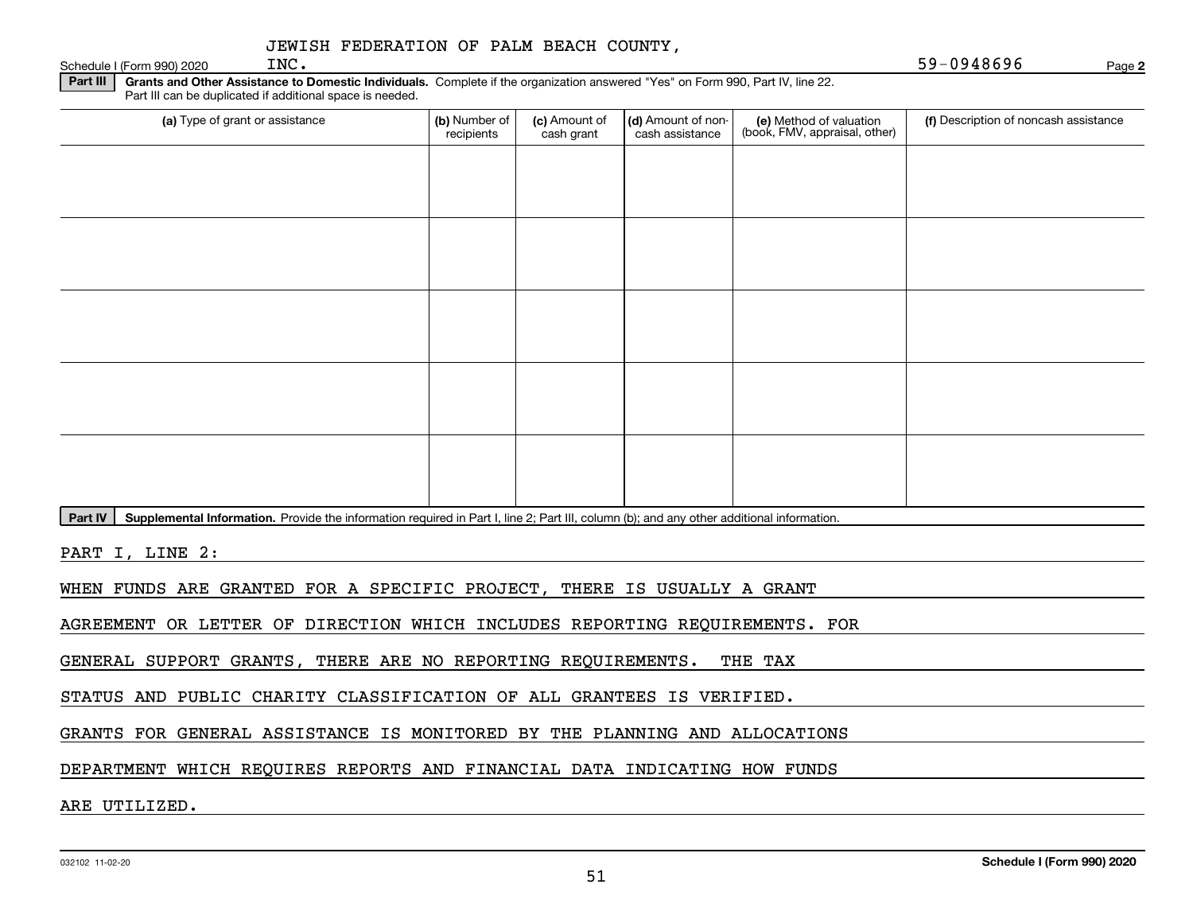JEWISH FEDERATION OF PALM BEACH COUNTY, INC. 59-0948696

**Part III** **Grants and Other Assistance to Domestic Individuals.** Complete if the organization answered "Yes" on Form 990, Part IV, line 22. Part III can be duplicated if additional space is needed.

| (a) Type of grant or assistance | (b) Number of recipients | (c) Amount of cash grant | (d) Amount of non-cash assistance | (e) Method of valuation (book, FMV, appraisal, other) | (f) Description of noncash assistance |
|---|---|---|---|---|---|
| | | | | | |
| | | | | | |
| | | | | | |
| | | | | | |
| | | | | | |

**Part IV** **Supplemental Information.** Provide the information required in Part I, line 2; Part III, column (b); and any other additional information.

PART I, LINE 2:

WHEN FUNDS ARE GRANTED FOR A SPECIFIC PROJECT, THERE IS USUALLY A GRANT AGREEMENT OR LETTER OF DIRECTION WHICH INCLUDES REPORTING REQUIREMENTS. FOR GENERAL SUPPORT GRANTS, THERE ARE NO REPORTING REQUIREMENTS. THE TAX STATUS AND PUBLIC CHARITY CLASSIFICATION OF ALL GRANTEES IS VERIFIED. GRANTS FOR GENERAL ASSISTANCE IS MONITORED BY THE PLANNING AND ALLOCATIONS DEPARTMENT WHICH REQUIRES REPORTS AND FINANCIAL DATA INDICATING HOW FUNDS ARE UTILIZED.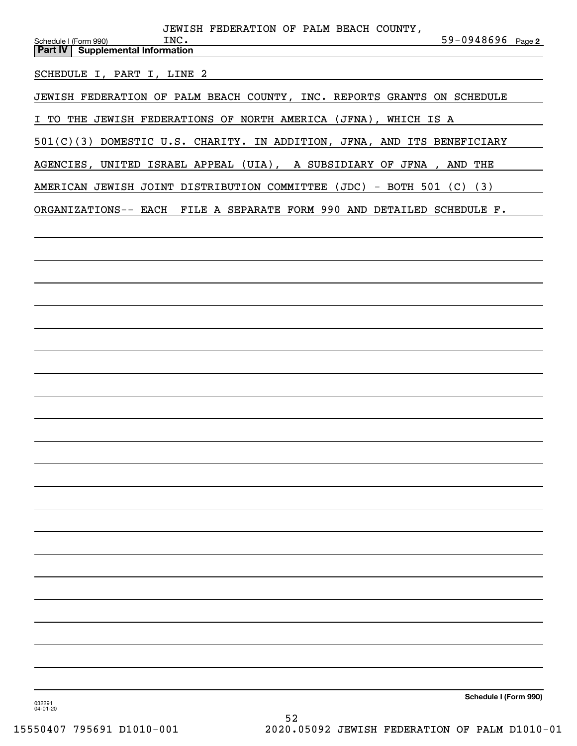## Part IV | Supplemental Information

SCHEDULE I, PART I, LINE 2

JEWISH FEDERATION OF PALM BEACH COUNTY, INC. REPORTS GRANTS ON SCHEDULE I TO THE JEWISH FEDERATIONS OF NORTH AMERICA (JFNA), WHICH IS A 501(C)(3) DOMESTIC U.S. CHARITY. IN ADDITION, JFNA, AND ITS BENEFICIARY AGENCIES, UNITED ISRAEL APPEAL (UIA), A SUBSIDIARY OF JFNA , AND THE AMERICAN JEWISH JOINT DISTRIBUTION COMMITTEE (JDC) - BOTH 501 (C) (3) ORGANIZATIONS-- EACH FILE A SEPARATE FORM 990 AND DETAILED SCHEDULE F.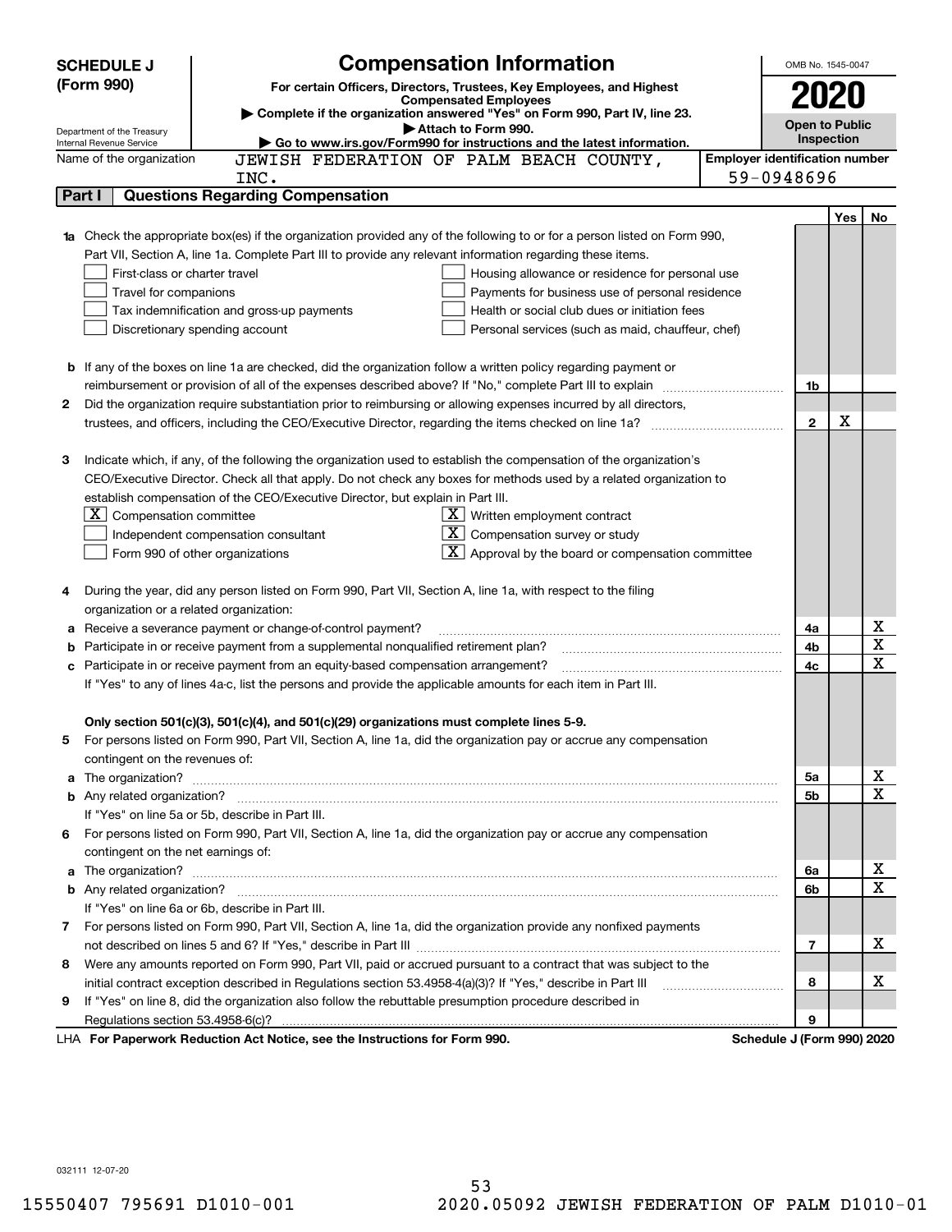**SCHEDULE J (Form 990)**

Department of the Treasury
Internal Revenue Service

# Compensation Information

**For certain Officers, Directors, Trustees, Key Employees, and Highest Compensated Employees**

▶ **Complete if the organization answered "Yes" on Form 990, Part IV, line 23.**

▶ **Attach to Form 990.**

▶ **Go to www.irs.gov/Form990 for instructions and the latest information.**

OMB No. 1545-0047

**2020**

**Open to Public Inspection**

Name of the organization: JEWISH FEDERATION OF PALM BEACH COUNTY, INC.

Employer identification number: 59-0948696

## Part I | Questions Regarding Compensation

| | | | Yes | No |
|---|---|---|---|---|
| **1a** | Check the appropriate box(es) if the organization provided any of the following to or for a person listed on Form 990, Part VII, Section A, line 1a. Complete Part III to provide any relevant information regarding these items.<br>☐ First-class or charter travel ☐ Housing allowance or residence for personal use<br>☐ Travel for companions ☐ Payments for business use of personal residence<br>☐ Tax indemnification and gross-up payments ☐ Health or social club dues or initiation fees<br>☐ Discretionary spending account ☐ Personal services (such as maid, chauffeur, chef) | | | |
| **b** | If any of the boxes on line 1a are checked, did the organization follow a written policy regarding payment or reimbursement or provision of all of the expenses described above? If "No," complete Part III to explain | 1b | | |
| **2** | Did the organization require substantiation prior to reimbursing or allowing expenses incurred by all directors, trustees, and officers, including the CEO/Executive Director, regarding the items checked on line 1a? | 2 | X | |
| **3** | Indicate which, if any, of the following the organization used to establish the compensation of the organization's CEO/Executive Director. Check all that apply. Do not check any boxes for methods used by a related organization to establish compensation of the CEO/Executive Director, but explain in Part III.<br>☒ Compensation committee ☒ Written employment contract<br>☐ Independent compensation consultant ☒ Compensation survey or study<br>☐ Form 990 of other organizations ☒ Approval by the board or compensation committee | | | |
| **4** | During the year, did any person listed on Form 990, Part VII, Section A, line 1a, with respect to the filing organization or a related organization: | | | |
| **a** | Receive a severance payment or change-of-control payment? | 4a | | X |
| **b** | Participate in or receive payment from a supplemental nonqualified retirement plan? | 4b | | X |
| **c** | Participate in or receive payment from an equity-based compensation arrangement? | 4c | | X |
| | If "Yes" to any of lines 4a-c, list the persons and provide the applicable amounts for each item in Part III. | | | |
| | **Only section 501(c)(3), 501(c)(4), and 501(c)(29) organizations must complete lines 5-9.** | | | |
| **5** | For persons listed on Form 990, Part VII, Section A, line 1a, did the organization pay or accrue any compensation contingent on the revenues of: | | | |
| **a** | The organization? | 5a | | X |
| **b** | Any related organization? | 5b | | X |
| | If "Yes" on line 5a or 5b, describe in Part III. | | | |
| **6** | For persons listed on Form 990, Part VII, Section A, line 1a, did the organization pay or accrue any compensation contingent on the net earnings of: | | | |
| **a** | The organization? | 6a | | X |
| **b** | Any related organization? | 6b | | X |
| | If "Yes" on line 6a or 6b, describe in Part III. | | | |
| **7** | For persons listed on Form 990, Part VII, Section A, line 1a, did the organization provide any nonfixed payments not described on lines 5 and 6? If "Yes," describe in Part III | 7 | | X |
| **8** | Were any amounts reported on Form 990, Part VII, paid or accrued pursuant to a contract that was subject to the initial contract exception described in Regulations section 53.4958-4(a)(3)? If "Yes," describe in Part III | 8 | | X |
| **9** | If "Yes" on line 8, did the organization also follow the rebuttable presumption procedure described in Regulations section 53.4958-6(c)? | 9 | | |

LHA **For Paperwork Reduction Act Notice, see the Instructions for Form 990.** **Schedule J (Form 990) 2020**

032111 12-07-20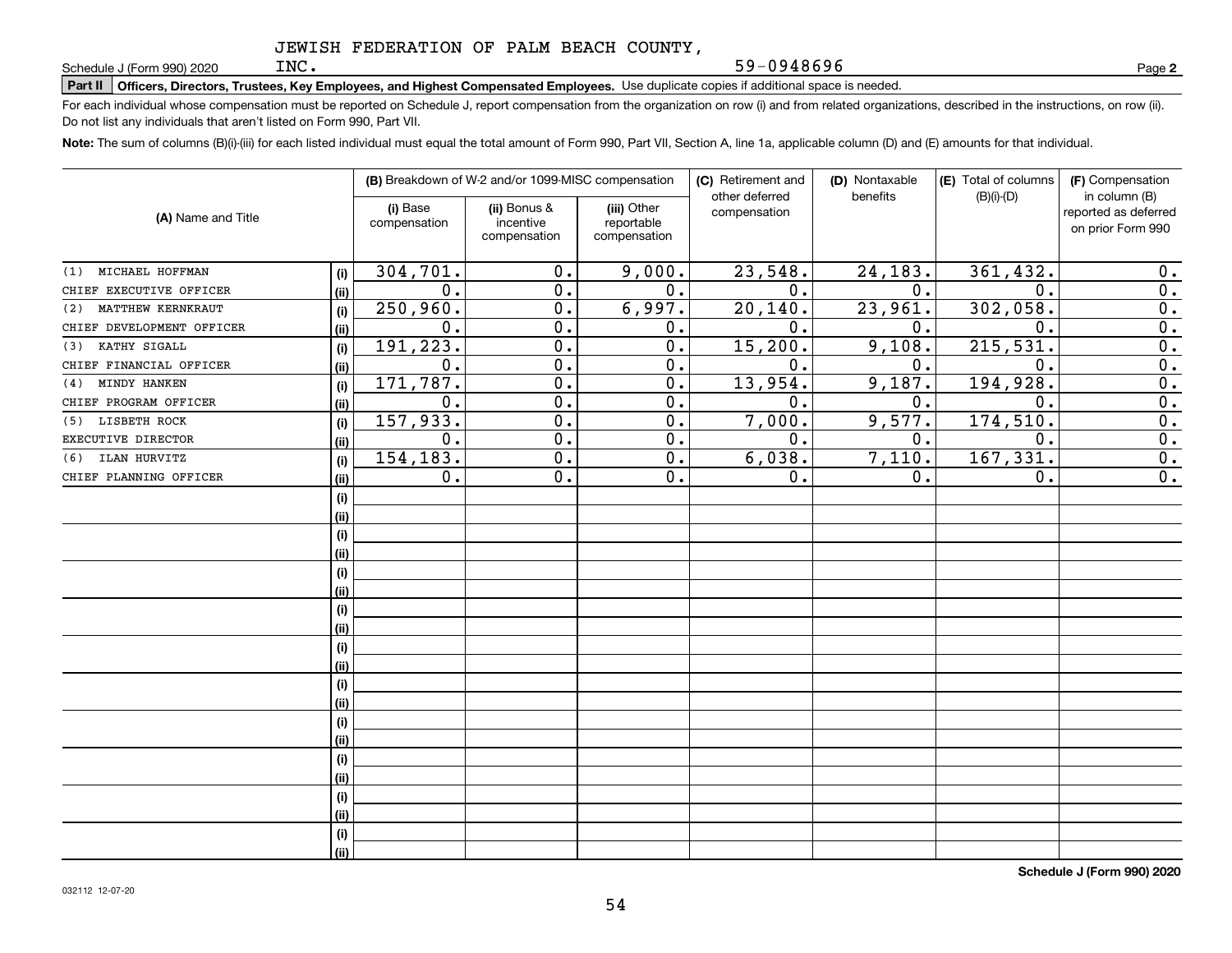JEWISH FEDERATION OF PALM BEACH COUNTY, INC. 59-0948696

Schedule J (Form 990) 2020

**Part II** **Officers, Directors, Trustees, Key Employees, and Highest Compensated Employees.** Use duplicate copies if additional space is needed.

For each individual whose compensation must be reported on Schedule J, report compensation from the organization on row (i) and from related organizations, described in the instructions, on row (ii). Do not list any individuals that aren't listed on Form 990, Part VII.

**Note:** The sum of columns (B)(i)-(iii) for each listed individual must equal the total amount of Form 990, Part VII, Section A, line 1a, applicable column (D) and (E) amounts for that individual.

| (A) Name and Title | | (B) Breakdown of W-2 and/or 1099-MISC compensation | | | (C) Retirement and other deferred compensation | (D) Nontaxable benefits | (E) Total of columns (B)(i)-(D) | (F) Compensation in column (B) reported as deferred on prior Form 990 |
|---|---|---|---|---|---|---|---|---|
| | | (i) Base compensation | (ii) Bonus & incentive compensation | (iii) Other reportable compensation | | | | |
| (1) MICHAEL HOFFMAN | (i) | 304,701. | 0. | 9,000. | 23,548. | 24,183. | 361,432. | 0. |
| CHIEF EXECUTIVE OFFICER | (ii) | 0. | 0. | 0. | 0. | 0. | 0. | 0. |
| (2) MATTHEW KERNKRAUT | (i) | 250,960. | 0. | 6,997. | 20,140. | 23,961. | 302,058. | 0. |
| CHIEF DEVELOPMENT OFFICER | (ii) | 0. | 0. | 0. | 0. | 0. | 0. | 0. |
| (3) KATHY SIGALL | (i) | 191,223. | 0. | 0. | 15,200. | 9,108. | 215,531. | 0. |
| CHIEF FINANCIAL OFFICER | (ii) | 0. | 0. | 0. | 0. | 0. | 0. | 0. |
| (4) MINDY HANKEN | (i) | 171,787. | 0. | 0. | 13,954. | 9,187. | 194,928. | 0. |
| CHIEF PROGRAM OFFICER | (ii) | 0. | 0. | 0. | 0. | 0. | 0. | 0. |
| (5) LISBETH ROCK | (i) | 157,933. | 0. | 0. | 7,000. | 9,577. | 174,510. | 0. |
| EXECUTIVE DIRECTOR | (ii) | 0. | 0. | 0. | 0. | 0. | 0. | 0. |
| (6) ILAN HURVITZ | (i) | 154,183. | 0. | 0. | 6,038. | 7,110. | 167,331. | 0. |
| CHIEF PLANNING OFFICER | (ii) | 0. | 0. | 0. | 0. | 0. | 0. | 0. |
| | (i) | | | | | | | |
| | (ii) | | | | | | | |
| | (i) | | | | | | | |
| | (ii) | | | | | | | |
| | (i) | | | | | | | |
| | (ii) | | | | | | | |
| | (i) | | | | | | | |
| | (ii) | | | | | | | |
| | (i) | | | | | | | |
| | (ii) | | | | | | | |
| | (i) | | | | | | | |
| | (ii) | | | | | | | |
| | (i) | | | | | | | |
| | (ii) | | | | | | | |
| | (i) | | | | | | | |
| | (ii) | | | | | | | |
| | (i) | | | | | | | |
| | (ii) | | | | | | | |
| | (i) | | | | | | | |
| | (ii) | | | | | | | |

**Schedule J (Form 990) 2020**

032112 12-07-20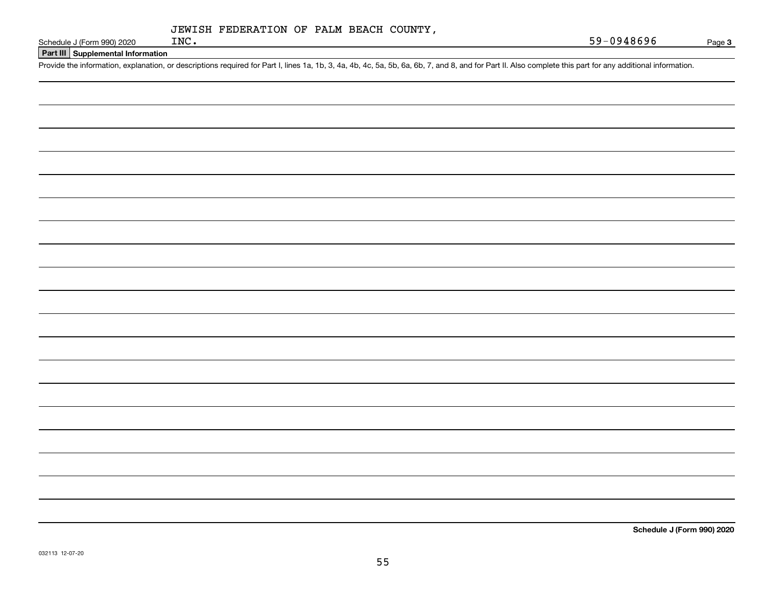JEWISH FEDERATION OF PALM BEACH COUNTY, INC.

59-0948696

Schedule J (Form 990) 2020

## Part III Supplemental Information

Provide the information, explanation, or descriptions required for Part I, lines 1a, 1b, 3, 4a, 4b, 4c, 5a, 5b, 6a, 6b, 7, and 8, and for Part II. Also complete this part for any additional information.

Schedule J (Form 990) 2020

032113 12-07-20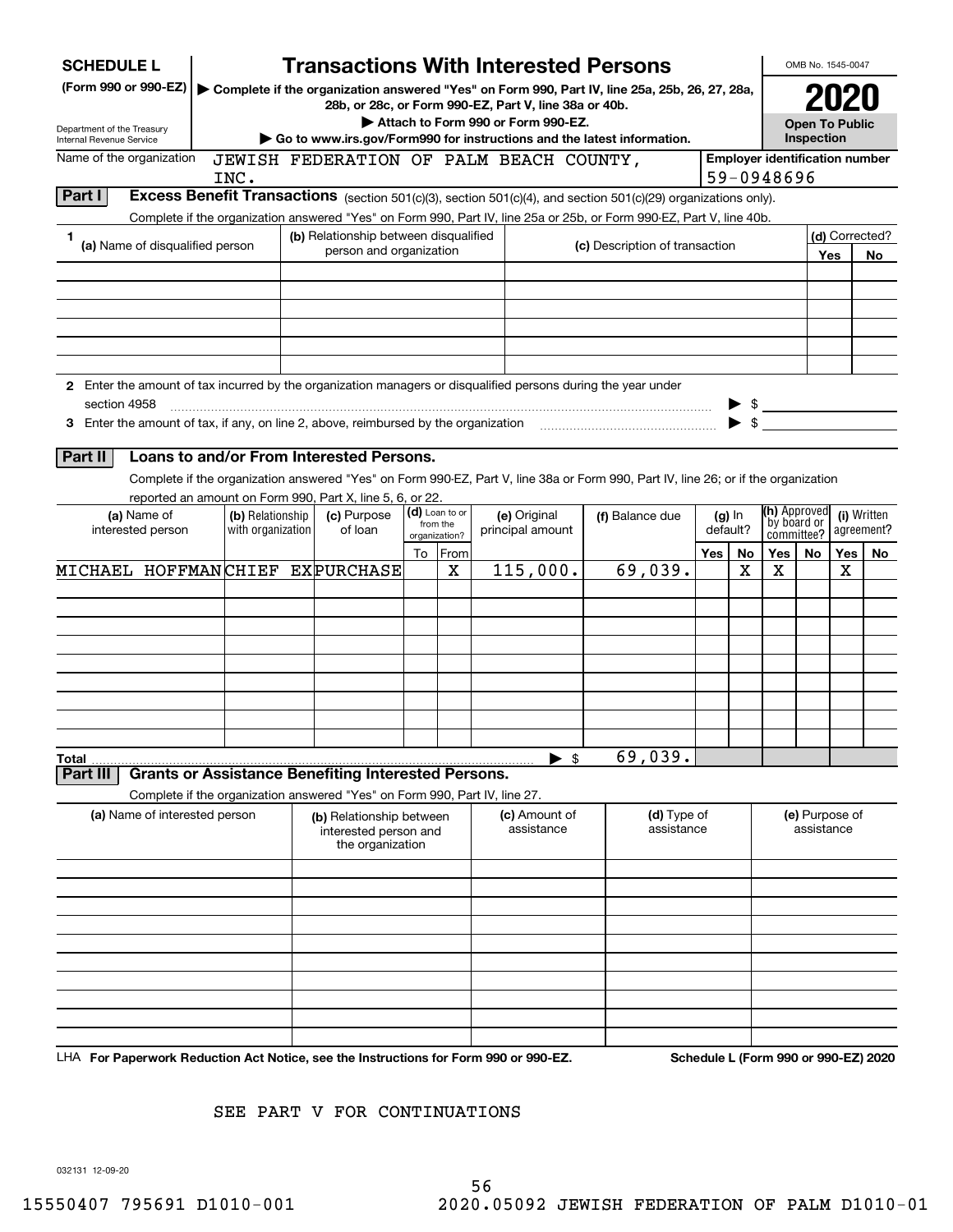# SCHEDULE L (Form 990 or 990-EZ)

## Transactions With Interested Persons

▶ Complete if the organization answered "Yes" on Form 990, Part IV, line 25a, 25b, 26, 27, 28a, 28b, or 28c, or Form 990-EZ, Part V, line 38a or 40b.

▶ Attach to Form 990 or Form 990-EZ.

▶ Go to www.irs.gov/Form990 for instructions and the latest information.

Department of the Treasury
Internal Revenue Service

OMB No. 1545-0047

**2020**

**Open To Public Inspection**

Name of the organization: JEWISH FEDERATION OF PALM BEACH COUNTY, INC.

Employer identification number: 59-0948696

### Part I — Excess Benefit Transactions (section 501(c)(3), section 501(c)(4), and section 501(c)(29) organizations only).

Complete if the organization answered "Yes" on Form 990, Part IV, line 25a or 25b, or Form 990-EZ, Part V, line 40b.

| 1 (a) Name of disqualified person | (b) Relationship between disqualified person and organization | (c) Description of transaction | (d) Corrected? Yes | No |
|---|---|---|---|---|
| | | | | |
| | | | | |
| | | | | |
| | | | | |
| | | | | |
| | | | | |

**2** Enter the amount of tax incurred by the organization managers or disqualified persons during the year under section 4958 ▶ $

**3** Enter the amount of tax, if any, on line 2, above, reimbursed by the organization ▶ $

### Part II — Loans to and/or From Interested Persons.

Complete if the organization answered "Yes" on Form 990-EZ, Part V, line 38a or Form 990, Part IV, line 26; or if the organization reported an amount on Form 990, Part X, line 5, 6, or 22.

| (a) Name of interested person | (b) Relationship with organization | (c) Purpose of loan | (d) Loan to or from the organization? To | From | (e) Original principal amount | (f) Balance due | (g) In default? Yes | No | (h) Approved by board or committee? Yes | No | (i) Written agreement? Yes | No |
|---|---|---|---|---|---|---|---|---|---|---|---|---|
| MICHAEL HOFFMAN | CHIEF EX | PURCHASE | | X | 115,000. | 69,039. | | X | X | | X | |
| | | | | | | | | | | | | |
| | | | | | | | | | | | | |
| | | | | | | | | | | | | |
| | | | | | | | | | | | | |
| | | | | | | | | | | | | |
| | | | | | | | | | | | | |
| | | | | | | | | | | | | |
| | | | | | | | | | | | | |
| **Total** | | | | | ▶ $ | 69,039. | | | | | | |

### Part III — Grants or Assistance Benefiting Interested Persons.

Complete if the organization answered "Yes" on Form 990, Part IV, line 27.

| (a) Name of interested person | (b) Relationship between interested person and the organization | (c) Amount of assistance | (d) Type of assistance | (e) Purpose of assistance |
|---|---|---|---|---|
| | | | | |
| | | | | |
| | | | | |
| | | | | |
| | | | | |
| | | | | |
| | | | | |
| | | | | |
| | | | | |
| | | | | |

LHA **For Paperwork Reduction Act Notice, see the Instructions for Form 990 or 990-EZ.** **Schedule L (Form 990 or 990-EZ) 2020**

SEE PART V FOR CONTINUATIONS

032131 12-09-20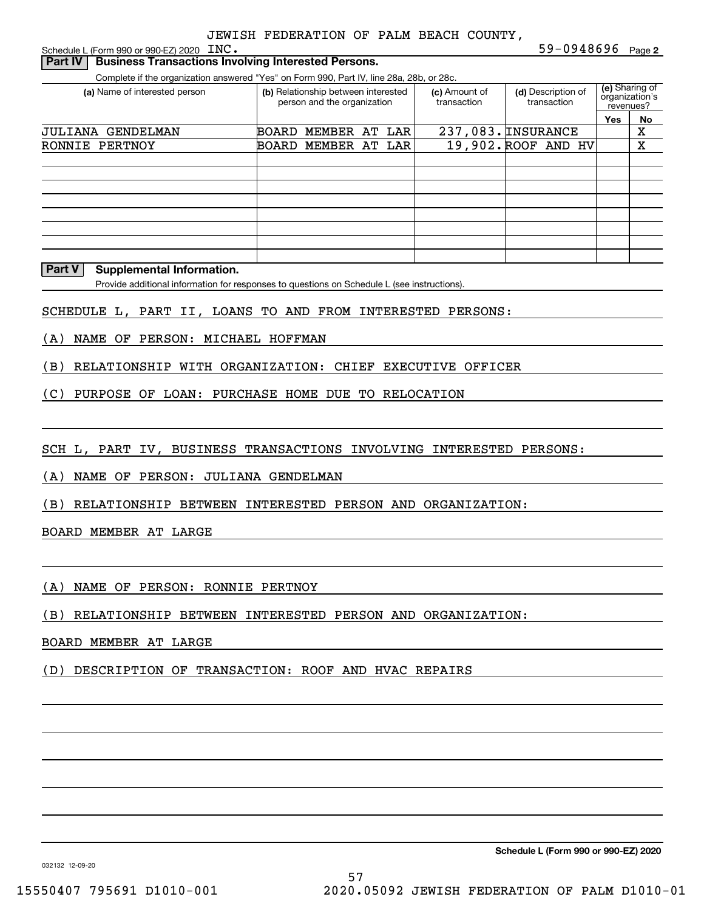JEWISH FEDERATION OF PALM BEACH COUNTY, INC.

Schedule L (Form 990 or 990-EZ) 2020 59-0948696 Page 2

**Part IV | Business Transactions Involving Interested Persons.**

Complete if the organization answered "Yes" on Form 990, Part IV, line 28a, 28b, or 28c.

| (a) Name of interested person | (b) Relationship between interested person and the organization | (c) Amount of transaction | (d) Description of transaction | (e) Sharing of organization's revenues? | |
|---|---|---|---|---|---|
| | | | | Yes | No |
| JULIANA GENDELMAN | BOARD MEMBER AT LAR | 237,083. | INSURANCE | | X |
| RONNIE PERTNOY | BOARD MEMBER AT LAR | 19,902. | ROOF AND HV | | X |
| | | | | | |
| | | | | | |
| | | | | | |
| | | | | | |
| | | | | | |
| | | | | | |

**Part V | Supplemental Information.**

Provide additional information for responses to questions on Schedule L (see instructions).

SCHEDULE L, PART II, LOANS TO AND FROM INTERESTED PERSONS:

(A) NAME OF PERSON: MICHAEL HOFFMAN

(B) RELATIONSHIP WITH ORGANIZATION: CHIEF EXECUTIVE OFFICER

(C) PURPOSE OF LOAN: PURCHASE HOME DUE TO RELOCATION

SCH L, PART IV, BUSINESS TRANSACTIONS INVOLVING INTERESTED PERSONS:

(A) NAME OF PERSON: JULIANA GENDELMAN

(B) RELATIONSHIP BETWEEN INTERESTED PERSON AND ORGANIZATION:

BOARD MEMBER AT LARGE

(A) NAME OF PERSON: RONNIE PERTNOY

(B) RELATIONSHIP BETWEEN INTERESTED PERSON AND ORGANIZATION:

BOARD MEMBER AT LARGE

(D) DESCRIPTION OF TRANSACTION: ROOF AND HVAC REPAIRS

**Schedule L (Form 990 or 990-EZ) 2020**

032132 12-09-20

15550407 795691 D1010-001 2020.05092 JEWISH FEDERATION OF PALM D1010-01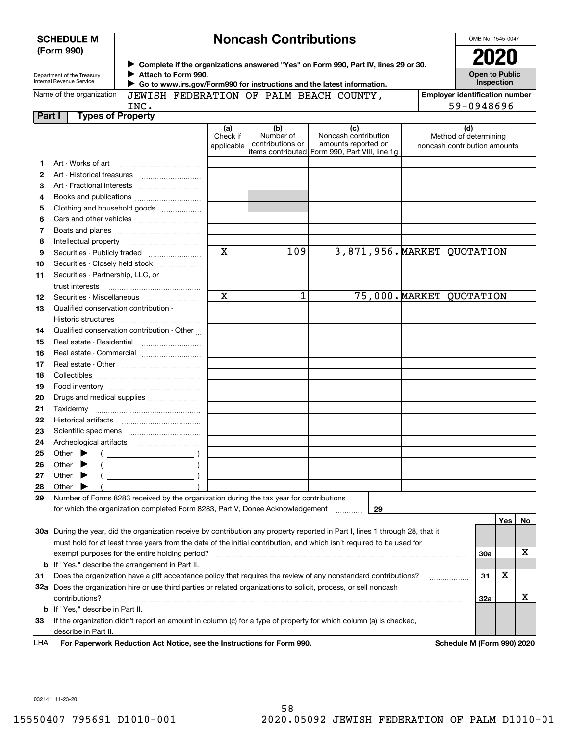**SCHEDULE M (Form 990)**

Department of the Treasury
Internal Revenue Service

# Noncash Contributions

▶ Complete if the organizations answered "Yes" on Form 990, Part IV, lines 29 or 30.
▶ Attach to Form 990.
▶ Go to www.irs.gov/Form990 for instructions and the latest information.

OMB No. 1545-0047

**2020**

**Open to Public Inspection**

Name of the organization: JEWISH FEDERATION OF PALM BEACH COUNTY, INC.

Employer identification number: 59-0948696

**Part I Types of Property**

| | | (a) Check if applicable | (b) Number of contributions or items contributed | (c) Noncash contribution amounts reported on Form 990, Part VIII, line 1g | (d) Method of determining noncash contribution amounts |
|---|---|---|---|---|---|
| 1 | Art - Works of art | | | | |
| 2 | Art - Historical treasures | | | | |
| 3 | Art - Fractional interests | | | | |
| 4 | Books and publications | | | | |
| 5 | Clothing and household goods | | | | |
| 6 | Cars and other vehicles | | | | |
| 7 | Boats and planes | | | | |
| 8 | Intellectual property | | | | |
| 9 | Securities - Publicly traded | X | 109 | 3,871,956. | MARKET QUOTATION |
| 10 | Securities - Closely held stock | | | | |
| 11 | Securities - Partnership, LLC, or trust interests | | | | |
| 12 | Securities - Miscellaneous | X | 1 | 75,000. | MARKET QUOTATION |
| 13 | Qualified conservation contribution - Historic structures | | | | |
| 14 | Qualified conservation contribution - Other | | | | |
| 15 | Real estate - Residential | | | | |
| 16 | Real estate - Commercial | | | | |
| 17 | Real estate - Other | | | | |
| 18 | Collectibles | | | | |
| 19 | Food inventory | | | | |
| 20 | Drugs and medical supplies | | | | |
| 21 | Taxidermy | | | | |
| 22 | Historical artifacts | | | | |
| 23 | Scientific specimens | | | | |
| 24 | Archeological artifacts | | | | |
| 25 | Other ▶ ( ) | | | | |
| 26 | Other ▶ ( ) | | | | |
| 27 | Other ▶ ( ) | | | | |
| 28 | Other ▶ ( ) | | | | |

29 Number of Forms 8283 received by the organization during the tax year for contributions for which the organization completed Form 8283, Part V, Donee Acknowledgement ..... 29

| | | | Yes | No |
|---|---|---|---|---|
| 30a | During the year, did the organization receive by contribution any property reported in Part I, lines 1 through 28, that it must hold for at least three years from the date of the initial contribution, and which isn't required to be used for exempt purposes for the entire holding period? | 30a | | X |
| b | If "Yes," describe the arrangement in Part II. | | | |
| 31 | Does the organization have a gift acceptance policy that requires the review of any nonstandard contributions? | 31 | X | |
| 32a | Does the organization hire or use third parties or related organizations to solicit, process, or sell noncash contributions? | 32a | | X |
| b | If "Yes," describe in Part II. | | | |
| 33 | If the organization didn't report an amount in column (c) for a type of property for which column (a) is checked, describe in Part II. | | | |

LHA **For Paperwork Reduction Act Notice, see the Instructions for Form 990.** **Schedule M (Form 990) 2020**

032141 11-23-20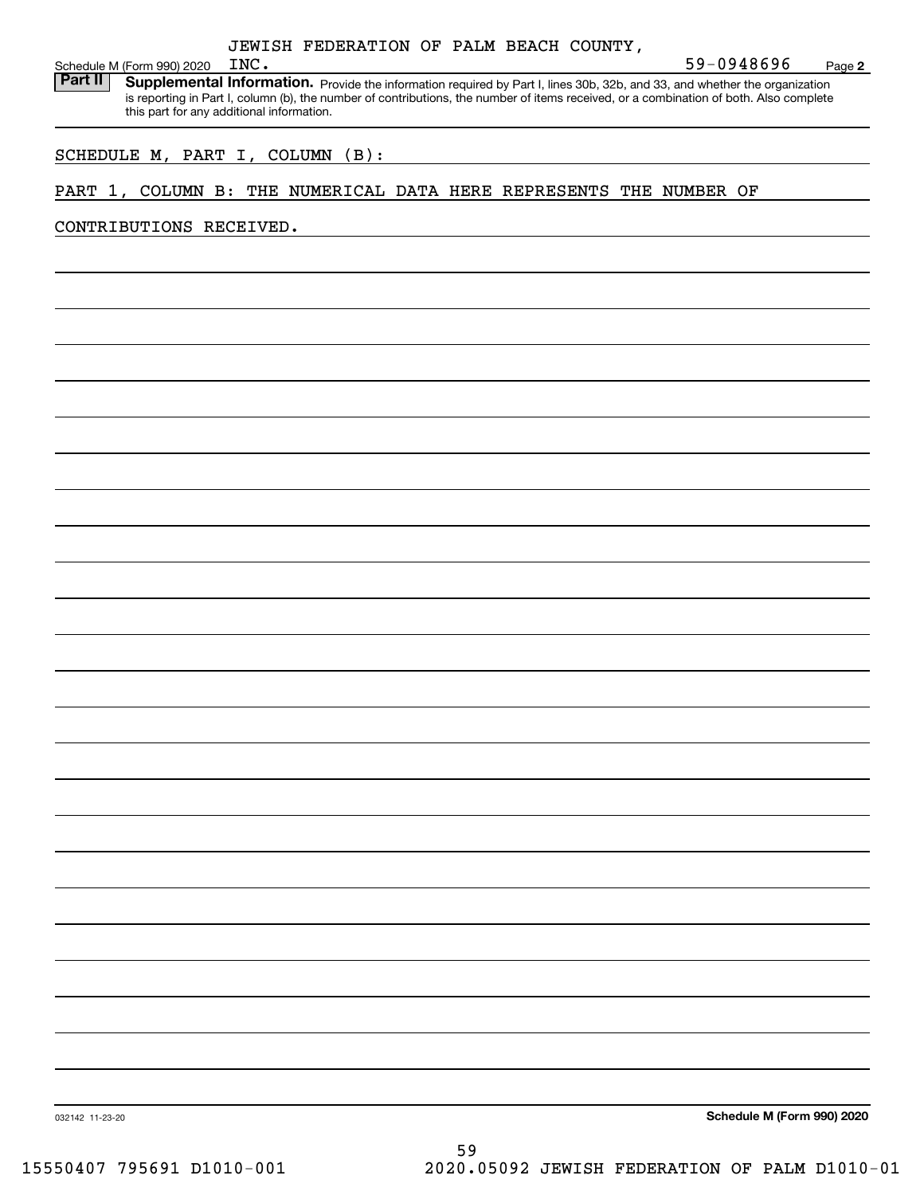JEWISH FEDERATION OF PALM BEACH COUNTY, INC. 59-0948696

Schedule M (Form 990) 2020 Page **2**

**Part II** **Supplemental Information.** Provide the information required by Part I, lines 30b, 32b, and 33, and whether the organization is reporting in Part I, column (b), the number of contributions, the number of items received, or a combination of both. Also complete this part for any additional information.

SCHEDULE M, PART I, COLUMN (B):

PART 1, COLUMN B: THE NUMERICAL DATA HERE REPRESENTS THE NUMBER OF CONTRIBUTIONS RECEIVED.

032142 11-23-20

**Schedule M (Form 990) 2020**

15550407 795691 D1010-001 2020.05092 JEWISH FEDERATION OF PALM D1010-01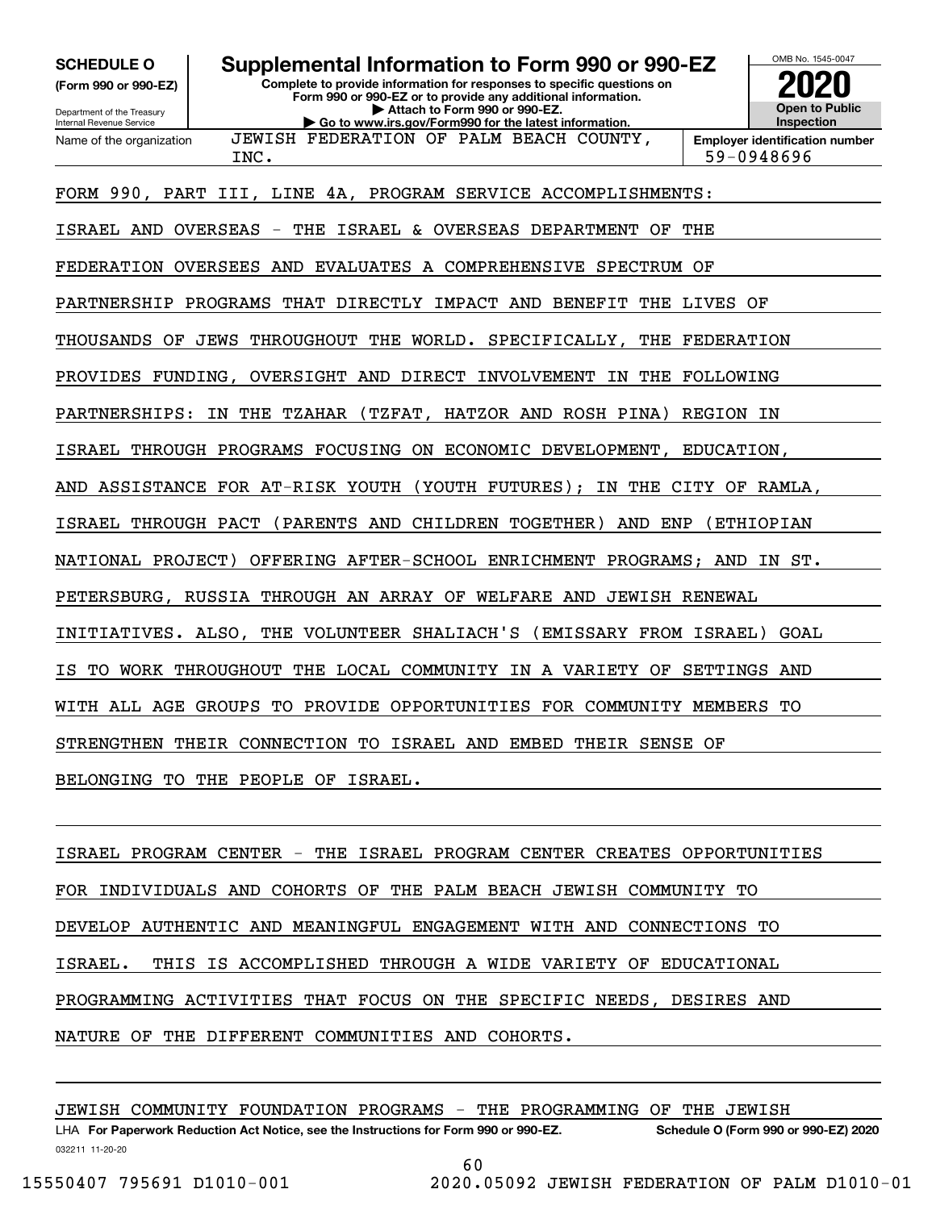**SCHEDULE O (Form 990 or 990-EZ)**

Department of the Treasury
Internal Revenue Service

# Supplemental Information to Form 990 or 990-EZ

**Complete to provide information for responses to specific questions on Form 990 or 990-EZ or to provide any additional information.**
**▶ Attach to Form 990 or 990-EZ.**
**▶ Go to www.irs.gov/Form990 for the latest information.**

OMB No. 1545-0047

**2020**

**Open to Public Inspection**

Name of the organization: JEWISH FEDERATION OF PALM BEACH COUNTY, INC.

**Employer identification number** 59-0948696

FORM 990, PART III, LINE 4A, PROGRAM SERVICE ACCOMPLISHMENTS:

ISRAEL AND OVERSEAS - THE ISRAEL & OVERSEAS DEPARTMENT OF THE FEDERATION OVERSEES AND EVALUATES A COMPREHENSIVE SPECTRUM OF PARTNERSHIP PROGRAMS THAT DIRECTLY IMPACT AND BENEFIT THE LIVES OF THOUSANDS OF JEWS THROUGHOUT THE WORLD. SPECIFICALLY, THE FEDERATION PROVIDES FUNDING, OVERSIGHT AND DIRECT INVOLVEMENT IN THE FOLLOWING PARTNERSHIPS: IN THE TZAHAR (TZFAT, HATZOR AND ROSH PINA) REGION IN ISRAEL THROUGH PROGRAMS FOCUSING ON ECONOMIC DEVELOPMENT, EDUCATION, AND ASSISTANCE FOR AT-RISK YOUTH (YOUTH FUTURES); IN THE CITY OF RAMLA, ISRAEL THROUGH PACT (PARENTS AND CHILDREN TOGETHER) AND ENP (ETHIOPIAN NATIONAL PROJECT) OFFERING AFTER-SCHOOL ENRICHMENT PROGRAMS; AND IN ST. PETERSBURG, RUSSIA THROUGH AN ARRAY OF WELFARE AND JEWISH RENEWAL INITIATIVES. ALSO, THE VOLUNTEER SHALIACH'S (EMISSARY FROM ISRAEL) GOAL IS TO WORK THROUGHOUT THE LOCAL COMMUNITY IN A VARIETY OF SETTINGS AND WITH ALL AGE GROUPS TO PROVIDE OPPORTUNITIES FOR COMMUNITY MEMBERS TO STRENGTHEN THEIR CONNECTION TO ISRAEL AND EMBED THEIR SENSE OF BELONGING TO THE PEOPLE OF ISRAEL.

ISRAEL PROGRAM CENTER - THE ISRAEL PROGRAM CENTER CREATES OPPORTUNITIES FOR INDIVIDUALS AND COHORTS OF THE PALM BEACH JEWISH COMMUNITY TO DEVELOP AUTHENTIC AND MEANINGFUL ENGAGEMENT WITH AND CONNECTIONS TO ISRAEL. THIS IS ACCOMPLISHED THROUGH A WIDE VARIETY OF EDUCATIONAL PROGRAMMING ACTIVITIES THAT FOCUS ON THE SPECIFIC NEEDS, DESIRES AND NATURE OF THE DIFFERENT COMMUNITIES AND COHORTS.

JEWISH COMMUNITY FOUNDATION PROGRAMS - THE PROGRAMMING OF THE JEWISH

LHA **For Paperwork Reduction Act Notice, see the Instructions for Form 990 or 990-EZ.** **Schedule O (Form 990 or 990-EZ) 2020**

032211 11-20-20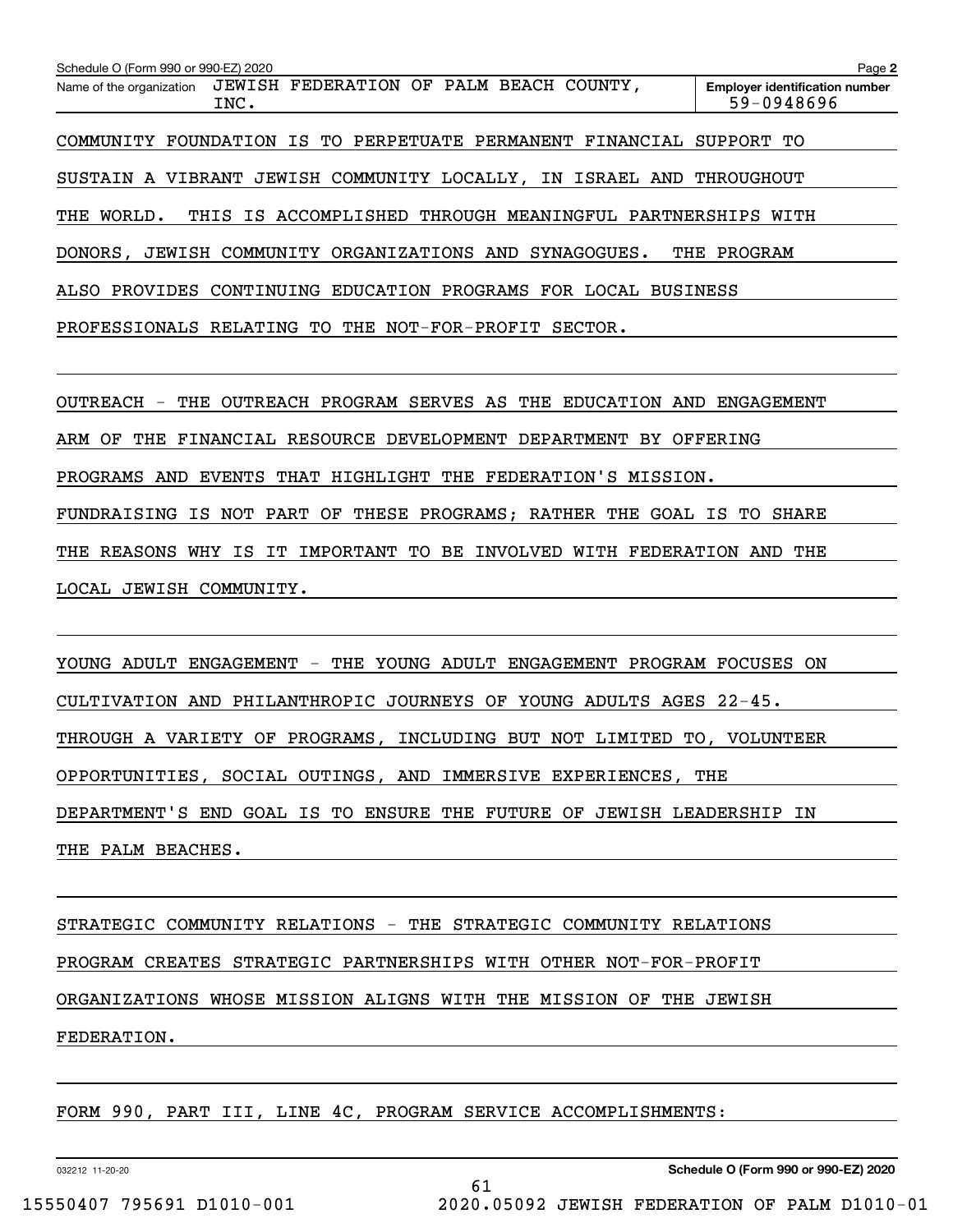Schedule O (Form 990 or 990-EZ) 2020 Page **2**

| Name of the organization | Employer identification number |
| --- | --- |
| JEWISH FEDERATION OF PALM BEACH COUNTY, INC. | 59-0948696 |

COMMUNITY FOUNDATION IS TO PERPETUATE PERMANENT FINANCIAL SUPPORT TO SUSTAIN A VIBRANT JEWISH COMMUNITY LOCALLY, IN ISRAEL AND THROUGHOUT THE WORLD. THIS IS ACCOMPLISHED THROUGH MEANINGFUL PARTNERSHIPS WITH DONORS, JEWISH COMMUNITY ORGANIZATIONS AND SYNAGOGUES. THE PROGRAM ALSO PROVIDES CONTINUING EDUCATION PROGRAMS FOR LOCAL BUSINESS PROFESSIONALS RELATING TO THE NOT-FOR-PROFIT SECTOR.

OUTREACH - THE OUTREACH PROGRAM SERVES AS THE EDUCATION AND ENGAGEMENT ARM OF THE FINANCIAL RESOURCE DEVELOPMENT DEPARTMENT BY OFFERING PROGRAMS AND EVENTS THAT HIGHLIGHT THE FEDERATION'S MISSION. FUNDRAISING IS NOT PART OF THESE PROGRAMS; RATHER THE GOAL IS TO SHARE THE REASONS WHY IS IT IMPORTANT TO BE INVOLVED WITH FEDERATION AND THE LOCAL JEWISH COMMUNITY.

YOUNG ADULT ENGAGEMENT - THE YOUNG ADULT ENGAGEMENT PROGRAM FOCUSES ON CULTIVATION AND PHILANTHROPIC JOURNEYS OF YOUNG ADULTS AGES 22-45. THROUGH A VARIETY OF PROGRAMS, INCLUDING BUT NOT LIMITED TO, VOLUNTEER OPPORTUNITIES, SOCIAL OUTINGS, AND IMMERSIVE EXPERIENCES, THE DEPARTMENT'S END GOAL IS TO ENSURE THE FUTURE OF JEWISH LEADERSHIP IN THE PALM BEACHES.

STRATEGIC COMMUNITY RELATIONS - THE STRATEGIC COMMUNITY RELATIONS PROGRAM CREATES STRATEGIC PARTNERSHIPS WITH OTHER NOT-FOR-PROFIT ORGANIZATIONS WHOSE MISSION ALIGNS WITH THE MISSION OF THE JEWISH FEDERATION.

FORM 990, PART III, LINE 4C, PROGRAM SERVICE ACCOMPLISHMENTS:

032212 11-20-20 **Schedule O (Form 990 or 990-EZ) 2020**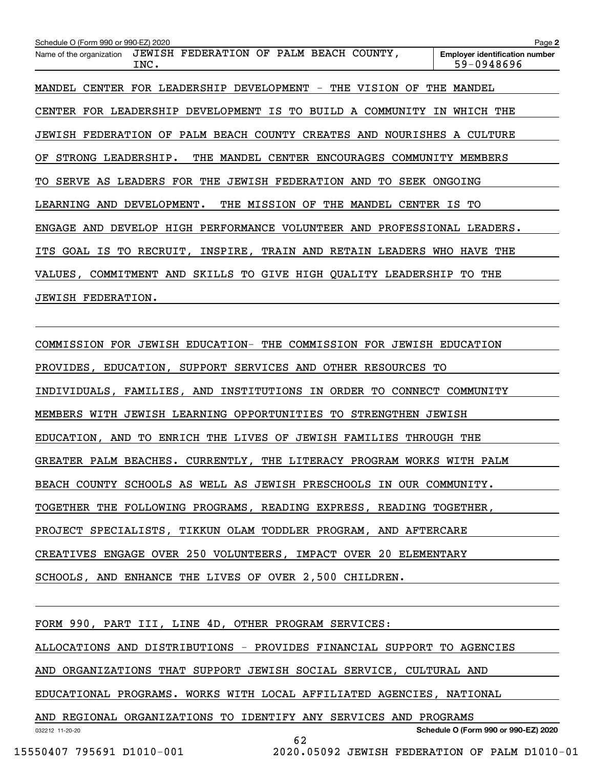Name of the organization: JEWISH FEDERATION OF PALM BEACH COUNTY, INC.

Employer identification number: 59-0948696

MANDEL CENTER FOR LEADERSHIP DEVELOPMENT - THE VISION OF THE MANDEL CENTER FOR LEADERSHIP DEVELOPMENT IS TO BUILD A COMMUNITY IN WHICH THE JEWISH FEDERATION OF PALM BEACH COUNTY CREATES AND NOURISHES A CULTURE OF STRONG LEADERSHIP. THE MANDEL CENTER ENCOURAGES COMMUNITY MEMBERS TO SERVE AS LEADERS FOR THE JEWISH FEDERATION AND TO SEEK ONGOING LEARNING AND DEVELOPMENT. THE MISSION OF THE MANDEL CENTER IS TO ENGAGE AND DEVELOP HIGH PERFORMANCE VOLUNTEER AND PROFESSIONAL LEADERS. ITS GOAL IS TO RECRUIT, INSPIRE, TRAIN AND RETAIN LEADERS WHO HAVE THE VALUES, COMMITMENT AND SKILLS TO GIVE HIGH QUALITY LEADERSHIP TO THE JEWISH FEDERATION.

COMMISSION FOR JEWISH EDUCATION- THE COMMISSION FOR JEWISH EDUCATION PROVIDES, EDUCATION, SUPPORT SERVICES AND OTHER RESOURCES TO INDIVIDUALS, FAMILIES, AND INSTITUTIONS IN ORDER TO CONNECT COMMUNITY MEMBERS WITH JEWISH LEARNING OPPORTUNITIES TO STRENGTHEN JEWISH EDUCATION, AND TO ENRICH THE LIVES OF JEWISH FAMILIES THROUGH THE GREATER PALM BEACHES. CURRENTLY, THE LITERACY PROGRAM WORKS WITH PALM BEACH COUNTY SCHOOLS AS WELL AS JEWISH PRESCHOOLS IN OUR COMMUNITY. TOGETHER THE FOLLOWING PROGRAMS, READING EXPRESS, READING TOGETHER, PROJECT SPECIALISTS, TIKKUN OLAM TODDLER PROGRAM, AND AFTERCARE CREATIVES ENGAGE OVER 250 VOLUNTEERS, IMPACT OVER 20 ELEMENTARY SCHOOLS, AND ENHANCE THE LIVES OF OVER 2,500 CHILDREN.

FORM 990, PART III, LINE 4D, OTHER PROGRAM SERVICES:

ALLOCATIONS AND DISTRIBUTIONS - PROVIDES FINANCIAL SUPPORT TO AGENCIES AND ORGANIZATIONS THAT SUPPORT JEWISH SOCIAL SERVICE, CULTURAL AND EDUCATIONAL PROGRAMS. WORKS WITH LOCAL AFFILIATED AGENCIES, NATIONAL AND REGIONAL ORGANIZATIONS TO IDENTIFY ANY SERVICES AND PROGRAMS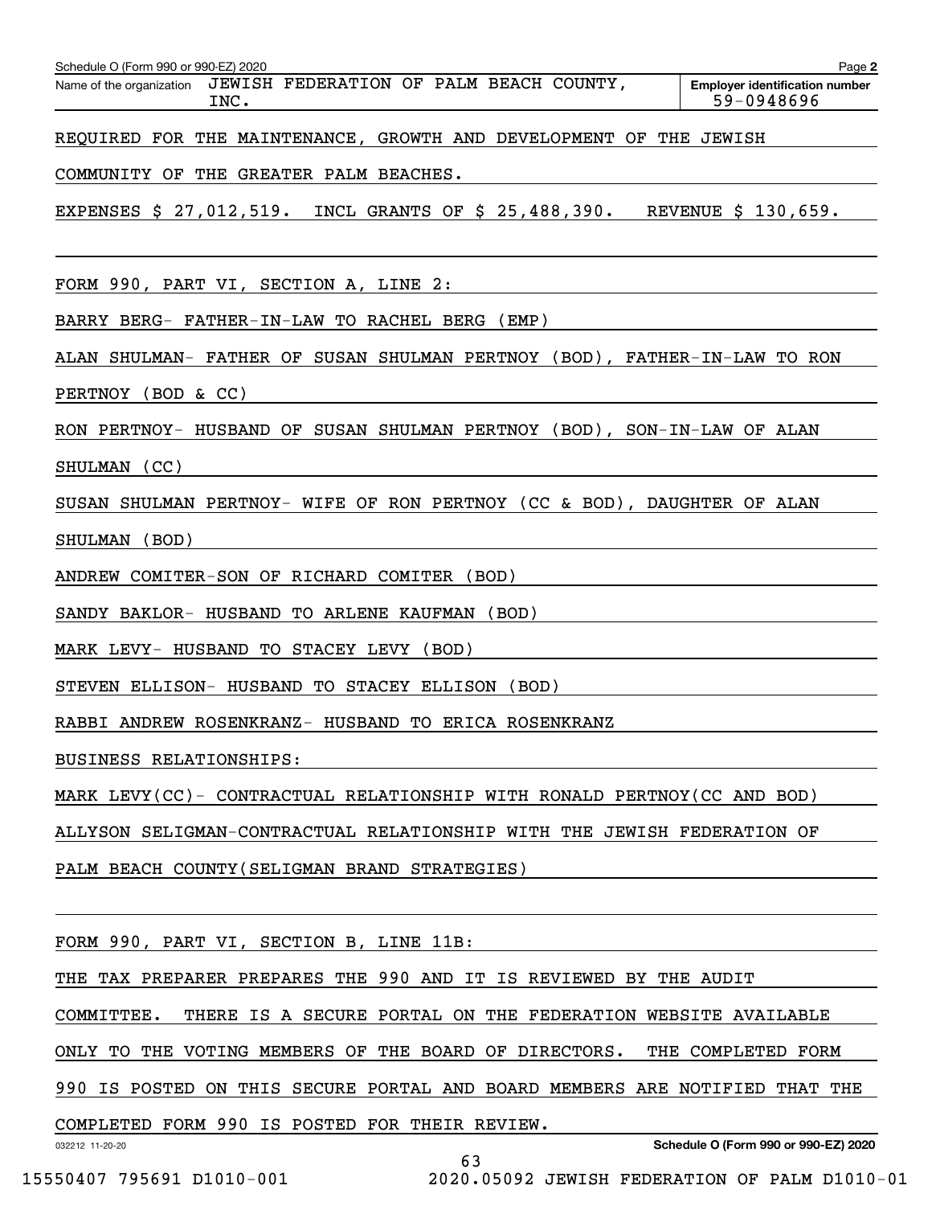Schedule O (Form 990 or 990-EZ) 2020

Name of the organization: JEWISH FEDERATION OF PALM BEACH COUNTY, INC.

Employer identification number: 59-0948696

REQUIRED FOR THE MAINTENANCE, GROWTH AND DEVELOPMENT OF THE JEWISH COMMUNITY OF THE GREATER PALM BEACHES.

EXPENSES $ 27,012,519. INCL GRANTS OF $ 25,488,390. REVENUE $ 130,659.

FORM 990, PART VI, SECTION A, LINE 2:

BARRY BERG- FATHER-IN-LAW TO RACHEL BERG (EMP)

ALAN SHULMAN- FATHER OF SUSAN SHULMAN PERTNOY (BOD), FATHER-IN-LAW TO RON PERTNOY (BOD & CC)

RON PERTNOY- HUSBAND OF SUSAN SHULMAN PERTNOY (BOD), SON-IN-LAW OF ALAN SHULMAN (CC)

SUSAN SHULMAN PERTNOY- WIFE OF RON PERTNOY (CC & BOD), DAUGHTER OF ALAN SHULMAN (BOD)

ANDREW COMITER-SON OF RICHARD COMITER (BOD)

SANDY BAKLOR- HUSBAND TO ARLENE KAUFMAN (BOD)

MARK LEVY- HUSBAND TO STACEY LEVY (BOD)

STEVEN ELLISON- HUSBAND TO STACEY ELLISON (BOD)

RABBI ANDREW ROSENKRANZ- HUSBAND TO ERICA ROSENKRANZ

BUSINESS RELATIONSHIPS:

MARK LEVY(CC)- CONTRACTUAL RELATIONSHIP WITH RONALD PERTNOY(CC AND BOD)

ALLYSON SELIGMAN-CONTRACTUAL RELATIONSHIP WITH THE JEWISH FEDERATION OF PALM BEACH COUNTY(SELIGMAN BRAND STRATEGIES)

FORM 990, PART VI, SECTION B, LINE 11B:

THE TAX PREPARER PREPARES THE 990 AND IT IS REVIEWED BY THE AUDIT COMMITTEE. THERE IS A SECURE PORTAL ON THE FEDERATION WEBSITE AVAILABLE ONLY TO THE VOTING MEMBERS OF THE BOARD OF DIRECTORS. THE COMPLETED FORM 990 IS POSTED ON THIS SECURE PORTAL AND BOARD MEMBERS ARE NOTIFIED THAT THE COMPLETED FORM 990 IS POSTED FOR THEIR REVIEW.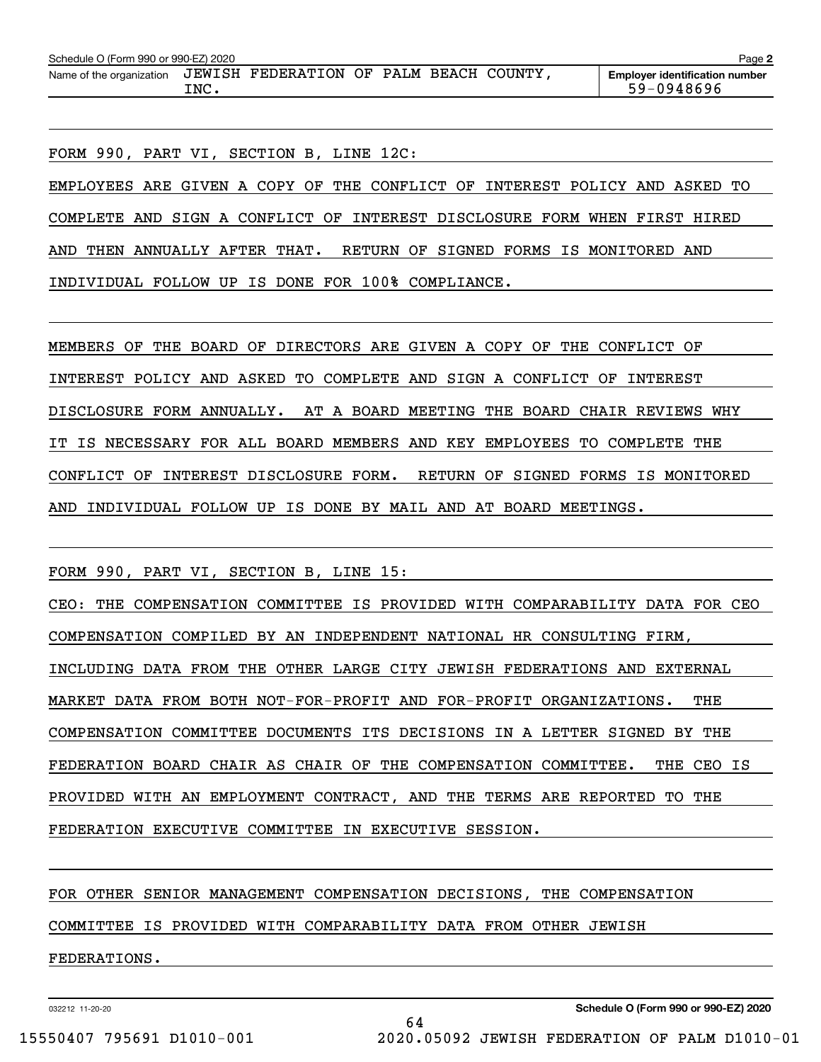Schedule O (Form 990 or 990-EZ) 2020

Name of the organization: JEWISH FEDERATION OF PALM BEACH COUNTY, INC.

Employer identification number: 59-0948696

FORM 990, PART VI, SECTION B, LINE 12C:

EMPLOYEES ARE GIVEN A COPY OF THE CONFLICT OF INTEREST POLICY AND ASKED TO COMPLETE AND SIGN A CONFLICT OF INTEREST DISCLOSURE FORM WHEN FIRST HIRED AND THEN ANNUALLY AFTER THAT. RETURN OF SIGNED FORMS IS MONITORED AND INDIVIDUAL FOLLOW UP IS DONE FOR 100% COMPLIANCE.

MEMBERS OF THE BOARD OF DIRECTORS ARE GIVEN A COPY OF THE CONFLICT OF INTEREST POLICY AND ASKED TO COMPLETE AND SIGN A CONFLICT OF INTEREST DISCLOSURE FORM ANNUALLY. AT A BOARD MEETING THE BOARD CHAIR REVIEWS WHY IT IS NECESSARY FOR ALL BOARD MEMBERS AND KEY EMPLOYEES TO COMPLETE THE CONFLICT OF INTEREST DISCLOSURE FORM. RETURN OF SIGNED FORMS IS MONITORED AND INDIVIDUAL FOLLOW UP IS DONE BY MAIL AND AT BOARD MEETINGS.

FORM 990, PART VI, SECTION B, LINE 15:

CEO: THE COMPENSATION COMMITTEE IS PROVIDED WITH COMPARABILITY DATA FOR CEO COMPENSATION COMPILED BY AN INDEPENDENT NATIONAL HR CONSULTING FIRM, INCLUDING DATA FROM THE OTHER LARGE CITY JEWISH FEDERATIONS AND EXTERNAL MARKET DATA FROM BOTH NOT-FOR-PROFIT AND FOR-PROFIT ORGANIZATIONS. THE COMPENSATION COMMITTEE DOCUMENTS ITS DECISIONS IN A LETTER SIGNED BY THE FEDERATION BOARD CHAIR AS CHAIR OF THE COMPENSATION COMMITTEE. THE CEO IS PROVIDED WITH AN EMPLOYMENT CONTRACT, AND THE TERMS ARE REPORTED TO THE FEDERATION EXECUTIVE COMMITTEE IN EXECUTIVE SESSION.

FOR OTHER SENIOR MANAGEMENT COMPENSATION DECISIONS, THE COMPENSATION COMMITTEE IS PROVIDED WITH COMPARABILITY DATA FROM OTHER JEWISH FEDERATIONS.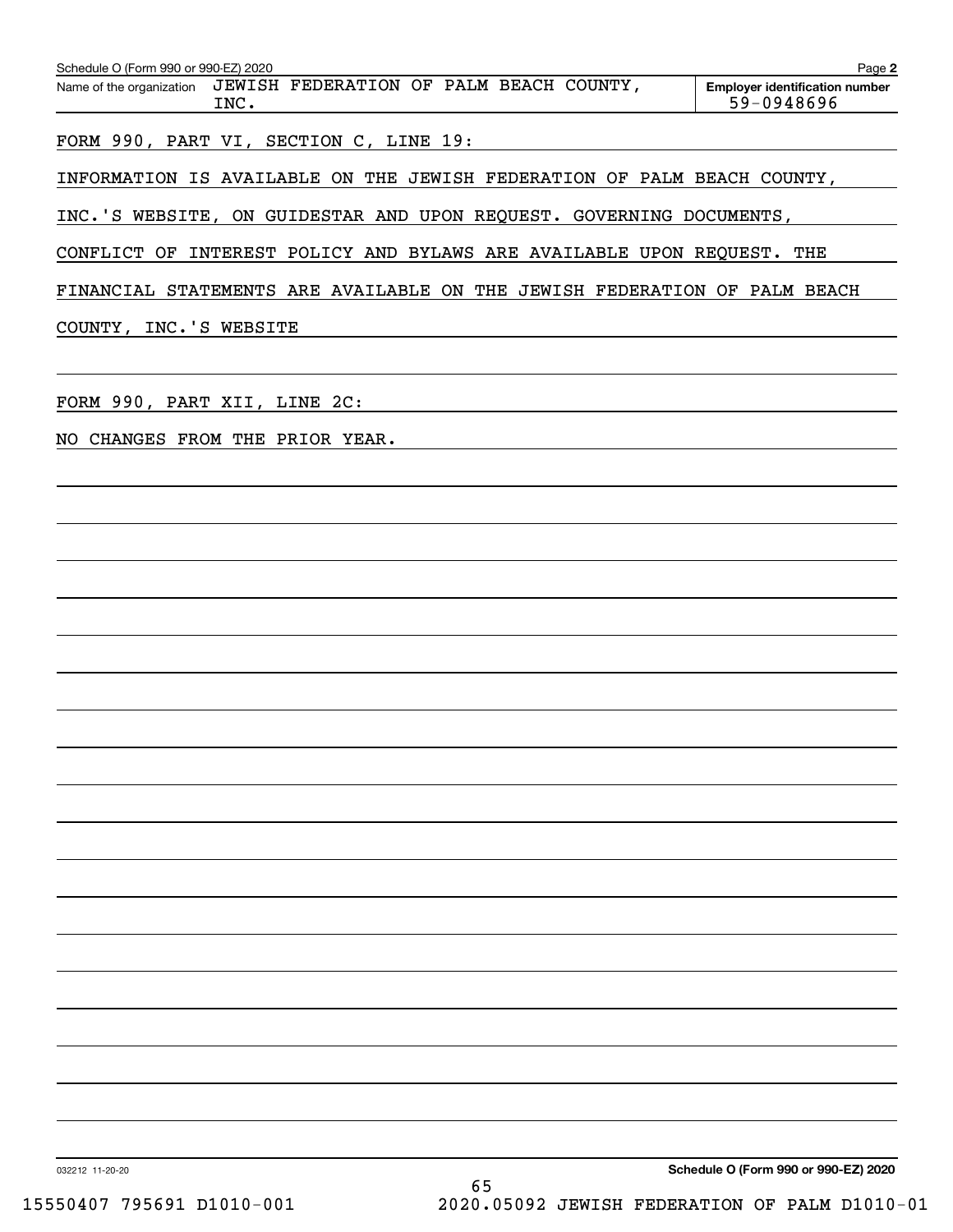Schedule O (Form 990 or 990-EZ) 2020

Name of the organization: JEWISH FEDERATION OF PALM BEACH COUNTY, INC.

Employer identification number: 59-0948696

FORM 990, PART VI, SECTION C, LINE 19:

INFORMATION IS AVAILABLE ON THE JEWISH FEDERATION OF PALM BEACH COUNTY, INC.'S WEBSITE, ON GUIDESTAR AND UPON REQUEST. GOVERNING DOCUMENTS, CONFLICT OF INTEREST POLICY AND BYLAWS ARE AVAILABLE UPON REQUEST. THE FINANCIAL STATEMENTS ARE AVAILABLE ON THE JEWISH FEDERATION OF PALM BEACH COUNTY, INC.'S WEBSITE

FORM 990, PART XII, LINE 2C:

NO CHANGES FROM THE PRIOR YEAR.

032212 11-20-20

Schedule O (Form 990 or 990-EZ) 2020

15550407 795691 D1010-001 2020.05092 JEWISH FEDERATION OF PALM D1010-01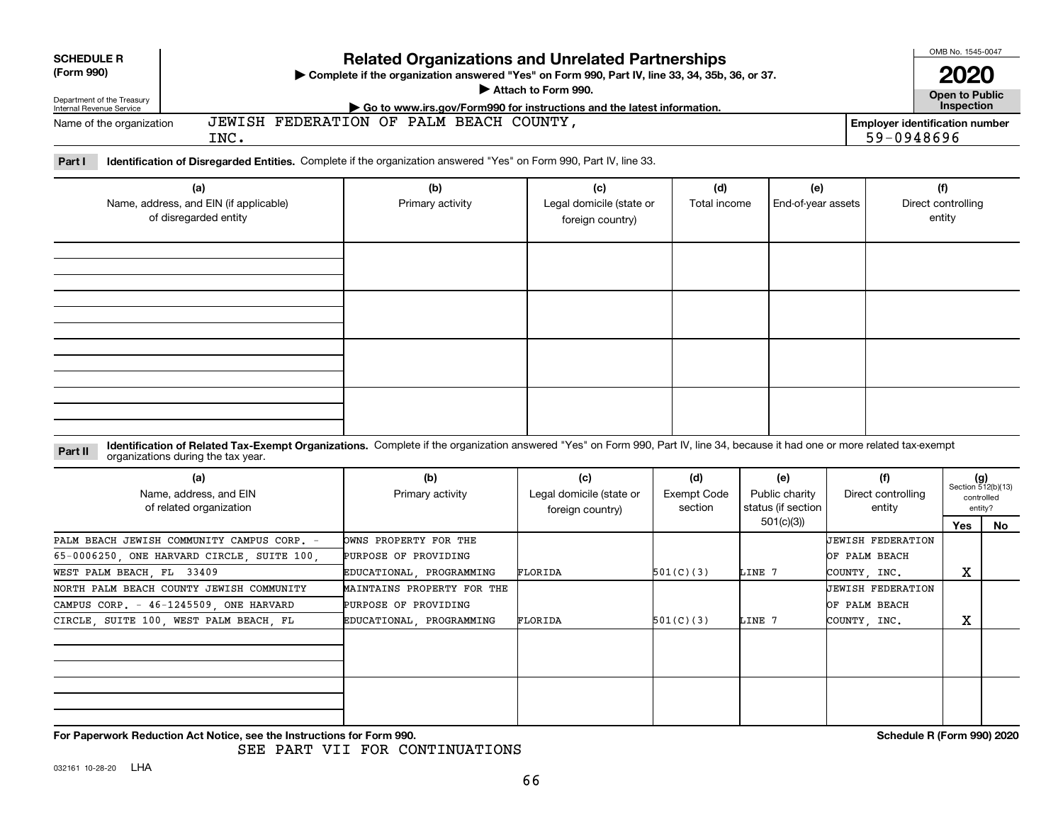**SCHEDULE R (Form 990)**

Department of the Treasury
Internal Revenue Service

# Related Organizations and Unrelated Partnerships

▶ Complete if the organization answered "Yes" on Form 990, Part IV, line 33, 34, 35b, 36, or 37.
▶ Attach to Form 990.
▶ Go to www.irs.gov/Form990 for instructions and the latest information.

OMB No. 1545-0047

**2020**

**Open to Public Inspection**

Name of the organization: JEWISH FEDERATION OF PALM BEACH COUNTY, INC.

Employer identification number: 59-0948696

**Part I** **Identification of Disregarded Entities.** Complete if the organization answered "Yes" on Form 990, Part IV, line 33.

| (a) Name, address, and EIN (if applicable) of disregarded entity | (b) Primary activity | (c) Legal domicile (state or foreign country) | (d) Total income | (e) End-of-year assets | (f) Direct controlling entity |
|---|---|---|---|---|---|
| | | | | | |
| | | | | | |
| | | | | | |
| | | | | | |

**Part II** **Identification of Related Tax-Exempt Organizations.** Complete if the organization answered "Yes" on Form 990, Part IV, line 34, because it had one or more related tax-exempt organizations during the tax year.

| (a) Name, address, and EIN of related organization | (b) Primary activity | (c) Legal domicile (state or foreign country) | (d) Exempt Code section | (e) Public charity status (if section 501(c)(3)) | (f) Direct controlling entity | (g) Section 512(b)(13) controlled entity? Yes | No |
|---|---|---|---|---|---|---|---|
| PALM BEACH JEWISH COMMUNITY CAMPUS CORP. - 65-0006250, ONE HARVARD CIRCLE, SUITE 100, WEST PALM BEACH, FL 33409 | OWNS PROPERTY FOR THE PURPOSE OF PROVIDING EDUCATIONAL, PROGRAMMING | FLORIDA | 501(C)(3) | LINE 7 | JEWISH FEDERATION OF PALM BEACH COUNTY, INC. | X | |
| NORTH PALM BEACH COUNTY JEWISH COMMUNITY CAMPUS CORP. - 46-1245509, ONE HARVARD CIRCLE, SUITE 100, WEST PALM BEACH, FL | MAINTAINS PROPERTY FOR THE PURPOSE OF PROVIDING EDUCATIONAL, PROGRAMMING | FLORIDA | 501(C)(3) | LINE 7 | JEWISH FEDERATION OF PALM BEACH COUNTY, INC. | X | |
| | | | | | | | |
| | | | | | | | |

**For Paperwork Reduction Act Notice, see the Instructions for Form 990.** **Schedule R (Form 990) 2020**

SEE PART VII FOR CONTINUATIONS

032161 10-28-20 LHA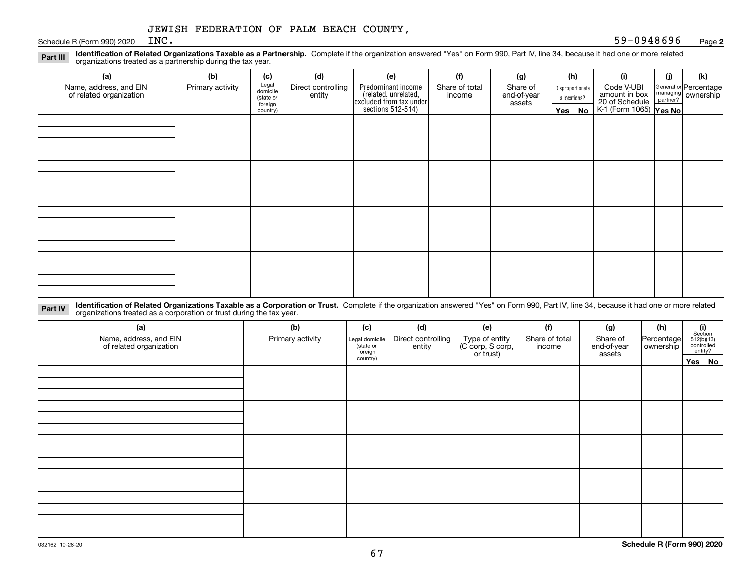JEWISH FEDERATION OF PALM BEACH COUNTY, INC.

Schedule R (Form 990) 2020 59-0948696 Page **2**

**Part III** **Identification of Related Organizations Taxable as a Partnership.** Complete if the organization answered "Yes" on Form 990, Part IV, line 34, because it had one or more related organizations treated as a partnership during the tax year.

| (a) Name, address, and EIN of related organization | (b) Primary activity | (c) Legal domicile (state or foreign country) | (d) Direct controlling entity | (e) Predominant income (related, unrelated, excluded from tax under sections 512-514) | (f) Share of total income | (g) Share of end-of-year assets | (h) Disproportionate allocations? Yes | No | (i) Code V-UBI amount in box 20 of Schedule K-1 (Form 1065) | (j) General or managing partner? Yes | No | (k) Percentage ownership |
|---|---|---|---|---|---|---|---|---|---|---|---|---|
| | | | | | | | | | | | | |
| | | | | | | | | | | | | |
| | | | | | | | | | | | | |
| | | | | | | | | | | | | |

**Part IV** **Identification of Related Organizations Taxable as a Corporation or Trust.** Complete if the organization answered "Yes" on Form 990, Part IV, line 34, because it had one or more related organizations treated as a corporation or trust during the tax year.

| (a) Name, address, and EIN of related organization | (b) Primary activity | (c) Legal domicile (state or foreign country) | (d) Direct controlling entity | (e) Type of entity (C corp, S corp, or trust) | (f) Share of total income | (g) Share of end-of-year assets | (h) Percentage ownership | (i) Section 512(b)(13) controlled entity? Yes | No |
|---|---|---|---|---|---|---|---|---|---|
| | | | | | | | | | |
| | | | | | | | | | |
| | | | | | | | | | |
| | | | | | | | | | |
| | | | | | | | | | |

032162 10-28-20

**Schedule R (Form 990) 2020**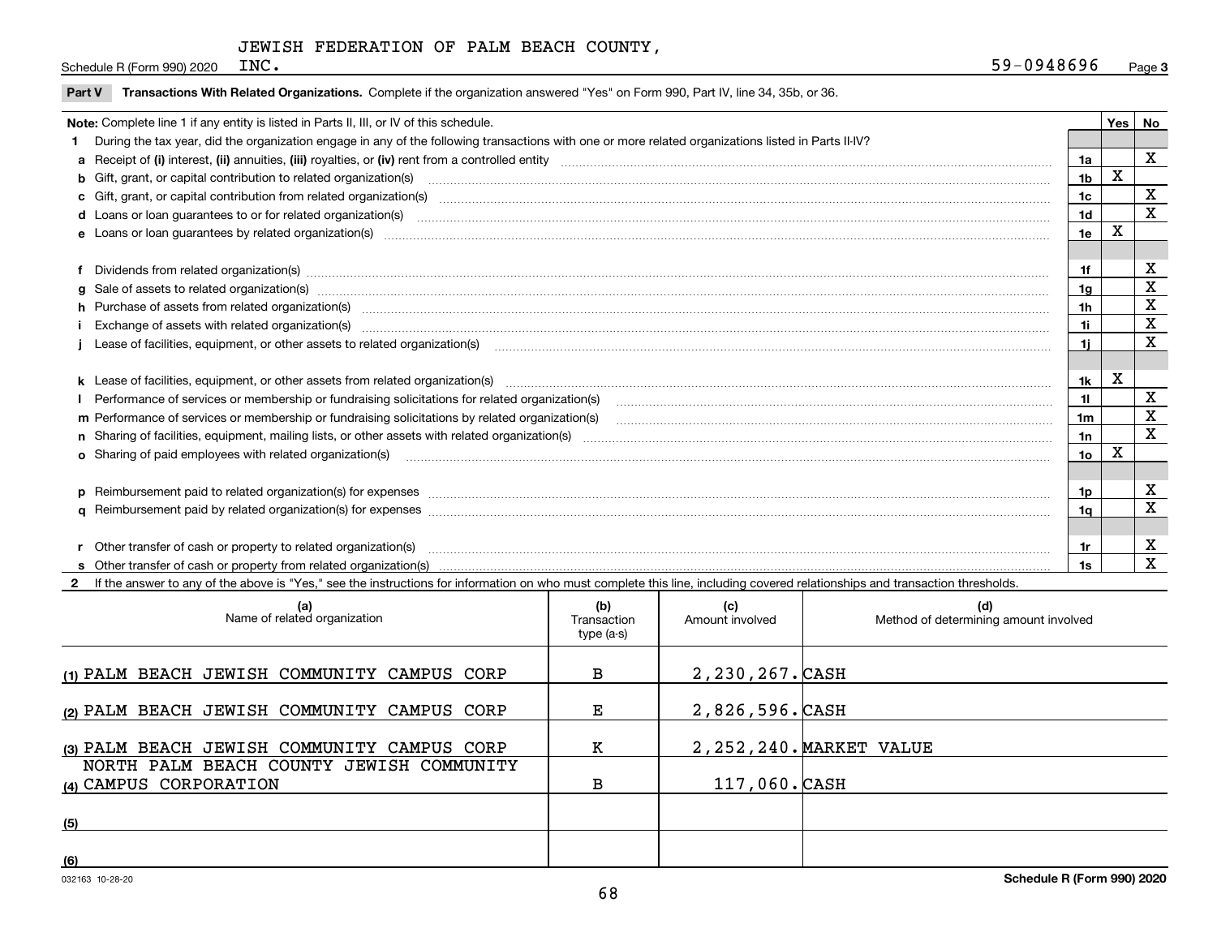JEWISH FEDERATION OF PALM BEACH COUNTY, INC.

Schedule R (Form 990) 2020 — 59-0948696 — Page 3

**Part V Transactions With Related Organizations.** Complete if the organization answered "Yes" on Form 990, Part IV, line 34, 35b, or 36.

| Note: Complete line 1 if any entity is listed in Parts II, III, or IV of this schedule. | | Yes | No |
|---|---|---|---|
| **1** During the tax year, did the organization engage in any of the following transactions with one or more related organizations listed in Parts II-IV? | | | |
| **a** Receipt of **(i)** interest, **(ii)** annuities, **(iii)** royalties, or **(iv)** rent from a controlled entity | 1a | | X |
| **b** Gift, grant, or capital contribution to related organization(s) | 1b | X | |
| **c** Gift, grant, or capital contribution from related organization(s) | 1c | | X |
| **d** Loans or loan guarantees to or for related organization(s) | 1d | | X |
| **e** Loans or loan guarantees by related organization(s) | 1e | X | |
| **f** Dividends from related organization(s) | 1f | | X |
| **g** Sale of assets to related organization(s) | 1g | | X |
| **h** Purchase of assets from related organization(s) | 1h | | X |
| **i** Exchange of assets with related organization(s) | 1i | | X |
| **j** Lease of facilities, equipment, or other assets to related organization(s) | 1j | | X |
| **k** Lease of facilities, equipment, or other assets from related organization(s) | 1k | X | |
| **l** Performance of services or membership or fundraising solicitations for related organization(s) | 1l | | X |
| **m** Performance of services or membership or fundraising solicitations by related organization(s) | 1m | | X |
| **n** Sharing of facilities, equipment, mailing lists, or other assets with related organization(s) | 1n | | X |
| **o** Sharing of paid employees with related organization(s) | 1o | X | |
| **p** Reimbursement paid to related organization(s) for expenses | 1p | | X |
| **q** Reimbursement paid by related organization(s) for expenses | 1q | | X |
| **r** Other transfer of cash or property to related organization(s) | 1r | | X |
| **s** Other transfer of cash or property from related organization(s) | 1s | | X |

**2** If the answer to any of the above is "Yes," see the instructions for information on who must complete this line, including covered relationships and transaction thresholds.

| | (a) Name of related organization | (b) Transaction type (a-s) | (c) Amount involved | (d) Method of determining amount involved |
|---|---|---|---|---|
| (1) | PALM BEACH JEWISH COMMUNITY CAMPUS CORP | B | 2,230,267. | CASH |
| (2) | PALM BEACH JEWISH COMMUNITY CAMPUS CORP | E | 2,826,596. | CASH |
| (3) | PALM BEACH JEWISH COMMUNITY CAMPUS CORP | K | 2,252,240. | MARKET VALUE |
| (4) | NORTH PALM BEACH COUNTY JEWISH COMMUNITY CAMPUS CORPORATION | B | 117,060. | CASH |
| (5) | | | | |
| (6) | | | | |

032163 10-28-20

**Schedule R (Form 990) 2020**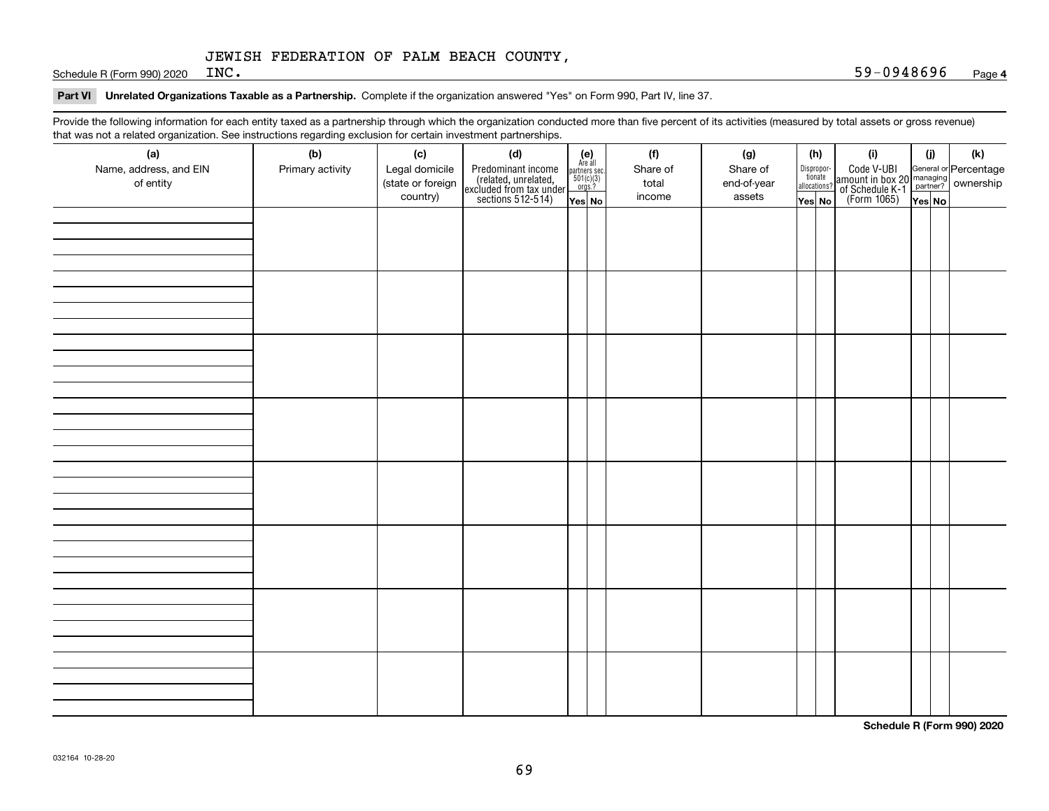JEWISH FEDERATION OF PALM BEACH COUNTY, INC. 59-0948696

**Part VI Unrelated Organizations Taxable as a Partnership.** Complete if the organization answered "Yes" on Form 990, Part IV, line 37.

Provide the following information for each entity taxed as a partnership through which the organization conducted more than five percent of its activities (measured by total assets or gross revenue) that was not a related organization. See instructions regarding exclusion for certain investment partnerships.

| (a) Name, address, and EIN of entity | (b) Primary activity | (c) Legal domicile (state or foreign country) | (d) Predominant income (related, unrelated, excluded from tax under sections 512-514) | (e) Are all partners sec. 501(c)(3) orgs.? Yes | (e) No | (f) Share of total income | (g) Share of end-of-year assets | (h) Disproportionate allocations? Yes | (h) No | (i) Code V-UBI amount in box 20 of Schedule K-1 (Form 1065) | (j) General or managing partner? Yes | (j) No | (k) Percentage ownership |
|---|---|---|---|---|---|---|---|---|---|---|---|---|---|
| | | | | | | | | | | | | | |
| | | | | | | | | | | | | | |
| | | | | | | | | | | | | | |
| | | | | | | | | | | | | | |
| | | | | | | | | | | | | | |
| | | | | | | | | | | | | | |
| | | | | | | | | | | | | | |
| | | | | | | | | | | | | | |

**Schedule R (Form 990) 2020**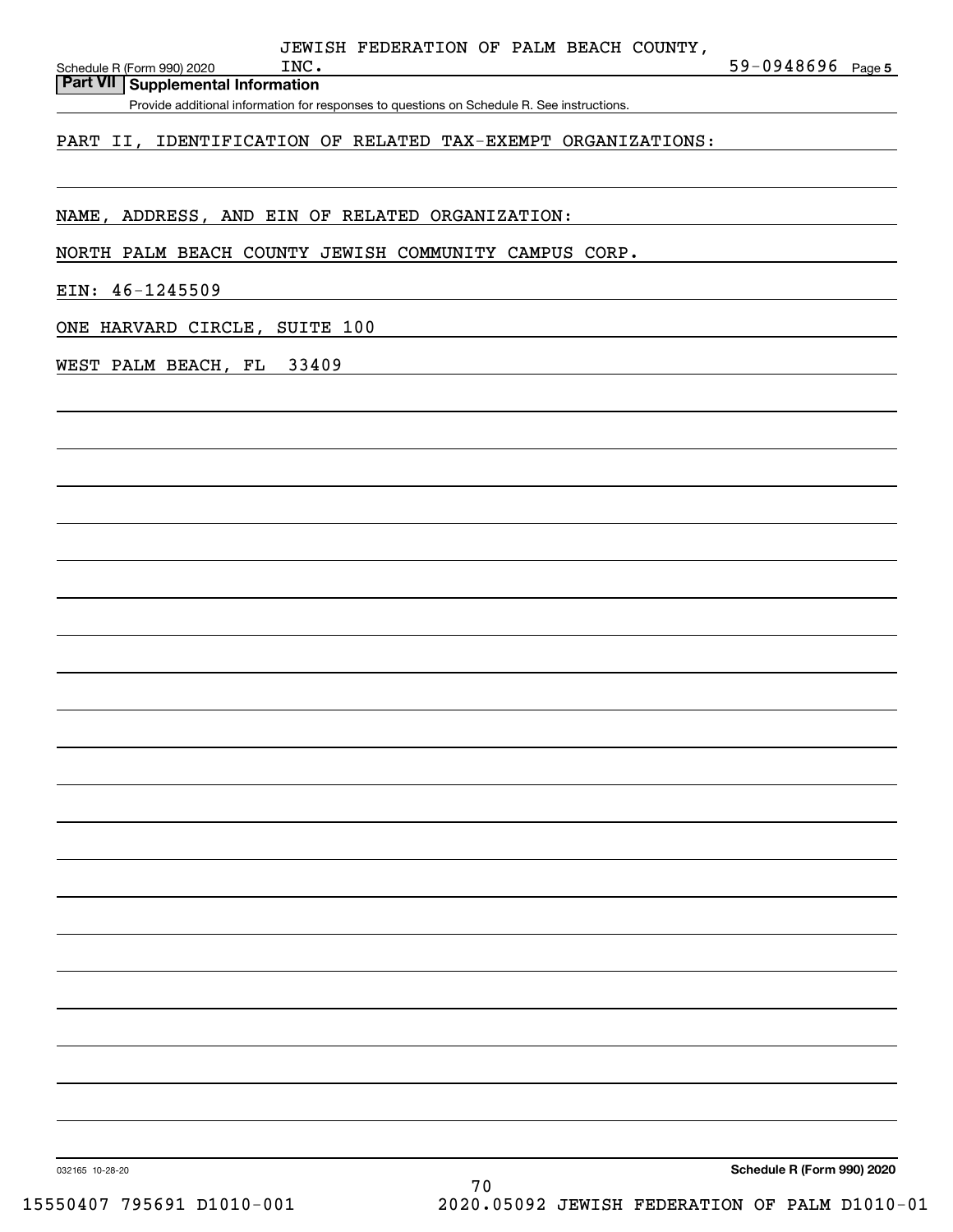JEWISH FEDERATION OF PALM BEACH COUNTY, INC. 59-0948696

## Part VII Supplemental Information

Provide additional information for responses to questions on Schedule R. See instructions.

PART II, IDENTIFICATION OF RELATED TAX-EXEMPT ORGANIZATIONS:

NAME, ADDRESS, AND EIN OF RELATED ORGANIZATION:

NORTH PALM BEACH COUNTY JEWISH COMMUNITY CAMPUS CORP.

EIN: 46-1245509

ONE HARVARD CIRCLE, SUITE 100

WEST PALM BEACH, FL 33409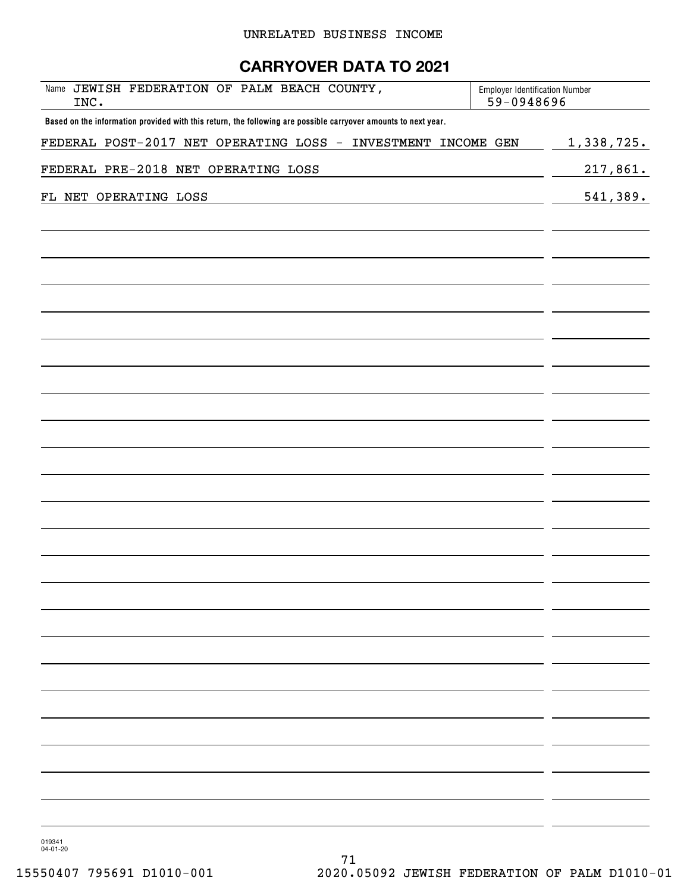UNRELATED BUSINESS INCOME

# CARRYOVER DATA TO 2021

| Name JEWISH FEDERATION OF PALM BEACH COUNTY, INC. | Employer Identification Number 59-0948696 |
|---|---|

**Based on the information provided with this return, the following are possible carryover amounts to next year.**

| | |
|---|---|
| FEDERAL POST-2017 NET OPERATING LOSS - INVESTMENT INCOME GEN | 1,338,725. |
| FEDERAL PRE-2018 NET OPERATING LOSS | 217,861. |
| FL NET OPERATING LOSS | 541,389. |

019341 04-01-20

15550407 795691 D1010-001 2020.05092 JEWISH FEDERATION OF PALM D1010-01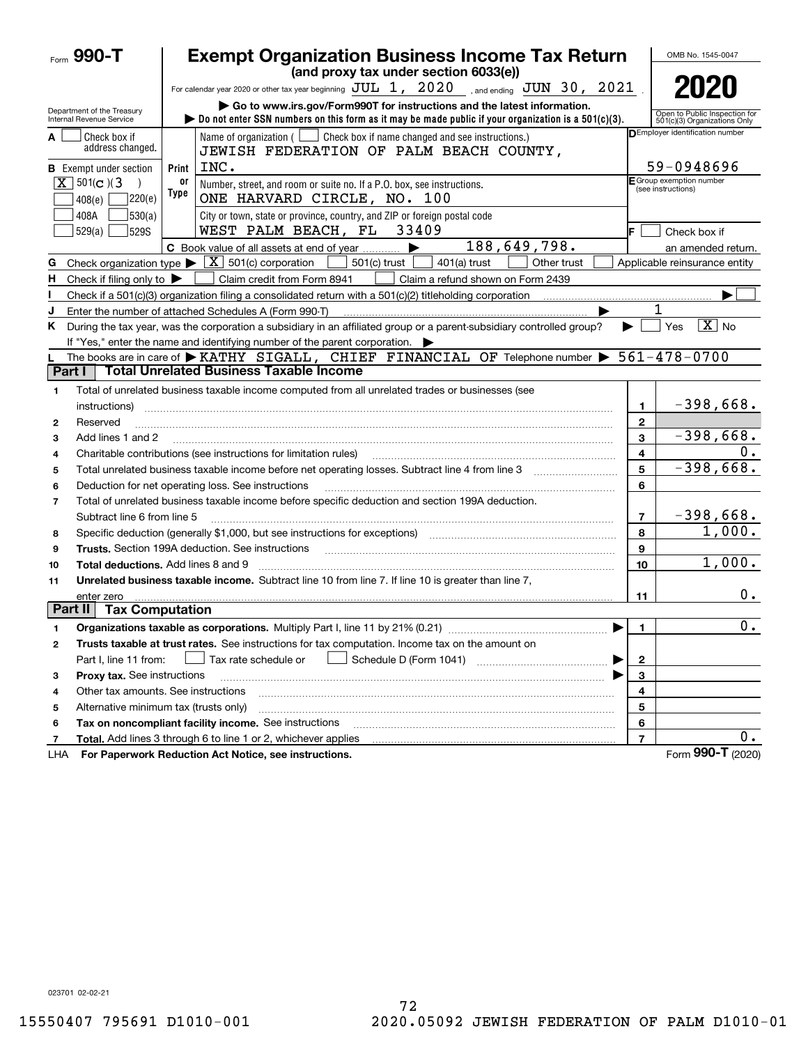Form **990-T**

# Exempt Organization Business Income Tax Return

**(and proxy tax under section 6033(e))**

For calendar year 2020 or other tax year beginning JUL 1, 2020, and ending JUN 30, 2021.

▶ Go to www.irs.gov/Form990T for instructions and the latest information.

▶ Do not enter SSN numbers on this form as it may be made public if your organization is a 501(c)(3).

OMB No. 1545-0047

**2020**

Open to Public Inspection for 501(c)(3) Organizations Only

Department of the Treasury
Internal Revenue Service

**A** ☐ Check box if address changed.

**B** Exempt under section
[X] 501(c)(3)
☐ 408(e) ☐ 220(e)
☐ 408A ☐ 530(a)
☐ 529(a) ☐ 529S

Print or Type

Name of organization ( ☐ Check box if name changed and see instructions.)
JEWISH FEDERATION OF PALM BEACH COUNTY, INC.

Number, street, and room or suite no. If a P.O. box, see instructions.
ONE HARVARD CIRCLE, NO. 100

City or town, state or province, country, and ZIP or foreign postal code
WEST PALM BEACH, FL 33409

**D** Employer identification number
59-0948696

**E** Group exemption number (see instructions)

**F** ☐ Check box if an amended return.

**C** Book value of all assets at end of year ▶ 188,649,798.

**G** Check organization type ▶ [X] 501(c) corporation ☐ 501(c) trust ☐ 401(a) trust ☐ Other trust ☐ Applicable reinsurance entity

**H** Check if filing only to ▶ ☐ Claim credit from Form 8941 ☐ Claim a refund shown on Form 2439

**I** Check if a 501(c)(3) organization filing a consolidated return with a 501(c)(2) titleholding corporation ▶ ☐

**J** Enter the number of attached Schedules A (Form 990-T) ▶ 1

**K** During the tax year, was the corporation a subsidiary in an affiliated group or a parent-subsidiary controlled group? ▶ ☐ Yes [X] No
If "Yes," enter the name and identifying number of the parent corporation. ▶

**L** The books are in care of ▶ KATHY SIGALL, CHIEF FINANCIAL OF Telephone number ▶ 561-478-0700

## Part I Total Unrelated Business Taxable Income

| | | | |
|---|---|---|---|
| 1 | Total of unrelated business taxable income computed from all unrelated trades or businesses (see instructions) | 1 | -398,668. |
| 2 | Reserved | 2 | |
| 3 | Add lines 1 and 2 | 3 | -398,668. |
| 4 | Charitable contributions (see instructions for limitation rules) | 4 | 0. |
| 5 | Total unrelated business taxable income before net operating losses. Subtract line 4 from line 3 | 5 | -398,668. |
| 6 | Deduction for net operating loss. See instructions | 6 | |
| 7 | Total of unrelated business taxable income before specific deduction and section 199A deduction. Subtract line 6 from line 5 | 7 | -398,668. |
| 8 | Specific deduction (generally $1,000, but see instructions for exceptions) | 8 | 1,000. |
| 9 | **Trusts.** Section 199A deduction. See instructions | 9 | |
| 10 | **Total deductions.** Add lines 8 and 9 | 10 | 1,000. |
| 11 | **Unrelated business taxable income.** Subtract line 10 from line 7. If line 10 is greater than line 7, enter zero | 11 | 0. |

## Part II Tax Computation

| | | | |
|---|---|---|---|
| 1 | **Organizations taxable as corporations.** Multiply Part I, line 11 by 21% (0.21) ▶ | 1 | 0. |
| 2 | **Trusts taxable at trust rates.** See instructions for tax computation. Income tax on the amount on Part I, line 11 from: ☐ Tax rate schedule or ☐ Schedule D (Form 1041) ▶ | 2 | |
| 3 | **Proxy tax.** See instructions ▶ | 3 | |
| 4 | Other tax amounts. See instructions | 4 | |
| 5 | Alternative minimum tax (trusts only) | 5 | |
| 6 | **Tax on noncompliant facility income.** See instructions | 6 | |
| 7 | **Total.** Add lines 3 through 6 to line 1 or 2, whichever applies | 7 | 0. |

LHA **For Paperwork Reduction Act Notice, see instructions.** Form **990-T** (2020)

023701 02-02-21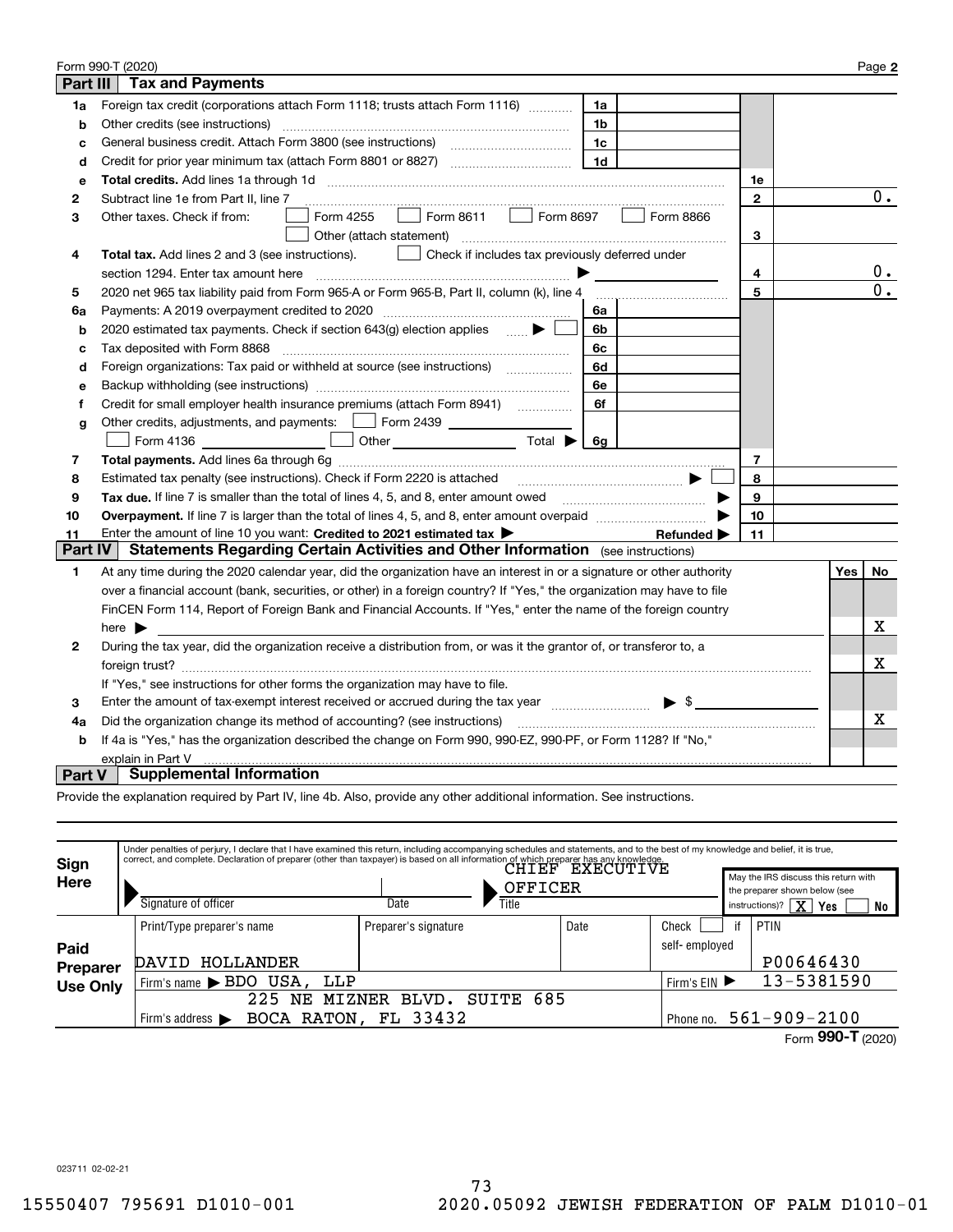Form 990-T (2020) Page **2**

## Part III Tax and Payments

| | | | | | |
|---|---|---|---|---|---|
| **1a** | Foreign tax credit (corporations attach Form 1118; trusts attach Form 1116) | 1a | | | |
| **b** | Other credits (see instructions) | 1b | | | |
| **c** | General business credit. Attach Form 3800 (see instructions) | 1c | | | |
| **d** | Credit for prior year minimum tax (attach Form 8801 or 8827) | 1d | | | |
| **e** | **Total credits.** Add lines 1a through 1d | | | 1e | |
| **2** | Subtract line 1e from Part II, line 7 | | | 2 | 0. |
| **3** | Other taxes. Check if from: ☐ Form 4255 ☐ Form 8611 ☐ Form 8697 ☐ Form 8866 ☐ Other (attach statement) | | | 3 | |
| **4** | **Total tax.** Add lines 2 and 3 (see instructions). ☐ Check if includes tax previously deferred under section 1294. Enter tax amount here ▶ | | | 4 | 0. |
| **5** | 2020 net 965 tax liability paid from Form 965-A or Form 965-B, Part II, column (k), line 4 | | | 5 | 0. |
| **6a** | Payments: A 2019 overpayment credited to 2020 | 6a | | | |
| **b** | 2020 estimated tax payments. Check if section 643(g) election applies ▶ ☐ | 6b | | | |
| **c** | Tax deposited with Form 8868 | 6c | | | |
| **d** | Foreign organizations: Tax paid or withheld at source (see instructions) | 6d | | | |
| **e** | Backup withholding (see instructions) | 6e | | | |
| **f** | Credit for small employer health insurance premiums (attach Form 8941) | 6f | | | |
| **g** | Other credits, adjustments, and payments: ☐ Form 2439 ___ ☐ Form 4136 ___ ☐ Other ___ Total ▶ | 6g | | | |
| **7** | **Total payments.** Add lines 6a through 6g | | | 7 | |
| **8** | Estimated tax penalty (see instructions). Check if Form 2220 is attached ▶ ☐ | | | 8 | |
| **9** | **Tax due.** If line 7 is smaller than the total of lines 4, 5, and 8, enter amount owed ▶ | | | 9 | |
| **10** | **Overpayment.** If line 7 is larger than the total of lines 4, 5, and 8, enter amount overpaid ▶ | | | 10 | |
| **11** | Enter the amount of line 10 you want: **Credited to 2021 estimated tax** ▶ **Refunded** ▶ | | | 11 | |

## Part IV Statements Regarding Certain Activities and Other Information (see instructions)

| | | Yes | No |
|---|---|---|---|
| **1** | At any time during the 2020 calendar year, did the organization have an interest in or a signature or other authority over a financial account (bank, securities, or other) in a foreign country? If "Yes," the organization may have to file FinCEN Form 114, Report of Foreign Bank and Financial Accounts. If "Yes," enter the name of the foreign country here ▶ | | X |
| **2** | During the tax year, did the organization receive a distribution from, or was it the grantor of, or transferor to, a foreign trust? If "Yes," see instructions for other forms the organization may have to file. | | X |
| **3** | Enter the amount of tax-exempt interest received or accrued during the tax year ▶ $ | | |
| **4a** | Did the organization change its method of accounting? (see instructions) | | X |
| **b** | If 4a is "Yes," has the organization described the change on Form 990, 990-EZ, 990-PF, or Form 1128? If "No," explain in Part V | | |

## Part V Supplemental Information

Provide the explanation required by Part IV, line 4b. Also, provide any other additional information. See instructions.

**Sign Here**

Under penalties of perjury, I declare that I have examined this return, including accompanying schedules and statements, and to the best of my knowledge and belief, it is true, correct, and complete. Declaration of preparer (other than taxpayer) is based on all information of which preparer has any knowledge.

| Signature of officer | Date | Title |
|---|---|---|
| | | CHIEF EXECUTIVE OFFICER |

May the IRS discuss this return with the preparer shown below (see instructions)? [X] Yes [ ] No

**Paid Preparer Use Only**

| Print/Type preparer's name | Preparer's signature | Date | Check ☐ if self-employed | PTIN |
|---|---|---|---|---|
| DAVID HOLLANDER | | | | P00646430 |
| Firm's name ▶ BDO USA, LLP | | | Firm's EIN ▶ | 13-5381590 |
| Firm's address ▶ 225 NE MIZNER BLVD. SUITE 685 BOCA RATON, FL 33432 | | | Phone no. | 561-909-2100 |

Form **990-T** (2020)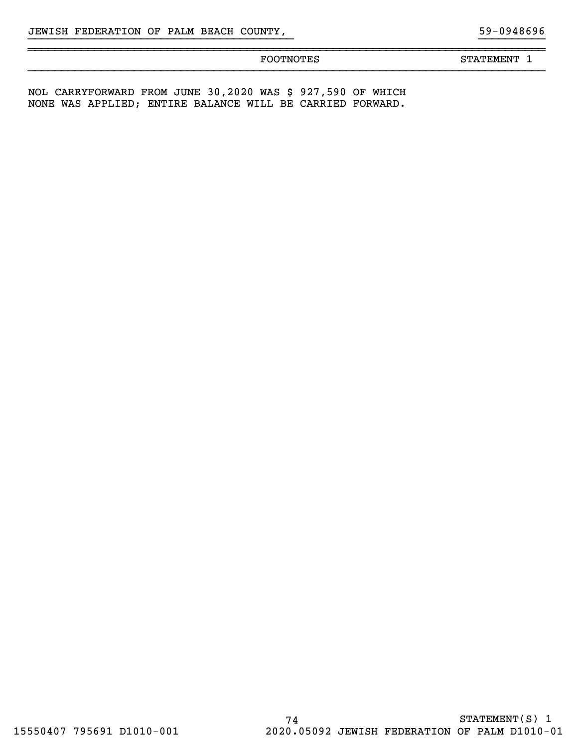JEWISH FEDERATION OF PALM BEACH COUNTY, 59-0948696

FOOTNOTES STATEMENT 1

NOL CARRYFORWARD FROM JUNE 30,2020 WAS $ 927,590 OF WHICH NONE WAS APPLIED; ENTIRE BALANCE WILL BE CARRIED FORWARD.

STATEMENT(S) 1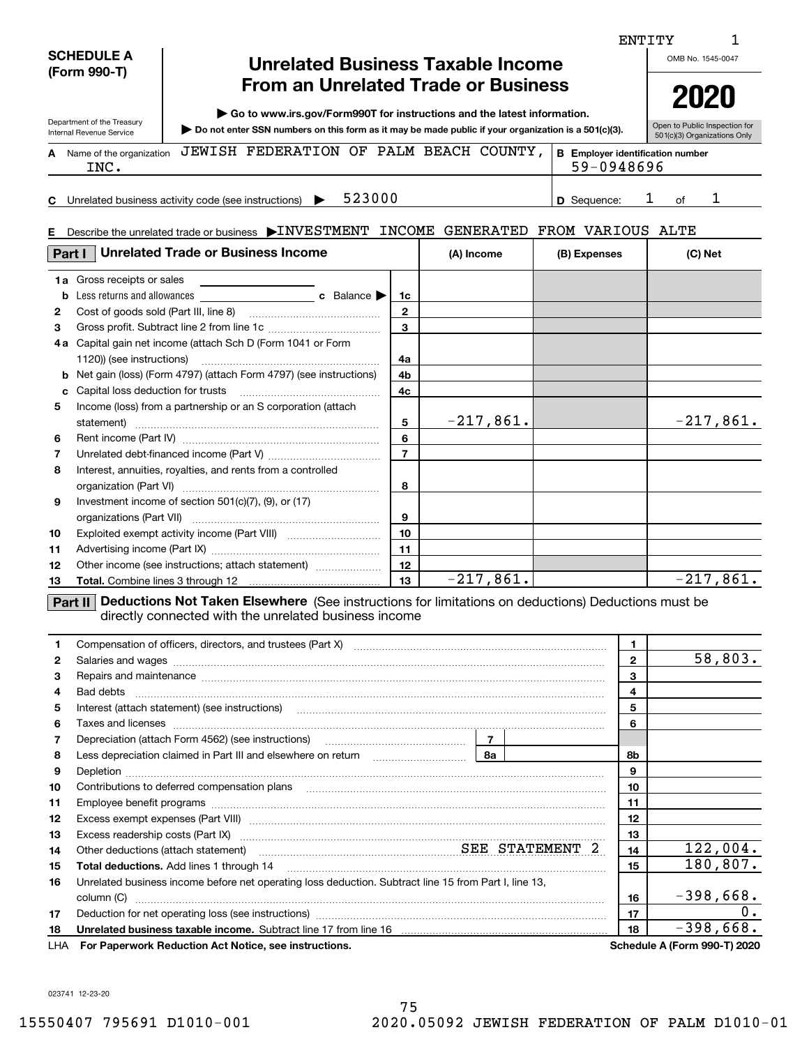ENTITY 1

**SCHEDULE A (Form 990-T)**

Department of the Treasury
Internal Revenue Service

# Unrelated Business Taxable Income From an Unrelated Trade or Business

▶ Go to www.irs.gov/Form990T for instructions and the latest information.

▶ Do not enter SSN numbers on this form as it may be made public if your organization is a 501(c)(3).

OMB No. 1545-0047

**2020**

Open to Public Inspection for 501(c)(3) Organizations Only

**A** Name of the organization JEWISH FEDERATION OF PALM BEACH COUNTY, INC.

**B** Employer identification number 59-0948696

**C** Unrelated business activity code (see instructions) ▶ 523000

**D** Sequence: 1 of 1

**E** Describe the unrelated trade or business ▶INVESTMENT INCOME GENERATED FROM VARIOUS ALTE

| **Part I** Unrelated Trade or Business Income | | (A) Income | (B) Expenses | (C) Net |
|---|---|---|---|---|
| **1a** Gross receipts or sales | | | | |
| **b** Less returns and allowances **c** Balance ▶ | 1c | | | |
| **2** Cost of goods sold (Part III, line 8) | 2 | | | |
| **3** Gross profit. Subtract line 2 from line 1c | 3 | | | |
| **4a** Capital gain net income (attach Sch D (Form 1041 or Form 1120)) (see instructions) | 4a | | | |
| **b** Net gain (loss) (Form 4797) (attach Form 4797) (see instructions) | 4b | | | |
| **c** Capital loss deduction for trusts | 4c | | | |
| **5** Income (loss) from a partnership or an S corporation (attach statement) | 5 | -217,861. | | -217,861. |
| **6** Rent income (Part IV) | 6 | | | |
| **7** Unrelated debt-financed income (Part V) | 7 | | | |
| **8** Interest, annuities, royalties, and rents from a controlled organization (Part VI) | 8 | | | |
| **9** Investment income of section 501(c)(7), (9), or (17) organizations (Part VII) | 9 | | | |
| **10** Exploited exempt activity income (Part VIII) | 10 | | | |
| **11** Advertising income (Part IX) | 11 | | | |
| **12** Other income (see instructions; attach statement) | 12 | | | |
| **13** **Total.** Combine lines 3 through 12 | 13 | -217,861. | | -217,861. |

**Part II** **Deductions Not Taken Elsewhere** (See instructions for limitations on deductions) Deductions must be directly connected with the unrelated business income

| | | | |
|---|---|---|---|
| **1** | Compensation of officers, directors, and trustees (Part X) | 1 | |
| **2** | Salaries and wages | 2 | 58,803. |
| **3** | Repairs and maintenance | 3 | |
| **4** | Bad debts | 4 | |
| **5** | Interest (attach statement) (see instructions) | 5 | |
| **6** | Taxes and licenses | 6 | |
| **7** | Depreciation (attach Form 4562) (see instructions) — 7 | | |
| **8** | Less depreciation claimed in Part III and elsewhere on return — 8a | 8b | |
| **9** | Depletion | 9 | |
| **10** | Contributions to deferred compensation plans | 10 | |
| **11** | Employee benefit programs | 11 | |
| **12** | Excess exempt expenses (Part VIII) | 12 | |
| **13** | Excess readership costs (Part IX) | 13 | |
| **14** | Other deductions (attach statement) SEE STATEMENT 2 | 14 | 122,004. |
| **15** | **Total deductions.** Add lines 1 through 14 | 15 | 180,807. |
| **16** | Unrelated business income before net operating loss deduction. Subtract line 15 from Part I, line 13, column (C) | 16 | -398,668. |
| **17** | Deduction for net operating loss (see instructions) | 17 | 0. |
| **18** | **Unrelated business taxable income.** Subtract line 17 from line 16 | 18 | -398,668. |

LHA **For Paperwork Reduction Act Notice, see instructions.** **Schedule A (Form 990-T) 2020**

023741 12-23-20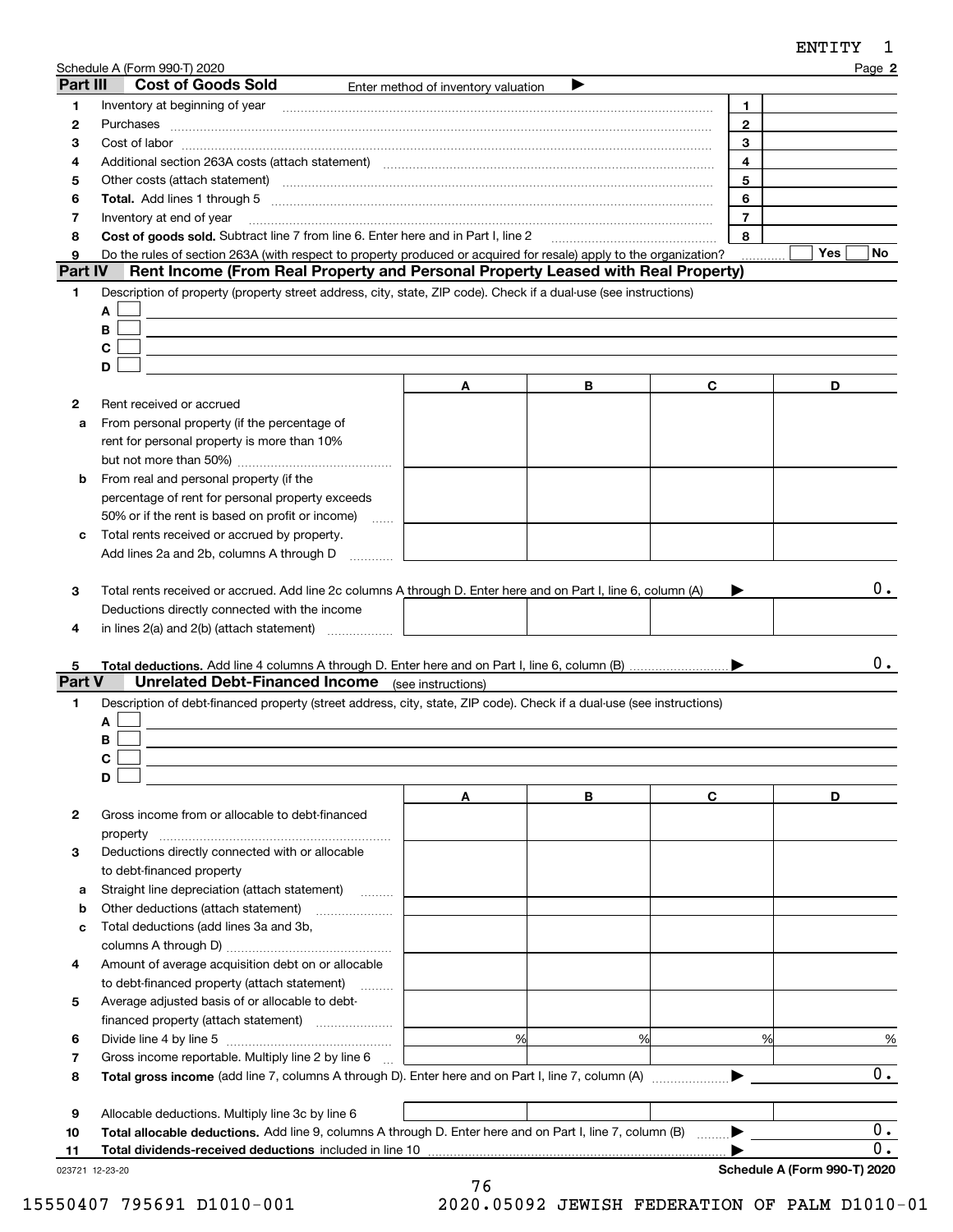ENTITY 1

Schedule A (Form 990-T) 2020 Page **2**

## Part III Cost of Goods Sold

Enter method of inventory valuation ▶

| | | | |
|---|---|---|---|
| 1 | Inventory at beginning of year | 1 | |
| 2 | Purchases | 2 | |
| 3 | Cost of labor | 3 | |
| 4 | Additional section 263A costs (attach statement) | 4 | |
| 5 | Other costs (attach statement) | 5 | |
| 6 | **Total.** Add lines 1 through 5 | 6 | |
| 7 | Inventory at end of year | 7 | |
| 8 | **Cost of goods sold.** Subtract line 7 from line 6. Enter here and in Part I, line 2 | 8 | |
| 9 | Do the rules of section 263A (with respect to property produced or acquired for resale) apply to the organization? | | Yes ☐ No ☐ |

## Part IV Rent Income (From Real Property and Personal Property Leased with Real Property)

1 Description of property (property street address, city, state, ZIP code). Check if a dual-use (see instructions)

A ☐

B ☐

C ☐

D ☐

| | | A | B | C | D |
|---|---|---|---|---|---|
| 2 | Rent received or accrued | | | | |
| a | From personal property (if the percentage of rent for personal property is more than 10% but not more than 50%) | | | | |
| b | From real and personal property (if the percentage of rent for personal property exceeds 50% or if the rent is based on profit or income) | | | | |
| c | Total rents received or accrued by property. Add lines 2a and 2b, columns A through D | | | | |
| 3 | Total rents received or accrued. Add line 2c columns A through D. Enter here and on Part I, line 6, column (A) ▶ | | | | 0. |
| 4 | Deductions directly connected with the income in lines 2(a) and 2(b) (attach statement) | | | | |
| 5 | **Total deductions.** Add line 4 columns A through D. Enter here and on Part I, line 6, column (B) ▶ | | | | 0. |

## Part V Unrelated Debt-Financed Income (see instructions)

1 Description of debt-financed property (street address, city, state, ZIP code). Check if a dual-use (see instructions)

A ☐

B ☐

C ☐

D ☐

| | | A | B | C | D |
|---|---|---|---|---|---|
| 2 | Gross income from or allocable to debt-financed property | | | | |
| 3 | Deductions directly connected with or allocable to debt-financed property | | | | |
| a | Straight line depreciation (attach statement) | | | | |
| b | Other deductions (attach statement) | | | | |
| c | Total deductions (add lines 3a and 3b, columns A through D) | | | | |
| 4 | Amount of average acquisition debt on or allocable to debt-financed property (attach statement) | | | | |
| 5 | Average adjusted basis of or allocable to debt-financed property (attach statement) | | | | |
| 6 | Divide line 4 by line 5 | % | % | % | % |
| 7 | Gross income reportable. Multiply line 2 by line 6 | | | | |
| 8 | **Total gross income** (add line 7, columns A through D). Enter here and on Part I, line 7, column (A) ▶ | | | | 0. |
| 9 | Allocable deductions. Multiply line 3c by line 6 | | | | |
| 10 | **Total allocable deductions.** Add line 9, columns A through D. Enter here and on Part I, line 7, column (B) ▶ | | | | 0. |
| 11 | **Total dividends-received deductions** included in line 10 ▶ | | | | 0. |

023721 12-23-20 **Schedule A (Form 990-T) 2020**

15550407 795691 D1010-001 2020.05092 JEWISH FEDERATION OF PALM D1010-01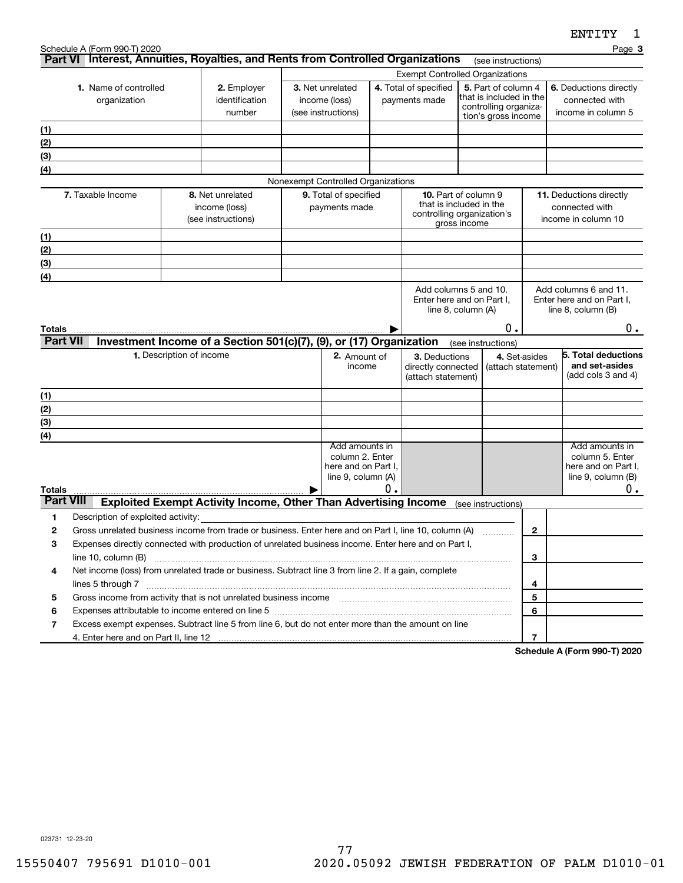ENTITY 1

Schedule A (Form 990-T) 2020 Page **3**

## Part VI Interest, Annuities, Royalties, and Rents from Controlled Organizations (see instructions)

| **1.** Name of controlled organization | **2.** Employer identification number | Exempt Controlled Organizations | | | |
|---|---|---|---|---|---|
| | | **3.** Net unrelated income (loss) (see instructions) | **4.** Total of specified payments made | **5.** Part of column 4 that is included in the controlling organization's gross income | **6.** Deductions directly connected with income in column 5 |
| (1) | | | | | |
| (2) | | | | | |
| (3) | | | | | |
| (4) | | | | | |

Nonexempt Controlled Organizations

| **7.** Taxable Income | **8.** Net unrelated income (loss) (see instructions) | **9.** Total of specified payments made | **10.** Part of column 9 that is included in the controlling organization's gross income | **11.** Deductions directly connected with income in column 10 |
|---|---|---|---|---|
| (1) | | | | |
| (2) | | | | |
| (3) | | | | |
| (4) | | | | |
| | | | Add columns 5 and 10. Enter here and on Part I, line 8, column (A) | Add columns 6 and 11. Enter here and on Part I, line 8, column (B) |
| **Totals** | | ▶ | 0. | 0. |

## Part VII Investment Income of a Section 501(c)(7), (9), or (17) Organization (see instructions)

| **1.** Description of income | **2.** Amount of income | **3.** Deductions directly connected (attach statement) | **4.** Set-asides (attach statement) | **5. Total deductions and set-asides** (add cols 3 and 4) |
|---|---|---|---|---|
| (1) | | | | |
| (2) | | | | |
| (3) | | | | |
| (4) | | | | |
| | Add amounts in column 2. Enter here and on Part I, line 9, column (A) | | | Add amounts in column 5. Enter here and on Part I, line 9, column (B) |
| **Totals** ▶ | 0. | | | 0. |

## Part VIII Exploited Exempt Activity Income, Other Than Advertising Income (see instructions)

| | | | |
|---|---|---|---|
| **1** | Description of exploited activity: | | |
| **2** | Gross unrelated business income from trade or business. Enter here and on Part I, line 10, column (A) | **2** | |
| **3** | Expenses directly connected with production of unrelated business income. Enter here and on Part I, line 10, column (B) | **3** | |
| **4** | Net income (loss) from unrelated trade or business. Subtract line 3 from line 2. If a gain, complete lines 5 through 7 | **4** | |
| **5** | Gross income from activity that is not unrelated business income | **5** | |
| **6** | Expenses attributable to income entered on line 5 | **6** | |
| **7** | Excess exempt expenses. Subtract line 5 from line 6, but do not enter more than the amount on line 4. Enter here and on Part II, line 12 | **7** | |

**Schedule A (Form 990-T) 2020**

023731 12-23-20

15550407 795691 D1010-001 2020.05092 JEWISH FEDERATION OF PALM D1010-01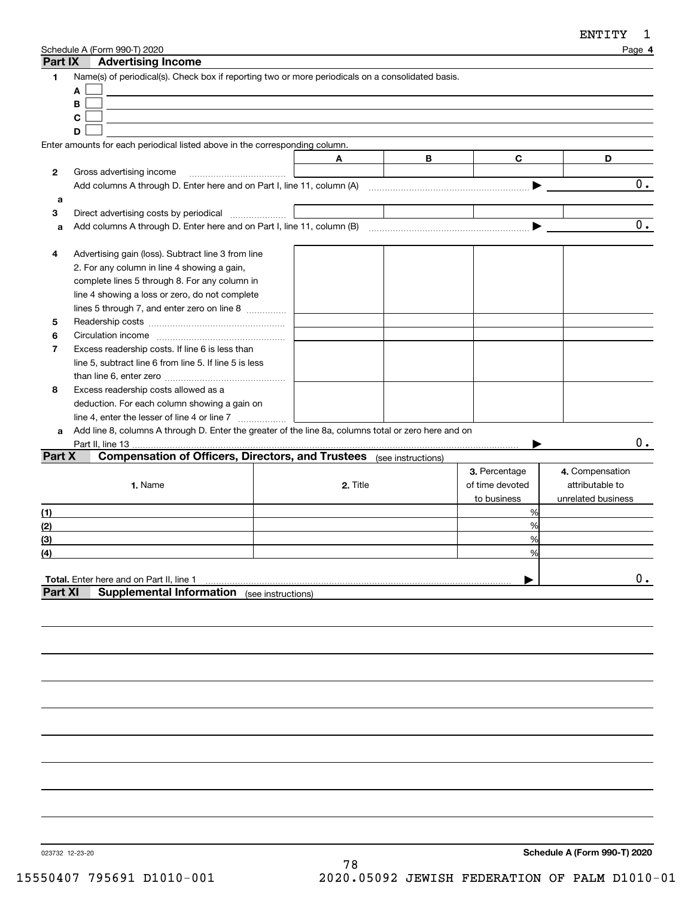ENTITY 1

Schedule A (Form 990-T) 2020 Page **4**

## Part IX Advertising Income

**1** Name(s) of periodical(s). Check box if reporting two or more periodicals on a consolidated basis.

- **A** ☐
- **B** ☐
- **C** ☐
- **D** ☐

Enter amounts for each periodical listed above in the corresponding column.

| | | A | B | C | D |
|---|---|---|---|---|---|
| **2** | Gross advertising income | | | | |
| | Add columns A through D. Enter here and on Part I, line 11, column (A) ▶ | | | | 0. |
| **a** | | | | | |
| **3** | Direct advertising costs by periodical | | | | |
| **a** | Add columns A through D. Enter here and on Part I, line 11, column (B) ▶ | | | | 0. |
| **4** | Advertising gain (loss). Subtract line 3 from line 2. For any column in line 4 showing a gain, complete lines 5 through 8. For any column in line 4 showing a loss or zero, do not complete lines 5 through 7, and enter zero on line 8 | | | | |
| **5** | Readership costs | | | | |
| **6** | Circulation income | | | | |
| **7** | Excess readership costs. If line 6 is less than line 5, subtract line 6 from line 5. If line 5 is less than line 6, enter zero | | | | |
| **8** | Excess readership costs allowed as a deduction. For each column showing a gain on line 4, enter the lesser of line 4 or line 7 | | | | |
| **a** | Add line 8, columns A through D. Enter the greater of the line 8a, columns total or zero here and on Part II, line 13 ▶ | | | | 0. |

## Part X Compensation of Officers, Directors, and Trustees (see instructions)

| | 1. Name | 2. Title | 3. Percentage of time devoted to business | 4. Compensation attributable to unrelated business |
|---|---|---|---|---|
| (1) | | | % | |
| (2) | | | % | |
| (3) | | | % | |
| (4) | | | % | |
| | **Total.** Enter here and on Part II, line 1 ▶ | | | 0. |

## Part XI Supplemental Information (see instructions)

023732 12-23-20 **Schedule A (Form 990-T) 2020**

15550407 795691 D1010-001 2020.05092 JEWISH FEDERATION OF PALM D1010-01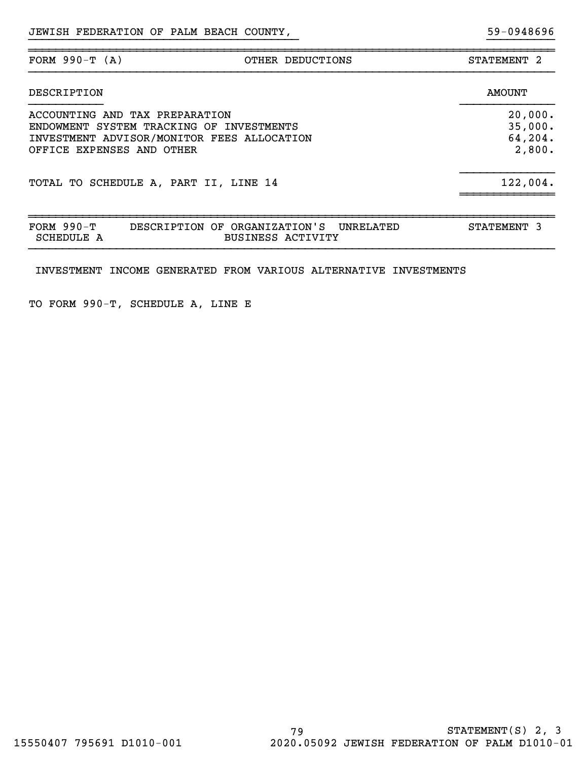JEWISH FEDERATION OF PALM BEACH COUNTY, 59-0948696

| FORM 990-T (A) | OTHER DEDUCTIONS | STATEMENT 2 |
|---|---|---|

| DESCRIPTION | AMOUNT |
|---|---|
| ACCOUNTING AND TAX PREPARATION | 20,000. |
| ENDOWMENT SYSTEM TRACKING OF INVESTMENTS | 35,000. |
| INVESTMENT ADVISOR/MONITOR FEES ALLOCATION | 64,204. |
| OFFICE EXPENSES AND OTHER | 2,800. |
| TOTAL TO SCHEDULE A, PART II, LINE 14 | 122,004. |

| FORM 990-T SCHEDULE A | DESCRIPTION OF ORGANIZATION'S UNRELATED BUSINESS ACTIVITY | STATEMENT 3 |
|---|---|---|

INVESTMENT INCOME GENERATED FROM VARIOUS ALTERNATIVE INVESTMENTS

TO FORM 990-T, SCHEDULE A, LINE E

STATEMENT(S) 2, 3

15550407 795691 D1010-001 2020.05092 JEWISH FEDERATION OF PALM D1010-01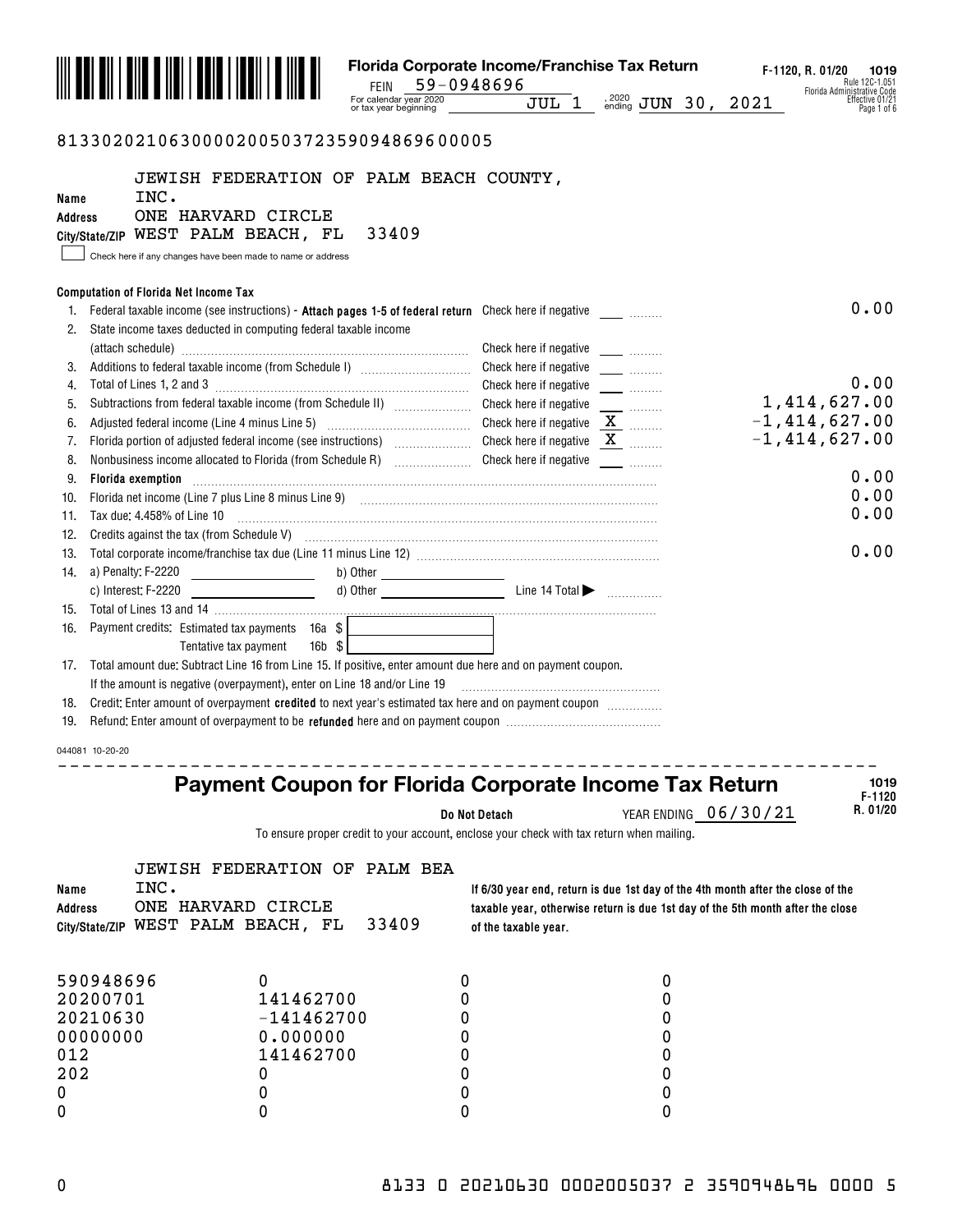# Florida Corporate Income/Franchise Tax Return

F-1120, R. 01/20 **1019**
Rule 12C-1.051
Florida Administrative Code
Effective 01/21

FEIN 59-0948696

For calendar year 2020 or tax year beginning JUL 1, 2020 ending JUN 30, 2021

81330202106300002005037235909486960000 5

Name JEWISH FEDERATION OF PALM BEACH COUNTY, INC.
Address ONE HARVARD CIRCLE
City/State/ZIP WEST PALM BEACH, FL 33409

☐ Check here if any changes have been made to name or address

### Computation of Florida Net Income Tax

| | | | |
|---|---|---|---|
| 1. | Federal taxable income (see instructions) - **Attach pages 1-5 of federal return** | Check here if negative | 0.00 |
| 2. | State income taxes deducted in computing federal taxable income (attach schedule) | Check here if negative | |
| 3. | Additions to federal taxable income (from Schedule I) | Check here if negative | |
| 4. | Total of Lines 1, 2 and 3 | Check here if negative | 0.00 |
| 5. | Subtractions from federal taxable income (from Schedule II) | Check here if negative | 1,414,627.00 |
| 6. | Adjusted federal income (Line 4 minus Line 5) | Check here if negative X | -1,414,627.00 |
| 7. | Florida portion of adjusted federal income (see instructions) | Check here if negative X | -1,414,627.00 |
| 8. | Nonbusiness income allocated to Florida (from Schedule R) | Check here if negative | |
| 9. | **Florida exemption** | | 0.00 |
| 10. | Florida net income (Line 7 plus Line 8 minus Line 9) | | 0.00 |
| 11. | Tax due: 4.458% of Line 10 | | 0.00 |
| 12. | Credits against the tax (from Schedule V) | | |
| 13. | Total corporate income/franchise tax due (Line 11 minus Line 12) | | 0.00 |
| 14. | a) Penalty: F-2220 ___ b) Other ___ c) Interest: F-2220 ___ d) Other ___ Line 14 Total ▶ | | |
| 15. | Total of Lines 13 and 14 | | |
| 16. | Payment credits: Estimated tax payments 16a $ ___ Tentative tax payment 16b $ ___ | | |
| 17. | Total amount due: Subtract Line 16 from Line 15. If positive, enter amount due here and on payment coupon. If the amount is negative (overpayment), enter on Line 18 and/or Line 19 | | |
| 18. | Credit: Enter amount of overpayment **credited** to next year's estimated tax here and on payment coupon | | |
| 19. | Refund: Enter amount of overpayment to be **refunded** here and on payment coupon | | |

044081 10-20-20

---

## Payment Coupon for Florida Corporate Income Tax Return

1019 F-1120 R. 01/20

**Do Not Detach** YEAR ENDING 06/30/21

To ensure proper credit to your account, enclose your check with tax return when mailing.

Name JEWISH FEDERATION OF PALM BEA INC.
Address ONE HARVARD CIRCLE
City/State/ZIP WEST PALM BEACH, FL 33409

**If 6/30 year end, return is due 1st day of the 4th month after the close of the taxable year, otherwise return is due 1st day of the 5th month after the close of the taxable year.**

| | | | |
|---|---|---|---|
| 590948696 | 0 | 0 | 0 |
| 20200701 | 141462700 | 0 | 0 |
| 20210630 | -141462700 | 0 | 0 |
| 00000000 | 0.000000 | 0 | 0 |
| 012 | 141462700 | 0 | 0 |
| 202 | 0 | 0 | 0 |
| 0 | 0 | 0 | 0 |
| 0 | 0 | 0 | 0 |

0 8133 0 20210630 0002005037 2 3590948696 0000 5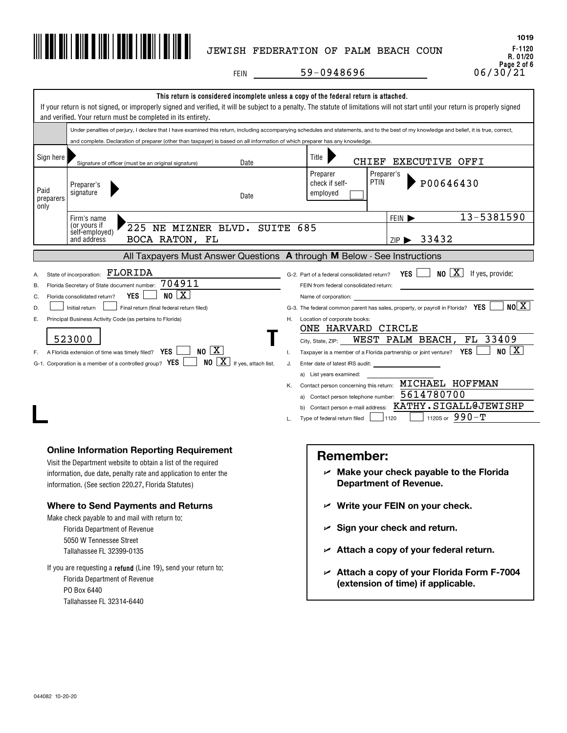JEWISH FEDERATION OF PALM BEACH COUN

FEIN 59-0948696

1019
F-1120
R. 01/20
06/30/21

**This return is considered incomplete unless a copy of the federal return is attached.**

If your return is not signed, or improperly signed and verified, it will be subject to a penalty. The statute of limitations will not start until your return is properly signed and verified. Your return must be completed in its entirety.

Under penalties of perjury, I declare that I have examined this return, including accompanying schedules and statements, and to the best of my knowledge and belief, it is true, correct, and complete. Declaration of preparer (other than taxpayer) is based on all information of which preparer has any knowledge.

| | | | |
|---|---|---|---|
| Sign here | Signature of officer (must be an original signature) Date | Title CHIEF EXECUTIVE OFFI | |
| Paid preparers only | Preparer's signature Date | Preparer check if self-employed ☐ | Preparer's PTIN P00646430 |
| | Firm's name (or yours if self-employed) and address: 225 NE MIZNER BLVD. SUITE 685 BOCA RATON, FL | | FEIN 13-5381590 ZIP 33432 |

## All Taxpayers Must Answer Questions A through M Below - See Instructions

A. State of incorporation: FLORIDA

B. Florida Secretary of State document number: 704911

C. Florida consolidated return? YES ☐ NO ☒

D. ☐ Initial return ☐ Final return (final federal return filed)

E. Principal Business Activity Code (as pertains to Florida): 523000

F. A Florida extension of time was timely filed? YES ☐ NO ☒

G-1. Corporation is a member of a controlled group? YES ☐ NO ☒ If yes, attach list.

G-2. Part of a federal consolidated return? YES ☐ NO ☒ If yes, provide:
FEIN from federal consolidated return:
Name of corporation:

G-3. The federal common parent has sales, property, or payroll in Florida? YES ☐ NO ☒

H. Location of corporate books: ONE HARVARD CIRCLE
City, State, ZIP: WEST PALM BEACH, FL 33409

I. Taxpayer is a member of a Florida partnership or joint venture? YES ☐ NO ☒

J. Enter date of latest IRS audit:
a) List years examined:

K. Contact person concerning this return: MICHAEL HOFFMAN
a) Contact person telephone number: 5614780700
b) Contact person e-mail address: KATHY.SIGALL@JEWISHP

L. Type of federal return filed ☐ 1120 ☐ 1120S or 990-T

### Online Information Reporting Requirement

Visit the Department website to obtain a list of the required information, due date, penalty rate and application to enter the information. (See section 220.27, Florida Statutes)

### Where to Send Payments and Returns

Make check payable to and mail with return to:
Florida Department of Revenue
5050 W Tennessee Street
Tallahassee FL 32399-0135

If you are requesting a **refund** (Line 19), send your return to:
Florida Department of Revenue
PO Box 6440
Tallahassee FL 32314-6440

## Remember:

- **Make your check payable to the Florida Department of Revenue.**
- **Write your FEIN on your check.**
- **Sign your check and return.**
- **Attach a copy of your federal return.**
- **Attach a copy of your Florida Form F-7004 (extension of time) if applicable.**

044082 10-20-20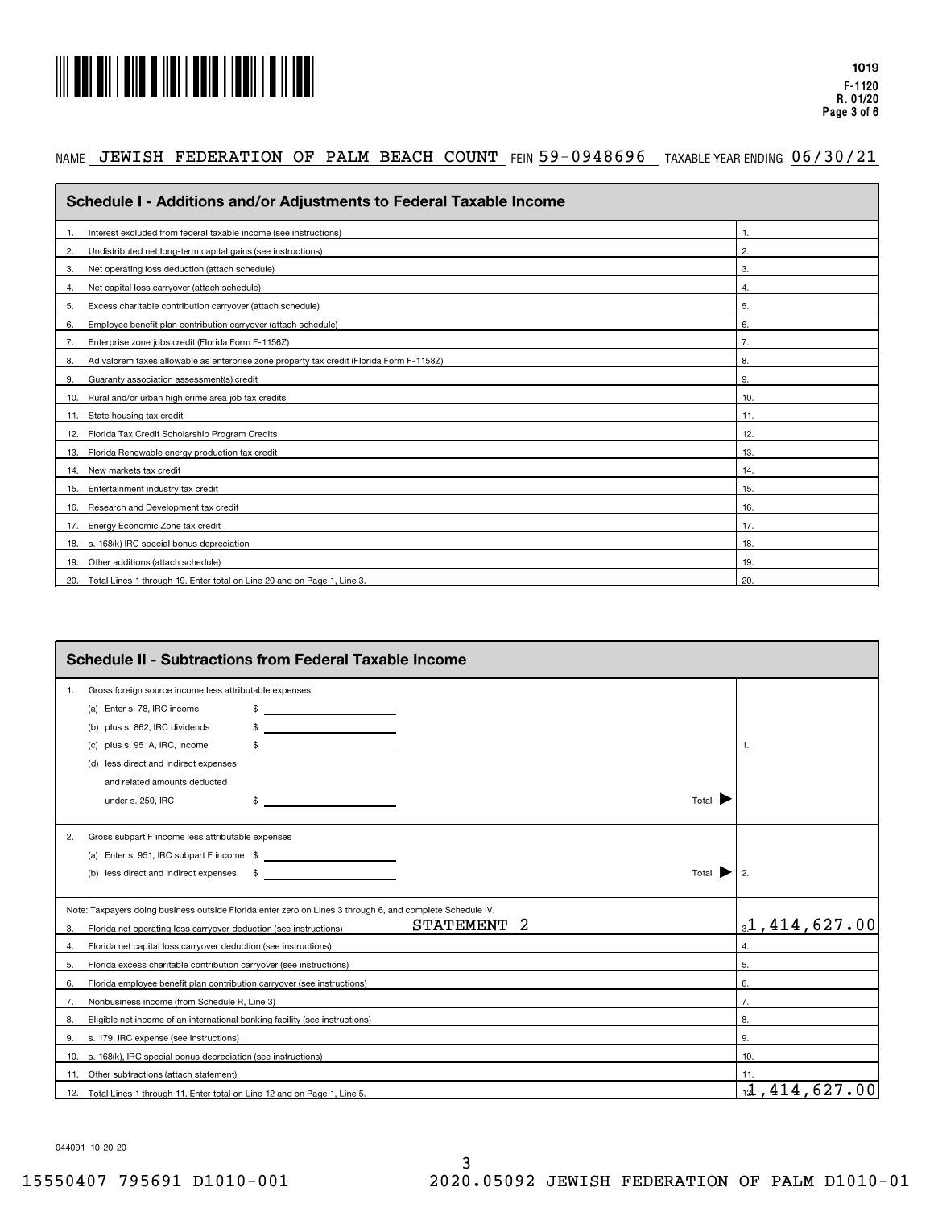1019
F-1120
R. 01/20
Page 3 of 6

NAME JEWISH FEDERATION OF PALM BEACH COUNT FEIN 59-0948696 TAXABLE YEAR ENDING 06/30/21

## Schedule I - Additions and/or Adjustments to Federal Taxable Income

| | | |
|---|---|---|
| 1. | Interest excluded from federal taxable income (see instructions) | 1. |
| 2. | Undistributed net long-term capital gains (see instructions) | 2. |
| 3. | Net operating loss deduction (attach schedule) | 3. |
| 4. | Net capital loss carryover (attach schedule) | 4. |
| 5. | Excess charitable contribution carryover (attach schedule) | 5. |
| 6. | Employee benefit plan contribution carryover (attach schedule) | 6. |
| 7. | Enterprise zone jobs credit (Florida Form F-1156Z) | 7. |
| 8. | Ad valorem taxes allowable as enterprise zone property tax credit (Florida Form F-1158Z) | 8. |
| 9. | Guaranty association assessment(s) credit | 9. |
| 10. | Rural and/or urban high crime area job tax credits | 10. |
| 11. | State housing tax credit | 11. |
| 12. | Florida Tax Credit Scholarship Program Credits | 12. |
| 13. | Florida Renewable energy production tax credit | 13. |
| 14. | New markets tax credit | 14. |
| 15. | Entertainment industry tax credit | 15. |
| 16. | Research and Development tax credit | 16. |
| 17. | Energy Economic Zone tax credit | 17. |
| 18. | s. 168(k) IRC special bonus depreciation | 18. |
| 19. | Other additions (attach schedule) | 19. |
| 20. | Total Lines 1 through 19. Enter total on Line 20 and on Page 1, Line 3. | 20. |

## Schedule II - Subtractions from Federal Taxable Income

1. Gross foreign source income less attributable expenses
   - (a) Enter s. 78, IRC income $
   - (b) plus s. 862, IRC dividends $
   - (c) plus s. 951A, IRC, income $
   - (d) less direct and indirect expenses and related amounts deducted under s. 250, IRC $

   Total ▶ 1.

2. Gross subpart F income less attributable expenses
   - (a) Enter s. 951, IRC subpart F income $
   - (b) less direct and indirect expenses $

   Total ▶ 2.

Note: Taxpayers doing business outside Florida enter zero on Lines 3 through 6, and complete Schedule IV.

| | | |
|---|---|---|
| 3. | Florida net operating loss carryover deduction (see instructions) STATEMENT 2 | 3. 1,414,627.00 |
| 4. | Florida net capital loss carryover deduction (see instructions) | 4. |
| 5. | Florida excess charitable contribution carryover (see instructions) | 5. |
| 6. | Florida employee benefit plan contribution carryover (see instructions) | 6. |
| 7. | Nonbusiness income (from Schedule R, Line 3) | 7. |
| 8. | Eligible net income of an international banking facility (see instructions) | 8. |
| 9. | s. 179, IRC expense (see instructions) | 9. |
| 10. | s. 168(k), IRC special bonus depreciation (see instructions) | 10. |
| 11. | Other subtractions (attach statement) | 11. |
| 12. | Total Lines 1 through 11. Enter total on Line 12 and on Page 1, Line 5. | 12. 1,414,627.00 |

044091 10-20-20

15550407 795691 D1010-001 2020.05092 JEWISH FEDERATION OF PALM D1010-01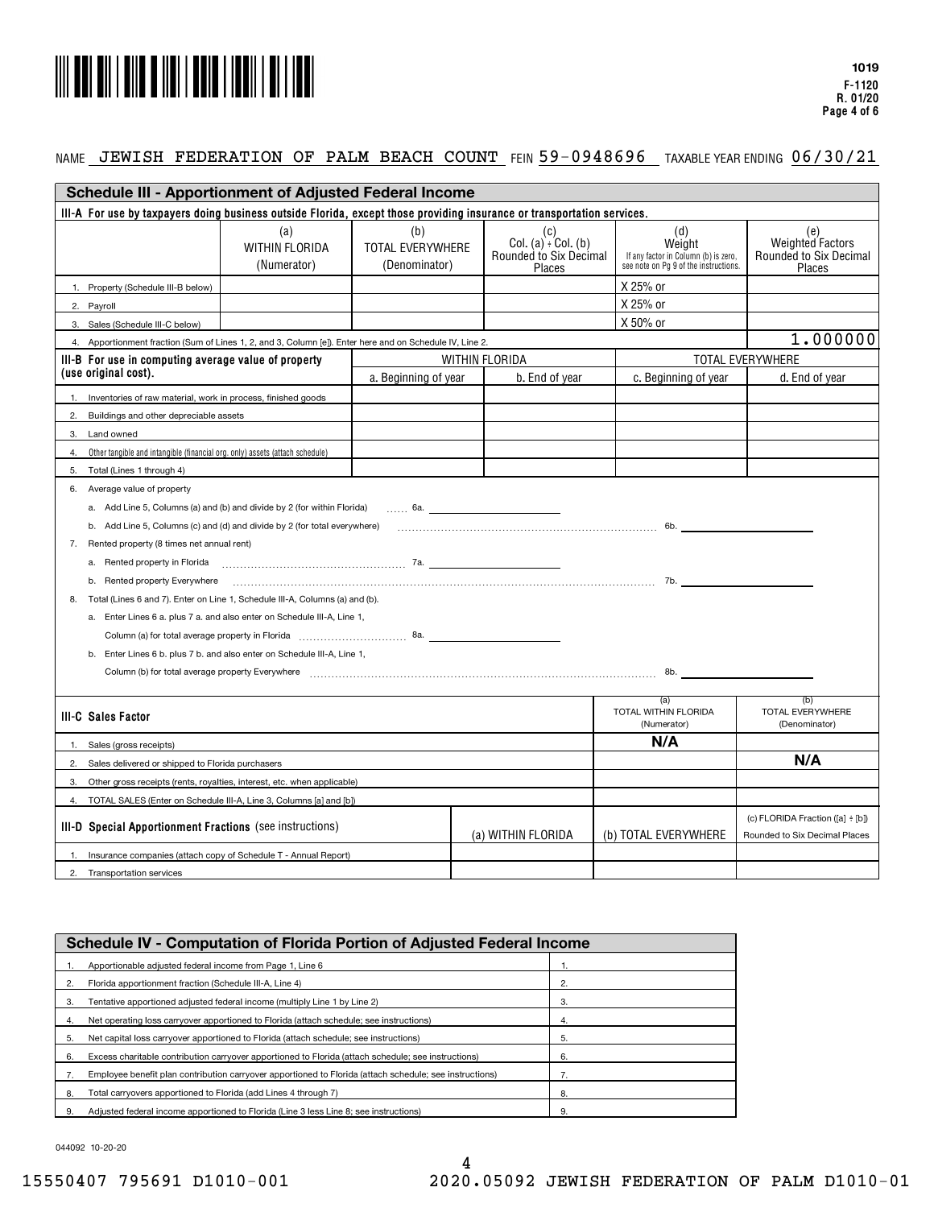1019
F-1120
R. 01/20
Page 4 of 6

NAME JEWISH FEDERATION OF PALM BEACH COUNT FEIN 59-0948696 TAXABLE YEAR ENDING 06/30/21

## Schedule III - Apportionment of Adjusted Federal Income

**III-A For use by taxpayers doing business outside Florida, except those providing insurance or transportation services.**

| | (a) WITHIN FLORIDA (Numerator) | (b) TOTAL EVERYWHERE (Denominator) | (c) Col. (a) ÷ Col. (b) Rounded to Six Decimal Places | (d) Weight If any factor in Column (b) is zero, see note on Pg 9 of the instructions. | (e) Weighted Factors Rounded to Six Decimal Places |
|---|---|---|---|---|---|
| 1. Property (Schedule III-B below) | | | | X 25% or | |
| 2. Payroll | | | | X 25% or | |
| 3. Sales (Schedule III-C below) | | | | X 50% or | |
| 4. Apportionment fraction (Sum of Lines 1, 2, and 3, Column [e]). Enter here and on Schedule IV, Line 2. | | | | | 1.000000 |

| III-B For use in computing average value of property (use original cost). | WITHIN FLORIDA a. Beginning of year | WITHIN FLORIDA b. End of year | TOTAL EVERYWHERE c. Beginning of year | TOTAL EVERYWHERE d. End of year |
|---|---|---|---|---|
| 1. Inventories of raw material, work in process, finished goods | | | | |
| 2. Buildings and other depreciable assets | | | | |
| 3. Land owned | | | | |
| 4. Other tangible and intangible (financial org. only) assets (attach schedule) | | | | |
| 5. Total (Lines 1 through 4) | | | | |

6. Average value of property
   a. Add Line 5, Columns (a) and (b) and divide by 2 (for within Florida) ...... 6a.
   b. Add Line 5, Columns (c) and (d) and divide by 2 (for total everywhere) ...... 6b.
7. Rented property (8 times net annual rent)
   a. Rented property in Florida ...... 7a.
   b. Rented property Everywhere ...... 7b.
8. Total (Lines 6 and 7). Enter on Line 1, Schedule III-A, Columns (a) and (b).
   a. Enter Lines 6 a. plus 7 a. and also enter on Schedule III-A, Line 1, Column (a) for total average property in Florida ...... 8a.
   b. Enter Lines 6 b. plus 7 b. and also enter on Schedule III-A, Line 1, Column (b) for total average property Everywhere ...... 8b.

| III-C Sales Factor | (a) TOTAL WITHIN FLORIDA (Numerator) | (b) TOTAL EVERYWHERE (Denominator) |
|---|---|---|
| 1. Sales (gross receipts) | N/A | |
| 2. Sales delivered or shipped to Florida purchasers | | N/A |
| 3. Other gross receipts (rents, royalties, interest, etc. when applicable) | | |
| 4. TOTAL SALES (Enter on Schedule III-A, Line 3, Columns [a] and [b]) | | |

| III-D Special Apportionment Fractions (see instructions) | (a) WITHIN FLORIDA | (b) TOTAL EVERYWHERE | (c) FLORIDA Fraction ([a] ÷ [b]) Rounded to Six Decimal Places |
|---|---|---|---|
| 1. Insurance companies (attach copy of Schedule T - Annual Report) | | | |
| 2. Transportation services | | | |

## Schedule IV - Computation of Florida Portion of Adjusted Federal Income

| | | |
|---|---|---|
| 1. | Apportionable adjusted federal income from Page 1, Line 6 | 1. |
| 2. | Florida apportionment fraction (Schedule III-A, Line 4) | 2. |
| 3. | Tentative apportioned adjusted federal income (multiply Line 1 by Line 2) | 3. |
| 4. | Net operating loss carryover apportioned to Florida (attach schedule; see instructions) | 4. |
| 5. | Net capital loss carryover apportioned to Florida (attach schedule; see instructions) | 5. |
| 6. | Excess charitable contribution carryover apportioned to Florida (attach schedule; see instructions) | 6. |
| 7. | Employee benefit plan contribution carryover apportioned to Florida (attach schedule; see instructions) | 7. |
| 8. | Total carryovers apportioned to Florida (add Lines 4 through 7) | 8. |
| 9. | Adjusted federal income apportioned to Florida (Line 3 less Line 8; see instructions) | 9. |

044092 10-20-20

15550407 795691 D1010-001 2020.05092 JEWISH FEDERATION OF PALM D1010-01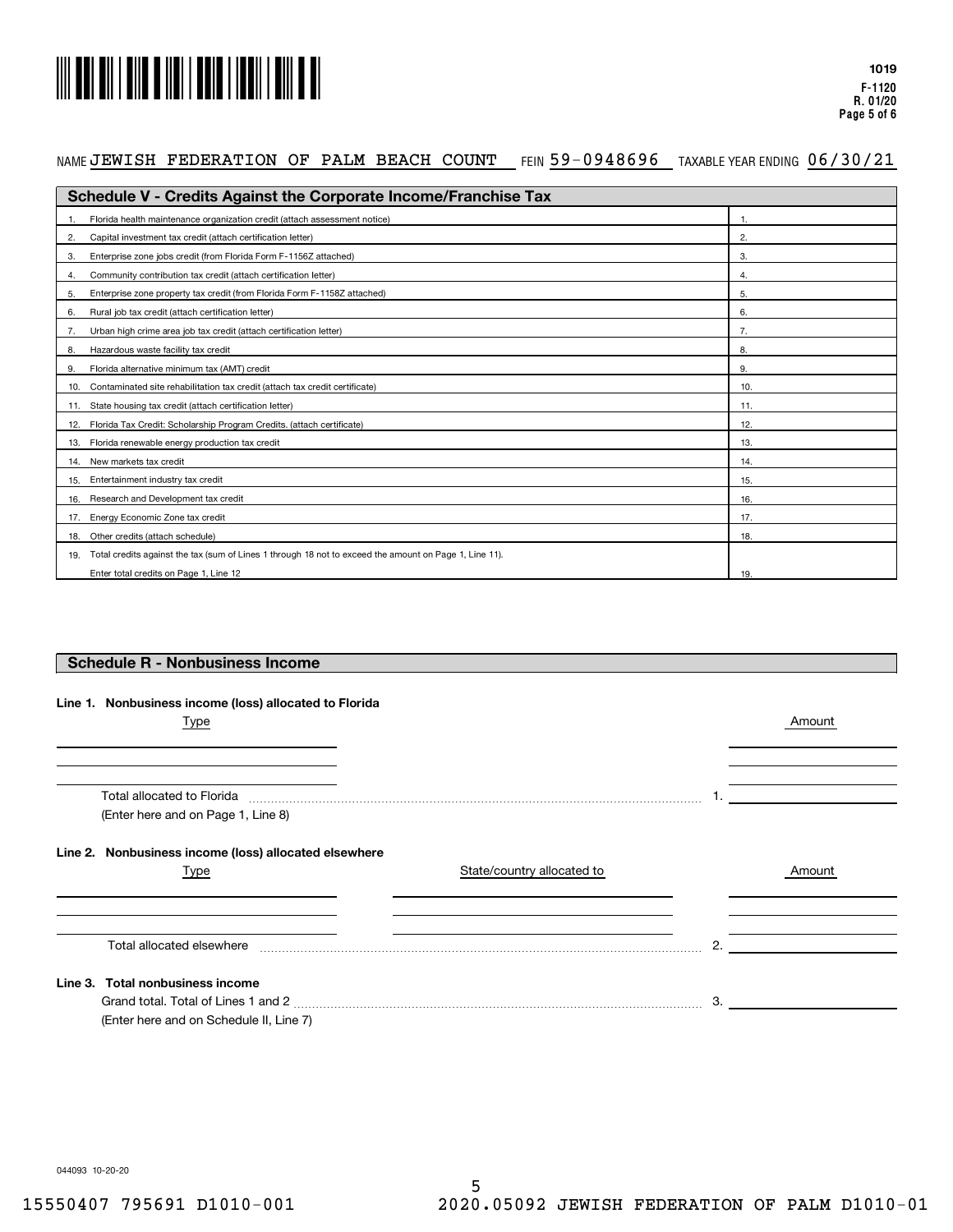1019
F-1120
R. 01/20

NAME JEWISH FEDERATION OF PALM BEACH COUNT FEIN 59-0948696 TAXABLE YEAR ENDING 06/30/21

## Schedule V - Credits Against the Corporate Income/Franchise Tax

| | | |
|---|---|---|
| 1. | Florida health maintenance organization credit (attach assessment notice) | 1. |
| 2. | Capital investment tax credit (attach certification letter) | 2. |
| 3. | Enterprise zone jobs credit (from Florida Form F-1156Z attached) | 3. |
| 4. | Community contribution tax credit (attach certification letter) | 4. |
| 5. | Enterprise zone property tax credit (from Florida Form F-1158Z attached) | 5. |
| 6. | Rural job tax credit (attach certification letter) | 6. |
| 7. | Urban high crime area job tax credit (attach certification letter) | 7. |
| 8. | Hazardous waste facility tax credit | 8. |
| 9. | Florida alternative minimum tax (AMT) credit | 9. |
| 10. | Contaminated site rehabilitation tax credit (attach tax credit certificate) | 10. |
| 11. | State housing tax credit (attach certification letter) | 11. |
| 12. | Florida Tax Credit: Scholarship Program Credits. (attach certificate) | 12. |
| 13. | Florida renewable energy production tax credit | 13. |
| 14. | New markets tax credit | 14. |
| 15. | Entertainment industry tax credit | 15. |
| 16. | Research and Development tax credit | 16. |
| 17. | Energy Economic Zone tax credit | 17. |
| 18. | Other credits (attach schedule) | 18. |
| 19. | Total credits against the tax (sum of Lines 1 through 18 not to exceed the amount on Page 1, Line 11). Enter total credits on Page 1, Line 12 | 19. |

## Schedule R - Nonbusiness Income

**Line 1. Nonbusiness income (loss) allocated to Florida**

| Type | Amount |
|---|---|
| | |
| | |
| | |

Total allocated to Florida ........ 1. ______
(Enter here and on Page 1, Line 8)

**Line 2. Nonbusiness income (loss) allocated elsewhere**

| Type | State/country allocated to | Amount |
|---|---|---|
| | | |
| | | |
| | | |

Total allocated elsewhere ........ 2. ______

**Line 3. Total nonbusiness income**

Grand total. Total of Lines 1 and 2 ........ 3. ______
(Enter here and on Schedule II, Line 7)

044093 10-20-20

15550407 795691 D1010-001 2020.05092 JEWISH FEDERATION OF PALM D1010-01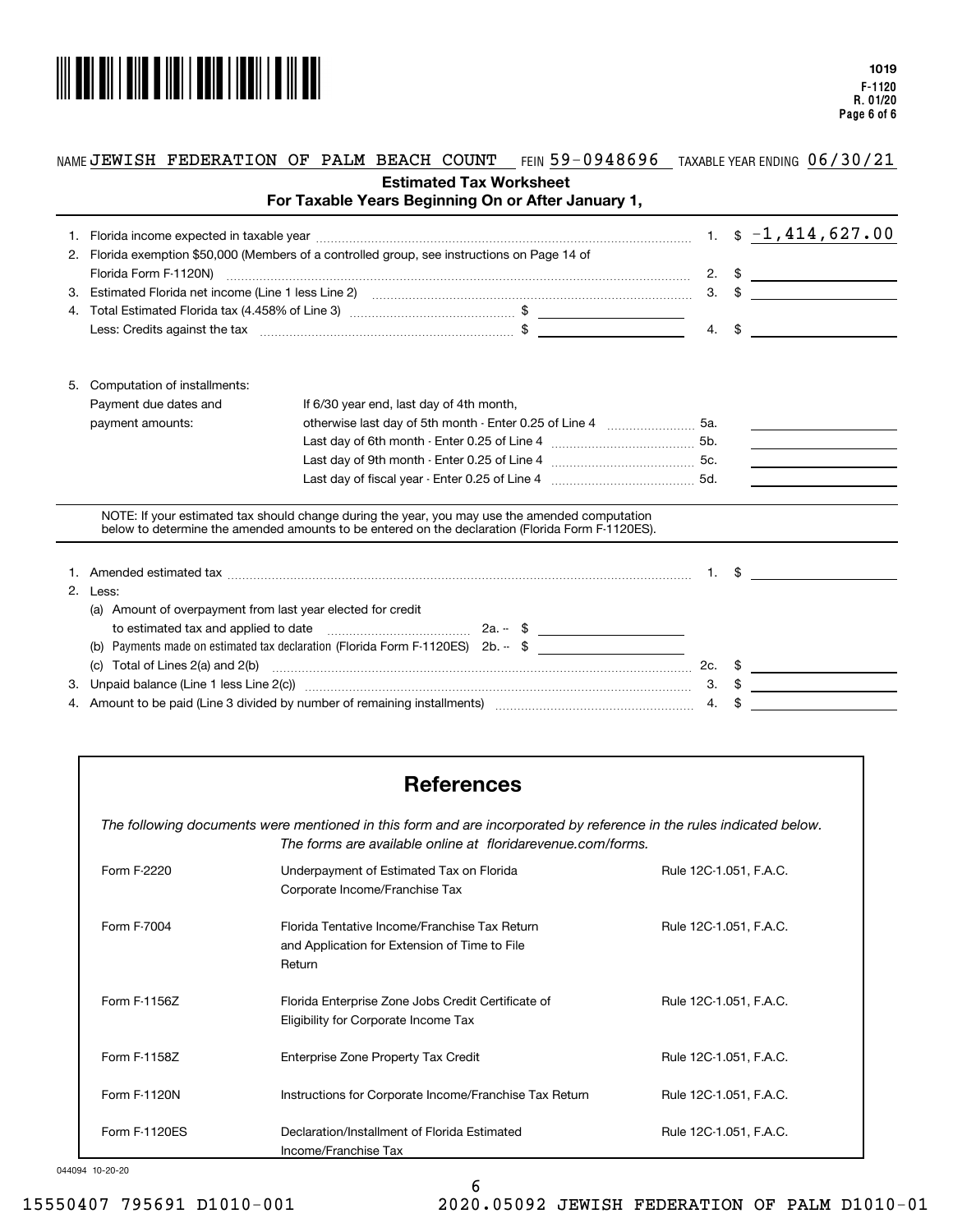NAME JEWISH FEDERATION OF PALM BEACH COUNT FEIN 59-0948696 TAXABLE YEAR ENDING 06/30/21

## Estimated Tax Worksheet
### For Taxable Years Beginning On or After January 1,

| | | | |
|---|---|---|---|
| 1. Florida income expected in taxable year | | 1. | $ -1,414,627.00 |
| 2. Florida exemption $50,000 (Members of a controlled group, see instructions on Page 14 of Florida Form F-1120N) | | 2. | $ |
| 3. Estimated Florida net income (Line 1 less Line 2) | | 3. | $ |
| 4. Total Estimated Florida tax (4.458% of Line 3) | $ | | |
| Less: Credits against the tax | $ | 4. | $ |

5. Computation of installments:

| Payment due dates and payment amounts: | | |
|---|---|---|
| If 6/30 year end, last day of 4th month, otherwise last day of 5th month - Enter 0.25 of Line 4 | 5a. | |
| Last day of 6th month - Enter 0.25 of Line 4 | 5b. | |
| Last day of 9th month - Enter 0.25 of Line 4 | 5c. | |
| Last day of fiscal year - Enter 0.25 of Line 4 | 5d. | |

NOTE: If your estimated tax should change during the year, you may use the amended computation below to determine the amended amounts to be entered on the declaration (Florida Form F-1120ES).

| | | | |
|---|---|---|---|
| 1. Amended estimated tax | | 1. | $ |
| 2. Less: | | | |
| (a) Amount of overpayment from last year elected for credit to estimated tax and applied to date | 2a. -- $ | | |
| (b) Payments made on estimated tax declaration (Florida Form F-1120ES) | 2b. -- $ | | |
| (c) Total of Lines 2(a) and 2(b) | | 2c. | $ |
| 3. Unpaid balance (Line 1 less Line 2(c)) | | 3. | $ |
| 4. Amount to be paid (Line 3 divided by number of remaining installments) | | 4. | $ |

## References

*The following documents were mentioned in this form and are incorporated by reference in the rules indicated below. The forms are available online at floridarevenue.com/forms.*

| | | |
|---|---|---|
| Form F-2220 | Underpayment of Estimated Tax on Florida Corporate Income/Franchise Tax | Rule 12C-1.051, F.A.C. |
| Form F-7004 | Florida Tentative Income/Franchise Tax Return and Application for Extension of Time to File Return | Rule 12C-1.051, F.A.C. |
| Form F-1156Z | Florida Enterprise Zone Jobs Credit Certificate of Eligibility for Corporate Income Tax | Rule 12C-1.051, F.A.C. |
| Form F-1158Z | Enterprise Zone Property Tax Credit | Rule 12C-1.051, F.A.C. |
| Form F-1120N | Instructions for Corporate Income/Franchise Tax Return | Rule 12C-1.051, F.A.C. |
| Form F-1120ES | Declaration/Installment of Florida Estimated Income/Franchise Tax | Rule 12C-1.051, F.A.C. |

044094 10-20-20

15550407 795691 D1010-001 2020.05092 JEWISH FEDERATION OF PALM D1010-01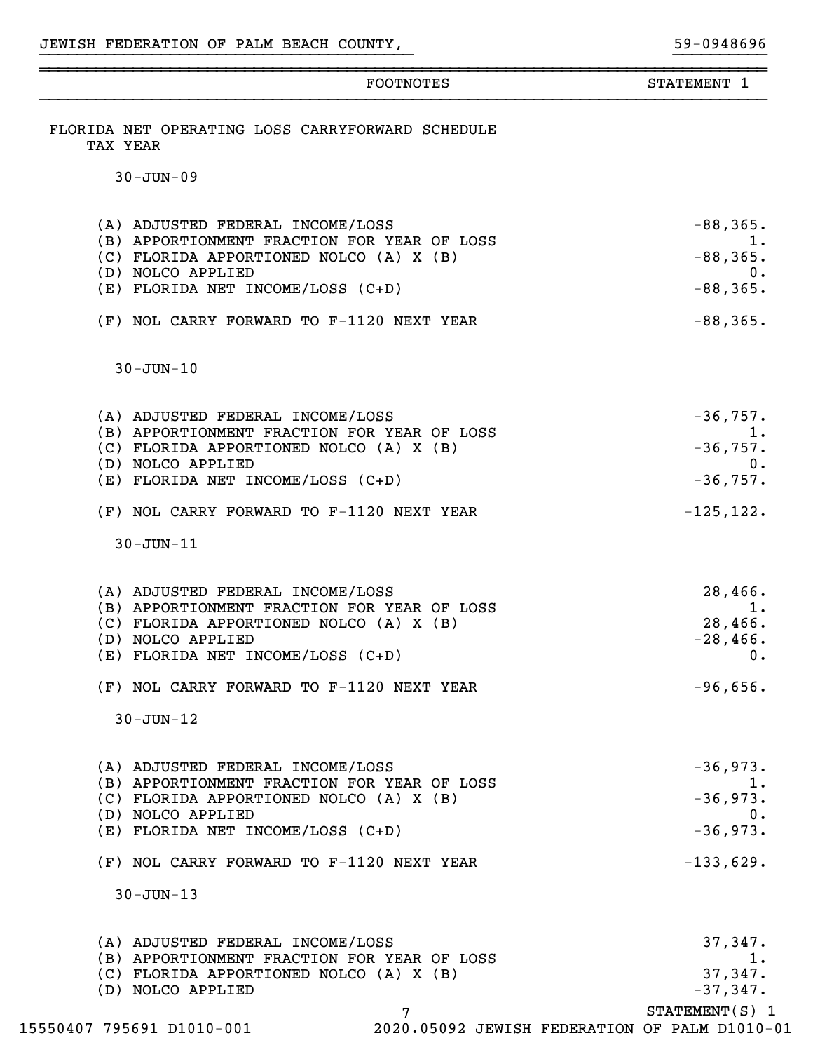JEWISH FEDERATION OF PALM BEACH COUNTY, 59-0948696

## FOOTNOTES — STATEMENT 1

### FLORIDA NET OPERATING LOSS CARRYFORWARD SCHEDULE

TAX YEAR

**30-JUN-09**

| | |
|---|---:|
| (A) ADJUSTED FEDERAL INCOME/LOSS | -88,365. |
| (B) APPORTIONMENT FRACTION FOR YEAR OF LOSS | 1. |
| (C) FLORIDA APPORTIONED NOLCO (A) X (B) | -88,365. |
| (D) NOLCO APPLIED | 0. |
| (E) FLORIDA NET INCOME/LOSS (C+D) | -88,365. |
| (F) NOL CARRY FORWARD TO F-1120 NEXT YEAR | -88,365. |

**30-JUN-10**

| | |
|---|---:|
| (A) ADJUSTED FEDERAL INCOME/LOSS | -36,757. |
| (B) APPORTIONMENT FRACTION FOR YEAR OF LOSS | 1. |
| (C) FLORIDA APPORTIONED NOLCO (A) X (B) | -36,757. |
| (D) NOLCO APPLIED | 0. |
| (E) FLORIDA NET INCOME/LOSS (C+D) | -36,757. |
| (F) NOL CARRY FORWARD TO F-1120 NEXT YEAR | -125,122. |

**30-JUN-11**

| | |
|---|---:|
| (A) ADJUSTED FEDERAL INCOME/LOSS | 28,466. |
| (B) APPORTIONMENT FRACTION FOR YEAR OF LOSS | 1. |
| (C) FLORIDA APPORTIONED NOLCO (A) X (B) | 28,466. |
| (D) NOLCO APPLIED | -28,466. |
| (E) FLORIDA NET INCOME/LOSS (C+D) | 0. |
| (F) NOL CARRY FORWARD TO F-1120 NEXT YEAR | -96,656. |

**30-JUN-12**

| | |
|---|---:|
| (A) ADJUSTED FEDERAL INCOME/LOSS | -36,973. |
| (B) APPORTIONMENT FRACTION FOR YEAR OF LOSS | 1. |
| (C) FLORIDA APPORTIONED NOLCO (A) X (B) | -36,973. |
| (D) NOLCO APPLIED | 0. |
| (E) FLORIDA NET INCOME/LOSS (C+D) | -36,973. |
| (F) NOL CARRY FORWARD TO F-1120 NEXT YEAR | -133,629. |

**30-JUN-13**

| | |
|---|---:|
| (A) ADJUSTED FEDERAL INCOME/LOSS | 37,347. |
| (B) APPORTIONMENT FRACTION FOR YEAR OF LOSS | 1. |
| (C) FLORIDA APPORTIONED NOLCO (A) X (B) | 37,347. |
| (D) NOLCO APPLIED | -37,347. |

STATEMENT(S) 1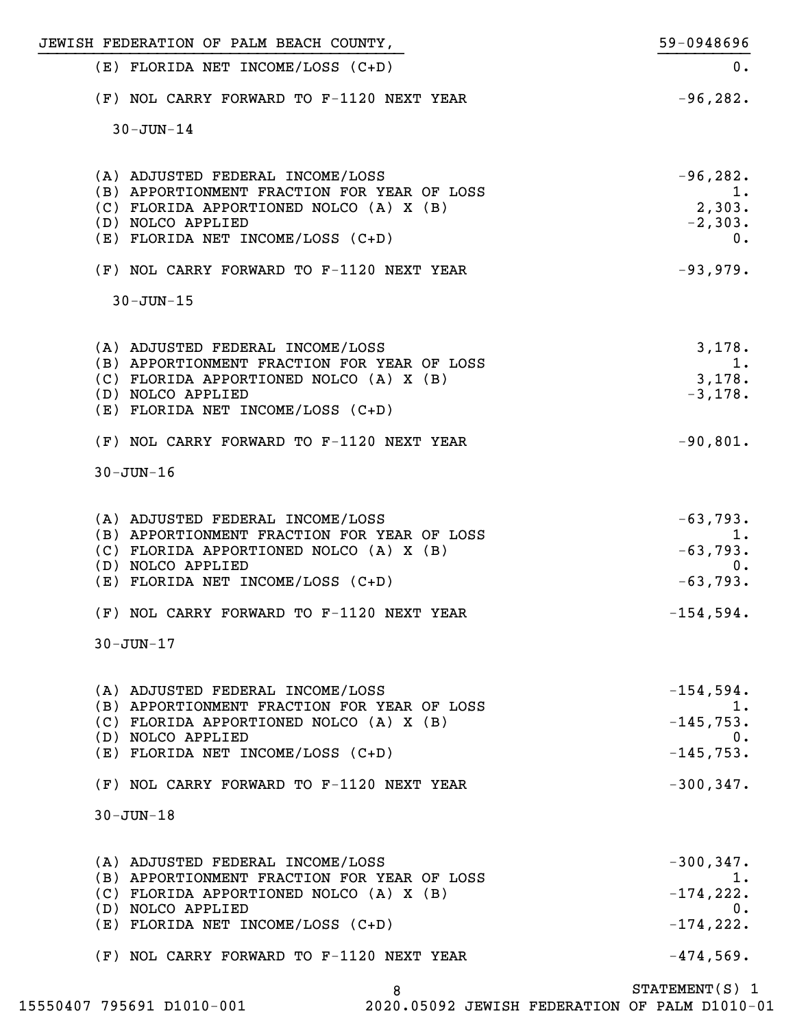JEWISH FEDERATION OF PALM BEACH COUNTY, 59-0948696

| | |
|---|---:|
| (E) FLORIDA NET INCOME/LOSS (C+D) | 0. |
| (F) NOL CARRY FORWARD TO F-1120 NEXT YEAR | -96,282. |

30-JUN-14

| | |
|---|---:|
| (A) ADJUSTED FEDERAL INCOME/LOSS | -96,282. |
| (B) APPORTIONMENT FRACTION FOR YEAR OF LOSS | 1. |
| (C) FLORIDA APPORTIONED NOLCO (A) X (B) | 2,303. |
| (D) NOLCO APPLIED | -2,303. |
| (E) FLORIDA NET INCOME/LOSS (C+D) | 0. |
| (F) NOL CARRY FORWARD TO F-1120 NEXT YEAR | -93,979. |

30-JUN-15

| | |
|---|---:|
| (A) ADJUSTED FEDERAL INCOME/LOSS | 3,178. |
| (B) APPORTIONMENT FRACTION FOR YEAR OF LOSS | 1. |
| (C) FLORIDA APPORTIONED NOLCO (A) X (B) | 3,178. |
| (D) NOLCO APPLIED | -3,178. |
| (E) FLORIDA NET INCOME/LOSS (C+D) | |
| (F) NOL CARRY FORWARD TO F-1120 NEXT YEAR | -90,801. |

30-JUN-16

| | |
|---|---:|
| (A) ADJUSTED FEDERAL INCOME/LOSS | -63,793. |
| (B) APPORTIONMENT FRACTION FOR YEAR OF LOSS | 1. |
| (C) FLORIDA APPORTIONED NOLCO (A) X (B) | -63,793. |
| (D) NOLCO APPLIED | 0. |
| (E) FLORIDA NET INCOME/LOSS (C+D) | -63,793. |
| (F) NOL CARRY FORWARD TO F-1120 NEXT YEAR | -154,594. |

30-JUN-17

| | |
|---|---:|
| (A) ADJUSTED FEDERAL INCOME/LOSS | -154,594. |
| (B) APPORTIONMENT FRACTION FOR YEAR OF LOSS | 1. |
| (C) FLORIDA APPORTIONED NOLCO (A) X (B) | -145,753. |
| (D) NOLCO APPLIED | 0. |
| (E) FLORIDA NET INCOME/LOSS (C+D) | -145,753. |
| (F) NOL CARRY FORWARD TO F-1120 NEXT YEAR | -300,347. |

30-JUN-18

| | |
|---|---:|
| (A) ADJUSTED FEDERAL INCOME/LOSS | -300,347. |
| (B) APPORTIONMENT FRACTION FOR YEAR OF LOSS | 1. |
| (C) FLORIDA APPORTIONED NOLCO (A) X (B) | -174,222. |
| (D) NOLCO APPLIED | 0. |
| (E) FLORIDA NET INCOME/LOSS (C+D) | -174,222. |
| (F) NOL CARRY FORWARD TO F-1120 NEXT YEAR | -474,569. |

STATEMENT(S) 1

15550407 795691 D1010-001 2020.05092 JEWISH FEDERATION OF PALM D1010-01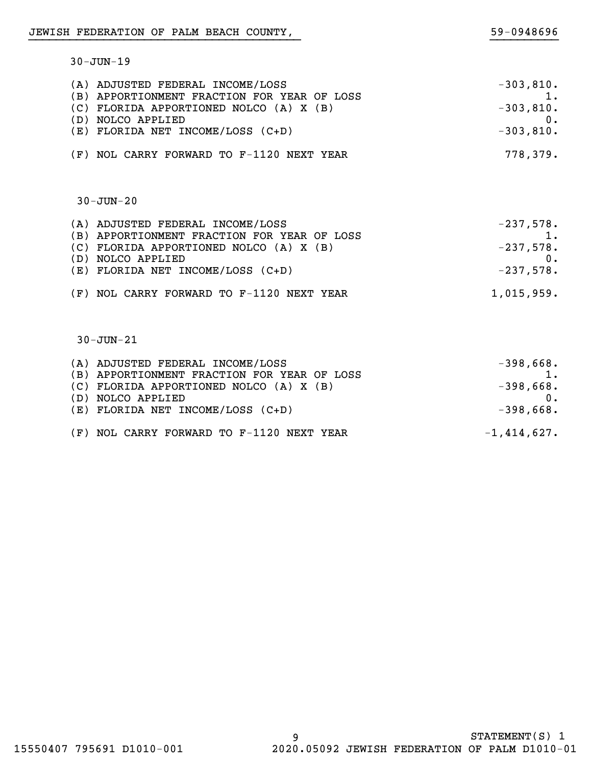30-JUN-19

| | |
|---|---|
| (A) ADJUSTED FEDERAL INCOME/LOSS | -303,810. |
| (B) APPORTIONMENT FRACTION FOR YEAR OF LOSS | 1. |
| (C) FLORIDA APPORTIONED NOLCO (A) X (B) | -303,810. |
| (D) NOLCO APPLIED | 0. |
| (E) FLORIDA NET INCOME/LOSS (C+D) | -303,810. |
| (F) NOL CARRY FORWARD TO F-1120 NEXT YEAR | 778,379. |

30-JUN-20

| | |
|---|---|
| (A) ADJUSTED FEDERAL INCOME/LOSS | -237,578. |
| (B) APPORTIONMENT FRACTION FOR YEAR OF LOSS | 1. |
| (C) FLORIDA APPORTIONED NOLCO (A) X (B) | -237,578. |
| (D) NOLCO APPLIED | 0. |
| (E) FLORIDA NET INCOME/LOSS (C+D) | -237,578. |
| (F) NOL CARRY FORWARD TO F-1120 NEXT YEAR | 1,015,959. |

30-JUN-21

| | |
|---|---|
| (A) ADJUSTED FEDERAL INCOME/LOSS | -398,668. |
| (B) APPORTIONMENT FRACTION FOR YEAR OF LOSS | 1. |
| (C) FLORIDA APPORTIONED NOLCO (A) X (B) | -398,668. |
| (D) NOLCO APPLIED | 0. |
| (E) FLORIDA NET INCOME/LOSS (C+D) | -398,668. |
| (F) NOL CARRY FORWARD TO F-1120 NEXT YEAR | -1,414,627. |

STATEMENT(S) 1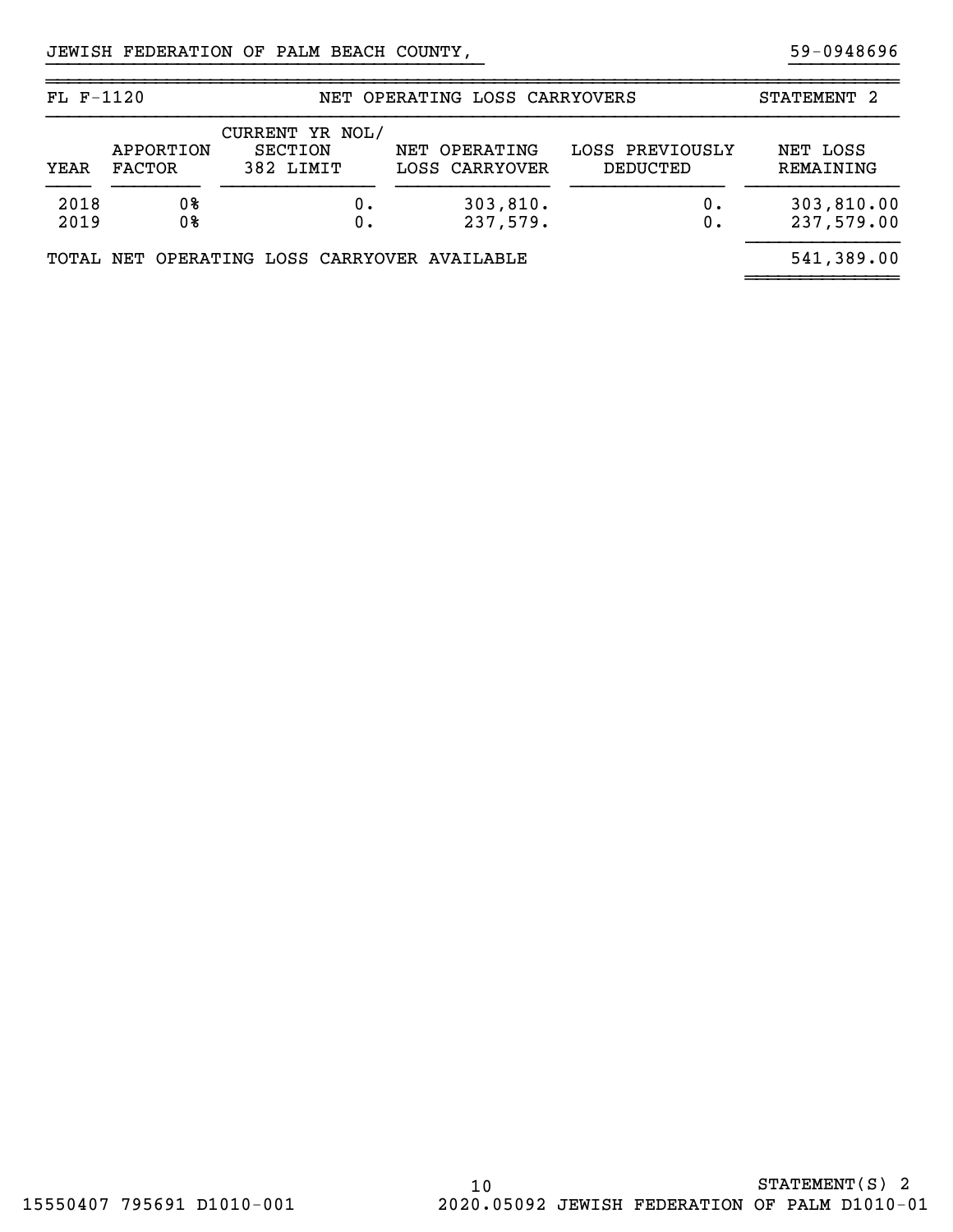JEWISH FEDERATION OF PALM BEACH COUNTY, 59-0948696

| FL F-1120 | | NET OPERATING LOSS CARRYOVERS | | | STATEMENT 2 |
|---|---|---|---|---|---|
| YEAR | APPORTION FACTOR | CURRENT YR NOL/ SECTION 382 LIMIT | NET OPERATING LOSS CARRYOVER | LOSS PREVIOUSLY DEDUCTED | NET LOSS REMAINING |
| 2018 | 0% | 0. | 303,810. | 0. | 303,810.00 |
| 2019 | 0% | 0. | 237,579. | 0. | 237,579.00 |
| TOTAL NET OPERATING LOSS CARRYOVER AVAILABLE | | | | | 541,389.00 |

STATEMENT(S) 2

15550407 795691 D1010-001 2020.05092 JEWISH FEDERATION OF PALM D1010-01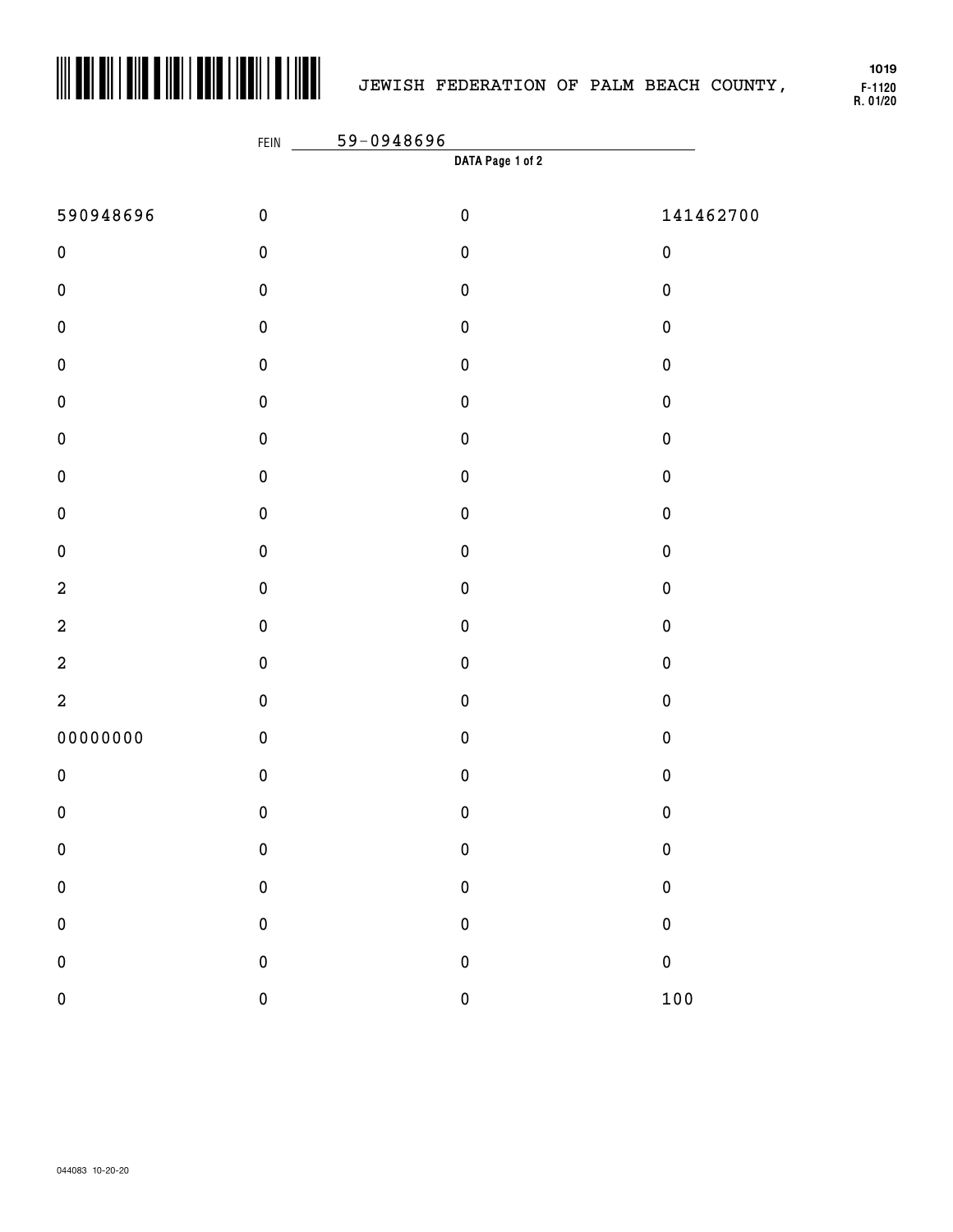JEWISH FEDERATION OF PALM BEACH COUNTY,

1019
F-1120
R. 01/20

FEIN 59-0948696

**DATA Page 1 of 2**

| | | | |
|---|---|---|---|
| 590948696 | 0 | 0 | 141462700 |
| 0 | 0 | 0 | 0 |
| 0 | 0 | 0 | 0 |
| 0 | 0 | 0 | 0 |
| 0 | 0 | 0 | 0 |
| 0 | 0 | 0 | 0 |
| 0 | 0 | 0 | 0 |
| 0 | 0 | 0 | 0 |
| 0 | 0 | 0 | 0 |
| 0 | 0 | 0 | 0 |
| 2 | 0 | 0 | 0 |
| 2 | 0 | 0 | 0 |
| 2 | 0 | 0 | 0 |
| 2 | 0 | 0 | 0 |
| 00000000 | 0 | 0 | 0 |
| 0 | 0 | 0 | 0 |
| 0 | 0 | 0 | 0 |
| 0 | 0 | 0 | 0 |
| 0 | 0 | 0 | 0 |
| 0 | 0 | 0 | 0 |
| 0 | 0 | 0 | 0 |
| 0 | 0 | 0 | 100 |

044083 10-20-20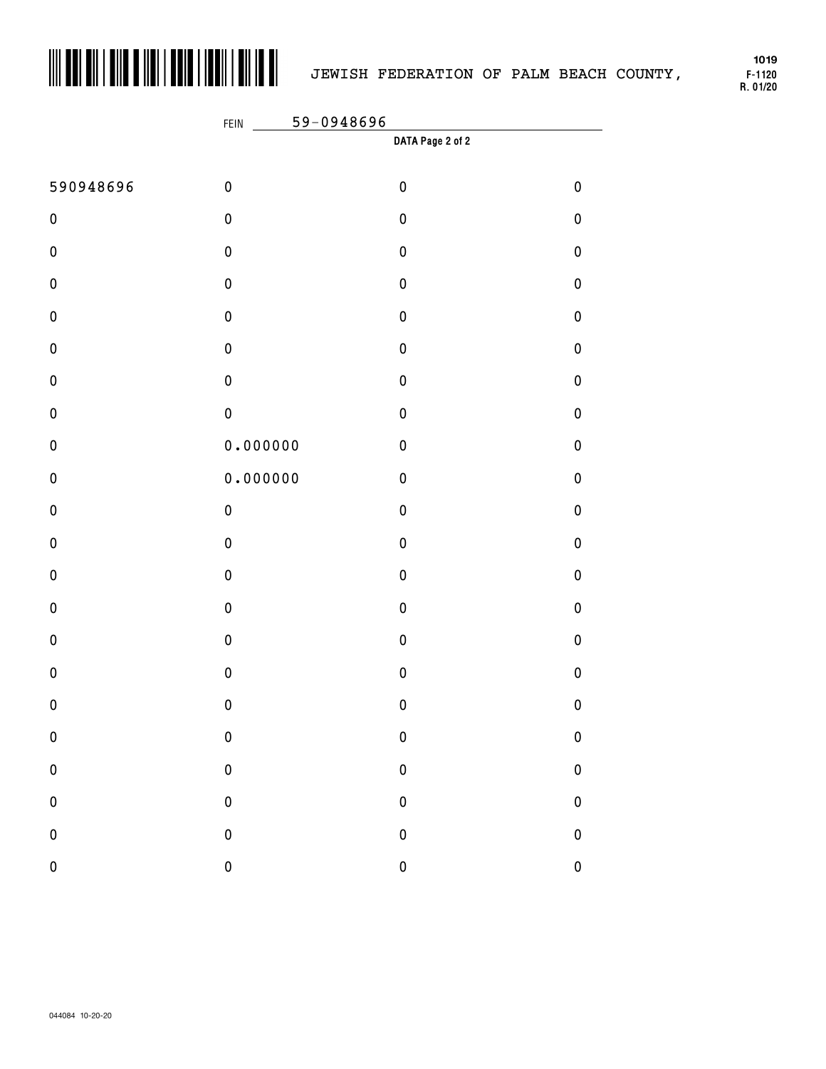JEWISH FEDERATION OF PALM BEACH COUNTY,

1019
F-1120
R. 01/20

FEIN 59-0948696

**DATA Page 2 of 2**

| | | | |
|---|---|---|---|
| 590948696 | 0 | 0 | 0 |
| 0 | 0 | 0 | 0 |
| 0 | 0 | 0 | 0 |
| 0 | 0 | 0 | 0 |
| 0 | 0 | 0 | 0 |
| 0 | 0 | 0 | 0 |
| 0 | 0 | 0 | 0 |
| 0 | 0 | 0 | 0 |
| 0 | 0.000000 | 0 | 0 |
| 0 | 0.000000 | 0 | 0 |
| 0 | 0 | 0 | 0 |
| 0 | 0 | 0 | 0 |
| 0 | 0 | 0 | 0 |
| 0 | 0 | 0 | 0 |
| 0 | 0 | 0 | 0 |
| 0 | 0 | 0 | 0 |
| 0 | 0 | 0 | 0 |
| 0 | 0 | 0 | 0 |
| 0 | 0 | 0 | 0 |
| 0 | 0 | 0 | 0 |
| 0 | 0 | 0 | 0 |
| 0 | 0 | 0 | 0 |

044084 10-20-20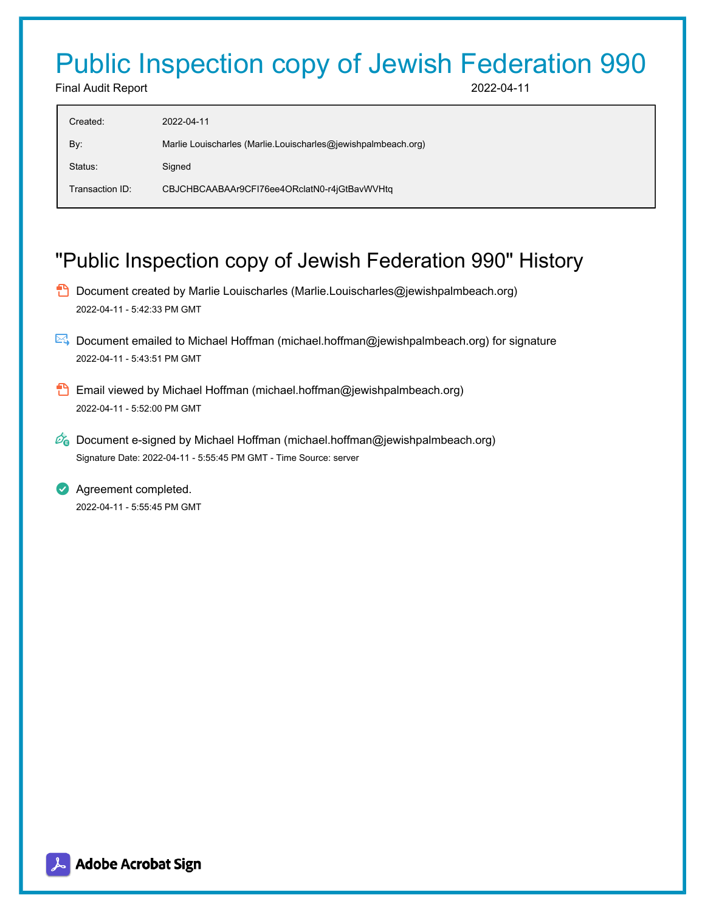# Public Inspection copy of Jewish Federation 990

Final Audit Report 2022-04-11

| | |
|---|---|
| Created: | 2022-04-11 |
| By: | Marlie Louischarles (Marlie.Louischarles@jewishpalmbeach.org) |
| Status: | Signed |
| Transaction ID: | CBJCHBCAABAAr9CFI76ee4ORclatN0-r4jGtBavWVHtq |

## "Public Inspection copy of Jewish Federation 990" History

- Document created by Marlie Louischarles (Marlie.Louischarles@jewishpalmbeach.org)
  2022-04-11 - 5:42:33 PM GMT

- Document emailed to Michael Hoffman (michael.hoffman@jewishpalmbeach.org) for signature
  2022-04-11 - 5:43:51 PM GMT

- Email viewed by Michael Hoffman (michael.hoffman@jewishpalmbeach.org)
  2022-04-11 - 5:52:00 PM GMT

- Document e-signed by Michael Hoffman (michael.hoffman@jewishpalmbeach.org)
  Signature Date: 2022-04-11 - 5:55:45 PM GMT - Time Source: server

- Agreement completed.
  2022-04-11 - 5:55:45 PM GMT

Adobe Acrobat Sign